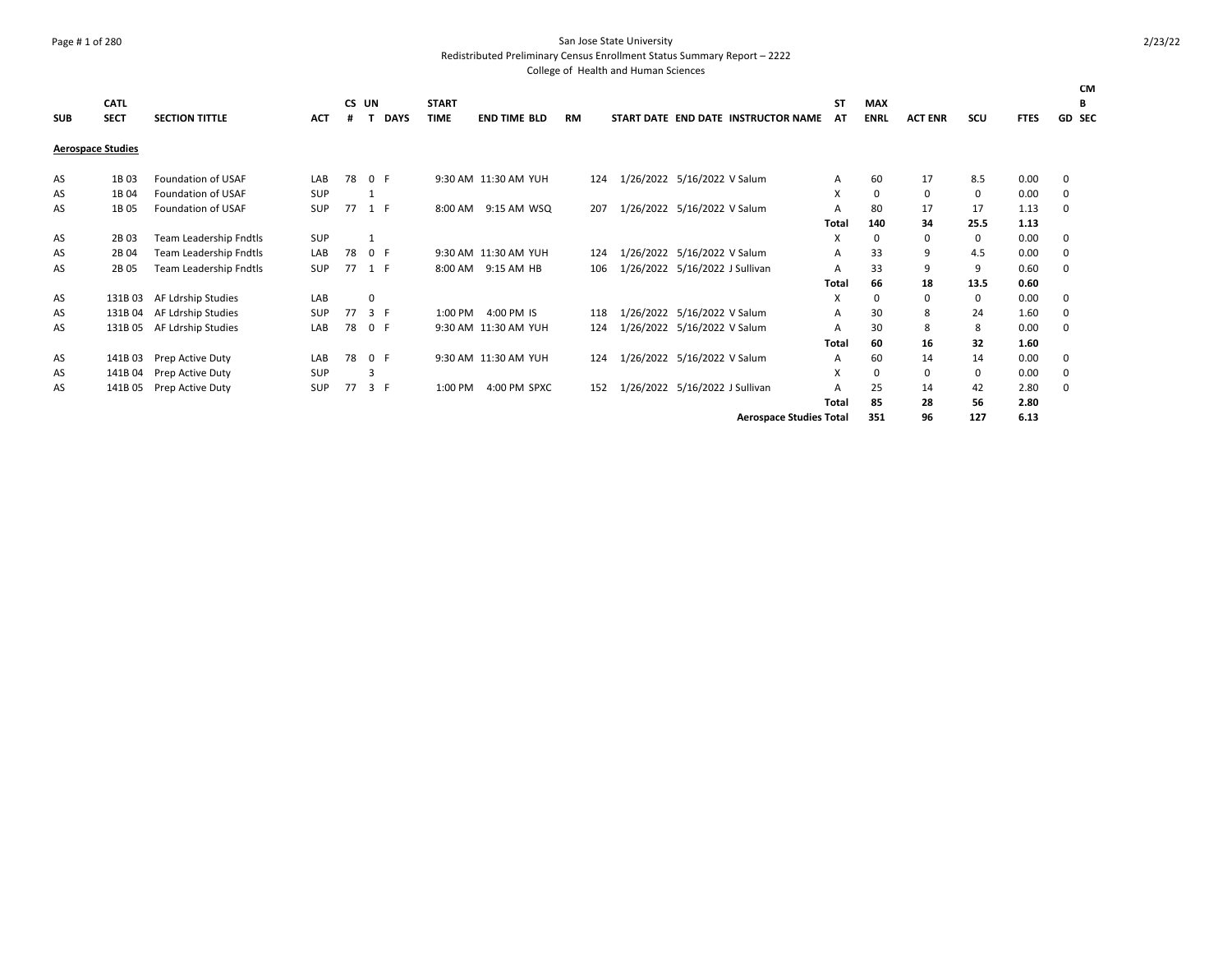San Jose State University

Redistributed Preliminary Census Enrollment Status Summary Report – 2222

College of Health and Human Sciences

| SUB | CATL SECT | SECTION TITTLE | ACT | CS # | UN T | DAYS | START TIME | END TIME | BLD | RM | START DATE | END DATE | INSTRUCTOR NAME | ST AT | MAX ENRL | ACT ENR | SCU | FTES | GD | CMB SEC |
|---|---|---|---|---|---|---|---|---|---|---|---|---|---|---|---|---|---|---|---|---|
| **Aerospace Studies** | | | | | | | | | | | | | | | | | | | | |
| AS | 1B 03 | Foundation of USAF | LAB | 78 | 0 | F | 9:30 AM | 11:30 AM | YUH | 124 | 1/26/2022 | 5/16/2022 | V Salum | A | 60 | 17 | 8.5 | 0.00 | 0 | |
| AS | 1B 04 | Foundation of USAF | SUP | | 1 | | | | | | | | | X | 0 | 0 | 0 | 0.00 | 0 | |
| AS | 1B 05 | Foundation of USAF | SUP | 77 | 1 | F | 8:00 AM | 9:15 AM | WSQ | 207 | 1/26/2022 | 5/16/2022 | V Salum | A | 80 | 17 | 17 | 1.13 | 0 | |
| | | | | | | | | | | | | | | **Total** | **140** | **34** | **25.5** | **1.13** | | |
| AS | 2B 03 | Team Leadership Fndtls | SUP | | 1 | | | | | | | | | X | 0 | 0 | 0 | 0.00 | 0 | |
| AS | 2B 04 | Team Leadership Fndtls | LAB | 78 | 0 | F | 9:30 AM | 11:30 AM | YUH | 124 | 1/26/2022 | 5/16/2022 | V Salum | A | 33 | 9 | 4.5 | 0.00 | 0 | |
| AS | 2B 05 | Team Leadership Fndtls | SUP | 77 | 1 | F | 8:00 AM | 9:15 AM | HB | 106 | 1/26/2022 | 5/16/2022 | J Sullivan | A | 33 | 9 | 9 | 0.60 | 0 | |
| | | | | | | | | | | | | | | **Total** | **66** | **18** | **13.5** | **0.60** | | |
| AS | 131B 03 | AF Ldrship Studies | LAB | | 0 | | | | | | | | | X | 0 | 0 | 0 | 0.00 | 0 | |
| AS | 131B 04 | AF Ldrship Studies | SUP | 77 | 3 | F | 1:00 PM | 4:00 PM | IS | 118 | 1/26/2022 | 5/16/2022 | V Salum | A | 30 | 8 | 24 | 1.60 | 0 | |
| AS | 131B 05 | AF Ldrship Studies | LAB | 78 | 0 | F | 9:30 AM | 11:30 AM | YUH | 124 | 1/26/2022 | 5/16/2022 | V Salum | A | 30 | 8 | 8 | 0.00 | 0 | |
| | | | | | | | | | | | | | | **Total** | **60** | **16** | **32** | **1.60** | | |
| AS | 141B 03 | Prep Active Duty | LAB | 78 | 0 | F | 9:30 AM | 11:30 AM | YUH | 124 | 1/26/2022 | 5/16/2022 | V Salum | A | 60 | 14 | 14 | 0.00 | 0 | |
| AS | 141B 04 | Prep Active Duty | SUP | | 3 | | | | | | | | | X | 0 | 0 | 0 | 0.00 | 0 | |
| AS | 141B 05 | Prep Active Duty | SUP | 77 | 3 | F | 1:00 PM | 4:00 PM | SPXC | 152 | 1/26/2022 | 5/16/2022 | J Sullivan | A | 25 | 14 | 42 | 2.80 | 0 | |
| | | | | | | | | | | | | | | **Total** | **85** | **28** | **56** | **2.80** | | |
| | | | | | | | | | | | | | **Aerospace Studies Total** | | **351** | **96** | **127** | **6.13** | | |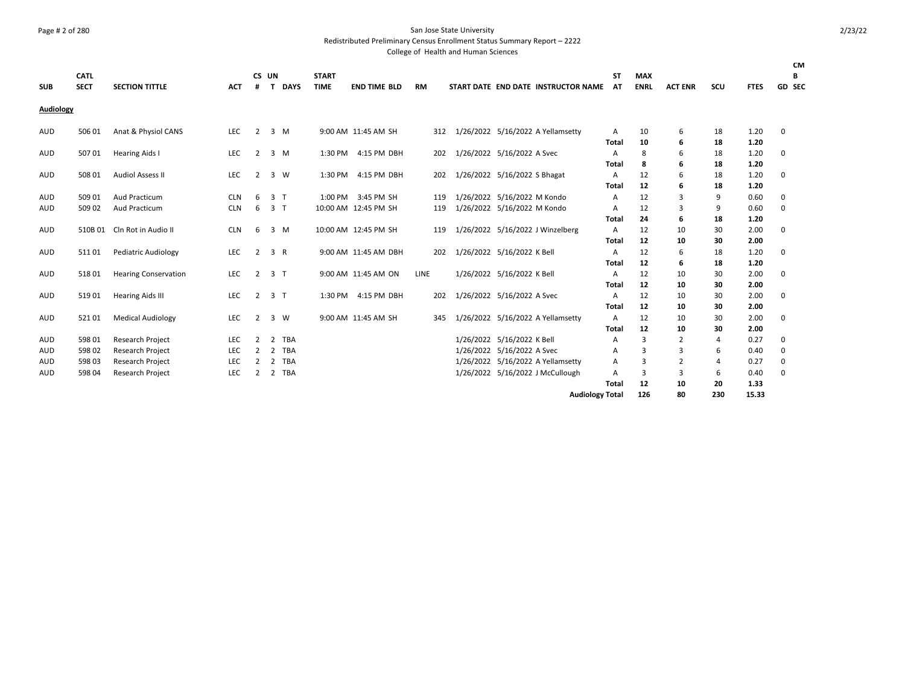San Jose State University
Redistributed Preliminary Census Enrollment Status Summary Report – 2222
College of Health and Human Sciences

| SUB | CATL SECT | SECTION TITTLE | ACT | CS # | UN T | DAYS | START TIME | END TIME | BLD | RM | START DATE | END DATE | INSTRUCTOR NAME | ST AT | MAX ENRL | ACT ENR | SCU | FTES | GD | CMB SEC |
|---|---|---|---|---|---|---|---|---|---|---|---|---|---|---|---|---|---|---|---|---|
| **Audiology** | | | | | | | | | | | | | | | | | | | | |
| AUD | 506 01 | Anat & Physiol CANS | LEC | 2 | 3 | M | 9:00 AM | 11:45 AM | SH | 312 | 1/26/2022 | 5/16/2022 | A Yellamsetty | A | 10 | 6 | 18 | 1.20 | 0 | |
| | | | | | | | | | | | | | | **Total** | **10** | **6** | **18** | **1.20** | | |
| AUD | 507 01 | Hearing Aids I | LEC | 2 | 3 | M | 1:30 PM | 4:15 PM | DBH | 202 | 1/26/2022 | 5/16/2022 | A Svec | A | 8 | 6 | 18 | 1.20 | 0 | |
| | | | | | | | | | | | | | | **Total** | **8** | **6** | **18** | **1.20** | | |
| AUD | 508 01 | Audiol Assess II | LEC | 2 | 3 | W | 1:30 PM | 4:15 PM | DBH | 202 | 1/26/2022 | 5/16/2022 | S Bhagat | A | 12 | 6 | 18 | 1.20 | 0 | |
| | | | | | | | | | | | | | | **Total** | **12** | **6** | **18** | **1.20** | | |
| AUD | 509 01 | Aud Practicum | CLN | 6 | 3 | T | 1:00 PM | 3:45 PM | SH | 119 | 1/26/2022 | 5/16/2022 | M Kondo | A | 12 | 3 | 9 | 0.60 | 0 | |
| AUD | 509 02 | Aud Practicum | CLN | 6 | 3 | T | 10:00 AM | 12:45 PM | SH | 119 | 1/26/2022 | 5/16/2022 | M Kondo | A | 12 | 3 | 9 | 0.60 | 0 | |
| | | | | | | | | | | | | | | **Total** | **24** | **6** | **18** | **1.20** | | |
| AUD | 510B 01 | Cln Rot in Audio II | CLN | 6 | 3 | M | 10:00 AM | 12:45 PM | SH | 119 | 1/26/2022 | 5/16/2022 | J Winzelberg | A | 12 | 10 | 30 | 2.00 | 0 | |
| | | | | | | | | | | | | | | **Total** | **12** | **10** | **30** | **2.00** | | |
| AUD | 511 01 | Pediatric Audiology | LEC | 2 | 3 | R | 9:00 AM | 11:45 AM | DBH | 202 | 1/26/2022 | 5/16/2022 | K Bell | A | 12 | 6 | 18 | 1.20 | 0 | |
| | | | | | | | | | | | | | | **Total** | **12** | **6** | **18** | **1.20** | | |
| AUD | 518 01 | Hearing Conservation | LEC | 2 | 3 | T | 9:00 AM | 11:45 AM | ON | LINE | 1/26/2022 | 5/16/2022 | K Bell | A | 12 | 10 | 30 | 2.00 | 0 | |
| | | | | | | | | | | | | | | **Total** | **12** | **10** | **30** | **2.00** | | |
| AUD | 519 01 | Hearing Aids III | LEC | 2 | 3 | T | 1:30 PM | 4:15 PM | DBH | 202 | 1/26/2022 | 5/16/2022 | A Svec | A | 12 | 10 | 30 | 2.00 | 0 | |
| | | | | | | | | | | | | | | **Total** | **12** | **10** | **30** | **2.00** | | |
| AUD | 521 01 | Medical Audiology | LEC | 2 | 3 | W | 9:00 AM | 11:45 AM | SH | 345 | 1/26/2022 | 5/16/2022 | A Yellamsetty | A | 12 | 10 | 30 | 2.00 | 0 | |
| | | | | | | | | | | | | | | **Total** | **12** | **10** | **30** | **2.00** | | |
| AUD | 598 01 | Research Project | LEC | 2 | 2 | TBA | | | | | 1/26/2022 | 5/16/2022 | K Bell | A | 3 | 2 | 4 | 0.27 | 0 | |
| AUD | 598 02 | Research Project | LEC | 2 | 2 | TBA | | | | | 1/26/2022 | 5/16/2022 | A Svec | A | 3 | 3 | 6 | 0.40 | 0 | |
| AUD | 598 03 | Research Project | LEC | 2 | 2 | TBA | | | | | 1/26/2022 | 5/16/2022 | A Yellamsetty | A | 3 | 2 | 4 | 0.27 | 0 | |
| AUD | 598 04 | Research Project | LEC | 2 | 2 | TBA | | | | | 1/26/2022 | 5/16/2022 | J McCullough | A | 3 | 3 | 6 | 0.40 | 0 | |
| | | | | | | | | | | | | | | **Total** | **12** | **10** | **20** | **1.33** | | |
| | | | | | | | | | | | | | **Audiology Total** | | **126** | **80** | **230** | **15.33** | | |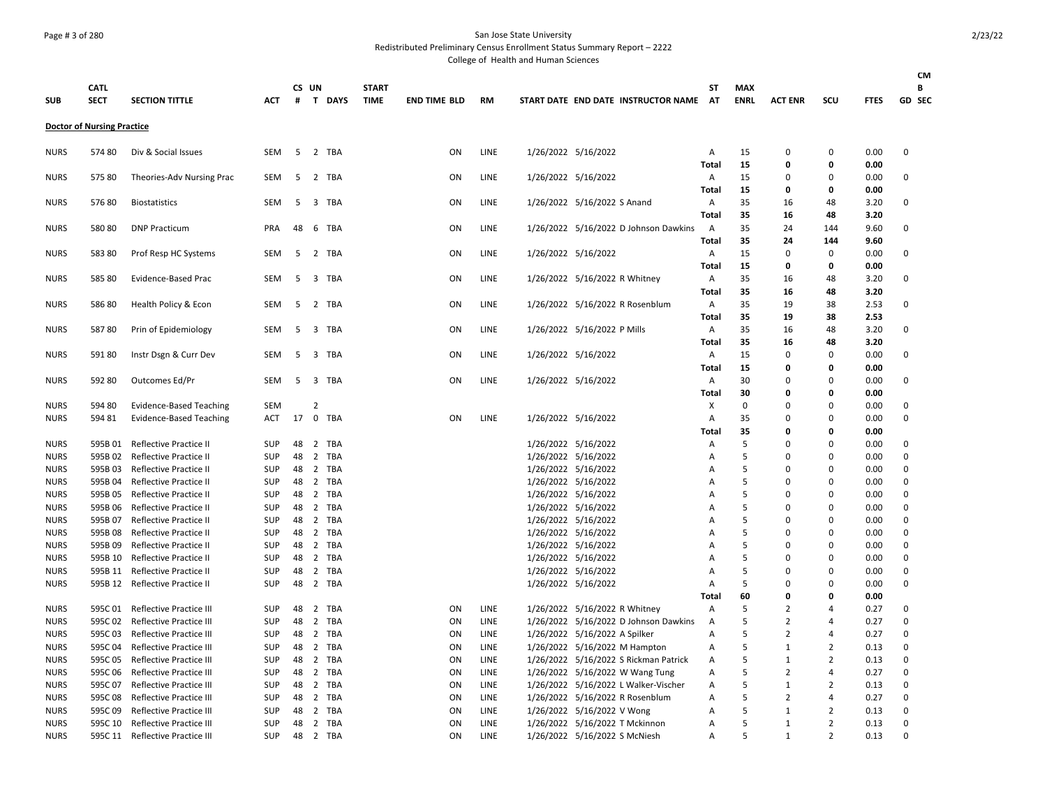San Jose State University

Redistributed Preliminary Census Enrollment Status Summary Report – 2222

College of Health and Human Sciences

| SUB | CATL SECT | SECTION TITTLE | ACT | CS # | UN T | DAYS | START TIME | END TIME | BLD | RM | START DATE | END DATE | INSTRUCTOR NAME | ST AT | MAX ENRL | ACT ENR | SCU | FTES | CM B GD | SEC |
|---|---|---|---|---|---|---|---|---|---|---|---|---|---|---|---|---|---|---|---|---|
| **Doctor of Nursing Practice** | | | | | | | | | | | | | | | | | | | | |
| NURS | 574 80 | Div & Social Issues | SEM | 5 | 2 | TBA | | | ON | LINE | 1/26/2022 | 5/16/2022 | | A | 15 | 0 | 0 | 0.00 | 0 | |
| | | | | | | | | | | | | | | **Total** | **15** | **0** | **0** | **0.00** | | |
| NURS | 575 80 | Theories-Adv Nursing Prac | SEM | 5 | 2 | TBA | | | ON | LINE | 1/26/2022 | 5/16/2022 | | A | 15 | 0 | 0 | 0.00 | 0 | |
| | | | | | | | | | | | | | | **Total** | **15** | **0** | **0** | **0.00** | | |
| NURS | 576 80 | Biostatistics | SEM | 5 | 3 | TBA | | | ON | LINE | 1/26/2022 | 5/16/2022 | S Anand | A | 35 | 16 | 48 | 3.20 | 0 | |
| | | | | | | | | | | | | | | **Total** | **35** | **16** | **48** | **3.20** | | |
| NURS | 580 80 | DNP Practicum | PRA | 48 | 6 | TBA | | | ON | LINE | 1/26/2022 | 5/16/2022 | D Johnson Dawkins | A | 35 | 24 | 144 | 9.60 | 0 | |
| | | | | | | | | | | | | | | **Total** | **35** | **24** | **144** | **9.60** | | |
| NURS | 583 80 | Prof Resp HC Systems | SEM | 5 | 2 | TBA | | | ON | LINE | 1/26/2022 | 5/16/2022 | | A | 15 | 0 | 0 | 0.00 | 0 | |
| | | | | | | | | | | | | | | **Total** | **15** | **0** | **0** | **0.00** | | |
| NURS | 585 80 | Evidence-Based Prac | SEM | 5 | 3 | TBA | | | ON | LINE | 1/26/2022 | 5/16/2022 | R Whitney | A | 35 | 16 | 48 | 3.20 | 0 | |
| | | | | | | | | | | | | | | **Total** | **35** | **16** | **48** | **3.20** | | |
| NURS | 586 80 | Health Policy & Econ | SEM | 5 | 2 | TBA | | | ON | LINE | 1/26/2022 | 5/16/2022 | R Rosenblum | A | 35 | 19 | 38 | 2.53 | 0 | |
| | | | | | | | | | | | | | | **Total** | **35** | **19** | **38** | **2.53** | | |
| NURS | 587 80 | Prin of Epidemiology | SEM | 5 | 3 | TBA | | | ON | LINE | 1/26/2022 | 5/16/2022 | P Mills | A | 35 | 16 | 48 | 3.20 | 0 | |
| | | | | | | | | | | | | | | **Total** | **35** | **16** | **48** | **3.20** | | |
| NURS | 591 80 | Instr Dsgn & Curr Dev | SEM | 5 | 3 | TBA | | | ON | LINE | 1/26/2022 | 5/16/2022 | | A | 15 | 0 | 0 | 0.00 | 0 | |
| | | | | | | | | | | | | | | **Total** | **15** | **0** | **0** | **0.00** | | |
| NURS | 592 80 | Outcomes Ed/Pr | SEM | 5 | 3 | TBA | | | ON | LINE | 1/26/2022 | 5/16/2022 | | A | 30 | 0 | 0 | 0.00 | 0 | |
| | | | | | | | | | | | | | | **Total** | **30** | **0** | **0** | **0.00** | | |
| NURS | 594 80 | Evidence-Based Teaching | SEM | | 2 | | | | | | | | | X | 0 | 0 | 0 | 0.00 | 0 | |
| NURS | 594 81 | Evidence-Based Teaching | ACT | 17 | 0 | TBA | | | ON | LINE | 1/26/2022 | 5/16/2022 | | A | 35 | 0 | 0 | 0.00 | 0 | |
| | | | | | | | | | | | | | | **Total** | **35** | **0** | **0** | **0.00** | | |
| NURS | 595B 01 | Reflective Practice II | SUP | 48 | 2 | TBA | | | | | 1/26/2022 | 5/16/2022 | | A | 5 | 0 | 0 | 0.00 | 0 | |
| NURS | 595B 02 | Reflective Practice II | SUP | 48 | 2 | TBA | | | | | 1/26/2022 | 5/16/2022 | | A | 5 | 0 | 0 | 0.00 | 0 | |
| NURS | 595B 03 | Reflective Practice II | SUP | 48 | 2 | TBA | | | | | 1/26/2022 | 5/16/2022 | | A | 5 | 0 | 0 | 0.00 | 0 | |
| NURS | 595B 04 | Reflective Practice II | SUP | 48 | 2 | TBA | | | | | 1/26/2022 | 5/16/2022 | | A | 5 | 0 | 0 | 0.00 | 0 | |
| NURS | 595B 05 | Reflective Practice II | SUP | 48 | 2 | TBA | | | | | 1/26/2022 | 5/16/2022 | | A | 5 | 0 | 0 | 0.00 | 0 | |
| NURS | 595B 06 | Reflective Practice II | SUP | 48 | 2 | TBA | | | | | 1/26/2022 | 5/16/2022 | | A | 5 | 0 | 0 | 0.00 | 0 | |
| NURS | 595B 07 | Reflective Practice II | SUP | 48 | 2 | TBA | | | | | 1/26/2022 | 5/16/2022 | | A | 5 | 0 | 0 | 0.00 | 0 | |
| NURS | 595B 08 | Reflective Practice II | SUP | 48 | 2 | TBA | | | | | 1/26/2022 | 5/16/2022 | | A | 5 | 0 | 0 | 0.00 | 0 | |
| NURS | 595B 09 | Reflective Practice II | SUP | 48 | 2 | TBA | | | | | 1/26/2022 | 5/16/2022 | | A | 5 | 0 | 0 | 0.00 | 0 | |
| NURS | 595B 10 | Reflective Practice II | SUP | 48 | 2 | TBA | | | | | 1/26/2022 | 5/16/2022 | | A | 5 | 0 | 0 | 0.00 | 0 | |
| NURS | 595B 11 | Reflective Practice II | SUP | 48 | 2 | TBA | | | | | 1/26/2022 | 5/16/2022 | | A | 5 | 0 | 0 | 0.00 | 0 | |
| NURS | 595B 12 | Reflective Practice II | SUP | 48 | 2 | TBA | | | | | 1/26/2022 | 5/16/2022 | | A | 5 | 0 | 0 | 0.00 | 0 | |
| | | | | | | | | | | | | | | **Total** | **60** | **0** | **0** | **0.00** | | |
| NURS | 595C 01 | Reflective Practice III | SUP | 48 | 2 | TBA | | | ON | LINE | 1/26/2022 | 5/16/2022 | R Whitney | A | 5 | 2 | 4 | 0.27 | 0 | |
| NURS | 595C 02 | Reflective Practice III | SUP | 48 | 2 | TBA | | | ON | LINE | 1/26/2022 | 5/16/2022 | D Johnson Dawkins | A | 5 | 2 | 4 | 0.27 | 0 | |
| NURS | 595C 03 | Reflective Practice III | SUP | 48 | 2 | TBA | | | ON | LINE | 1/26/2022 | 5/16/2022 | A Spilker | A | 5 | 2 | 4 | 0.27 | 0 | |
| NURS | 595C 04 | Reflective Practice III | SUP | 48 | 2 | TBA | | | ON | LINE | 1/26/2022 | 5/16/2022 | M Hampton | A | 5 | 1 | 2 | 0.13 | 0 | |
| NURS | 595C 05 | Reflective Practice III | SUP | 48 | 2 | TBA | | | ON | LINE | 1/26/2022 | 5/16/2022 | S Rickman Patrick | A | 5 | 1 | 2 | 0.13 | 0 | |
| NURS | 595C 06 | Reflective Practice III | SUP | 48 | 2 | TBA | | | ON | LINE | 1/26/2022 | 5/16/2022 | W Wang Tung | A | 5 | 2 | 4 | 0.27 | 0 | |
| NURS | 595C 07 | Reflective Practice III | SUP | 48 | 2 | TBA | | | ON | LINE | 1/26/2022 | 5/16/2022 | L Walker-Vischer | A | 5 | 1 | 2 | 0.13 | 0 | |
| NURS | 595C 08 | Reflective Practice III | SUP | 48 | 2 | TBA | | | ON | LINE | 1/26/2022 | 5/16/2022 | R Rosenblum | A | 5 | 2 | 4 | 0.27 | 0 | |
| NURS | 595C 09 | Reflective Practice III | SUP | 48 | 2 | TBA | | | ON | LINE | 1/26/2022 | 5/16/2022 | V Wong | A | 5 | 1 | 2 | 0.13 | 0 | |
| NURS | 595C 10 | Reflective Practice III | SUP | 48 | 2 | TBA | | | ON | LINE | 1/26/2022 | 5/16/2022 | T Mckinnon | A | 5 | 1 | 2 | 0.13 | 0 | |
| NURS | 595C 11 | Reflective Practice III | SUP | 48 | 2 | TBA | | | ON | LINE | 1/26/2022 | 5/16/2022 | S McNiesh | A | 5 | 1 | 2 | 0.13 | 0 | |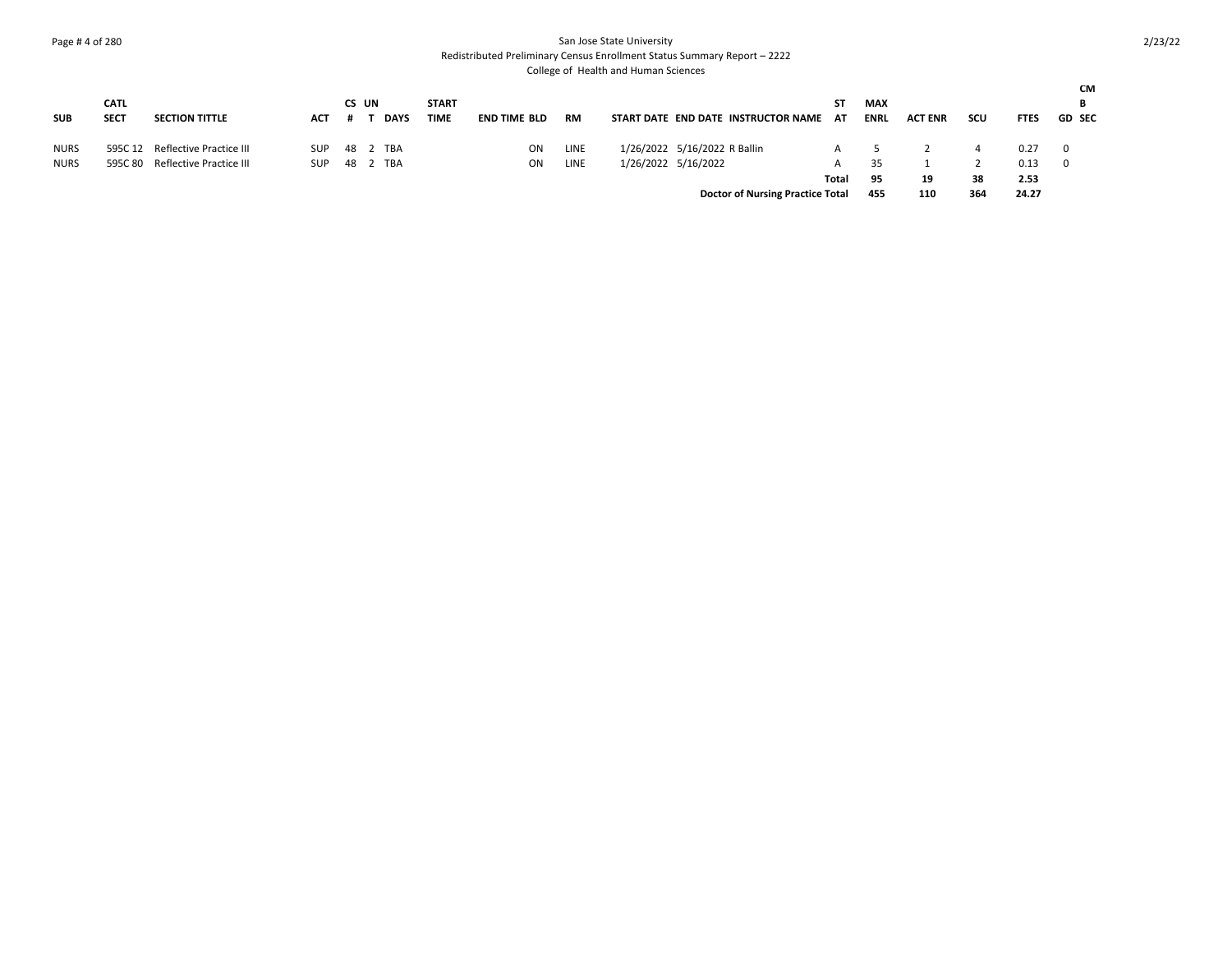San Jose State University
Redistributed Preliminary Census Enrollment Status Summary Report – 2222
College of Health and Human Sciences

| SUB | CATL SECT | SECTION TITTLE | ACT | CS # | UN T | DAYS | START TIME | END TIME | BLD | RM | START DATE | END DATE | INSTRUCTOR NAME | ST AT | MAX ENRL | ACT ENR | SCU | FTES | GD | CMB SEC |
|---|---|---|---|---|---|---|---|---|---|---|---|---|---|---|---|---|---|---|---|---|
| NURS | 595C 12 | Reflective Practice III | SUP | 48 | 2 | TBA | | | ON | LINE | 1/26/2022 | 5/16/2022 | R Ballin | A | 5 | 2 | 4 | 0.27 | 0 | |
| NURS | 595C 80 | Reflective Practice III | SUP | 48 | 2 | TBA | | | ON | LINE | 1/26/2022 | 5/16/2022 | | A | 35 | 1 | 2 | 0.13 | 0 | |
| | | | | | | | | | | | | | | **Total** | **95** | **19** | **38** | **2.53** | | |
| | | | | | | | | | | | | | **Doctor of Nursing Practice Total** | | **455** | **110** | **364** | **24.27** | | |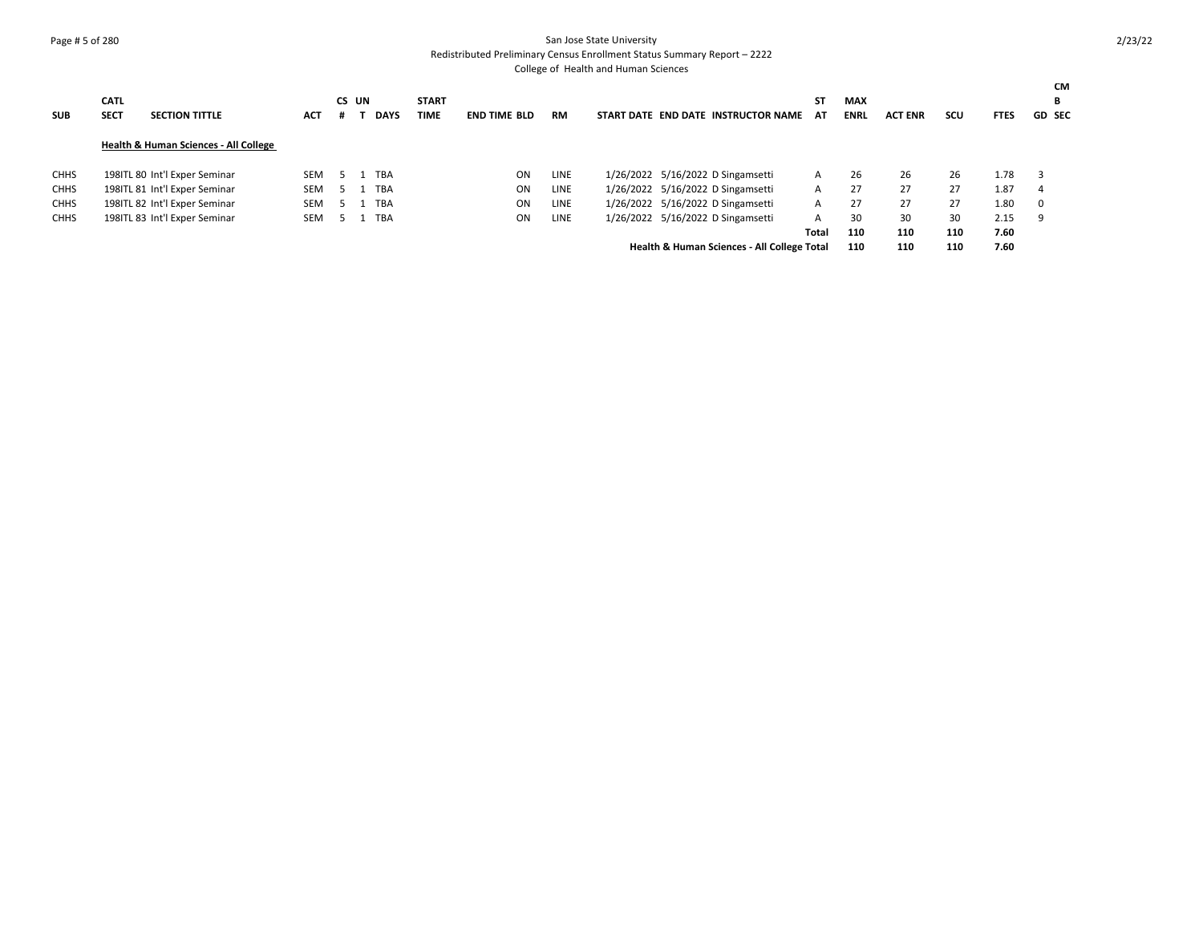San Jose State University

Redistributed Preliminary Census Enrollment Status Summary Report – 2222

College of Health and Human Sciences

| SUB | CATL SECT | SECTION TITTLE | ACT | CS # | UN T | DAYS | START TIME | END TIME | BLD | RM | START DATE | END DATE | INSTRUCTOR NAME | ST AT | MAX ENRL | ACT ENR | SCU | FTES | GD | CMB SEC |
|---|---|---|---|---|---|---|---|---|---|---|---|---|---|---|---|---|---|---|---|---|
| | **Health & Human Sciences - All College** | | | | | | | | | | | | | | | | | | | |
| CHHS | 198ITL 80 | Int'l Exper Seminar | SEM | 5 | 1 | TBA | | | ON | LINE | 1/26/2022 | 5/16/2022 | D Singamsetti | A | 26 | 26 | 26 | 1.78 | 3 | |
| CHHS | 198ITL 81 | Int'l Exper Seminar | SEM | 5 | 1 | TBA | | | ON | LINE | 1/26/2022 | 5/16/2022 | D Singamsetti | A | 27 | 27 | 27 | 1.87 | 4 | |
| CHHS | 198ITL 82 | Int'l Exper Seminar | SEM | 5 | 1 | TBA | | | ON | LINE | 1/26/2022 | 5/16/2022 | D Singamsetti | A | 27 | 27 | 27 | 1.80 | 0 | |
| CHHS | 198ITL 83 | Int'l Exper Seminar | SEM | 5 | 1 | TBA | | | ON | LINE | 1/26/2022 | 5/16/2022 | D Singamsetti | A | 30 | 30 | 30 | 2.15 | 9 | |
| | | | | | | | | | | | | | | **Total** | **110** | **110** | **110** | **7.60** | | |
| | | | | | | | | | | | | | **Health & Human Sciences - All College Total** | | **110** | **110** | **110** | **7.60** | | |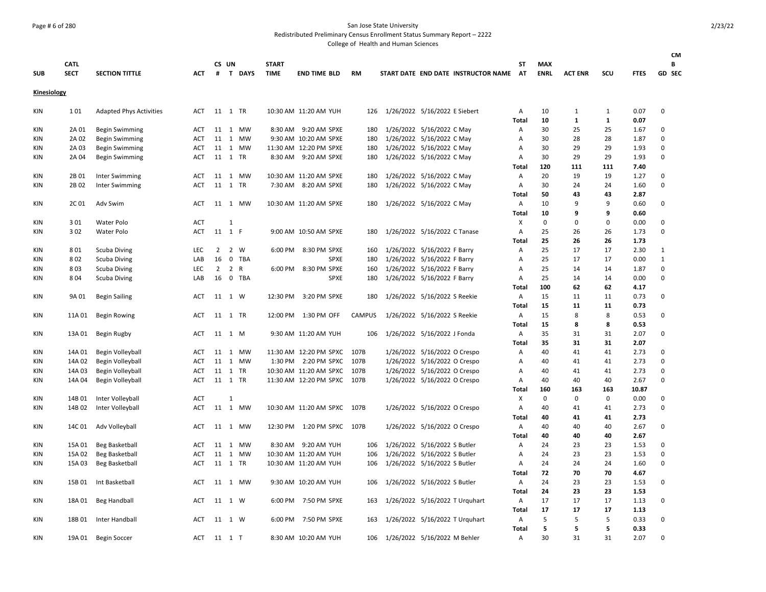San Jose State University

Redistributed Preliminary Census Enrollment Status Summary Report – 2222

College of Health and Human Sciences

**Kinesiology**

| SUB | CATL SECT | SECTION TITTLE | ACT | CS # | UN T | DAYS | START TIME | END TIME | BLD | RM | START DATE | END DATE | INSTRUCTOR NAME | ST AT | MAX ENRL | ACT ENR | SCU | FTES | CM B GD SEC |
|---|---|---|---|---|---|---|---|---|---|---|---|---|---|---|---|---|---|---|---|
| KIN | 1 01 | Adapted Phys Activities | ACT | 11 | 1 | TR | 10:30 AM | 11:20 AM | YUH | 126 | 1/26/2022 | 5/16/2022 | E Siebert | A | 10 | 1 | 1 | 0.07 | 0 |
| | | | | | | | | | | | | | | Total | 10 | 1 | 1 | 0.07 | |
| KIN | 2A 01 | Begin Swimming | ACT | 11 | 1 | MW | 8:30 AM | 9:20 AM | SPXE | 180 | 1/26/2022 | 5/16/2022 | C May | A | 30 | 25 | 25 | 1.67 | 0 |
| KIN | 2A 02 | Begin Swimming | ACT | 11 | 1 | MW | 9:30 AM | 10:20 AM | SPXE | 180 | 1/26/2022 | 5/16/2022 | C May | A | 30 | 28 | 28 | 1.87 | 0 |
| KIN | 2A 03 | Begin Swimming | ACT | 11 | 1 | MW | 11:30 AM | 12:20 PM | SPXE | 180 | 1/26/2022 | 5/16/2022 | C May | A | 30 | 29 | 29 | 1.93 | 0 |
| KIN | 2A 04 | Begin Swimming | ACT | 11 | 1 | TR | 8:30 AM | 9:20 AM | SPXE | 180 | 1/26/2022 | 5/16/2022 | C May | A | 30 | 29 | 29 | 1.93 | 0 |
| | | | | | | | | | | | | | | Total | 120 | 111 | 111 | 7.40 | |
| KIN | 2B 01 | Inter Swimming | ACT | 11 | 1 | MW | 10:30 AM | 11:20 AM | SPXE | 180 | 1/26/2022 | 5/16/2022 | C May | A | 20 | 19 | 19 | 1.27 | 0 |
| KIN | 2B 02 | Inter Swimming | ACT | 11 | 1 | TR | 7:30 AM | 8:20 AM | SPXE | 180 | 1/26/2022 | 5/16/2022 | C May | A | 30 | 24 | 24 | 1.60 | 0 |
| | | | | | | | | | | | | | | Total | 50 | 43 | 43 | 2.87 | |
| KIN | 2C 01 | Adv Swim | ACT | 11 | 1 | MW | 10:30 AM | 11:20 AM | SPXE | 180 | 1/26/2022 | 5/16/2022 | C May | A | 10 | 9 | 9 | 0.60 | 0 |
| | | | | | | | | | | | | | | Total | 10 | 9 | 9 | 0.60 | |
| KIN | 3 01 | Water Polo | ACT | | 1 | | | | | | | | | X | 0 | 0 | 0 | 0.00 | 0 |
| KIN | 3 02 | Water Polo | ACT | 11 | 1 | F | 9:00 AM | 10:50 AM | SPXE | 180 | 1/26/2022 | 5/16/2022 | C Tanase | A | 25 | 26 | 26 | 1.73 | 0 |
| | | | | | | | | | | | | | | Total | 25 | 26 | 26 | 1.73 | |
| KIN | 8 01 | Scuba Diving | LEC | 2 | 2 | W | 6:00 PM | 8:30 PM | SPXE | 160 | 1/26/2022 | 5/16/2022 | F Barry | A | 25 | 17 | 17 | 2.30 | 1 |
| KIN | 8 02 | Scuba Diving | LAB | 16 | 0 | TBA | | | SPXE | 180 | 1/26/2022 | 5/16/2022 | F Barry | A | 25 | 17 | 17 | 0.00 | 1 |
| KIN | 8 03 | Scuba Diving | LEC | 2 | 2 | R | 6:00 PM | 8:30 PM | SPXE | 160 | 1/26/2022 | 5/16/2022 | F Barry | A | 25 | 14 | 14 | 1.87 | 0 |
| KIN | 8 04 | Scuba Diving | LAB | 16 | 0 | TBA | | | SPXE | 180 | 1/26/2022 | 5/16/2022 | F Barry | A | 25 | 14 | 14 | 0.00 | 0 |
| | | | | | | | | | | | | | | Total | 100 | 62 | 62 | 4.17 | |
| KIN | 9A 01 | Begin Sailing | ACT | 11 | 1 | W | 12:30 PM | 3:20 PM | SPXE | 180 | 1/26/2022 | 5/16/2022 | S Reekie | A | 15 | 11 | 11 | 0.73 | 0 |
| | | | | | | | | | | | | | | Total | 15 | 11 | 11 | 0.73 | |
| KIN | 11A 01 | Begin Rowing | ACT | 11 | 1 | TR | 12:00 PM | 1:30 PM | OFF | CAMPUS | 1/26/2022 | 5/16/2022 | S Reekie | A | 15 | 8 | 8 | 0.53 | 0 |
| | | | | | | | | | | | | | | Total | 15 | 8 | 8 | 0.53 | |
| KIN | 13A 01 | Begin Rugby | ACT | 11 | 1 | M | 9:30 AM | 11:20 AM | YUH | 106 | 1/26/2022 | 5/16/2022 | J Fonda | A | 35 | 31 | 31 | 2.07 | 0 |
| | | | | | | | | | | | | | | Total | 35 | 31 | 31 | 2.07 | |
| KIN | 14A 01 | Begin Volleyball | ACT | 11 | 1 | MW | 11:30 AM | 12:20 PM | SPXC | 107B | 1/26/2022 | 5/16/2022 | O Crespo | A | 40 | 41 | 41 | 2.73 | 0 |
| KIN | 14A 02 | Begin Volleyball | ACT | 11 | 1 | MW | 1:30 PM | 2:20 PM | SPXC | 107B | 1/26/2022 | 5/16/2022 | O Crespo | A | 40 | 41 | 41 | 2.73 | 0 |
| KIN | 14A 03 | Begin Volleyball | ACT | 11 | 1 | TR | 10:30 AM | 11:20 AM | SPXC | 107B | 1/26/2022 | 5/16/2022 | O Crespo | A | 40 | 41 | 41 | 2.73 | 0 |
| KIN | 14A 04 | Begin Volleyball | ACT | 11 | 1 | TR | 11:30 AM | 12:20 PM | SPXC | 107B | 1/26/2022 | 5/16/2022 | O Crespo | A | 40 | 40 | 40 | 2.67 | 0 |
| | | | | | | | | | | | | | | Total | 160 | 163 | 163 | 10.87 | |
| KIN | 14B 01 | Inter Volleyball | ACT | | 1 | | | | | | | | | X | 0 | 0 | 0 | 0.00 | 0 |
| KIN | 14B 02 | Inter Volleyball | ACT | 11 | 1 | MW | 10:30 AM | 11:20 AM | SPXC | 107B | 1/26/2022 | 5/16/2022 | O Crespo | A | 40 | 41 | 41 | 2.73 | 0 |
| | | | | | | | | | | | | | | Total | 40 | 41 | 41 | 2.73 | |
| KIN | 14C 01 | Adv Volleyball | ACT | 11 | 1 | MW | 12:30 PM | 1:20 PM | SPXC | 107B | 1/26/2022 | 5/16/2022 | O Crespo | A | 40 | 40 | 40 | 2.67 | 0 |
| | | | | | | | | | | | | | | Total | 40 | 40 | 40 | 2.67 | |
| KIN | 15A 01 | Beg Basketball | ACT | 11 | 1 | MW | 8:30 AM | 9:20 AM | YUH | 106 | 1/26/2022 | 5/16/2022 | S Butler | A | 24 | 23 | 23 | 1.53 | 0 |
| KIN | 15A 02 | Beg Basketball | ACT | 11 | 1 | MW | 10:30 AM | 11:20 AM | YUH | 106 | 1/26/2022 | 5/16/2022 | S Butler | A | 24 | 23 | 23 | 1.53 | 0 |
| KIN | 15A 03 | Beg Basketball | ACT | 11 | 1 | TR | 10:30 AM | 11:20 AM | YUH | 106 | 1/26/2022 | 5/16/2022 | S Butler | A | 24 | 24 | 24 | 1.60 | 0 |
| | | | | | | | | | | | | | | Total | 72 | 70 | 70 | 4.67 | |
| KIN | 15B 01 | Int Basketball | ACT | 11 | 1 | MW | 9:30 AM | 10:20 AM | YUH | 106 | 1/26/2022 | 5/16/2022 | S Butler | A | 24 | 23 | 23 | 1.53 | 0 |
| | | | | | | | | | | | | | | Total | 24 | 23 | 23 | 1.53 | |
| KIN | 18A 01 | Beg Handball | ACT | 11 | 1 | W | 6:00 PM | 7:50 PM | SPXE | 163 | 1/26/2022 | 5/16/2022 | T Urquhart | A | 17 | 17 | 17 | 1.13 | 0 |
| | | | | | | | | | | | | | | Total | 17 | 17 | 17 | 1.13 | |
| KIN | 18B 01 | Inter Handball | ACT | 11 | 1 | W | 6:00 PM | 7:50 PM | SPXE | 163 | 1/26/2022 | 5/16/2022 | T Urquhart | A | 5 | 5 | 5 | 0.33 | 0 |
| | | | | | | | | | | | | | | Total | 5 | 5 | 5 | 0.33 | |
| KIN | 19A 01 | Begin Soccer | ACT | 11 | 1 | T | 8:30 AM | 10:20 AM | YUH | 106 | 1/26/2022 | 5/16/2022 | M Behler | A | 30 | 31 | 31 | 2.07 | 0 |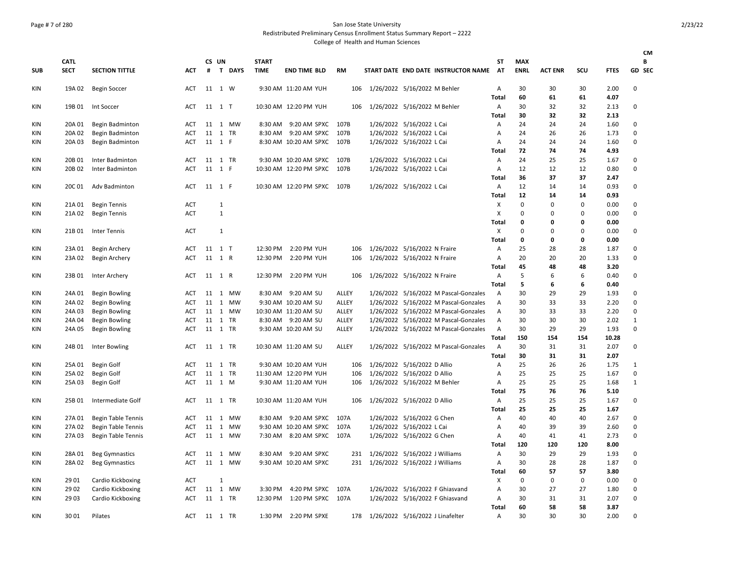San Jose State University
Redistributed Preliminary Census Enrollment Status Summary Report – 2222
College of Health and Human Sciences

| SUB | CATL SECT | SECTION TITTLE | ACT | CS # | UN T | DAYS | START TIME | END TIME | BLD | RM | START DATE | END DATE | INSTRUCTOR NAME | ST AT | MAX ENRL | ACT ENR | SCU | FTES | CM B GD SEC |
|---|---|---|---|---|---|---|---|---|---|---|---|---|---|---|---|---|---|---|---|
| KIN | 19A 02 | Begin Soccer | ACT | 11 | 1 | W | 9:30 AM | 11:20 AM | YUH | 106 | 1/26/2022 | 5/16/2022 | M Behler | A | 30 | 30 | 30 | 2.00 | 0 |
| | | | | | | | | | | | | | | Total | 60 | 61 | 61 | 4.07 | |
| KIN | 19B 01 | Int Soccer | ACT | 11 | 1 | T | 10:30 AM | 12:20 PM | YUH | 106 | 1/26/2022 | 5/16/2022 | M Behler | A | 30 | 32 | 32 | 2.13 | 0 |
| | | | | | | | | | | | | | | Total | 30 | 32 | 32 | 2.13 | |
| KIN | 20A 01 | Begin Badminton | ACT | 11 | 1 | MW | 8:30 AM | 9:20 AM | SPXC | 107B | 1/26/2022 | 5/16/2022 | L Cai | A | 24 | 24 | 24 | 1.60 | 0 |
| KIN | 20A 02 | Begin Badminton | ACT | 11 | 1 | TR | 8:30 AM | 9:20 AM | SPXC | 107B | 1/26/2022 | 5/16/2022 | L Cai | A | 24 | 26 | 26 | 1.73 | 0 |
| KIN | 20A 03 | Begin Badminton | ACT | 11 | 1 | F | 8:30 AM | 10:20 AM | SPXC | 107B | 1/26/2022 | 5/16/2022 | L Cai | A | 24 | 24 | 24 | 1.60 | 0 |
| | | | | | | | | | | | | | | Total | 72 | 74 | 74 | 4.93 | |
| KIN | 20B 01 | Inter Badminton | ACT | 11 | 1 | TR | 9:30 AM | 10:20 AM | SPXC | 107B | 1/26/2022 | 5/16/2022 | L Cai | A | 24 | 25 | 25 | 1.67 | 0 |
| KIN | 20B 02 | Inter Badminton | ACT | 11 | 1 | F | 10:30 AM | 12:20 PM | SPXC | 107B | 1/26/2022 | 5/16/2022 | L Cai | A | 12 | 12 | 12 | 0.80 | 0 |
| | | | | | | | | | | | | | | Total | 36 | 37 | 37 | 2.47 | |
| KIN | 20C 01 | Adv Badminton | ACT | 11 | 1 | F | 10:30 AM | 12:20 PM | SPXC | 107B | 1/26/2022 | 5/16/2022 | L Cai | A | 12 | 14 | 14 | 0.93 | 0 |
| | | | | | | | | | | | | | | Total | 12 | 14 | 14 | 0.93 | |
| KIN | 21A 01 | Begin Tennis | ACT | | 1 | | | | | | | | | X | 0 | 0 | 0 | 0.00 | 0 |
| KIN | 21A 02 | Begin Tennis | ACT | | 1 | | | | | | | | | X | 0 | 0 | 0 | 0.00 | 0 |
| | | | | | | | | | | | | | | Total | 0 | 0 | 0 | 0.00 | |
| KIN | 21B 01 | Inter Tennis | ACT | | 1 | | | | | | | | | X | 0 | 0 | 0 | 0.00 | 0 |
| | | | | | | | | | | | | | | Total | 0 | 0 | 0 | 0.00 | |
| KIN | 23A 01 | Begin Archery | ACT | 11 | 1 | T | 12:30 PM | 2:20 PM | YUH | 106 | 1/26/2022 | 5/16/2022 | N Fraire | A | 25 | 28 | 28 | 1.87 | 0 |
| KIN | 23A 02 | Begin Archery | ACT | 11 | 1 | R | 12:30 PM | 2:20 PM | YUH | 106 | 1/26/2022 | 5/16/2022 | N Fraire | A | 20 | 20 | 20 | 1.33 | 0 |
| | | | | | | | | | | | | | | Total | 45 | 48 | 48 | 3.20 | |
| KIN | 23B 01 | Inter Archery | ACT | 11 | 1 | R | 12:30 PM | 2:20 PM | YUH | 106 | 1/26/2022 | 5/16/2022 | N Fraire | A | 5 | 6 | 6 | 0.40 | 0 |
| | | | | | | | | | | | | | | Total | 5 | 6 | 6 | 0.40 | |
| KIN | 24A 01 | Begin Bowling | ACT | 11 | 1 | MW | 8:30 AM | 9:20 AM | SU | ALLEY | 1/26/2022 | 5/16/2022 | M Pascal-Gonzales | A | 30 | 29 | 29 | 1.93 | 0 |
| KIN | 24A 02 | Begin Bowling | ACT | 11 | 1 | MW | 9:30 AM | 10:20 AM | SU | ALLEY | 1/26/2022 | 5/16/2022 | M Pascal-Gonzales | A | 30 | 33 | 33 | 2.20 | 0 |
| KIN | 24A 03 | Begin Bowling | ACT | 11 | 1 | MW | 10:30 AM | 11:20 AM | SU | ALLEY | 1/26/2022 | 5/16/2022 | M Pascal-Gonzales | A | 30 | 33 | 33 | 2.20 | 0 |
| KIN | 24A 04 | Begin Bowling | ACT | 11 | 1 | TR | 8:30 AM | 9:20 AM | SU | ALLEY | 1/26/2022 | 5/16/2022 | M Pascal-Gonzales | A | 30 | 30 | 30 | 2.02 | 1 |
| KIN | 24A 05 | Begin Bowling | ACT | 11 | 1 | TR | 9:30 AM | 10:20 AM | SU | ALLEY | 1/26/2022 | 5/16/2022 | M Pascal-Gonzales | A | 30 | 29 | 29 | 1.93 | 0 |
| | | | | | | | | | | | | | | Total | 150 | 154 | 154 | 10.28 | |
| KIN | 24B 01 | Inter Bowling | ACT | 11 | 1 | TR | 10:30 AM | 11:20 AM | SU | ALLEY | 1/26/2022 | 5/16/2022 | M Pascal-Gonzales | A | 30 | 31 | 31 | 2.07 | 0 |
| | | | | | | | | | | | | | | Total | 30 | 31 | 31 | 2.07 | |
| KIN | 25A 01 | Begin Golf | ACT | 11 | 1 | TR | 9:30 AM | 10:20 AM | YUH | 106 | 1/26/2022 | 5/16/2022 | D Allio | A | 25 | 26 | 26 | 1.75 | 1 |
| KIN | 25A 02 | Begin Golf | ACT | 11 | 1 | TR | 11:30 AM | 12:20 PM | YUH | 106 | 1/26/2022 | 5/16/2022 | D Allio | A | 25 | 25 | 25 | 1.67 | 0 |
| KIN | 25A 03 | Begin Golf | ACT | 11 | 1 | M | 9:30 AM | 11:20 AM | YUH | 106 | 1/26/2022 | 5/16/2022 | M Behler | A | 25 | 25 | 25 | 1.68 | 1 |
| | | | | | | | | | | | | | | Total | 75 | 76 | 76 | 5.10 | |
| KIN | 25B 01 | Intermediate Golf | ACT | 11 | 1 | TR | 10:30 AM | 11:20 AM | YUH | 106 | 1/26/2022 | 5/16/2022 | D Allio | A | 25 | 25 | 25 | 1.67 | 0 |
| | | | | | | | | | | | | | | Total | 25 | 25 | 25 | 1.67 | |
| KIN | 27A 01 | Begin Table Tennis | ACT | 11 | 1 | MW | 8:30 AM | 9:20 AM | SPXC | 107A | 1/26/2022 | 5/16/2022 | G Chen | A | 40 | 40 | 40 | 2.67 | 0 |
| KIN | 27A 02 | Begin Table Tennis | ACT | 11 | 1 | MW | 9:30 AM | 10:20 AM | SPXC | 107A | 1/26/2022 | 5/16/2022 | L Cai | A | 40 | 39 | 39 | 2.60 | 0 |
| KIN | 27A 03 | Begin Table Tennis | ACT | 11 | 1 | MW | 7:30 AM | 8:20 AM | SPXC | 107A | 1/26/2022 | 5/16/2022 | G Chen | A | 40 | 41 | 41 | 2.73 | 0 |
| | | | | | | | | | | | | | | Total | 120 | 120 | 120 | 8.00 | |
| KIN | 28A 01 | Beg Gymnastics | ACT | 11 | 1 | MW | 8:30 AM | 9:20 AM | SPXC | 231 | 1/26/2022 | 5/16/2022 | J Williams | A | 30 | 29 | 29 | 1.93 | 0 |
| KIN | 28A 02 | Beg Gymnastics | ACT | 11 | 1 | MW | 9:30 AM | 10:20 AM | SPXC | 231 | 1/26/2022 | 5/16/2022 | J Williams | A | 30 | 28 | 28 | 1.87 | 0 |
| | | | | | | | | | | | | | | Total | 60 | 57 | 57 | 3.80 | |
| KIN | 29 01 | Cardio Kickboxing | ACT | | 1 | | | | | | | | | X | 0 | 0 | 0 | 0.00 | 0 |
| KIN | 29 02 | Cardio Kickboxing | ACT | 11 | 1 | MW | 3:30 PM | 4:20 PM | SPXC | 107A | 1/26/2022 | 5/16/2022 | F Ghiasvand | A | 30 | 27 | 27 | 1.80 | 0 |
| KIN | 29 03 | Cardio Kickboxing | ACT | 11 | 1 | TR | 12:30 PM | 1:20 PM | SPXC | 107A | 1/26/2022 | 5/16/2022 | F Ghiasvand | A | 30 | 31 | 31 | 2.07 | 0 |
| | | | | | | | | | | | | | | Total | 60 | 58 | 58 | 3.87 | |
| KIN | 30 01 | Pilates | ACT | 11 | 1 | TR | 1:30 PM | 2:20 PM | SPXE | 178 | 1/26/2022 | 5/16/2022 | J Linafelter | A | 30 | 30 | 30 | 2.00 | 0 |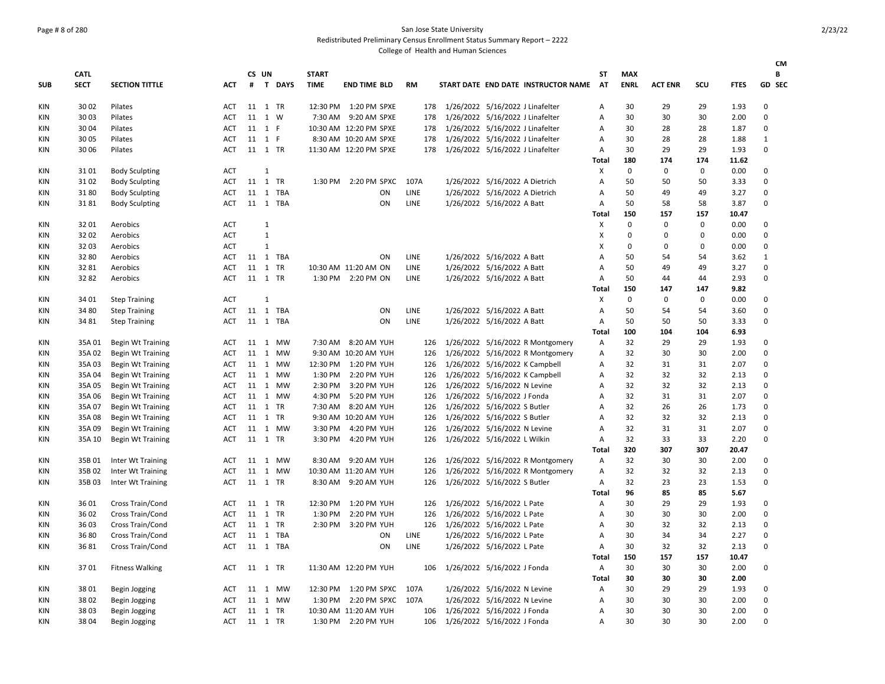San Jose State University
Redistributed Preliminary Census Enrollment Status Summary Report – 2222
College of Health and Human Sciences

| SUB | CATL SECT | SECTION TITTLE | ACT | CS # | UN T | DAYS | START TIME | END TIME | BLD | RM | START DATE | END DATE | INSTRUCTOR NAME | ST AT | MAX ENRL | ACT ENR | SCU | FTES | CM B GD SEC |
|---|---|---|---|---|---|---|---|---|---|---|---|---|---|---|---|---|---|---|---|
| KIN | 30 02 | Pilates | ACT | 11 | 1 | TR | 12:30 PM | 1:20 PM | SPXE | 178 | 1/26/2022 | 5/16/2022 | J Linafelter | A | 30 | 29 | 29 | 1.93 | 0 |
| KIN | 30 03 | Pilates | ACT | 11 | 1 | W | 7:30 AM | 9:20 AM | SPXE | 178 | 1/26/2022 | 5/16/2022 | J Linafelter | A | 30 | 30 | 30 | 2.00 | 0 |
| KIN | 30 04 | Pilates | ACT | 11 | 1 | F | 10:30 AM | 12:20 PM | SPXE | 178 | 1/26/2022 | 5/16/2022 | J Linafelter | A | 30 | 28 | 28 | 1.87 | 0 |
| KIN | 30 05 | Pilates | ACT | 11 | 1 | F | 8:30 AM | 10:20 AM | SPXE | 178 | 1/26/2022 | 5/16/2022 | J Linafelter | A | 30 | 28 | 28 | 1.88 | 1 |
| KIN | 30 06 | Pilates | ACT | 11 | 1 | TR | 11:30 AM | 12:20 PM | SPXE | 178 | 1/26/2022 | 5/16/2022 | J Linafelter | A | 30 | 29 | 29 | 1.93 | 0 |
| | | | | | | | | | | | | | | Total | 180 | 174 | 174 | 11.62 | |
| KIN | 31 01 | Body Sculpting | ACT | | 1 | | | | | | | | | X | 0 | 0 | 0 | 0.00 | 0 |
| KIN | 31 02 | Body Sculpting | ACT | 11 | 1 | TR | 1:30 PM | 2:20 PM | SPXC | 107A | 1/26/2022 | 5/16/2022 | A Dietrich | A | 50 | 50 | 50 | 3.33 | 0 |
| KIN | 31 80 | Body Sculpting | ACT | 11 | 1 | TBA | | | ON | LINE | 1/26/2022 | 5/16/2022 | A Dietrich | A | 50 | 49 | 49 | 3.27 | 0 |
| KIN | 31 81 | Body Sculpting | ACT | 11 | 1 | TBA | | | ON | LINE | 1/26/2022 | 5/16/2022 | A Batt | A | 50 | 58 | 58 | 3.87 | 0 |
| | | | | | | | | | | | | | | Total | 150 | 157 | 157 | 10.47 | |
| KIN | 32 01 | Aerobics | ACT | | 1 | | | | | | | | | X | 0 | 0 | 0 | 0.00 | 0 |
| KIN | 32 02 | Aerobics | ACT | | 1 | | | | | | | | | X | 0 | 0 | 0 | 0.00 | 0 |
| KIN | 32 03 | Aerobics | ACT | | 1 | | | | | | | | | X | 0 | 0 | 0 | 0.00 | 0 |
| KIN | 32 80 | Aerobics | ACT | 11 | 1 | TBA | | | ON | LINE | 1/26/2022 | 5/16/2022 | A Batt | A | 50 | 54 | 54 | 3.62 | 1 |
| KIN | 32 81 | Aerobics | ACT | 11 | 1 | TR | 10:30 AM | 11:20 AM | ON | LINE | 1/26/2022 | 5/16/2022 | A Batt | A | 50 | 49 | 49 | 3.27 | 0 |
| KIN | 32 82 | Aerobics | ACT | 11 | 1 | TR | 1:30 PM | 2:20 PM | ON | LINE | 1/26/2022 | 5/16/2022 | A Batt | A | 50 | 44 | 44 | 2.93 | 0 |
| | | | | | | | | | | | | | | Total | 150 | 147 | 147 | 9.82 | |
| KIN | 34 01 | Step Training | ACT | | 1 | | | | | | | | | X | 0 | 0 | 0 | 0.00 | 0 |
| KIN | 34 80 | Step Training | ACT | 11 | 1 | TBA | | | ON | LINE | 1/26/2022 | 5/16/2022 | A Batt | A | 50 | 54 | 54 | 3.60 | 0 |
| KIN | 34 81 | Step Training | ACT | 11 | 1 | TBA | | | ON | LINE | 1/26/2022 | 5/16/2022 | A Batt | A | 50 | 50 | 50 | 3.33 | 0 |
| | | | | | | | | | | | | | | Total | 100 | 104 | 104 | 6.93 | |
| KIN | 35A 01 | Begin Wt Training | ACT | 11 | 1 | MW | 7:30 AM | 8:20 AM | YUH | 126 | 1/26/2022 | 5/16/2022 | R Montgomery | A | 32 | 29 | 29 | 1.93 | 0 |
| KIN | 35A 02 | Begin Wt Training | ACT | 11 | 1 | MW | 9:30 AM | 10:20 AM | YUH | 126 | 1/26/2022 | 5/16/2022 | R Montgomery | A | 32 | 30 | 30 | 2.00 | 0 |
| KIN | 35A 03 | Begin Wt Training | ACT | 11 | 1 | MW | 12:30 PM | 1:20 PM | YUH | 126 | 1/26/2022 | 5/16/2022 | K Campbell | A | 32 | 31 | 31 | 2.07 | 0 |
| KIN | 35A 04 | Begin Wt Training | ACT | 11 | 1 | MW | 1:30 PM | 2:20 PM | YUH | 126 | 1/26/2022 | 5/16/2022 | K Campbell | A | 32 | 32 | 32 | 2.13 | 0 |
| KIN | 35A 05 | Begin Wt Training | ACT | 11 | 1 | MW | 2:30 PM | 3:20 PM | YUH | 126 | 1/26/2022 | 5/16/2022 | N Levine | A | 32 | 32 | 32 | 2.13 | 0 |
| KIN | 35A 06 | Begin Wt Training | ACT | 11 | 1 | MW | 4:30 PM | 5:20 PM | YUH | 126 | 1/26/2022 | 5/16/2022 | J Fonda | A | 32 | 31 | 31 | 2.07 | 0 |
| KIN | 35A 07 | Begin Wt Training | ACT | 11 | 1 | TR | 7:30 AM | 8:20 AM | YUH | 126 | 1/26/2022 | 5/16/2022 | S Butler | A | 32 | 26 | 26 | 1.73 | 0 |
| KIN | 35A 08 | Begin Wt Training | ACT | 11 | 1 | TR | 9:30 AM | 10:20 AM | YUH | 126 | 1/26/2022 | 5/16/2022 | S Butler | A | 32 | 32 | 32 | 2.13 | 0 |
| KIN | 35A 09 | Begin Wt Training | ACT | 11 | 1 | MW | 3:30 PM | 4:20 PM | YUH | 126 | 1/26/2022 | 5/16/2022 | N Levine | A | 32 | 31 | 31 | 2.07 | 0 |
| KIN | 35A 10 | Begin Wt Training | ACT | 11 | 1 | TR | 3:30 PM | 4:20 PM | YUH | 126 | 1/26/2022 | 5/16/2022 | L Wilkin | A | 32 | 33 | 33 | 2.20 | 0 |
| | | | | | | | | | | | | | | Total | 320 | 307 | 307 | 20.47 | |
| KIN | 35B 01 | Inter Wt Training | ACT | 11 | 1 | MW | 8:30 AM | 9:20 AM | YUH | 126 | 1/26/2022 | 5/16/2022 | R Montgomery | A | 32 | 30 | 30 | 2.00 | 0 |
| KIN | 35B 02 | Inter Wt Training | ACT | 11 | 1 | MW | 10:30 AM | 11:20 AM | YUH | 126 | 1/26/2022 | 5/16/2022 | R Montgomery | A | 32 | 32 | 32 | 2.13 | 0 |
| KIN | 35B 03 | Inter Wt Training | ACT | 11 | 1 | TR | 8:30 AM | 9:20 AM | YUH | 126 | 1/26/2022 | 5/16/2022 | S Butler | A | 32 | 23 | 23 | 1.53 | 0 |
| | | | | | | | | | | | | | | Total | 96 | 85 | 85 | 5.67 | |
| KIN | 36 01 | Cross Train/Cond | ACT | 11 | 1 | TR | 12:30 PM | 1:20 PM | YUH | 126 | 1/26/2022 | 5/16/2022 | L Pate | A | 30 | 29 | 29 | 1.93 | 0 |
| KIN | 36 02 | Cross Train/Cond | ACT | 11 | 1 | TR | 1:30 PM | 2:20 PM | YUH | 126 | 1/26/2022 | 5/16/2022 | L Pate | A | 30 | 30 | 30 | 2.00 | 0 |
| KIN | 36 03 | Cross Train/Cond | ACT | 11 | 1 | TR | 2:30 PM | 3:20 PM | YUH | 126 | 1/26/2022 | 5/16/2022 | L Pate | A | 30 | 32 | 32 | 2.13 | 0 |
| KIN | 36 80 | Cross Train/Cond | ACT | 11 | 1 | TBA | | | ON | LINE | 1/26/2022 | 5/16/2022 | L Pate | A | 30 | 34 | 34 | 2.27 | 0 |
| KIN | 36 81 | Cross Train/Cond | ACT | 11 | 1 | TBA | | | ON | LINE | 1/26/2022 | 5/16/2022 | L Pate | A | 30 | 32 | 32 | 2.13 | 0 |
| | | | | | | | | | | | | | | Total | 150 | 157 | 157 | 10.47 | |
| KIN | 37 01 | Fitness Walking | ACT | 11 | 1 | TR | 11:30 AM | 12:20 PM | YUH | 106 | 1/26/2022 | 5/16/2022 | J Fonda | A | 30 | 30 | 30 | 2.00 | 0 |
| | | | | | | | | | | | | | | Total | 30 | 30 | 30 | 2.00 | |
| KIN | 38 01 | Begin Jogging | ACT | 11 | 1 | MW | 12:30 PM | 1:20 PM | SPXC | 107A | 1/26/2022 | 5/16/2022 | N Levine | A | 30 | 29 | 29 | 1.93 | 0 |
| KIN | 38 02 | Begin Jogging | ACT | 11 | 1 | MW | 1:30 PM | 2:20 PM | SPXC | 107A | 1/26/2022 | 5/16/2022 | N Levine | A | 30 | 30 | 30 | 2.00 | 0 |
| KIN | 38 03 | Begin Jogging | ACT | 11 | 1 | TR | 10:30 AM | 11:20 AM | YUH | 106 | 1/26/2022 | 5/16/2022 | J Fonda | A | 30 | 30 | 30 | 2.00 | 0 |
| KIN | 38 04 | Begin Jogging | ACT | 11 | 1 | TR | 1:30 PM | 2:20 PM | YUH | 106 | 1/26/2022 | 5/16/2022 | J Fonda | A | 30 | 30 | 30 | 2.00 | 0 |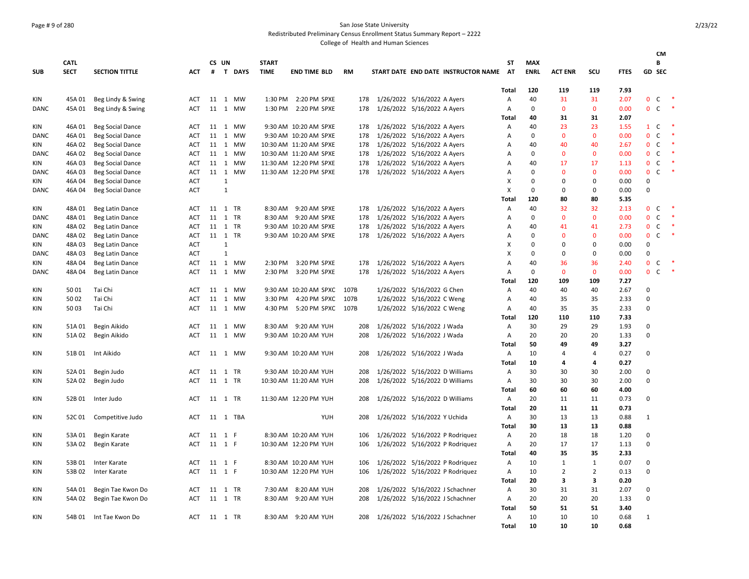San Jose State University
Redistributed Preliminary Census Enrollment Status Summary Report – 2222
College of Health and Human Sciences

| SUB | CATL SECT | SECTION TITTLE | ACT | CS # | UN T | DAYS | START TIME | END TIME | BLD | RM | START DATE | END DATE | INSTRUCTOR NAME | ST AT | MAX ENRL | ACT ENR | SCU | FTES | GD | CMB SEC | |
|---|---|---|---|---|---|---|---|---|---|---|---|---|---|---|---|---|---|---|---|---|---|
| | | | | | | | | | | | | | | Total | 120 | 119 | 119 | 7.93 | | | |
| KIN | 45A 01 | Beg Lindy & Swing | ACT | 11 | 1 | MW | 1:30 PM | 2:20 PM | SPXE | 178 | 1/26/2022 | 5/16/2022 | A Ayers | A | 40 | 31 | 31 | 2.07 | 0 | C | * |
| DANC | 45A 01 | Beg Lindy & Swing | ACT | 11 | 1 | MW | 1:30 PM | 2:20 PM | SPXE | 178 | 1/26/2022 | 5/16/2022 | A Ayers | A | 0 | 0 | 0 | 0.00 | 0 | C | * |
| | | | | | | | | | | | | | | Total | 40 | 31 | 31 | 2.07 | | | |
| KIN | 46A 01 | Beg Social Dance | ACT | 11 | 1 | MW | 9:30 AM | 10:20 AM | SPXE | 178 | 1/26/2022 | 5/16/2022 | A Ayers | A | 40 | 23 | 23 | 1.55 | 1 | C | * |
| DANC | 46A 01 | Beg Social Dance | ACT | 11 | 1 | MW | 9:30 AM | 10:20 AM | SPXE | 178 | 1/26/2022 | 5/16/2022 | A Ayers | A | 0 | 0 | 0 | 0.00 | 0 | C | * |
| KIN | 46A 02 | Beg Social Dance | ACT | 11 | 1 | MW | 10:30 AM | 11:20 AM | SPXE | 178 | 1/26/2022 | 5/16/2022 | A Ayers | A | 40 | 40 | 40 | 2.67 | 0 | C | * |
| DANC | 46A 02 | Beg Social Dance | ACT | 11 | 1 | MW | 10:30 AM | 11:20 AM | SPXE | 178 | 1/26/2022 | 5/16/2022 | A Ayers | A | 0 | 0 | 0 | 0.00 | 0 | C | * |
| KIN | 46A 03 | Beg Social Dance | ACT | 11 | 1 | MW | 11:30 AM | 12:20 PM | SPXE | 178 | 1/26/2022 | 5/16/2022 | A Ayers | A | 40 | 17 | 17 | 1.13 | 0 | C | * |
| DANC | 46A 03 | Beg Social Dance | ACT | 11 | 1 | MW | 11:30 AM | 12:20 PM | SPXE | 178 | 1/26/2022 | 5/16/2022 | A Ayers | A | 0 | 0 | 0 | 0.00 | 0 | C | * |
| KIN | 46A 04 | Beg Social Dance | ACT | | 1 | | | | | | | | | X | 0 | 0 | 0 | 0.00 | 0 | | |
| DANC | 46A 04 | Beg Social Dance | ACT | | 1 | | | | | | | | | X | 0 | 0 | 0 | 0.00 | 0 | | |
| | | | | | | | | | | | | | | Total | 120 | 80 | 80 | 5.35 | | | |
| KIN | 48A 01 | Beg Latin Dance | ACT | 11 | 1 | TR | 8:30 AM | 9:20 AM | SPXE | 178 | 1/26/2022 | 5/16/2022 | A Ayers | A | 40 | 32 | 32 | 2.13 | 0 | C | * |
| DANC | 48A 01 | Beg Latin Dance | ACT | 11 | 1 | TR | 8:30 AM | 9:20 AM | SPXE | 178 | 1/26/2022 | 5/16/2022 | A Ayers | A | 0 | 0 | 0 | 0.00 | 0 | C | * |
| KIN | 48A 02 | Beg Latin Dance | ACT | 11 | 1 | TR | 9:30 AM | 10:20 AM | SPXE | 178 | 1/26/2022 | 5/16/2022 | A Ayers | A | 40 | 41 | 41 | 2.73 | 0 | C | * |
| DANC | 48A 02 | Beg Latin Dance | ACT | 11 | 1 | TR | 9:30 AM | 10:20 AM | SPXE | 178 | 1/26/2022 | 5/16/2022 | A Ayers | A | 0 | 0 | 0 | 0.00 | 0 | C | * |
| KIN | 48A 03 | Beg Latin Dance | ACT | | 1 | | | | | | | | | X | 0 | 0 | 0 | 0.00 | 0 | | |
| DANC | 48A 03 | Beg Latin Dance | ACT | | 1 | | | | | | | | | X | 0 | 0 | 0 | 0.00 | 0 | | |
| KIN | 48A 04 | Beg Latin Dance | ACT | 11 | 1 | MW | 2:30 PM | 3:20 PM | SPXE | 178 | 1/26/2022 | 5/16/2022 | A Ayers | A | 40 | 36 | 36 | 2.40 | 0 | C | * |
| DANC | 48A 04 | Beg Latin Dance | ACT | 11 | 1 | MW | 2:30 PM | 3:20 PM | SPXE | 178 | 1/26/2022 | 5/16/2022 | A Ayers | A | 0 | 0 | 0 | 0.00 | 0 | C | * |
| | | | | | | | | | | | | | | Total | 120 | 109 | 109 | 7.27 | | | |
| KIN | 50 01 | Tai Chi | ACT | 11 | 1 | MW | 9:30 AM | 10:20 AM | SPXC | 107B | 1/26/2022 | 5/16/2022 | G Chen | A | 40 | 40 | 40 | 2.67 | 0 | | |
| KIN | 50 02 | Tai Chi | ACT | 11 | 1 | MW | 3:30 PM | 4:20 PM | SPXC | 107B | 1/26/2022 | 5/16/2022 | C Weng | A | 40 | 35 | 35 | 2.33 | 0 | | |
| KIN | 50 03 | Tai Chi | ACT | 11 | 1 | MW | 4:30 PM | 5:20 PM | SPXC | 107B | 1/26/2022 | 5/16/2022 | C Weng | A | 40 | 35 | 35 | 2.33 | 0 | | |
| | | | | | | | | | | | | | | Total | 120 | 110 | 110 | 7.33 | | | |
| KIN | 51A 01 | Begin Aikido | ACT | 11 | 1 | MW | 8:30 AM | 9:20 AM | YUH | 208 | 1/26/2022 | 5/16/2022 | J Wada | A | 30 | 29 | 29 | 1.93 | 0 | | |
| KIN | 51A 02 | Begin Aikido | ACT | 11 | 1 | MW | 9:30 AM | 10:20 AM | YUH | 208 | 1/26/2022 | 5/16/2022 | J Wada | A | 20 | 20 | 20 | 1.33 | 0 | | |
| | | | | | | | | | | | | | | Total | 50 | 49 | 49 | 3.27 | | | |
| KIN | 51B 01 | Int Aikido | ACT | 11 | 1 | MW | 9:30 AM | 10:20 AM | YUH | 208 | 1/26/2022 | 5/16/2022 | J Wada | A | 10 | 4 | 4 | 0.27 | 0 | | |
| | | | | | | | | | | | | | | Total | 10 | 4 | 4 | 0.27 | | | |
| KIN | 52A 01 | Begin Judo | ACT | 11 | 1 | TR | 9:30 AM | 10:20 AM | YUH | 208 | 1/26/2022 | 5/16/2022 | D Williams | A | 30 | 30 | 30 | 2.00 | 0 | | |
| KIN | 52A 02 | Begin Judo | ACT | 11 | 1 | TR | 10:30 AM | 11:20 AM | YUH | 208 | 1/26/2022 | 5/16/2022 | D Williams | A | 30 | 30 | 30 | 2.00 | 0 | | |
| | | | | | | | | | | | | | | Total | 60 | 60 | 60 | 4.00 | | | |
| KIN | 52B 01 | Inter Judo | ACT | 11 | 1 | TR | 11:30 AM | 12:20 PM | YUH | 208 | 1/26/2022 | 5/16/2022 | D Williams | A | 20 | 11 | 11 | 0.73 | 0 | | |
| | | | | | | | | | | | | | | Total | 20 | 11 | 11 | 0.73 | | | |
| KIN | 52C 01 | Competitive Judo | ACT | 11 | 1 | TBA | | | YUH | 208 | 1/26/2022 | 5/16/2022 | Y Uchida | A | 30 | 13 | 13 | 0.88 | 1 | | |
| | | | | | | | | | | | | | | Total | 30 | 13 | 13 | 0.88 | | | |
| KIN | 53A 01 | Begin Karate | ACT | 11 | 1 | F | 8:30 AM | 10:20 AM | YUH | 106 | 1/26/2022 | 5/16/2022 | P Rodriquez | A | 20 | 18 | 18 | 1.20 | 0 | | |
| KIN | 53A 02 | Begin Karate | ACT | 11 | 1 | F | 10:30 AM | 12:20 PM | YUH | 106 | 1/26/2022 | 5/16/2022 | P Rodriquez | A | 20 | 17 | 17 | 1.13 | 0 | | |
| | | | | | | | | | | | | | | Total | 40 | 35 | 35 | 2.33 | | | |
| KIN | 53B 01 | Inter Karate | ACT | 11 | 1 | F | 8:30 AM | 10:20 AM | YUH | 106 | 1/26/2022 | 5/16/2022 | P Rodriquez | A | 10 | 1 | 1 | 0.07 | 0 | | |
| KIN | 53B 02 | Inter Karate | ACT | 11 | 1 | F | 10:30 AM | 12:20 PM | YUH | 106 | 1/26/2022 | 5/16/2022 | P Rodriquez | A | 10 | 2 | 2 | 0.13 | 0 | | |
| | | | | | | | | | | | | | | Total | 20 | 3 | 3 | 0.20 | | | |
| KIN | 54A 01 | Begin Tae Kwon Do | ACT | 11 | 1 | TR | 7:30 AM | 8:20 AM | YUH | 208 | 1/26/2022 | 5/16/2022 | J Schachner | A | 30 | 31 | 31 | 2.07 | 0 | | |
| KIN | 54A 02 | Begin Tae Kwon Do | ACT | 11 | 1 | TR | 8:30 AM | 9:20 AM | YUH | 208 | 1/26/2022 | 5/16/2022 | J Schachner | A | 20 | 20 | 20 | 1.33 | 0 | | |
| | | | | | | | | | | | | | | Total | 50 | 51 | 51 | 3.40 | | | |
| KIN | 54B 01 | Int Tae Kwon Do | ACT | 11 | 1 | TR | 8:30 AM | 9:20 AM | YUH | 208 | 1/26/2022 | 5/16/2022 | J Schachner | A | 10 | 10 | 10 | 0.68 | 1 | | |
| | | | | | | | | | | | | | | Total | 10 | 10 | 10 | 0.68 | | | |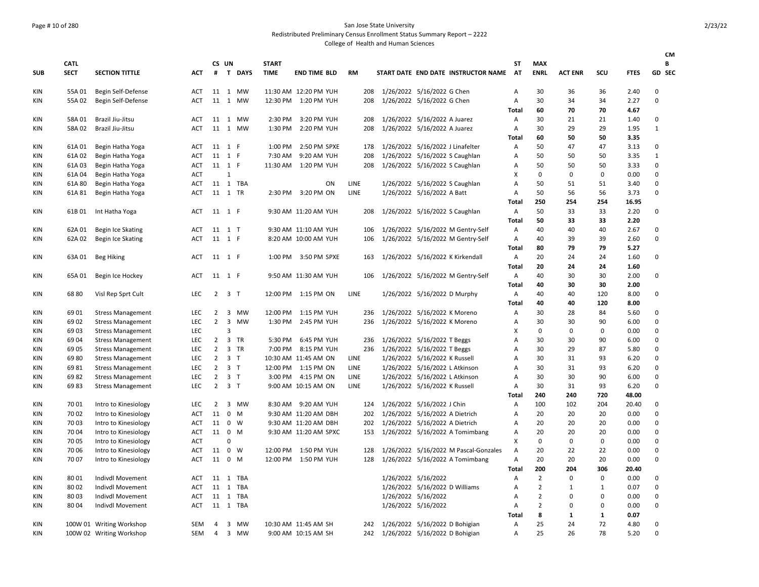San Jose State University

Redistributed Preliminary Census Enrollment Status Summary Report – 2222

College of Health and Human Sciences

| SUB | CATL SECT | SECTION TITTLE | ACT | CS # | UN T | DAYS | START TIME | END TIME | BLD | RM | START DATE | END DATE | INSTRUCTOR NAME | ST AT | MAX ENRL | ACT ENR | SCU | FTES | GD | CMB SEC |
|---|---|---|---|---|---|---|---|---|---|---|---|---|---|---|---|---|---|---|---|---|
| KIN | 55A 01 | Begin Self-Defense | ACT | 11 | 1 | MW | 11:30 AM | 12:20 PM | YUH | 208 | 1/26/2022 | 5/16/2022 | G Chen | A | 30 | 36 | 36 | 2.40 | 0 | |
| KIN | 55A 02 | Begin Self-Defense | ACT | 11 | 1 | MW | 12:30 PM | 1:20 PM | YUH | 208 | 1/26/2022 | 5/16/2022 | G Chen | A | 30 | 34 | 34 | 2.27 | 0 | |
| | | | | | | | | | | | | | | **Total** | **60** | **70** | **70** | **4.67** | | |
| KIN | 58A 01 | Brazil Jiu-Jitsu | ACT | 11 | 1 | MW | 2:30 PM | 3:20 PM | YUH | 208 | 1/26/2022 | 5/16/2022 | A Juarez | A | 30 | 21 | 21 | 1.40 | 0 | |
| KIN | 58A 02 | Brazil Jiu-Jitsu | ACT | 11 | 1 | MW | 1:30 PM | 2:20 PM | YUH | 208 | 1/26/2022 | 5/16/2022 | A Juarez | A | 30 | 29 | 29 | 1.95 | 1 | |
| | | | | | | | | | | | | | | **Total** | **60** | **50** | **50** | **3.35** | | |
| KIN | 61A 01 | Begin Hatha Yoga | ACT | 11 | 1 | F | 1:00 PM | 2:50 PM | SPXE | 178 | 1/26/2022 | 5/16/2022 | J Linafelter | A | 50 | 47 | 47 | 3.13 | 0 | |
| KIN | 61A 02 | Begin Hatha Yoga | ACT | 11 | 1 | F | 7:30 AM | 9:20 AM | YUH | 208 | 1/26/2022 | 5/16/2022 | S Caughlan | A | 50 | 50 | 50 | 3.35 | 1 | |
| KIN | 61A 03 | Begin Hatha Yoga | ACT | 11 | 1 | F | 11:30 AM | 1:20 PM | YUH | 208 | 1/26/2022 | 5/16/2022 | S Caughlan | A | 50 | 50 | 50 | 3.33 | 0 | |
| KIN | 61A 04 | Begin Hatha Yoga | ACT | | 1 | | | | | | | | | X | 0 | 0 | 0 | 0.00 | 0 | |
| KIN | 61A 80 | Begin Hatha Yoga | ACT | 11 | 1 | TBA | | | ON | LINE | 1/26/2022 | 5/16/2022 | S Caughlan | A | 50 | 51 | 51 | 3.40 | 0 | |
| KIN | 61A 81 | Begin Hatha Yoga | ACT | 11 | 1 | TR | 2:30 PM | 3:20 PM | ON | LINE | 1/26/2022 | 5/16/2022 | A Batt | A | 50 | 56 | 56 | 3.73 | 0 | |
| | | | | | | | | | | | | | | **Total** | **250** | **254** | **254** | **16.95** | | |
| KIN | 61B 01 | Int Hatha Yoga | ACT | 11 | 1 | F | 9:30 AM | 11:20 AM | YUH | 208 | 1/26/2022 | 5/16/2022 | S Caughlan | A | 50 | 33 | 33 | 2.20 | 0 | |
| | | | | | | | | | | | | | | **Total** | **50** | **33** | **33** | **2.20** | | |
| KIN | 62A 01 | Begin Ice Skating | ACT | 11 | 1 | T | 9:30 AM | 11:10 AM | YUH | 106 | 1/26/2022 | 5/16/2022 | M Gentry-Self | A | 40 | 40 | 40 | 2.67 | 0 | |
| KIN | 62A 02 | Begin Ice Skating | ACT | 11 | 1 | F | 8:20 AM | 10:00 AM | YUH | 106 | 1/26/2022 | 5/16/2022 | M Gentry-Self | A | 40 | 39 | 39 | 2.60 | 0 | |
| | | | | | | | | | | | | | | **Total** | **80** | **79** | **79** | **5.27** | | |
| KIN | 63A 01 | Beg Hiking | ACT | 11 | 1 | F | 1:00 PM | 3:50 PM | SPXE | 163 | 1/26/2022 | 5/16/2022 | K Kirkendall | A | 20 | 24 | 24 | 1.60 | 0 | |
| | | | | | | | | | | | | | | **Total** | **20** | **24** | **24** | **1.60** | | |
| KIN | 65A 01 | Begin Ice Hockey | ACT | 11 | 1 | F | 9:50 AM | 11:30 AM | YUH | 106 | 1/26/2022 | 5/16/2022 | M Gentry-Self | A | 40 | 30 | 30 | 2.00 | 0 | |
| | | | | | | | | | | | | | | **Total** | **40** | **30** | **30** | **2.00** | | |
| KIN | 68 80 | Visl Rep Sprt Cult | LEC | 2 | 3 | T | 12:00 PM | 1:15 PM | ON | LINE | 1/26/2022 | 5/16/2022 | D Murphy | A | 40 | 40 | 120 | 8.00 | 0 | |
| | | | | | | | | | | | | | | **Total** | **40** | **40** | **120** | **8.00** | | |
| KIN | 69 01 | Stress Management | LEC | 2 | 3 | MW | 12:00 PM | 1:15 PM | YUH | 236 | 1/26/2022 | 5/16/2022 | K Moreno | A | 30 | 28 | 84 | 5.60 | 0 | |
| KIN | 69 02 | Stress Management | LEC | 2 | 3 | MW | 1:30 PM | 2:45 PM | YUH | 236 | 1/26/2022 | 5/16/2022 | K Moreno | A | 30 | 30 | 90 | 6.00 | 0 | |
| KIN | 69 03 | Stress Management | LEC | | 3 | | | | | | | | | X | 0 | 0 | 0 | 0.00 | 0 | |
| KIN | 69 04 | Stress Management | LEC | 2 | 3 | TR | 5:30 PM | 6:45 PM | YUH | 236 | 1/26/2022 | 5/16/2022 | T Beggs | A | 30 | 30 | 90 | 6.00 | 0 | |
| KIN | 69 05 | Stress Management | LEC | 2 | 3 | TR | 7:00 PM | 8:15 PM | YUH | 236 | 1/26/2022 | 5/16/2022 | T Beggs | A | 30 | 29 | 87 | 5.80 | 0 | |
| KIN | 69 80 | Stress Management | LEC | 2 | 3 | T | 10:30 AM | 11:45 AM | ON | LINE | 1/26/2022 | 5/16/2022 | K Russell | A | 30 | 31 | 93 | 6.20 | 0 | |
| KIN | 69 81 | Stress Management | LEC | 2 | 3 | T | 12:00 PM | 1:15 PM | ON | LINE | 1/26/2022 | 5/16/2022 | L Atkinson | A | 30 | 31 | 93 | 6.20 | 0 | |
| KIN | 69 82 | Stress Management | LEC | 2 | 3 | T | 3:00 PM | 4:15 PM | ON | LINE | 1/26/2022 | 5/16/2022 | L Atkinson | A | 30 | 30 | 90 | 6.00 | 0 | |
| KIN | 69 83 | Stress Management | LEC | 2 | 3 | T | 9:00 AM | 10:15 AM | ON | LINE | 1/26/2022 | 5/16/2022 | K Russell | A | 30 | 31 | 93 | 6.20 | 0 | |
| | | | | | | | | | | | | | | **Total** | **240** | **240** | **720** | **48.00** | | |
| KIN | 70 01 | Intro to Kinesiology | LEC | 2 | 3 | MW | 8:30 AM | 9:20 AM | YUH | 124 | 1/26/2022 | 5/16/2022 | J Chin | A | 100 | 102 | 204 | 20.40 | 0 | |
| KIN | 70 02 | Intro to Kinesiology | ACT | 11 | 0 | M | 9:30 AM | 11:20 AM | DBH | 202 | 1/26/2022 | 5/16/2022 | A Dietrich | A | 20 | 20 | 20 | 0.00 | 0 | |
| KIN | 70 03 | Intro to Kinesiology | ACT | 11 | 0 | W | 9:30 AM | 11:20 AM | DBH | 202 | 1/26/2022 | 5/16/2022 | A Dietrich | A | 20 | 20 | 20 | 0.00 | 0 | |
| KIN | 70 04 | Intro to Kinesiology | ACT | 11 | 0 | M | 9:30 AM | 11:20 AM | SPXC | 153 | 1/26/2022 | 5/16/2022 | A Tomimbang | A | 20 | 20 | 20 | 0.00 | 0 | |
| KIN | 70 05 | Intro to Kinesiology | ACT | | 0 | | | | | | | | | X | 0 | 0 | 0 | 0.00 | 0 | |
| KIN | 70 06 | Intro to Kinesiology | ACT | 11 | 0 | W | 12:00 PM | 1:50 PM | YUH | 128 | 1/26/2022 | 5/16/2022 | M Pascal-Gonzales | A | 20 | 22 | 22 | 0.00 | 0 | |
| KIN | 70 07 | Intro to Kinesiology | ACT | 11 | 0 | M | 12:00 PM | 1:50 PM | YUH | 128 | 1/26/2022 | 5/16/2022 | A Tomimbang | A | 20 | 20 | 20 | 0.00 | 0 | |
| | | | | | | | | | | | | | | **Total** | **200** | **204** | **306** | **20.40** | | |
| KIN | 80 01 | Indivdl Movement | ACT | 11 | 1 | TBA | | | | | 1/26/2022 | 5/16/2022 | | A | 2 | 0 | 0 | 0.00 | 0 | |
| KIN | 80 02 | Indivdl Movement | ACT | 11 | 1 | TBA | | | | | 1/26/2022 | 5/16/2022 | D Williams | A | 2 | 1 | 1 | 0.07 | 0 | |
| KIN | 80 03 | Indivdl Movement | ACT | 11 | 1 | TBA | | | | | 1/26/2022 | 5/16/2022 | | A | 2 | 0 | 0 | 0.00 | 0 | |
| KIN | 80 04 | Indivdl Movement | ACT | 11 | 1 | TBA | | | | | 1/26/2022 | 5/16/2022 | | A | 2 | 0 | 0 | 0.00 | 0 | |
| | | | | | | | | | | | | | | **Total** | **8** | **1** | **1** | **0.07** | | |
| KIN | 100W 01 | Writing Workshop | SEM | 4 | 3 | MW | 10:30 AM | 11:45 AM | SH | 242 | 1/26/2022 | 5/16/2022 | D Bohigian | A | 25 | 24 | 72 | 4.80 | 0 | |
| KIN | 100W 02 | Writing Workshop | SEM | 4 | 3 | MW | 9:00 AM | 10:15 AM | SH | 242 | 1/26/2022 | 5/16/2022 | D Bohigian | A | 25 | 26 | 78 | 5.20 | 0 | |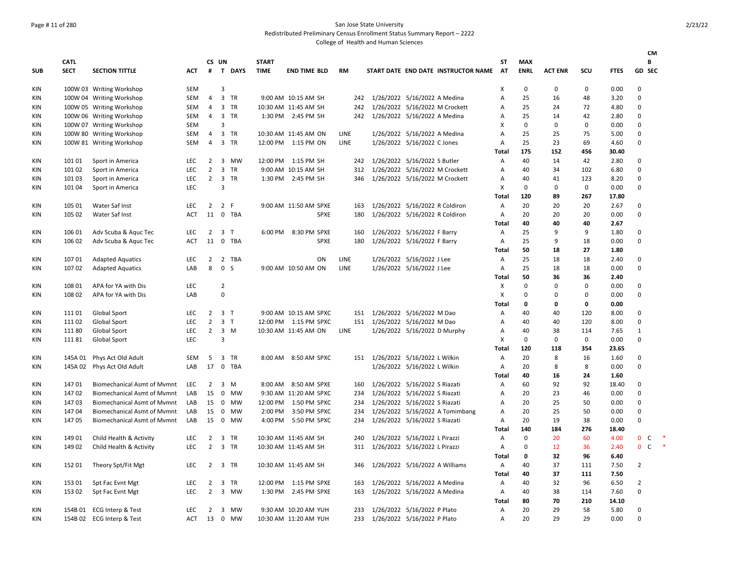San Jose State University

Redistributed Preliminary Census Enrollment Status Summary Report – 2222

College of Health and Human Sciences

| SUB | CATL SECT | SECTION TITTLE | ACT | CS # | UN T | DAYS | START TIME | END TIME | BLD | RM | START DATE | END DATE | INSTRUCTOR NAME | ST AT | MAX ENRL | ACT ENR | SCU | FTES | GD | CMB SEC |
|---|---|---|---|---|---|---|---|---|---|---|---|---|---|---|---|---|---|---|---|---|
| KIN | 100W 03 | Writing Workshop | SEM | | 3 | | | | | | | | | X | 0 | 0 | 0 | 0.00 | 0 | |
| KIN | 100W 04 | Writing Workshop | SEM | 4 | 3 | TR | 9:00 AM | 10:15 AM | SH | 242 | 1/26/2022 | 5/16/2022 | A Medina | A | 25 | 16 | 48 | 3.20 | 0 | |
| KIN | 100W 05 | Writing Workshop | SEM | 4 | 3 | TR | 10:30 AM | 11:45 AM | SH | 242 | 1/26/2022 | 5/16/2022 | M Crockett | A | 25 | 24 | 72 | 4.80 | 0 | |
| KIN | 100W 06 | Writing Workshop | SEM | 4 | 3 | TR | 1:30 PM | 2:45 PM | SH | 242 | 1/26/2022 | 5/16/2022 | A Medina | A | 25 | 14 | 42 | 2.80 | 0 | |
| KIN | 100W 07 | Writing Workshop | SEM | | 3 | | | | | | | | | X | 0 | 0 | 0 | 0.00 | 0 | |
| KIN | 100W 80 | Writing Workshop | SEM | 4 | 3 | TR | 10:30 AM | 11:45 AM | ON | LINE | 1/26/2022 | 5/16/2022 | A Medina | A | 25 | 25 | 75 | 5.00 | 0 | |
| KIN | 100W 81 | Writing Workshop | SEM | 4 | 3 | TR | 12:00 PM | 1:15 PM | ON | LINE | 1/26/2022 | 5/16/2022 | C Jones | A | 25 | 23 | 69 | 4.60 | 0 | |
| | | | | | | | | | | | | | | **Total** | **175** | **152** | **456** | **30.40** | | |
| KIN | 101 01 | Sport in America | LEC | 2 | 3 | MW | 12:00 PM | 1:15 PM | SH | 242 | 1/26/2022 | 5/16/2022 | S Butler | A | 40 | 14 | 42 | 2.80 | 0 | |
| KIN | 101 02 | Sport in America | LEC | 2 | 3 | TR | 9:00 AM | 10:15 AM | SH | 312 | 1/26/2022 | 5/16/2022 | M Crockett | A | 40 | 34 | 102 | 6.80 | 0 | |
| KIN | 101 03 | Sport in America | LEC | 2 | 3 | TR | 1:30 PM | 2:45 PM | SH | 346 | 1/26/2022 | 5/16/2022 | M Crockett | A | 40 | 41 | 123 | 8.20 | 0 | |
| KIN | 101 04 | Sport in America | LEC | | 3 | | | | | | | | | X | 0 | 0 | 0 | 0.00 | 0 | |
| | | | | | | | | | | | | | | **Total** | **120** | **89** | **267** | **17.80** | | |
| KIN | 105 01 | Water Saf Inst | LEC | 2 | 2 | F | 9:00 AM | 11:50 AM | SPXE | 163 | 1/26/2022 | 5/16/2022 | R Coldiron | A | 20 | 20 | 20 | 2.67 | 0 | |
| KIN | 105 02 | Water Saf Inst | ACT | 11 | 0 | TBA | | | SPXE | 180 | 1/26/2022 | 5/16/2022 | R Coldiron | A | 20 | 20 | 20 | 0.00 | 0 | |
| | | | | | | | | | | | | | | **Total** | **40** | **40** | **40** | **2.67** | | |
| KIN | 106 01 | Adv Scuba & Aquc Tec | LEC | 2 | 3 | T | 6:00 PM | 8:30 PM | SPXE | 160 | 1/26/2022 | 5/16/2022 | F Barry | A | 25 | 9 | 9 | 1.80 | 0 | |
| KIN | 106 02 | Adv Scuba & Aquc Tec | ACT | 11 | 0 | TBA | | | SPXE | 180 | 1/26/2022 | 5/16/2022 | F Barry | A | 25 | 9 | 18 | 0.00 | 0 | |
| | | | | | | | | | | | | | | **Total** | **50** | **18** | **27** | **1.80** | | |
| KIN | 107 01 | Adapted Aquatics | LEC | 2 | 2 | TBA | | | ON | LINE | 1/26/2022 | 5/16/2022 | J Lee | A | 25 | 18 | 18 | 2.40 | 0 | |
| KIN | 107 02 | Adapted Aquatics | LAB | 8 | 0 | S | 9:00 AM | 10:50 AM | ON | LINE | 1/26/2022 | 5/16/2022 | J Lee | A | 25 | 18 | 18 | 0.00 | 0 | |
| | | | | | | | | | | | | | | **Total** | **50** | **36** | **36** | **2.40** | | |
| KIN | 108 01 | APA for YA with Dis | LEC | | 2 | | | | | | | | | X | 0 | 0 | 0 | 0.00 | 0 | |
| KIN | 108 02 | APA for YA with Dis | LAB | | 0 | | | | | | | | | X | 0 | 0 | 0 | 0.00 | 0 | |
| | | | | | | | | | | | | | | **Total** | **0** | **0** | **0** | **0.00** | | |
| KIN | 111 01 | Global Sport | LEC | 2 | 3 | T | 9:00 AM | 10:15 AM | SPXC | 151 | 1/26/2022 | 5/16/2022 | M Dao | A | 40 | 40 | 120 | 8.00 | 0 | |
| KIN | 111 02 | Global Sport | LEC | 2 | 3 | T | 12:00 PM | 1:15 PM | SPXC | 151 | 1/26/2022 | 5/16/2022 | M Dao | A | 40 | 40 | 120 | 8.00 | 0 | |
| KIN | 111 80 | Global Sport | LEC | 2 | 3 | M | 10:30 AM | 11:45 AM | ON | LINE | 1/26/2022 | 5/16/2022 | D Murphy | A | 40 | 38 | 114 | 7.65 | 1 | |
| KIN | 111 81 | Global Sport | LEC | | 3 | | | | | | | | | X | 0 | 0 | 0 | 0.00 | 0 | |
| | | | | | | | | | | | | | | **Total** | **120** | **118** | **354** | **23.65** | | |
| KIN | 145A 01 | Phys Act Old Adult | SEM | 5 | 3 | TR | 8:00 AM | 8:50 AM | SPXC | 151 | 1/26/2022 | 5/16/2022 | L Wilkin | A | 20 | 8 | 16 | 1.60 | 0 | |
| KIN | 145A 02 | Phys Act Old Adult | LAB | 17 | 0 | TBA | | | | | 1/26/2022 | 5/16/2022 | L Wilkin | A | 20 | 8 | 8 | 0.00 | 0 | |
| | | | | | | | | | | | | | | **Total** | **40** | **16** | **24** | **1.60** | | |
| KIN | 147 01 | Biomechanical Asmt of Mvmnt | LEC | 2 | 3 | M | 8:00 AM | 8:50 AM | SPXE | 160 | 1/26/2022 | 5/16/2022 | S Riazati | A | 60 | 92 | 92 | 18.40 | 0 | |
| KIN | 147 02 | Biomechanical Asmt of Mvmnt | LAB | 15 | 0 | MW | 9:30 AM | 11:20 AM | SPXC | 234 | 1/26/2022 | 5/16/2022 | S Riazati | A | 20 | 23 | 46 | 0.00 | 0 | |
| KIN | 147 03 | Biomechanical Asmt of Mvmnt | LAB | 15 | 0 | MW | 12:00 PM | 1:50 PM | SPXC | 234 | 1/26/2022 | 5/16/2022 | S Riazati | A | 20 | 25 | 50 | 0.00 | 0 | |
| KIN | 147 04 | Biomechanical Asmt of Mvmnt | LAB | 15 | 0 | MW | 2:00 PM | 3:50 PM | SPXC | 234 | 1/26/2022 | 5/16/2022 | A Tomimbang | A | 20 | 25 | 50 | 0.00 | 0 | |
| KIN | 147 05 | Biomechanical Asmt of Mvmnt | LAB | 15 | 0 | MW | 4:00 PM | 5:50 PM | SPXC | 234 | 1/26/2022 | 5/16/2022 | S Riazati | A | 20 | 19 | 38 | 0.00 | 0 | |
| | | | | | | | | | | | | | | **Total** | **140** | **184** | **276** | **18.40** | | |
| KIN | 149 01 | Child Health & Activity | LEC | 2 | 3 | TR | 10:30 AM | 11:45 AM | SH | 240 | 1/26/2022 | 5/16/2022 | L Pirazzi | A | 0 | 20 | 60 | 4.00 | 0 | C * |
| KIN | 149 02 | Child Health & Activity | LEC | 2 | 3 | TR | 10:30 AM | 11:45 AM | SH | 311 | 1/26/2022 | 5/16/2022 | L Pirazzi | A | 0 | 12 | 36 | 2.40 | 0 | C * |
| | | | | | | | | | | | | | | **Total** | **0** | **32** | **96** | **6.40** | | |
| KIN | 152 01 | Theory Spt/Fit Mgt | LEC | 2 | 3 | TR | 10:30 AM | 11:45 AM | SH | 346 | 1/26/2022 | 5/16/2022 | A Williams | A | 40 | 37 | 111 | 7.50 | 2 | |
| | | | | | | | | | | | | | | **Total** | **40** | **37** | **111** | **7.50** | | |
| KIN | 153 01 | Spt Fac Evnt Mgt | LEC | 2 | 3 | TR | 12:00 PM | 1:15 PM | SPXE | 163 | 1/26/2022 | 5/16/2022 | A Medina | A | 40 | 32 | 96 | 6.50 | 2 | |
| KIN | 153 02 | Spt Fac Evnt Mgt | LEC | 2 | 3 | MW | 1:30 PM | 2:45 PM | SPXE | 163 | 1/26/2022 | 5/16/2022 | A Medina | A | 40 | 38 | 114 | 7.60 | 0 | |
| | | | | | | | | | | | | | | **Total** | **80** | **70** | **210** | **14.10** | | |
| KIN | 154B 01 | ECG Interp & Test | LEC | 2 | 3 | MW | 9:30 AM | 10:20 AM | YUH | 233 | 1/26/2022 | 5/16/2022 | P Plato | A | 20 | 29 | 58 | 5.80 | 0 | |
| KIN | 154B 02 | ECG Interp & Test | ACT | 13 | 0 | MW | 10:30 AM | 11:20 AM | YUH | 233 | 1/26/2022 | 5/16/2022 | P Plato | A | 20 | 29 | 29 | 0.00 | 0 | |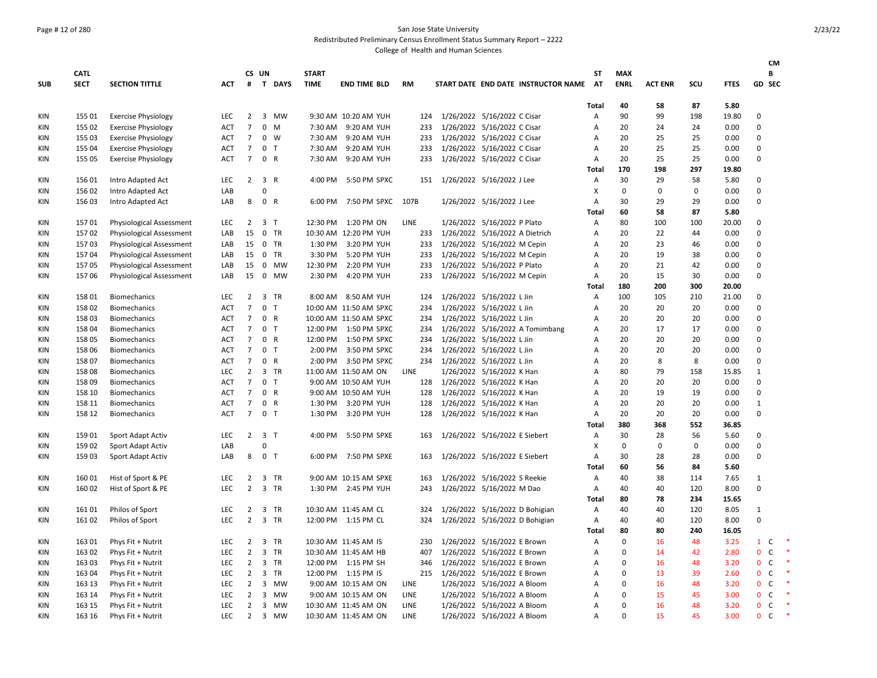San Jose State University

Redistributed Preliminary Census Enrollment Status Summary Report – 2222

College of Health and Human Sciences

| SUB | CATL SECT | SECTION TITTLE | ACT | CS # | UN T | DAYS | START TIME | END TIME | BLD | RM | START DATE | END DATE | INSTRUCTOR NAME | ST AT | MAX ENRL | ACT ENR | SCU | FTES | GD | CMB SEC | |
|---|---|---|---|---|---|---|---|---|---|---|---|---|---|---|---|---|---|---|---|---|---|
| | | | | | | | | | | | | | | Total | 40 | 58 | 87 | 5.80 | | | |
| KIN | 155 01 | Exercise Physiology | LEC | 2 | 3 | MW | 9:30 AM | 10:20 AM | YUH | 124 | 1/26/2022 | 5/16/2022 | C Cisar | A | 90 | 99 | 198 | 19.80 | 0 | | |
| KIN | 155 02 | Exercise Physiology | ACT | 7 | 0 | M | 7:30 AM | 9:20 AM | YUH | 233 | 1/26/2022 | 5/16/2022 | C Cisar | A | 20 | 24 | 24 | 0.00 | 0 | | |
| KIN | 155 03 | Exercise Physiology | ACT | 7 | 0 | W | 7:30 AM | 9:20 AM | YUH | 233 | 1/26/2022 | 5/16/2022 | C Cisar | A | 20 | 25 | 25 | 0.00 | 0 | | |
| KIN | 155 04 | Exercise Physiology | ACT | 7 | 0 | T | 7:30 AM | 9:20 AM | YUH | 233 | 1/26/2022 | 5/16/2022 | C Cisar | A | 20 | 25 | 25 | 0.00 | 0 | | |
| KIN | 155 05 | Exercise Physiology | ACT | 7 | 0 | R | 7:30 AM | 9:20 AM | YUH | 233 | 1/26/2022 | 5/16/2022 | C Cisar | A | 20 | 25 | 25 | 0.00 | 0 | | |
| | | | | | | | | | | | | | | Total | 170 | 198 | 297 | 19.80 | | | |
| KIN | 156 01 | Intro Adapted Act | LEC | 2 | 3 | R | 4:00 PM | 5:50 PM | SPXC | 151 | 1/26/2022 | 5/16/2022 | J Lee | A | 30 | 29 | 58 | 5.80 | 0 | | |
| KIN | 156 02 | Intro Adapted Act | LAB | | 0 | | | | | | | | | X | 0 | 0 | 0 | 0.00 | 0 | | |
| KIN | 156 03 | Intro Adapted Act | LAB | 8 | 0 | R | 6:00 PM | 7:50 PM | SPXC | 107B | 1/26/2022 | 5/16/2022 | J Lee | A | 30 | 29 | 29 | 0.00 | 0 | | |
| | | | | | | | | | | | | | | Total | 60 | 58 | 87 | 5.80 | | | |
| KIN | 157 01 | Physiological Assessment | LEC | 2 | 3 | T | 12:30 PM | 1:20 PM | ON | LINE | 1/26/2022 | 5/16/2022 | P Plato | A | 80 | 100 | 100 | 20.00 | 0 | | |
| KIN | 157 02 | Physiological Assessment | LAB | 15 | 0 | TR | 10:30 AM | 12:20 PM | YUH | 233 | 1/26/2022 | 5/16/2022 | A Dietrich | A | 20 | 22 | 44 | 0.00 | 0 | | |
| KIN | 157 03 | Physiological Assessment | LAB | 15 | 0 | TR | 1:30 PM | 3:20 PM | YUH | 233 | 1/26/2022 | 5/16/2022 | M Cepin | A | 20 | 23 | 46 | 0.00 | 0 | | |
| KIN | 157 04 | Physiological Assessment | LAB | 15 | 0 | TR | 3:30 PM | 5:20 PM | YUH | 233 | 1/26/2022 | 5/16/2022 | M Cepin | A | 20 | 19 | 38 | 0.00 | 0 | | |
| KIN | 157 05 | Physiological Assessment | LAB | 15 | 0 | MW | 12:30 PM | 2:20 PM | YUH | 233 | 1/26/2022 | 5/16/2022 | P Plato | A | 20 | 21 | 42 | 0.00 | 0 | | |
| KIN | 157 06 | Physiological Assessment | LAB | 15 | 0 | MW | 2:30 PM | 4:20 PM | YUH | 233 | 1/26/2022 | 5/16/2022 | M Cepin | A | 20 | 15 | 30 | 0.00 | 0 | | |
| | | | | | | | | | | | | | | Total | 180 | 200 | 300 | 20.00 | | | |
| KIN | 158 01 | Biomechanics | LEC | 2 | 3 | TR | 8:00 AM | 8:50 AM | YUH | 124 | 1/26/2022 | 5/16/2022 | L Jin | A | 100 | 105 | 210 | 21.00 | 0 | | |
| KIN | 158 02 | Biomechanics | ACT | 7 | 0 | T | 10:00 AM | 11:50 AM | SPXC | 234 | 1/26/2022 | 5/16/2022 | L Jin | A | 20 | 20 | 20 | 0.00 | 0 | | |
| KIN | 158 03 | Biomechanics | ACT | 7 | 0 | R | 10:00 AM | 11:50 AM | SPXC | 234 | 1/26/2022 | 5/16/2022 | L Jin | A | 20 | 20 | 20 | 0.00 | 0 | | |
| KIN | 158 04 | Biomechanics | ACT | 7 | 0 | T | 12:00 PM | 1:50 PM | SPXC | 234 | 1/26/2022 | 5/16/2022 | A Tomimbang | A | 20 | 17 | 17 | 0.00 | 0 | | |
| KIN | 158 05 | Biomechanics | ACT | 7 | 0 | R | 12:00 PM | 1:50 PM | SPXC | 234 | 1/26/2022 | 5/16/2022 | L Jin | A | 20 | 20 | 20 | 0.00 | 0 | | |
| KIN | 158 06 | Biomechanics | ACT | 7 | 0 | T | 2:00 PM | 3:50 PM | SPXC | 234 | 1/26/2022 | 5/16/2022 | L Jin | A | 20 | 20 | 20 | 0.00 | 0 | | |
| KIN | 158 07 | Biomechanics | ACT | 7 | 0 | R | 2:00 PM | 3:50 PM | SPXC | 234 | 1/26/2022 | 5/16/2022 | L Jin | A | 20 | 8 | 8 | 0.00 | 0 | | |
| KIN | 158 08 | Biomechanics | LEC | 2 | 3 | TR | 11:00 AM | 11:50 AM | ON | LINE | 1/26/2022 | 5/16/2022 | K Han | A | 80 | 79 | 158 | 15.85 | 1 | | |
| KIN | 158 09 | Biomechanics | ACT | 7 | 0 | T | 9:00 AM | 10:50 AM | YUH | 128 | 1/26/2022 | 5/16/2022 | K Han | A | 20 | 20 | 20 | 0.00 | 0 | | |
| KIN | 158 10 | Biomechanics | ACT | 7 | 0 | R | 9:00 AM | 10:50 AM | YUH | 128 | 1/26/2022 | 5/16/2022 | K Han | A | 20 | 19 | 19 | 0.00 | 0 | | |
| KIN | 158 11 | Biomechanics | ACT | 7 | 0 | R | 1:30 PM | 3:20 PM | YUH | 128 | 1/26/2022 | 5/16/2022 | K Han | A | 20 | 20 | 20 | 0.00 | 1 | | |
| KIN | 158 12 | Biomechanics | ACT | 7 | 0 | T | 1:30 PM | 3:20 PM | YUH | 128 | 1/26/2022 | 5/16/2022 | K Han | A | 20 | 20 | 20 | 0.00 | 0 | | |
| | | | | | | | | | | | | | | Total | 380 | 368 | 552 | 36.85 | | | |
| KIN | 159 01 | Sport Adapt Activ | LEC | 2 | 3 | T | 4:00 PM | 5:50 PM | SPXE | 163 | 1/26/2022 | 5/16/2022 | E Siebert | A | 30 | 28 | 56 | 5.60 | 0 | | |
| KIN | 159 02 | Sport Adapt Activ | LAB | | 0 | | | | | | | | | X | 0 | 0 | 0 | 0.00 | 0 | | |
| KIN | 159 03 | Sport Adapt Activ | LAB | 8 | 0 | T | 6:00 PM | 7:50 PM | SPXE | 163 | 1/26/2022 | 5/16/2022 | E Siebert | A | 30 | 28 | 28 | 0.00 | 0 | | |
| | | | | | | | | | | | | | | Total | 60 | 56 | 84 | 5.60 | | | |
| KIN | 160 01 | Hist of Sport & PE | LEC | 2 | 3 | TR | 9:00 AM | 10:15 AM | SPXE | 163 | 1/26/2022 | 5/16/2022 | S Reekie | A | 40 | 38 | 114 | 7.65 | 1 | | |
| KIN | 160 02 | Hist of Sport & PE | LEC | 2 | 3 | TR | 1:30 PM | 2:45 PM | YUH | 243 | 1/26/2022 | 5/16/2022 | M Dao | A | 40 | 40 | 120 | 8.00 | 0 | | |
| | | | | | | | | | | | | | | Total | 80 | 78 | 234 | 15.65 | | | |
| KIN | 161 01 | Philos of Sport | LEC | 2 | 3 | TR | 10:30 AM | 11:45 AM | CL | 324 | 1/26/2022 | 5/16/2022 | D Bohigian | A | 40 | 40 | 120 | 8.05 | 1 | | |
| KIN | 161 02 | Philos of Sport | LEC | 2 | 3 | TR | 12:00 PM | 1:15 PM | CL | 324 | 1/26/2022 | 5/16/2022 | D Bohigian | A | 40 | 40 | 120 | 8.00 | 0 | | |
| | | | | | | | | | | | | | | Total | 80 | 80 | 240 | 16.05 | | | |
| KIN | 163 01 | Phys Fit + Nutrit | LEC | 2 | 3 | TR | 10:30 AM | 11:45 AM | IS | 230 | 1/26/2022 | 5/16/2022 | E Brown | A | 0 | 16 | 48 | 3.25 | 1 | C | * |
| KIN | 163 02 | Phys Fit + Nutrit | LEC | 2 | 3 | TR | 10:30 AM | 11:45 AM | HB | 407 | 1/26/2022 | 5/16/2022 | E Brown | A | 0 | 14 | 42 | 2.80 | 0 | C | * |
| KIN | 163 03 | Phys Fit + Nutrit | LEC | 2 | 3 | TR | 12:00 PM | 1:15 PM | SH | 346 | 1/26/2022 | 5/16/2022 | E Brown | A | 0 | 16 | 48 | 3.20 | 0 | C | * |
| KIN | 163 04 | Phys Fit + Nutrit | LEC | 2 | 3 | TR | 12:00 PM | 1:15 PM | IS | 215 | 1/26/2022 | 5/16/2022 | E Brown | A | 0 | 13 | 39 | 2.60 | 0 | C | * |
| KIN | 163 13 | Phys Fit + Nutrit | LEC | 2 | 3 | MW | 9:00 AM | 10:15 AM | ON | LINE | 1/26/2022 | 5/16/2022 | A Bloom | A | 0 | 16 | 48 | 3.20 | 0 | C | * |
| KIN | 163 14 | Phys Fit + Nutrit | LEC | 2 | 3 | MW | 9:00 AM | 10:15 AM | ON | LINE | 1/26/2022 | 5/16/2022 | A Bloom | A | 0 | 15 | 45 | 3.00 | 0 | C | * |
| KIN | 163 15 | Phys Fit + Nutrit | LEC | 2 | 3 | MW | 10:30 AM | 11:45 AM | ON | LINE | 1/26/2022 | 5/16/2022 | A Bloom | A | 0 | 16 | 48 | 3.20 | 0 | C | * |
| KIN | 163 16 | Phys Fit + Nutrit | LEC | 2 | 3 | MW | 10:30 AM | 11:45 AM | ON | LINE | 1/26/2022 | 5/16/2022 | A Bloom | A | 0 | 15 | 45 | 3.00 | 0 | C | * |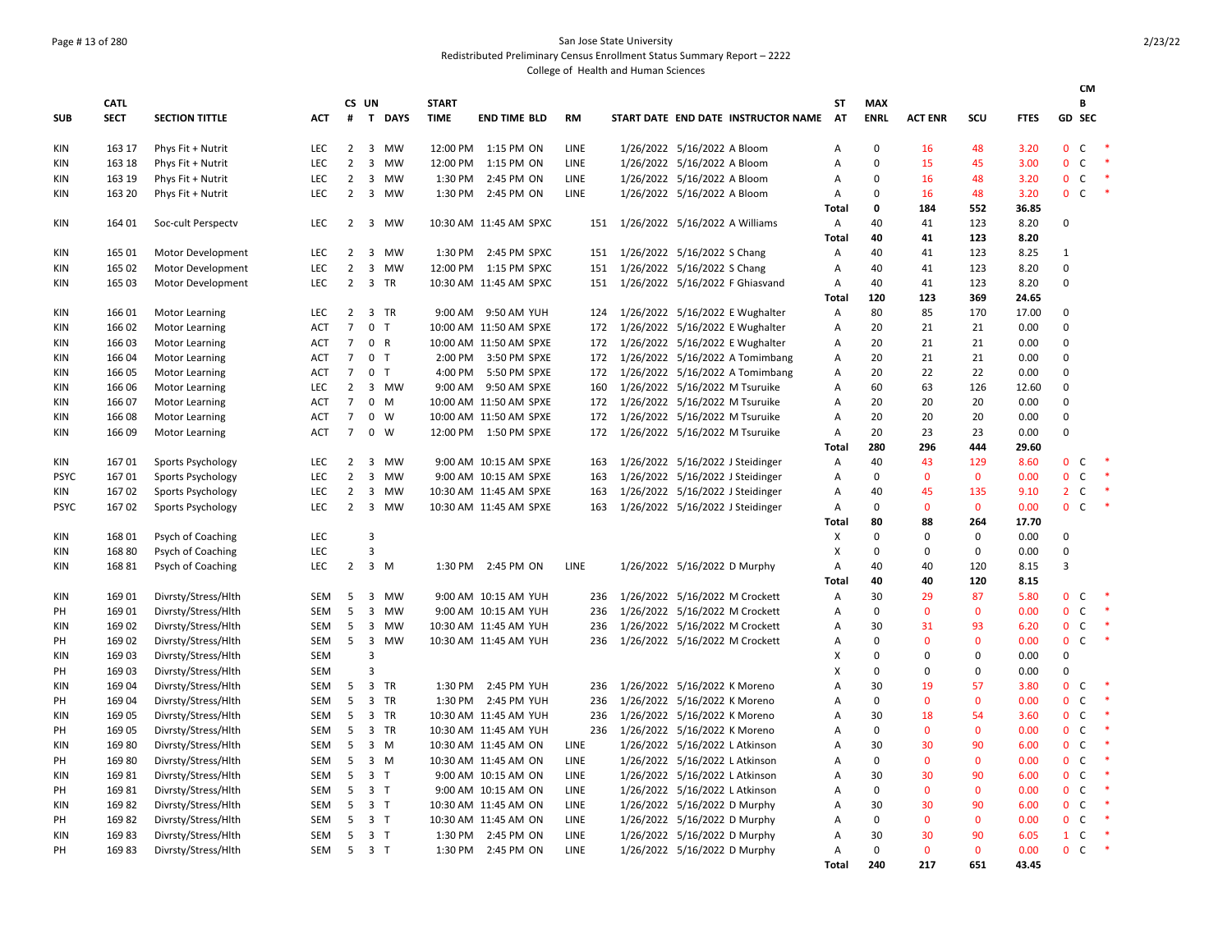# San Jose State University

## Redistributed Preliminary Census Enrollment Status Summary Report – 2222

### College of Health and Human Sciences

| SUB | CATL SECT | SECTION TITTLE | ACT | CS # | UN T | DAYS | START TIME | END TIME | BLD | RM | START DATE | END DATE | INSTRUCTOR NAME | ST AT | MAX ENRL | ACT ENR | SCU | FTES | GD | CMB SEC | |
|---|---|---|---|---|---|---|---|---|---|---|---|---|---|---|---|---|---|---|---|---|---|
| KIN | 163 17 | Phys Fit + Nutrit | LEC | 2 | 3 | MW | 12:00 PM | 1:15 PM | ON | LINE | 1/26/2022 | 5/16/2022 | A Bloom | A | 0 | 16 | 48 | 3.20 | 0 | C | * |
| KIN | 163 18 | Phys Fit + Nutrit | LEC | 2 | 3 | MW | 12:00 PM | 1:15 PM | ON | LINE | 1/26/2022 | 5/16/2022 | A Bloom | A | 0 | 15 | 45 | 3.00 | 0 | C | * |
| KIN | 163 19 | Phys Fit + Nutrit | LEC | 2 | 3 | MW | 1:30 PM | 2:45 PM | ON | LINE | 1/26/2022 | 5/16/2022 | A Bloom | A | 0 | 16 | 48 | 3.20 | 0 | C | * |
| KIN | 163 20 | Phys Fit + Nutrit | LEC | 2 | 3 | MW | 1:30 PM | 2:45 PM | ON | LINE | 1/26/2022 | 5/16/2022 | A Bloom | A | 0 | 16 | 48 | 3.20 | 0 | C | * |
| | | | | | | | | | | | | | | Total | 0 | 184 | 552 | 36.85 | | | |
| KIN | 164 01 | Soc-cult Perspectv | LEC | 2 | 3 | MW | 10:30 AM | 11:45 AM | SPXC | 151 | 1/26/2022 | 5/16/2022 | A Williams | A | 40 | 41 | 123 | 8.20 | 0 | | |
| | | | | | | | | | | | | | | Total | 40 | 41 | 123 | 8.20 | | | |
| KIN | 165 01 | Motor Development | LEC | 2 | 3 | MW | 1:30 PM | 2:45 PM | SPXC | 151 | 1/26/2022 | 5/16/2022 | S Chang | A | 40 | 41 | 123 | 8.25 | 1 | | |
| KIN | 165 02 | Motor Development | LEC | 2 | 3 | MW | 12:00 PM | 1:15 PM | SPXC | 151 | 1/26/2022 | 5/16/2022 | S Chang | A | 40 | 41 | 123 | 8.20 | 0 | | |
| KIN | 165 03 | Motor Development | LEC | 2 | 3 | TR | 10:30 AM | 11:45 AM | SPXC | 151 | 1/26/2022 | 5/16/2022 | F Ghiasvand | A | 40 | 41 | 123 | 8.20 | 0 | | |
| | | | | | | | | | | | | | | Total | 120 | 123 | 369 | 24.65 | | | |
| KIN | 166 01 | Motor Learning | LEC | 2 | 3 | TR | 9:00 AM | 9:50 AM | YUH | 124 | 1/26/2022 | 5/16/2022 | E Wughalter | A | 80 | 85 | 170 | 17.00 | 0 | | |
| KIN | 166 02 | Motor Learning | ACT | 7 | 0 | T | 10:00 AM | 11:50 AM | SPXE | 172 | 1/26/2022 | 5/16/2022 | E Wughalter | A | 20 | 21 | 21 | 0.00 | 0 | | |
| KIN | 166 03 | Motor Learning | ACT | 7 | 0 | R | 10:00 AM | 11:50 AM | SPXE | 172 | 1/26/2022 | 5/16/2022 | E Wughalter | A | 20 | 21 | 21 | 0.00 | 0 | | |
| KIN | 166 04 | Motor Learning | ACT | 7 | 0 | T | 2:00 PM | 3:50 PM | SPXE | 172 | 1/26/2022 | 5/16/2022 | A Tomimbang | A | 20 | 21 | 21 | 0.00 | 0 | | |
| KIN | 166 05 | Motor Learning | ACT | 7 | 0 | T | 4:00 PM | 5:50 PM | SPXE | 172 | 1/26/2022 | 5/16/2022 | A Tomimbang | A | 20 | 22 | 22 | 0.00 | 0 | | |
| KIN | 166 06 | Motor Learning | LEC | 2 | 3 | MW | 9:00 AM | 9:50 AM | SPXE | 160 | 1/26/2022 | 5/16/2022 | M Tsuruike | A | 60 | 63 | 126 | 12.60 | 0 | | |
| KIN | 166 07 | Motor Learning | ACT | 7 | 0 | M | 10:00 AM | 11:50 AM | SPXE | 172 | 1/26/2022 | 5/16/2022 | M Tsuruike | A | 20 | 20 | 20 | 0.00 | 0 | | |
| KIN | 166 08 | Motor Learning | ACT | 7 | 0 | W | 10:00 AM | 11:50 AM | SPXE | 172 | 1/26/2022 | 5/16/2022 | M Tsuruike | A | 20 | 20 | 20 | 0.00 | 0 | | |
| KIN | 166 09 | Motor Learning | ACT | 7 | 0 | W | 12:00 PM | 1:50 PM | SPXE | 172 | 1/26/2022 | 5/16/2022 | M Tsuruike | A | 20 | 23 | 23 | 0.00 | 0 | | |
| | | | | | | | | | | | | | | Total | 280 | 296 | 444 | 29.60 | | | |
| KIN | 167 01 | Sports Psychology | LEC | 2 | 3 | MW | 9:00 AM | 10:15 AM | SPXE | 163 | 1/26/2022 | 5/16/2022 | J Steidinger | A | 40 | 43 | 129 | 8.60 | 0 | C | * |
| PSYC | 167 01 | Sports Psychology | LEC | 2 | 3 | MW | 9:00 AM | 10:15 AM | SPXE | 163 | 1/26/2022 | 5/16/2022 | J Steidinger | A | 0 | 0 | 0 | 0.00 | 0 | C | * |
| KIN | 167 02 | Sports Psychology | LEC | 2 | 3 | MW | 10:30 AM | 11:45 AM | SPXE | 163 | 1/26/2022 | 5/16/2022 | J Steidinger | A | 40 | 45 | 135 | 9.10 | 2 | C | * |
| PSYC | 167 02 | Sports Psychology | LEC | 2 | 3 | MW | 10:30 AM | 11:45 AM | SPXE | 163 | 1/26/2022 | 5/16/2022 | J Steidinger | A | 0 | 0 | 0 | 0.00 | 0 | C | * |
| | | | | | | | | | | | | | | Total | 80 | 88 | 264 | 17.70 | | | |
| KIN | 168 01 | Psych of Coaching | LEC | | 3 | | | | | | | | | X | 0 | 0 | 0 | 0.00 | 0 | | |
| KIN | 168 80 | Psych of Coaching | LEC | | 3 | | | | | | | | | X | 0 | 0 | 0 | 0.00 | 0 | | |
| KIN | 168 81 | Psych of Coaching | LEC | 2 | 3 | M | 1:30 PM | 2:45 PM | ON | LINE | 1/26/2022 | 5/16/2022 | D Murphy | A | 40 | 40 | 120 | 8.15 | 3 | | |
| | | | | | | | | | | | | | | Total | 40 | 40 | 120 | 8.15 | | | |
| KIN | 169 01 | Divrsty/Stress/Hlth | SEM | 5 | 3 | MW | 9:00 AM | 10:15 AM | YUH | 236 | 1/26/2022 | 5/16/2022 | M Crockett | A | 30 | 29 | 87 | 5.80 | 0 | C | * |
| PH | 169 01 | Divrsty/Stress/Hlth | SEM | 5 | 3 | MW | 9:00 AM | 10:15 AM | YUH | 236 | 1/26/2022 | 5/16/2022 | M Crockett | A | 0 | 0 | 0 | 0.00 | 0 | C | * |
| KIN | 169 02 | Divrsty/Stress/Hlth | SEM | 5 | 3 | MW | 10:30 AM | 11:45 AM | YUH | 236 | 1/26/2022 | 5/16/2022 | M Crockett | A | 30 | 31 | 93 | 6.20 | 0 | C | * |
| PH | 169 02 | Divrsty/Stress/Hlth | SEM | 5 | 3 | MW | 10:30 AM | 11:45 AM | YUH | 236 | 1/26/2022 | 5/16/2022 | M Crockett | A | 0 | 0 | 0 | 0.00 | 0 | C | * |
| KIN | 169 03 | Divrsty/Stress/Hlth | SEM | | 3 | | | | | | | | | X | 0 | 0 | 0 | 0.00 | 0 | | |
| PH | 169 03 | Divrsty/Stress/Hlth | SEM | | 3 | | | | | | | | | X | 0 | 0 | 0 | 0.00 | 0 | | |
| KIN | 169 04 | Divrsty/Stress/Hlth | SEM | 5 | 3 | TR | 1:30 PM | 2:45 PM | YUH | 236 | 1/26/2022 | 5/16/2022 | K Moreno | A | 30 | 19 | 57 | 3.80 | 0 | C | * |
| PH | 169 04 | Divrsty/Stress/Hlth | SEM | 5 | 3 | TR | 1:30 PM | 2:45 PM | YUH | 236 | 1/26/2022 | 5/16/2022 | K Moreno | A | 0 | 0 | 0 | 0.00 | 0 | C | * |
| KIN | 169 05 | Divrsty/Stress/Hlth | SEM | 5 | 3 | TR | 10:30 AM | 11:45 AM | YUH | 236 | 1/26/2022 | 5/16/2022 | K Moreno | A | 30 | 18 | 54 | 3.60 | 0 | C | * |
| PH | 169 05 | Divrsty/Stress/Hlth | SEM | 5 | 3 | TR | 10:30 AM | 11:45 AM | YUH | 236 | 1/26/2022 | 5/16/2022 | K Moreno | A | 0 | 0 | 0 | 0.00 | 0 | C | * |
| KIN | 169 80 | Divrsty/Stress/Hlth | SEM | 5 | 3 | M | 10:30 AM | 11:45 AM | ON | LINE | 1/26/2022 | 5/16/2022 | L Atkinson | A | 30 | 30 | 90 | 6.00 | 0 | C | * |
| PH | 169 80 | Divrsty/Stress/Hlth | SEM | 5 | 3 | M | 10:30 AM | 11:45 AM | ON | LINE | 1/26/2022 | 5/16/2022 | L Atkinson | A | 0 | 0 | 0 | 0.00 | 0 | C | * |
| KIN | 169 81 | Divrsty/Stress/Hlth | SEM | 5 | 3 | T | 9:00 AM | 10:15 AM | ON | LINE | 1/26/2022 | 5/16/2022 | L Atkinson | A | 30 | 30 | 90 | 6.00 | 0 | C | * |
| PH | 169 81 | Divrsty/Stress/Hlth | SEM | 5 | 3 | T | 9:00 AM | 10:15 AM | ON | LINE | 1/26/2022 | 5/16/2022 | L Atkinson | A | 0 | 0 | 0 | 0.00 | 0 | C | * |
| KIN | 169 82 | Divrsty/Stress/Hlth | SEM | 5 | 3 | T | 10:30 AM | 11:45 AM | ON | LINE | 1/26/2022 | 5/16/2022 | D Murphy | A | 30 | 30 | 90 | 6.00 | 0 | C | * |
| PH | 169 82 | Divrsty/Stress/Hlth | SEM | 5 | 3 | T | 10:30 AM | 11:45 AM | ON | LINE | 1/26/2022 | 5/16/2022 | D Murphy | A | 0 | 0 | 0 | 0.00 | 0 | C | * |
| KIN | 169 83 | Divrsty/Stress/Hlth | SEM | 5 | 3 | T | 1:30 PM | 2:45 PM | ON | LINE | 1/26/2022 | 5/16/2022 | D Murphy | A | 30 | 30 | 90 | 6.05 | 1 | C | * |
| PH | 169 83 | Divrsty/Stress/Hlth | SEM | 5 | 3 | T | 1:30 PM | 2:45 PM | ON | LINE | 1/26/2022 | 5/16/2022 | D Murphy | A | 0 | 0 | 0 | 0.00 | 0 | C | * |
| | | | | | | | | | | | | | | Total | 240 | 217 | 651 | 43.45 | | | |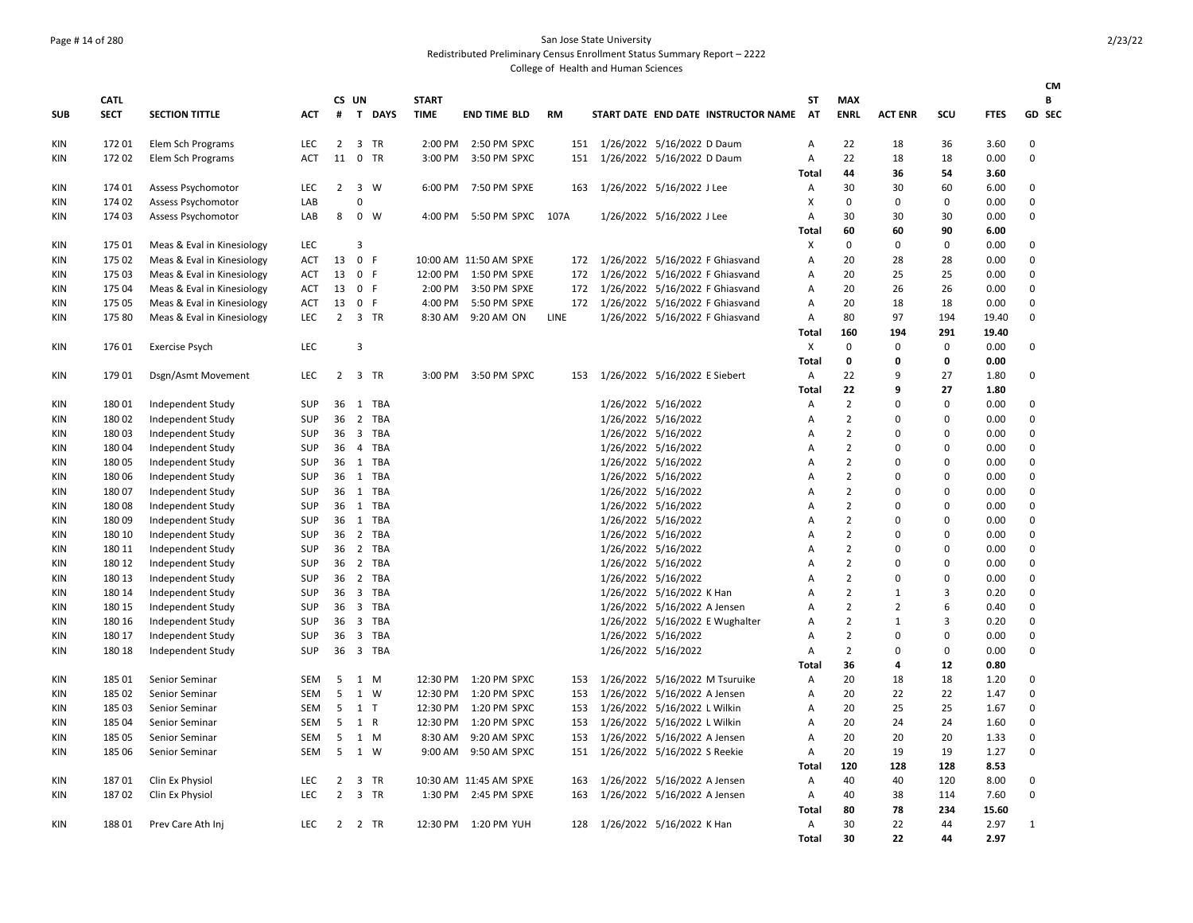San Jose State University
Redistributed Preliminary Census Enrollment Status Summary Report – 2222
College of Health and Human Sciences

| SUB | CATL SECT | SECTION TITTLE | ACT | CS # | UN T | DAYS | START TIME | END TIME | BLD | RM | START DATE | END DATE | INSTRUCTOR NAME | ST AT | MAX ENRL | ACT ENR | SCU | FTES | CM B GD | SEC |
|---|---|---|---|---|---|---|---|---|---|---|---|---|---|---|---|---|---|---|---|---|
| KIN | 172 01 | Elem Sch Programs | LEC | 2 | 3 | TR | 2:00 PM | 2:50 PM | SPXC | 151 | 1/26/2022 | 5/16/2022 | D Daum | A | 22 | 18 | 36 | 3.60 | 0 | |
| KIN | 172 02 | Elem Sch Programs | ACT | 11 | 0 | TR | 3:00 PM | 3:50 PM | SPXC | 151 | 1/26/2022 | 5/16/2022 | D Daum | A | 22 | 18 | 18 | 0.00 | 0 | |
| | | | | | | | | | | | | | | Total | 44 | 36 | 54 | 3.60 | | |
| KIN | 174 01 | Assess Psychomotor | LEC | 2 | 3 | W | 6:00 PM | 7:50 PM | SPXE | 163 | 1/26/2022 | 5/16/2022 | J Lee | A | 30 | 30 | 60 | 6.00 | 0 | |
| KIN | 174 02 | Assess Psychomotor | LAB | | 0 | | | | | | | | | X | 0 | 0 | 0 | 0.00 | 0 | |
| KIN | 174 03 | Assess Psychomotor | LAB | 8 | 0 | W | 4:00 PM | 5:50 PM | SPXC | 107A | 1/26/2022 | 5/16/2022 | J Lee | A | 30 | 30 | 30 | 0.00 | 0 | |
| | | | | | | | | | | | | | | Total | 60 | 60 | 90 | 6.00 | | |
| KIN | 175 01 | Meas & Eval in Kinesiology | LEC | | 3 | | | | | | | | | X | 0 | 0 | 0 | 0.00 | 0 | |
| KIN | 175 02 | Meas & Eval in Kinesiology | ACT | 13 | 0 | F | 10:00 AM | 11:50 AM | SPXE | 172 | 1/26/2022 | 5/16/2022 | F Ghiasvand | A | 20 | 28 | 28 | 0.00 | 0 | |
| KIN | 175 03 | Meas & Eval in Kinesiology | ACT | 13 | 0 | F | 12:00 PM | 1:50 PM | SPXE | 172 | 1/26/2022 | 5/16/2022 | F Ghiasvand | A | 20 | 25 | 25 | 0.00 | 0 | |
| KIN | 175 04 | Meas & Eval in Kinesiology | ACT | 13 | 0 | F | 2:00 PM | 3:50 PM | SPXE | 172 | 1/26/2022 | 5/16/2022 | F Ghiasvand | A | 20 | 26 | 26 | 0.00 | 0 | |
| KIN | 175 05 | Meas & Eval in Kinesiology | ACT | 13 | 0 | F | 4:00 PM | 5:50 PM | SPXE | 172 | 1/26/2022 | 5/16/2022 | F Ghiasvand | A | 20 | 18 | 18 | 0.00 | 0 | |
| KIN | 175 80 | Meas & Eval in Kinesiology | LEC | 2 | 3 | TR | 8:30 AM | 9:20 AM | ON | LINE | 1/26/2022 | 5/16/2022 | F Ghiasvand | A | 80 | 97 | 194 | 19.40 | 0 | |
| | | | | | | | | | | | | | | Total | 160 | 194 | 291 | 19.40 | | |
| KIN | 176 01 | Exercise Psych | LEC | | 3 | | | | | | | | | X | 0 | 0 | 0 | 0.00 | 0 | |
| | | | | | | | | | | | | | | Total | 0 | 0 | 0 | 0.00 | | |
| KIN | 179 01 | Dsgn/Asmt Movement | LEC | 2 | 3 | TR | 3:00 PM | 3:50 PM | SPXC | 153 | 1/26/2022 | 5/16/2022 | E Siebert | A | 22 | 9 | 27 | 1.80 | 0 | |
| | | | | | | | | | | | | | | Total | 22 | 9 | 27 | 1.80 | | |
| KIN | 180 01 | Independent Study | SUP | 36 | 1 | TBA | | | | | 1/26/2022 | 5/16/2022 | | A | 2 | 0 | 0 | 0.00 | 0 | |
| KIN | 180 02 | Independent Study | SUP | 36 | 2 | TBA | | | | | 1/26/2022 | 5/16/2022 | | A | 2 | 0 | 0 | 0.00 | 0 | |
| KIN | 180 03 | Independent Study | SUP | 36 | 3 | TBA | | | | | 1/26/2022 | 5/16/2022 | | A | 2 | 0 | 0 | 0.00 | 0 | |
| KIN | 180 04 | Independent Study | SUP | 36 | 4 | TBA | | | | | 1/26/2022 | 5/16/2022 | | A | 2 | 0 | 0 | 0.00 | 0 | |
| KIN | 180 05 | Independent Study | SUP | 36 | 1 | TBA | | | | | 1/26/2022 | 5/16/2022 | | A | 2 | 0 | 0 | 0.00 | 0 | |
| KIN | 180 06 | Independent Study | SUP | 36 | 1 | TBA | | | | | 1/26/2022 | 5/16/2022 | | A | 2 | 0 | 0 | 0.00 | 0 | |
| KIN | 180 07 | Independent Study | SUP | 36 | 1 | TBA | | | | | 1/26/2022 | 5/16/2022 | | A | 2 | 0 | 0 | 0.00 | 0 | |
| KIN | 180 08 | Independent Study | SUP | 36 | 1 | TBA | | | | | 1/26/2022 | 5/16/2022 | | A | 2 | 0 | 0 | 0.00 | 0 | |
| KIN | 180 09 | Independent Study | SUP | 36 | 1 | TBA | | | | | 1/26/2022 | 5/16/2022 | | A | 2 | 0 | 0 | 0.00 | 0 | |
| KIN | 180 10 | Independent Study | SUP | 36 | 2 | TBA | | | | | 1/26/2022 | 5/16/2022 | | A | 2 | 0 | 0 | 0.00 | 0 | |
| KIN | 180 11 | Independent Study | SUP | 36 | 2 | TBA | | | | | 1/26/2022 | 5/16/2022 | | A | 2 | 0 | 0 | 0.00 | 0 | |
| KIN | 180 12 | Independent Study | SUP | 36 | 2 | TBA | | | | | 1/26/2022 | 5/16/2022 | | A | 2 | 0 | 0 | 0.00 | 0 | |
| KIN | 180 13 | Independent Study | SUP | 36 | 2 | TBA | | | | | 1/26/2022 | 5/16/2022 | | A | 2 | 0 | 0 | 0.00 | 0 | |
| KIN | 180 14 | Independent Study | SUP | 36 | 3 | TBA | | | | | 1/26/2022 | 5/16/2022 | K Han | A | 2 | 1 | 3 | 0.20 | 0 | |
| KIN | 180 15 | Independent Study | SUP | 36 | 3 | TBA | | | | | 1/26/2022 | 5/16/2022 | A Jensen | A | 2 | 2 | 6 | 0.40 | 0 | |
| KIN | 180 16 | Independent Study | SUP | 36 | 3 | TBA | | | | | 1/26/2022 | 5/16/2022 | E Wughalter | A | 2 | 1 | 3 | 0.20 | 0 | |
| KIN | 180 17 | Independent Study | SUP | 36 | 3 | TBA | | | | | 1/26/2022 | 5/16/2022 | | A | 2 | 0 | 0 | 0.00 | 0 | |
| KIN | 180 18 | Independent Study | SUP | 36 | 3 | TBA | | | | | 1/26/2022 | 5/16/2022 | | A | 2 | 0 | 0 | 0.00 | 0 | |
| | | | | | | | | | | | | | | Total | 36 | 4 | 12 | 0.80 | | |
| KIN | 185 01 | Senior Seminar | SEM | 5 | 1 | M | 12:30 PM | 1:20 PM | SPXC | 153 | 1/26/2022 | 5/16/2022 | M Tsuruike | A | 20 | 18 | 18 | 1.20 | 0 | |
| KIN | 185 02 | Senior Seminar | SEM | 5 | 1 | W | 12:30 PM | 1:20 PM | SPXC | 153 | 1/26/2022 | 5/16/2022 | A Jensen | A | 20 | 22 | 22 | 1.47 | 0 | |
| KIN | 185 03 | Senior Seminar | SEM | 5 | 1 | T | 12:30 PM | 1:20 PM | SPXC | 153 | 1/26/2022 | 5/16/2022 | L Wilkin | A | 20 | 25 | 25 | 1.67 | 0 | |
| KIN | 185 04 | Senior Seminar | SEM | 5 | 1 | R | 12:30 PM | 1:20 PM | SPXC | 153 | 1/26/2022 | 5/16/2022 | L Wilkin | A | 20 | 24 | 24 | 1.60 | 0 | |
| KIN | 185 05 | Senior Seminar | SEM | 5 | 1 | M | 8:30 AM | 9:20 AM | SPXC | 153 | 1/26/2022 | 5/16/2022 | A Jensen | A | 20 | 20 | 20 | 1.33 | 0 | |
| KIN | 185 06 | Senior Seminar | SEM | 5 | 1 | W | 9:00 AM | 9:50 AM | SPXC | 151 | 1/26/2022 | 5/16/2022 | S Reekie | A | 20 | 19 | 19 | 1.27 | 0 | |
| | | | | | | | | | | | | | | Total | 120 | 128 | 128 | 8.53 | | |
| KIN | 187 01 | Clin Ex Physiol | LEC | 2 | 3 | TR | 10:30 AM | 11:45 AM | SPXE | 163 | 1/26/2022 | 5/16/2022 | A Jensen | A | 40 | 40 | 120 | 8.00 | 0 | |
| KIN | 187 02 | Clin Ex Physiol | LEC | 2 | 3 | TR | 1:30 PM | 2:45 PM | SPXE | 163 | 1/26/2022 | 5/16/2022 | A Jensen | A | 40 | 38 | 114 | 7.60 | 0 | |
| | | | | | | | | | | | | | | Total | 80 | 78 | 234 | 15.60 | | |
| KIN | 188 01 | Prev Care Ath Inj | LEC | 2 | 2 | TR | 12:30 PM | 1:20 PM | YUH | 128 | 1/26/2022 | 5/16/2022 | K Han | A | 30 | 22 | 44 | 2.97 | 1 | |
| | | | | | | | | | | | | | | Total | 30 | 22 | 44 | 2.97 | | |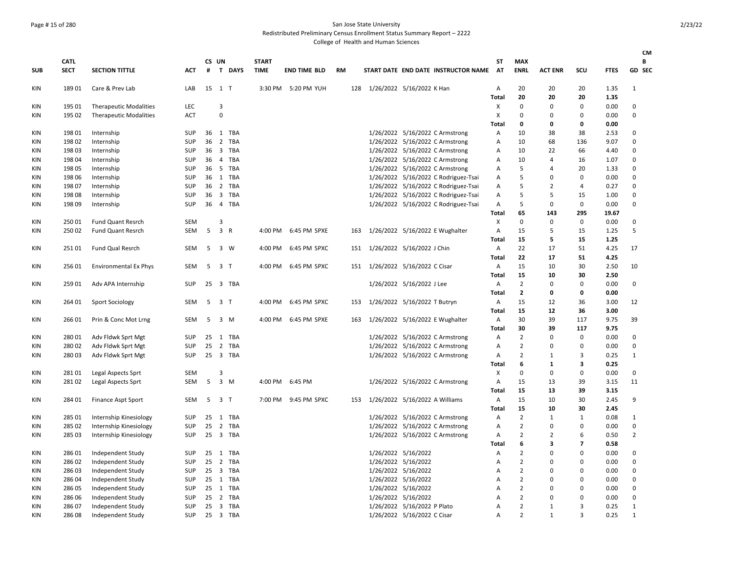San Jose State University
Redistributed Preliminary Census Enrollment Status Summary Report – 2222
College of Health and Human Sciences

| SUB | CATL SECT | SECTION TITTLE | ACT | CS # | UN T | DAYS | START TIME | END TIME | BLD | RM | START DATE | END DATE | INSTRUCTOR NAME | ST AT | MAX ENRL | ACT ENR | SCU | FTES | CMB GD SEC |
|---|---|---|---|---|---|---|---|---|---|---|---|---|---|---|---|---|---|---|---|
| KIN | 189 01 | Care & Prev Lab | LAB | 15 | 1 | T | 3:30 PM | 5:20 PM | YUH | 128 | 1/26/2022 | 5/16/2022 | K Han | A | 20 | 20 | 20 | 1.35 | 1 |
| | | | | | | | | | | | | | | **Total** | **20** | **20** | **20** | **1.35** | |
| KIN | 195 01 | Therapeutic Modalities | LEC | | 3 | | | | | | | | | X | 0 | 0 | 0 | 0.00 | 0 |
| KIN | 195 02 | Therapeutic Modalities | ACT | | 0 | | | | | | | | | X | 0 | 0 | 0 | 0.00 | 0 |
| | | | | | | | | | | | | | | **Total** | **0** | **0** | **0** | **0.00** | |
| KIN | 198 01 | Internship | SUP | 36 | 1 | TBA | | | | | 1/26/2022 | 5/16/2022 | C Armstrong | A | 10 | 38 | 38 | 2.53 | 0 |
| KIN | 198 02 | Internship | SUP | 36 | 2 | TBA | | | | | 1/26/2022 | 5/16/2022 | C Armstrong | A | 10 | 68 | 136 | 9.07 | 0 |
| KIN | 198 03 | Internship | SUP | 36 | 3 | TBA | | | | | 1/26/2022 | 5/16/2022 | C Armstrong | A | 10 | 22 | 66 | 4.40 | 0 |
| KIN | 198 04 | Internship | SUP | 36 | 4 | TBA | | | | | 1/26/2022 | 5/16/2022 | C Armstrong | A | 10 | 4 | 16 | 1.07 | 0 |
| KIN | 198 05 | Internship | SUP | 36 | 5 | TBA | | | | | 1/26/2022 | 5/16/2022 | C Armstrong | A | 5 | 4 | 20 | 1.33 | 0 |
| KIN | 198 06 | Internship | SUP | 36 | 1 | TBA | | | | | 1/26/2022 | 5/16/2022 | C Rodriguez-Tsai | A | 5 | 0 | 0 | 0.00 | 0 |
| KIN | 198 07 | Internship | SUP | 36 | 2 | TBA | | | | | 1/26/2022 | 5/16/2022 | C Rodriguez-Tsai | A | 5 | 2 | 4 | 0.27 | 0 |
| KIN | 198 08 | Internship | SUP | 36 | 3 | TBA | | | | | 1/26/2022 | 5/16/2022 | C Rodriguez-Tsai | A | 5 | 5 | 15 | 1.00 | 0 |
| KIN | 198 09 | Internship | SUP | 36 | 4 | TBA | | | | | 1/26/2022 | 5/16/2022 | C Rodriguez-Tsai | A | 5 | 0 | 0 | 0.00 | 0 |
| | | | | | | | | | | | | | | **Total** | **65** | **143** | **295** | **19.67** | |
| KIN | 250 01 | Fund Quant Resrch | SEM | | 3 | | | | | | | | | X | 0 | 0 | 0 | 0.00 | 0 |
| KIN | 250 02 | Fund Quant Resrch | SEM | 5 | 3 | R | 4:00 PM | 6:45 PM | SPXE | 163 | 1/26/2022 | 5/16/2022 | E Wughalter | A | 15 | 5 | 15 | 1.25 | 5 |
| | | | | | | | | | | | | | | **Total** | **15** | **5** | **15** | **1.25** | |
| KIN | 251 01 | Fund Qual Resrch | SEM | 5 | 3 | W | 4:00 PM | 6:45 PM | SPXC | 151 | 1/26/2022 | 5/16/2022 | J Chin | A | 22 | 17 | 51 | 4.25 | 17 |
| | | | | | | | | | | | | | | **Total** | **22** | **17** | **51** | **4.25** | |
| KIN | 256 01 | Environmental Ex Phys | SEM | 5 | 3 | T | 4:00 PM | 6:45 PM | SPXC | 151 | 1/26/2022 | 5/16/2022 | C Cisar | A | 15 | 10 | 30 | 2.50 | 10 |
| | | | | | | | | | | | | | | **Total** | **15** | **10** | **30** | **2.50** | |
| KIN | 259 01 | Adv APA Internship | SUP | 25 | 3 | TBA | | | | | 1/26/2022 | 5/16/2022 | J Lee | A | 2 | 0 | 0 | 0.00 | 0 |
| | | | | | | | | | | | | | | **Total** | **2** | **0** | **0** | **0.00** | |
| KIN | 264 01 | Sport Sociology | SEM | 5 | 3 | T | 4:00 PM | 6:45 PM | SPXC | 153 | 1/26/2022 | 5/16/2022 | T Butryn | A | 15 | 12 | 36 | 3.00 | 12 |
| | | | | | | | | | | | | | | **Total** | **15** | **12** | **36** | **3.00** | |
| KIN | 266 01 | Prin & Conc Mot Lrng | SEM | 5 | 3 | M | 4:00 PM | 6:45 PM | SPXE | 163 | 1/26/2022 | 5/16/2022 | E Wughalter | A | 30 | 39 | 117 | 9.75 | 39 |
| | | | | | | | | | | | | | | **Total** | **30** | **39** | **117** | **9.75** | |
| KIN | 280 01 | Adv Fldwk Sprt Mgt | SUP | 25 | 1 | TBA | | | | | 1/26/2022 | 5/16/2022 | C Armstrong | A | 2 | 0 | 0 | 0.00 | 0 |
| KIN | 280 02 | Adv Fldwk Sprt Mgt | SUP | 25 | 2 | TBA | | | | | 1/26/2022 | 5/16/2022 | C Armstrong | A | 2 | 0 | 0 | 0.00 | 0 |
| KIN | 280 03 | Adv Fldwk Sprt Mgt | SUP | 25 | 3 | TBA | | | | | 1/26/2022 | 5/16/2022 | C Armstrong | A | 2 | 1 | 3 | 0.25 | 1 |
| | | | | | | | | | | | | | | **Total** | **6** | **1** | **3** | **0.25** | |
| KIN | 281 01 | Legal Aspects Sprt | SEM | | 3 | | | | | | | | | X | 0 | 0 | 0 | 0.00 | 0 |
| KIN | 281 02 | Legal Aspects Sprt | SEM | 5 | 3 | M | 4:00 PM | 6:45 PM | | | 1/26/2022 | 5/16/2022 | C Armstrong | A | 15 | 13 | 39 | 3.15 | 11 |
| | | | | | | | | | | | | | | **Total** | **15** | **13** | **39** | **3.15** | |
| KIN | 284 01 | Finance Aspt Sport | SEM | 5 | 3 | T | 7:00 PM | 9:45 PM | SPXC | 153 | 1/26/2022 | 5/16/2022 | A Williams | A | 15 | 10 | 30 | 2.45 | 9 |
| | | | | | | | | | | | | | | **Total** | **15** | **10** | **30** | **2.45** | |
| KIN | 285 01 | Internship Kinesiology | SUP | 25 | 1 | TBA | | | | | 1/26/2022 | 5/16/2022 | C Armstrong | A | 2 | 1 | 1 | 0.08 | 1 |
| KIN | 285 02 | Internship Kinesiology | SUP | 25 | 2 | TBA | | | | | 1/26/2022 | 5/16/2022 | C Armstrong | A | 2 | 0 | 0 | 0.00 | 0 |
| KIN | 285 03 | Internship Kinesiology | SUP | 25 | 3 | TBA | | | | | 1/26/2022 | 5/16/2022 | C Armstrong | A | 2 | 2 | 6 | 0.50 | 2 |
| | | | | | | | | | | | | | | **Total** | **6** | **3** | **7** | **0.58** | |
| KIN | 286 01 | Independent Study | SUP | 25 | 1 | TBA | | | | | 1/26/2022 | 5/16/2022 | | A | 2 | 0 | 0 | 0.00 | 0 |
| KIN | 286 02 | Independent Study | SUP | 25 | 2 | TBA | | | | | 1/26/2022 | 5/16/2022 | | A | 2 | 0 | 0 | 0.00 | 0 |
| KIN | 286 03 | Independent Study | SUP | 25 | 3 | TBA | | | | | 1/26/2022 | 5/16/2022 | | A | 2 | 0 | 0 | 0.00 | 0 |
| KIN | 286 04 | Independent Study | SUP | 25 | 1 | TBA | | | | | 1/26/2022 | 5/16/2022 | | A | 2 | 0 | 0 | 0.00 | 0 |
| KIN | 286 05 | Independent Study | SUP | 25 | 1 | TBA | | | | | 1/26/2022 | 5/16/2022 | | A | 2 | 0 | 0 | 0.00 | 0 |
| KIN | 286 06 | Independent Study | SUP | 25 | 2 | TBA | | | | | 1/26/2022 | 5/16/2022 | | A | 2 | 0 | 0 | 0.00 | 0 |
| KIN | 286 07 | Independent Study | SUP | 25 | 3 | TBA | | | | | 1/26/2022 | 5/16/2022 | P Plato | A | 2 | 1 | 3 | 0.25 | 1 |
| KIN | 286 08 | Independent Study | SUP | 25 | 3 | TBA | | | | | 1/26/2022 | 5/16/2022 | C Cisar | A | 2 | 1 | 3 | 0.25 | 1 |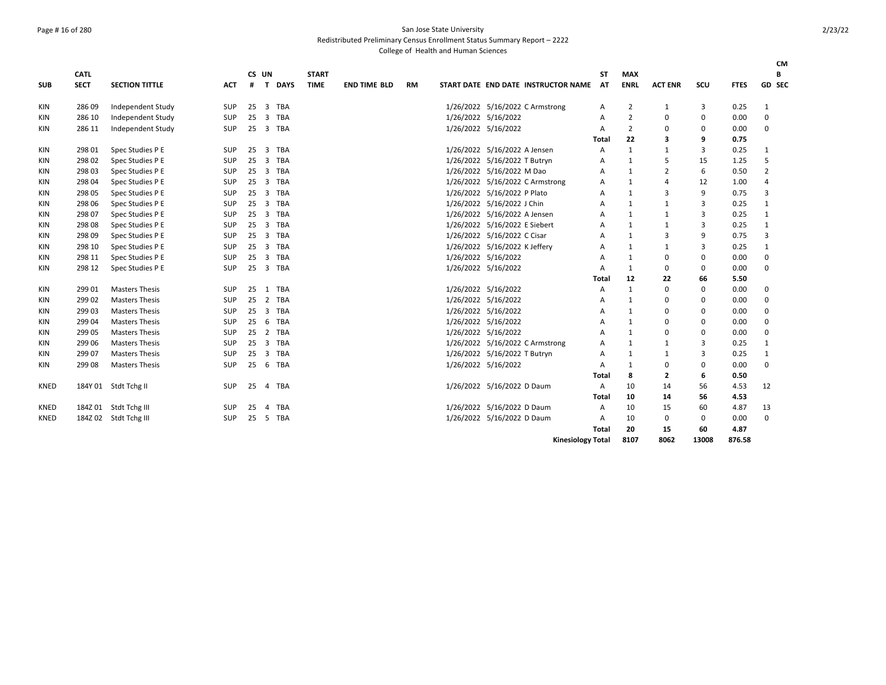San Jose State University

Redistributed Preliminary Census Enrollment Status Summary Report – 2222

College of Health and Human Sciences

| SUB | CATL SECT | SECTION TITTLE | ACT | CS # | UN T | DAYS | START TIME | END TIME | BLD | RM | START DATE | END DATE | INSTRUCTOR NAME | ST AT | MAX ENRL | ACT ENR | SCU | FTES | CMB GD | SEC |
|---|---|---|---|---|---|---|---|---|---|---|---|---|---|---|---|---|---|---|---|---|
| KIN | 286 09 | Independent Study | SUP | 25 | 3 | TBA | | | | | 1/26/2022 | 5/16/2022 | C Armstrong | A | 2 | 1 | 3 | 0.25 | 1 | |
| KIN | 286 10 | Independent Study | SUP | 25 | 3 | TBA | | | | | 1/26/2022 | 5/16/2022 | | A | 2 | 0 | 0 | 0.00 | 0 | |
| KIN | 286 11 | Independent Study | SUP | 25 | 3 | TBA | | | | | 1/26/2022 | 5/16/2022 | | A | 2 | 0 | 0 | 0.00 | 0 | |
| | | | | | | | | | | | | | | Total | 22 | 3 | 9 | 0.75 | | |
| KIN | 298 01 | Spec Studies P E | SUP | 25 | 3 | TBA | | | | | 1/26/2022 | 5/16/2022 | A Jensen | A | 1 | 1 | 3 | 0.25 | 1 | |
| KIN | 298 02 | Spec Studies P E | SUP | 25 | 3 | TBA | | | | | 1/26/2022 | 5/16/2022 | T Butryn | A | 1 | 5 | 15 | 1.25 | 5 | |
| KIN | 298 03 | Spec Studies P E | SUP | 25 | 3 | TBA | | | | | 1/26/2022 | 5/16/2022 | M Dao | A | 1 | 2 | 6 | 0.50 | 2 | |
| KIN | 298 04 | Spec Studies P E | SUP | 25 | 3 | TBA | | | | | 1/26/2022 | 5/16/2022 | C Armstrong | A | 1 | 4 | 12 | 1.00 | 4 | |
| KIN | 298 05 | Spec Studies P E | SUP | 25 | 3 | TBA | | | | | 1/26/2022 | 5/16/2022 | P Plato | A | 1 | 3 | 9 | 0.75 | 3 | |
| KIN | 298 06 | Spec Studies P E | SUP | 25 | 3 | TBA | | | | | 1/26/2022 | 5/16/2022 | J Chin | A | 1 | 1 | 3 | 0.25 | 1 | |
| KIN | 298 07 | Spec Studies P E | SUP | 25 | 3 | TBA | | | | | 1/26/2022 | 5/16/2022 | A Jensen | A | 1 | 1 | 3 | 0.25 | 1 | |
| KIN | 298 08 | Spec Studies P E | SUP | 25 | 3 | TBA | | | | | 1/26/2022 | 5/16/2022 | E Siebert | A | 1 | 1 | 3 | 0.25 | 1 | |
| KIN | 298 09 | Spec Studies P E | SUP | 25 | 3 | TBA | | | | | 1/26/2022 | 5/16/2022 | C Cisar | A | 1 | 3 | 9 | 0.75 | 3 | |
| KIN | 298 10 | Spec Studies P E | SUP | 25 | 3 | TBA | | | | | 1/26/2022 | 5/16/2022 | K Jeffery | A | 1 | 1 | 3 | 0.25 | 1 | |
| KIN | 298 11 | Spec Studies P E | SUP | 25 | 3 | TBA | | | | | 1/26/2022 | 5/16/2022 | | A | 1 | 0 | 0 | 0.00 | 0 | |
| KIN | 298 12 | Spec Studies P E | SUP | 25 | 3 | TBA | | | | | 1/26/2022 | 5/16/2022 | | A | 1 | 0 | 0 | 0.00 | 0 | |
| | | | | | | | | | | | | | | Total | 12 | 22 | 66 | 5.50 | | |
| KIN | 299 01 | Masters Thesis | SUP | 25 | 1 | TBA | | | | | 1/26/2022 | 5/16/2022 | | A | 1 | 0 | 0 | 0.00 | 0 | |
| KIN | 299 02 | Masters Thesis | SUP | 25 | 2 | TBA | | | | | 1/26/2022 | 5/16/2022 | | A | 1 | 0 | 0 | 0.00 | 0 | |
| KIN | 299 03 | Masters Thesis | SUP | 25 | 3 | TBA | | | | | 1/26/2022 | 5/16/2022 | | A | 1 | 0 | 0 | 0.00 | 0 | |
| KIN | 299 04 | Masters Thesis | SUP | 25 | 6 | TBA | | | | | 1/26/2022 | 5/16/2022 | | A | 1 | 0 | 0 | 0.00 | 0 | |
| KIN | 299 05 | Masters Thesis | SUP | 25 | 2 | TBA | | | | | 1/26/2022 | 5/16/2022 | | A | 1 | 0 | 0 | 0.00 | 0 | |
| KIN | 299 06 | Masters Thesis | SUP | 25 | 3 | TBA | | | | | 1/26/2022 | 5/16/2022 | C Armstrong | A | 1 | 1 | 3 | 0.25 | 1 | |
| KIN | 299 07 | Masters Thesis | SUP | 25 | 3 | TBA | | | | | 1/26/2022 | 5/16/2022 | T Butryn | A | 1 | 1 | 3 | 0.25 | 1 | |
| KIN | 299 08 | Masters Thesis | SUP | 25 | 6 | TBA | | | | | 1/26/2022 | 5/16/2022 | | A | 1 | 0 | 0 | 0.00 | 0 | |
| | | | | | | | | | | | | | | Total | 8 | 2 | 6 | 0.50 | | |
| KNED | 184Y 01 | Stdt Tchg II | SUP | 25 | 4 | TBA | | | | | 1/26/2022 | 5/16/2022 | D Daum | A | 10 | 14 | 56 | 4.53 | 12 | |
| | | | | | | | | | | | | | | Total | 10 | 14 | 56 | 4.53 | | |
| KNED | 184Z 01 | Stdt Tchg III | SUP | 25 | 4 | TBA | | | | | 1/26/2022 | 5/16/2022 | D Daum | A | 10 | 15 | 60 | 4.87 | 13 | |
| KNED | 184Z 02 | Stdt Tchg III | SUP | 25 | 5 | TBA | | | | | 1/26/2022 | 5/16/2022 | D Daum | A | 10 | 0 | 0 | 0.00 | 0 | |
| | | | | | | | | | | | | | | Total | 20 | 15 | 60 | 4.87 | | |
| | | | | | | | | | | | | | Kinesiology Total | | 8107 | 8062 | 13008 | 876.58 | | |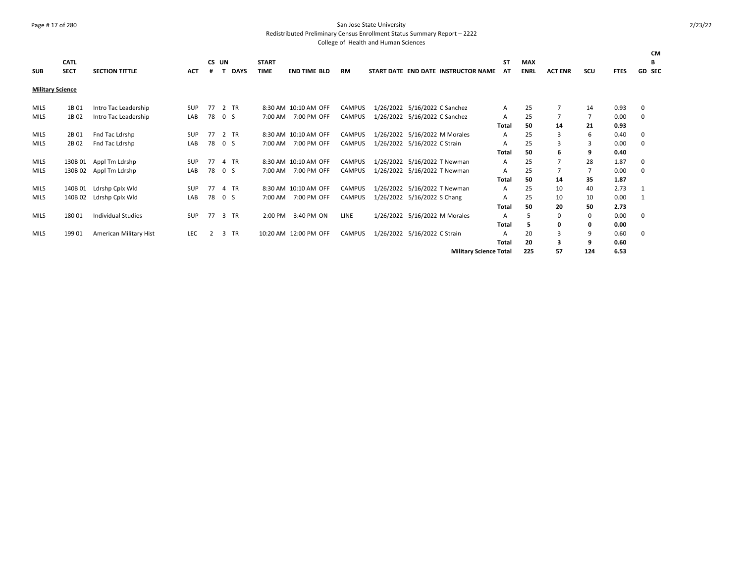San Jose State University

Redistributed Preliminary Census Enrollment Status Summary Report – 2222

College of Health and Human Sciences

| SUB | CATL SECT | SECTION TITTLE | ACT | CS # | UN T | DAYS | START TIME | END TIME | BLD | RM | START DATE | END DATE | INSTRUCTOR NAME | ST AT | MAX ENRL | ACT ENR | SCU | FTES | GD | CMB SEC |
|---|---|---|---|---|---|---|---|---|---|---|---|---|---|---|---|---|---|---|---|---|
| **Military Science** | | | | | | | | | | | | | | | | | | | | |
| MILS | 1B 01 | Intro Tac Leadership | SUP | 77 | 2 | TR | 8:30 AM | 10:10 AM | OFF | CAMPUS | 1/26/2022 | 5/16/2022 | C Sanchez | A | 25 | 7 | 14 | 0.93 | 0 | |
| MILS | 1B 02 | Intro Tac Leadership | LAB | 78 | 0 | S | 7:00 AM | 7:00 PM | OFF | CAMPUS | 1/26/2022 | 5/16/2022 | C Sanchez | A | 25 | 7 | 7 | 0.00 | 0 | |
| | | | | | | | | | | | | | | **Total** | **50** | **14** | **21** | **0.93** | | |
| MILS | 2B 01 | Fnd Tac Ldrshp | SUP | 77 | 2 | TR | 8:30 AM | 10:10 AM | OFF | CAMPUS | 1/26/2022 | 5/16/2022 | M Morales | A | 25 | 3 | 6 | 0.40 | 0 | |
| MILS | 2B 02 | Fnd Tac Ldrshp | LAB | 78 | 0 | S | 7:00 AM | 7:00 PM | OFF | CAMPUS | 1/26/2022 | 5/16/2022 | C Strain | A | 25 | 3 | 3 | 0.00 | 0 | |
| | | | | | | | | | | | | | | **Total** | **50** | **6** | **9** | **0.40** | | |
| MILS | 130B 01 | Appl Tm Ldrshp | SUP | 77 | 4 | TR | 8:30 AM | 10:10 AM | OFF | CAMPUS | 1/26/2022 | 5/16/2022 | T Newman | A | 25 | 7 | 28 | 1.87 | 0 | |
| MILS | 130B 02 | Appl Tm Ldrshp | LAB | 78 | 0 | S | 7:00 AM | 7:00 PM | OFF | CAMPUS | 1/26/2022 | 5/16/2022 | T Newman | A | 25 | 7 | 7 | 0.00 | 0 | |
| | | | | | | | | | | | | | | **Total** | **50** | **14** | **35** | **1.87** | | |
| MILS | 140B 01 | Ldrshp Cplx Wld | SUP | 77 | 4 | TR | 8:30 AM | 10:10 AM | OFF | CAMPUS | 1/26/2022 | 5/16/2022 | T Newman | A | 25 | 10 | 40 | 2.73 | 1 | |
| MILS | 140B 02 | Ldrshp Cplx Wld | LAB | 78 | 0 | S | 7:00 AM | 7:00 PM | OFF | CAMPUS | 1/26/2022 | 5/16/2022 | S Chang | A | 25 | 10 | 10 | 0.00 | 1 | |
| | | | | | | | | | | | | | | **Total** | **50** | **20** | **50** | **2.73** | | |
| MILS | 180 01 | Individual Studies | SUP | 77 | 3 | TR | 2:00 PM | 3:40 PM | ON | LINE | 1/26/2022 | 5/16/2022 | M Morales | A | 5 | 0 | 0 | 0.00 | 0 | |
| | | | | | | | | | | | | | | **Total** | **5** | **0** | **0** | **0.00** | | |
| MILS | 199 01 | American Military Hist | LEC | 2 | 3 | TR | 10:20 AM | 12:00 PM | OFF | CAMPUS | 1/26/2022 | 5/16/2022 | C Strain | A | 20 | 3 | 9 | 0.60 | 0 | |
| | | | | | | | | | | | | | | **Total** | **20** | **3** | **9** | **0.60** | | |
| | | | | | | | | | | | | | **Military Science Total** | | **225** | **57** | **124** | **6.53** | | |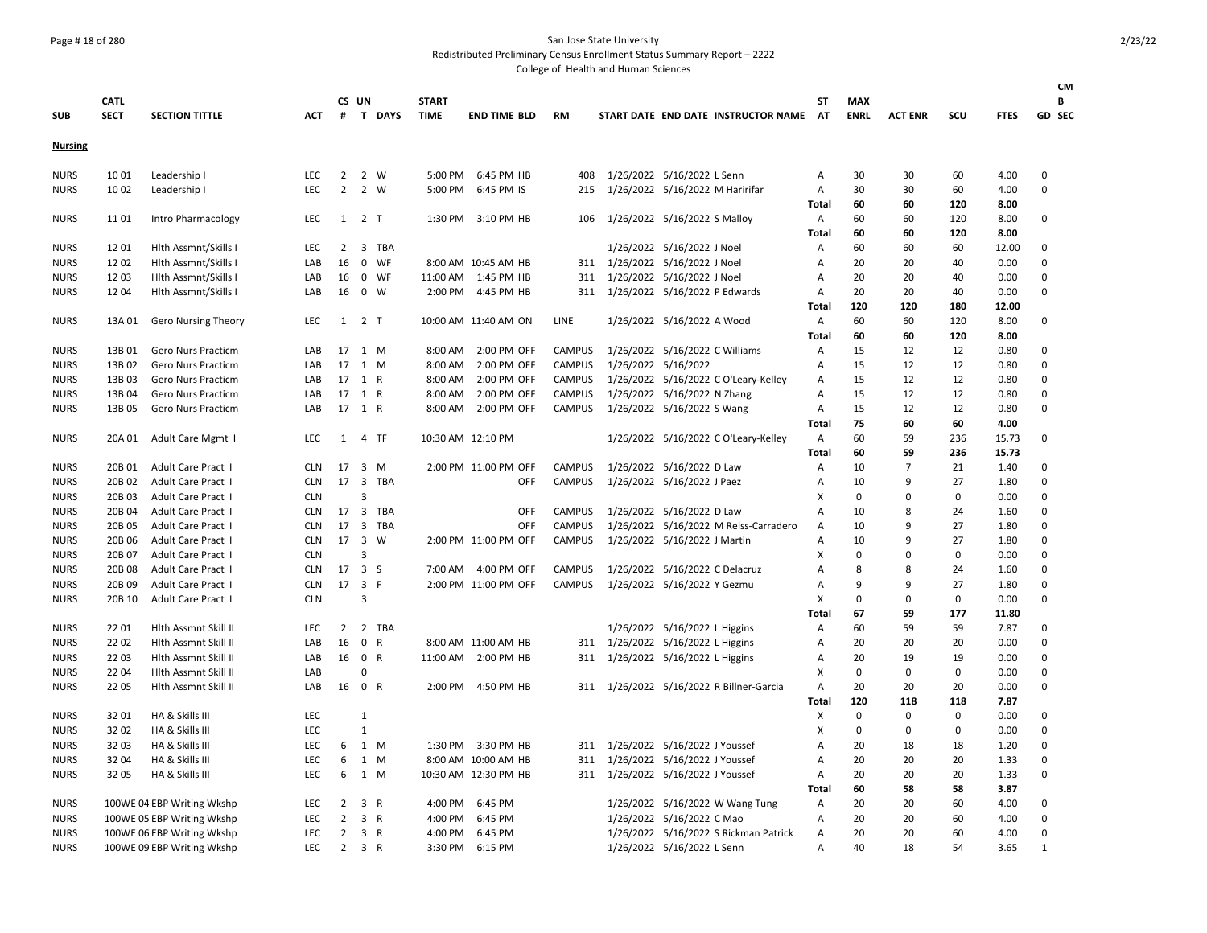San Jose State University

Redistributed Preliminary Census Enrollment Status Summary Report – 2222

College of Health and Human Sciences

| SUB | CATL SECT | SECTION TITTLE | ACT | CS # | UN T | DAYS | START TIME | END TIME | BLD | RM | START DATE | END DATE | INSTRUCTOR NAME | ST AT | MAX ENRL | ACT ENR | SCU | FTES | CMB GD | SEC |
|---|---|---|---|---|---|---|---|---|---|---|---|---|---|---|---|---|---|---|---|---|
| **Nursing** | | | | | | | | | | | | | | | | | | | | |
| NURS | 10 01 | Leadership I | LEC | 2 | 2 | W | 5:00 PM | 6:45 PM | HB | 408 | 1/26/2022 | 5/16/2022 | L Senn | A | 30 | 30 | 60 | 4.00 | 0 | |
| NURS | 10 02 | Leadership I | LEC | 2 | 2 | W | 5:00 PM | 6:45 PM | IS | 215 | 1/26/2022 | 5/16/2022 | M Haririfar | A | 30 | 30 | 60 | 4.00 | 0 | |
| | | | | | | | | | | | | | | Total | 60 | 60 | 120 | 8.00 | | |
| NURS | 11 01 | Intro Pharmacology | LEC | 1 | 2 | T | 1:30 PM | 3:10 PM | HB | 106 | 1/26/2022 | 5/16/2022 | S Malloy | A | 60 | 60 | 120 | 8.00 | 0 | |
| | | | | | | | | | | | | | | Total | 60 | 60 | 120 | 8.00 | | |
| NURS | 12 01 | Hlth Assmnt/Skills I | LEC | 2 | 3 | TBA | | | | | 1/26/2022 | 5/16/2022 | J Noel | A | 60 | 60 | 60 | 12.00 | 0 | |
| NURS | 12 02 | Hlth Assmnt/Skills I | LAB | 16 | 0 | WF | 8:00 AM | 10:45 AM | HB | 311 | 1/26/2022 | 5/16/2022 | J Noel | A | 20 | 20 | 40 | 0.00 | 0 | |
| NURS | 12 03 | Hlth Assmnt/Skills I | LAB | 16 | 0 | WF | 11:00 AM | 1:45 PM | HB | 311 | 1/26/2022 | 5/16/2022 | J Noel | A | 20 | 20 | 40 | 0.00 | 0 | |
| NURS | 12 04 | Hlth Assmnt/Skills I | LAB | 16 | 0 | W | 2:00 PM | 4:45 PM | HB | 311 | 1/26/2022 | 5/16/2022 | P Edwards | A | 20 | 20 | 40 | 0.00 | 0 | |
| | | | | | | | | | | | | | | Total | 120 | 120 | 180 | 12.00 | | |
| NURS | 13A 01 | Gero Nursing Theory | LEC | 1 | 2 | T | 10:00 AM | 11:40 AM | ON | LINE | 1/26/2022 | 5/16/2022 | A Wood | A | 60 | 60 | 120 | 8.00 | 0 | |
| | | | | | | | | | | | | | | Total | 60 | 60 | 120 | 8.00 | | |
| NURS | 13B 01 | Gero Nurs Practicm | LAB | 17 | 1 | M | 8:00 AM | 2:00 PM | OFF | CAMPUS | 1/26/2022 | 5/16/2022 | C Williams | A | 15 | 12 | 12 | 0.80 | 0 | |
| NURS | 13B 02 | Gero Nurs Practicm | LAB | 17 | 1 | M | 8:00 AM | 2:00 PM | OFF | CAMPUS | 1/26/2022 | 5/16/2022 | | A | 15 | 12 | 12 | 0.80 | 0 | |
| NURS | 13B 03 | Gero Nurs Practicm | LAB | 17 | 1 | R | 8:00 AM | 2:00 PM | OFF | CAMPUS | 1/26/2022 | 5/16/2022 | C O'Leary-Kelley | A | 15 | 12 | 12 | 0.80 | 0 | |
| NURS | 13B 04 | Gero Nurs Practicm | LAB | 17 | 1 | R | 8:00 AM | 2:00 PM | OFF | CAMPUS | 1/26/2022 | 5/16/2022 | N Zhang | A | 15 | 12 | 12 | 0.80 | 0 | |
| NURS | 13B 05 | Gero Nurs Practicm | LAB | 17 | 1 | R | 8:00 AM | 2:00 PM | OFF | CAMPUS | 1/26/2022 | 5/16/2022 | S Wang | A | 15 | 12 | 12 | 0.80 | 0 | |
| | | | | | | | | | | | | | | Total | 75 | 60 | 60 | 4.00 | | |
| NURS | 20A 01 | Adult Care Mgmt I | LEC | 1 | 4 | TF | 10:30 AM | 12:10 PM | | | 1/26/2022 | 5/16/2022 | C O'Leary-Kelley | A | 60 | 59 | 236 | 15.73 | 0 | |
| | | | | | | | | | | | | | | Total | 60 | 59 | 236 | 15.73 | | |
| NURS | 20B 01 | Adult Care Pract I | CLN | 17 | 3 | M | 2:00 PM | 11:00 PM | OFF | CAMPUS | 1/26/2022 | 5/16/2022 | D Law | A | 10 | 7 | 21 | 1.40 | 0 | |
| NURS | 20B 02 | Adult Care Pract I | CLN | 17 | 3 | TBA | | | OFF | CAMPUS | 1/26/2022 | 5/16/2022 | J Paez | A | 10 | 9 | 27 | 1.80 | 0 | |
| NURS | 20B 03 | Adult Care Pract I | CLN | | 3 | | | | | | | | | X | 0 | 0 | 0 | 0.00 | 0 | |
| NURS | 20B 04 | Adult Care Pract I | CLN | 17 | 3 | TBA | | | OFF | CAMPUS | 1/26/2022 | 5/16/2022 | D Law | A | 10 | 8 | 24 | 1.60 | 0 | |
| NURS | 20B 05 | Adult Care Pract I | CLN | 17 | 3 | TBA | | | OFF | CAMPUS | 1/26/2022 | 5/16/2022 | M Reiss-Carradero | A | 10 | 9 | 27 | 1.80 | 0 | |
| NURS | 20B 06 | Adult Care Pract I | CLN | 17 | 3 | W | 2:00 PM | 11:00 PM | OFF | CAMPUS | 1/26/2022 | 5/16/2022 | J Martin | A | 10 | 9 | 27 | 1.80 | 0 | |
| NURS | 20B 07 | Adult Care Pract I | CLN | | 3 | | | | | | | | | X | 0 | 0 | 0 | 0.00 | 0 | |
| NURS | 20B 08 | Adult Care Pract I | CLN | 17 | 3 | S | 7:00 AM | 4:00 PM | OFF | CAMPUS | 1/26/2022 | 5/16/2022 | C Delacruz | A | 8 | 8 | 24 | 1.60 | 0 | |
| NURS | 20B 09 | Adult Care Pract I | CLN | 17 | 3 | F | 2:00 PM | 11:00 PM | OFF | CAMPUS | 1/26/2022 | 5/16/2022 | Y Gezmu | A | 9 | 9 | 27 | 1.80 | 0 | |
| NURS | 20B 10 | Adult Care Pract I | CLN | | 3 | | | | | | | | | X | 0 | 0 | 0 | 0.00 | 0 | |
| | | | | | | | | | | | | | | Total | 67 | 59 | 177 | 11.80 | | |
| NURS | 22 01 | Hlth Assmnt Skill II | LEC | 2 | 2 | TBA | | | | | 1/26/2022 | 5/16/2022 | L Higgins | A | 60 | 59 | 59 | 7.87 | 0 | |
| NURS | 22 02 | Hlth Assmnt Skill II | LAB | 16 | 0 | R | 8:00 AM | 11:00 AM | HB | 311 | 1/26/2022 | 5/16/2022 | L Higgins | A | 20 | 20 | 20 | 0.00 | 0 | |
| NURS | 22 03 | Hlth Assmnt Skill II | LAB | 16 | 0 | R | 11:00 AM | 2:00 PM | HB | 311 | 1/26/2022 | 5/16/2022 | L Higgins | A | 20 | 19 | 19 | 0.00 | 0 | |
| NURS | 22 04 | Hlth Assmnt Skill II | LAB | | 0 | | | | | | | | | X | 0 | 0 | 0 | 0.00 | 0 | |
| NURS | 22 05 | Hlth Assmnt Skill II | LAB | 16 | 0 | R | 2:00 PM | 4:50 PM | HB | 311 | 1/26/2022 | 5/16/2022 | R Billner-Garcia | A | 20 | 20 | 20 | 0.00 | 0 | |
| | | | | | | | | | | | | | | Total | 120 | 118 | 118 | 7.87 | | |
| NURS | 32 01 | HA & Skills III | LEC | | 1 | | | | | | | | | X | 0 | 0 | 0 | 0.00 | 0 | |
| NURS | 32 02 | HA & Skills III | LEC | | 1 | | | | | | | | | X | 0 | 0 | 0 | 0.00 | 0 | |
| NURS | 32 03 | HA & Skills III | LEC | 6 | 1 | M | 1:30 PM | 3:30 PM | HB | 311 | 1/26/2022 | 5/16/2022 | J Youssef | A | 20 | 18 | 18 | 1.20 | 0 | |
| NURS | 32 04 | HA & Skills III | LEC | 6 | 1 | M | 8:00 AM | 10:00 AM | HB | 311 | 1/26/2022 | 5/16/2022 | J Youssef | A | 20 | 20 | 20 | 1.33 | 0 | |
| NURS | 32 05 | HA & Skills III | LEC | 6 | 1 | M | 10:30 AM | 12:30 PM | HB | 311 | 1/26/2022 | 5/16/2022 | J Youssef | A | 20 | 20 | 20 | 1.33 | 0 | |
| | | | | | | | | | | | | | | Total | 60 | 58 | 58 | 3.87 | | |
| NURS | 100WE 04 | EBP Writing Wkshp | LEC | 2 | 3 | R | 4:00 PM | 6:45 PM | | | 1/26/2022 | 5/16/2022 | W Wang Tung | A | 20 | 20 | 60 | 4.00 | 0 | |
| NURS | 100WE 05 | EBP Writing Wkshp | LEC | 2 | 3 | R | 4:00 PM | 6:45 PM | | | 1/26/2022 | 5/16/2022 | C Mao | A | 20 | 20 | 60 | 4.00 | 0 | |
| NURS | 100WE 06 | EBP Writing Wkshp | LEC | 2 | 3 | R | 4:00 PM | 6:45 PM | | | 1/26/2022 | 5/16/2022 | S Rickman Patrick | A | 20 | 20 | 60 | 4.00 | 0 | |
| NURS | 100WE 09 | EBP Writing Wkshp | LEC | 2 | 3 | R | 3:30 PM | 6:15 PM | | | 1/26/2022 | 5/16/2022 | L Senn | A | 40 | 18 | 54 | 3.65 | 1 | |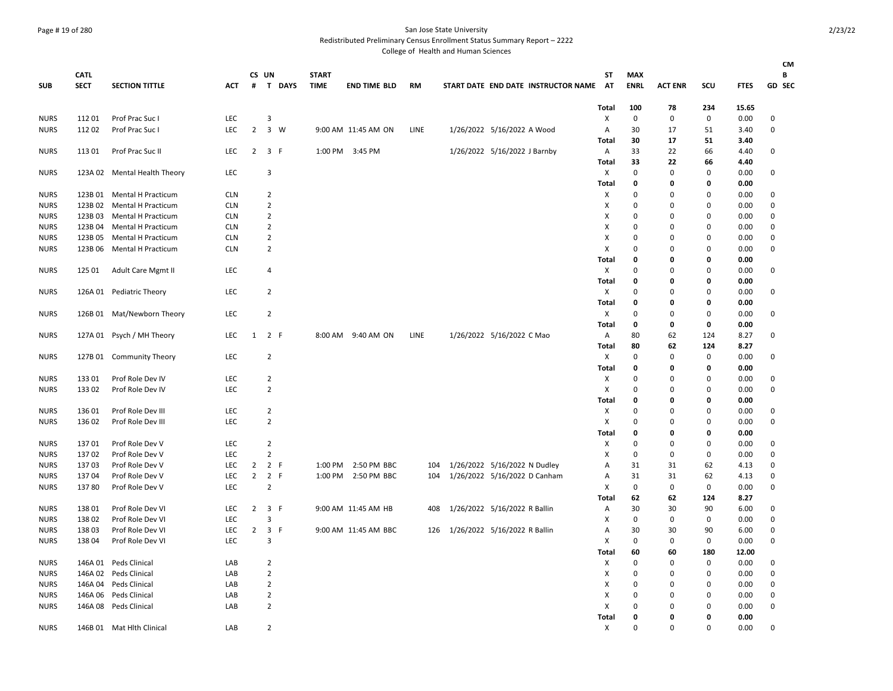San Jose State University
Redistributed Preliminary Census Enrollment Status Summary Report – 2222
College of Health and Human Sciences

| SUB | CATL SECT | SECTION TITTLE | ACT | CS # | UN T | DAYS | START TIME | END TIME | BLD | RM | START DATE | END DATE | INSTRUCTOR NAME | ST AT | MAX ENRL | ACT ENR | SCU | FTES | GD | CMB SEC |
|---|---|---|---|---|---|---|---|---|---|---|---|---|---|---|---|---|---|---|---|---|
| | | | | | | | | | | | | | | Total | 100 | 78 | 234 | 15.65 | | |
| NURS | 112 01 | Prof Prac Suc I | LEC | | 3 | | | | | | | | | X | 0 | 0 | 0 | 0.00 | 0 | |
| NURS | 112 02 | Prof Prac Suc I | LEC | 2 | 3 | W | 9:00 AM | 11:45 AM | ON | LINE | 1/26/2022 | 5/16/2022 | A Wood | A | 30 | 17 | 51 | 3.40 | 0 | |
| | | | | | | | | | | | | | | Total | 30 | 17 | 51 | 3.40 | | |
| NURS | 113 01 | Prof Prac Suc II | LEC | 2 | 3 | F | 1:00 PM | 3:45 PM | | | 1/26/2022 | 5/16/2022 | J Barnby | A | 33 | 22 | 66 | 4.40 | 0 | |
| | | | | | | | | | | | | | | Total | 33 | 22 | 66 | 4.40 | | |
| NURS | 123A 02 | Mental Health Theory | LEC | | 3 | | | | | | | | | X | 0 | 0 | 0 | 0.00 | 0 | |
| | | | | | | | | | | | | | | Total | 0 | 0 | 0 | 0.00 | | |
| NURS | 123B 01 | Mental H Practicum | CLN | | 2 | | | | | | | | | X | 0 | 0 | 0 | 0.00 | 0 | |
| NURS | 123B 02 | Mental H Practicum | CLN | | 2 | | | | | | | | | X | 0 | 0 | 0 | 0.00 | 0 | |
| NURS | 123B 03 | Mental H Practicum | CLN | | 2 | | | | | | | | | X | 0 | 0 | 0 | 0.00 | 0 | |
| NURS | 123B 04 | Mental H Practicum | CLN | | 2 | | | | | | | | | X | 0 | 0 | 0 | 0.00 | 0 | |
| NURS | 123B 05 | Mental H Practicum | CLN | | 2 | | | | | | | | | X | 0 | 0 | 0 | 0.00 | 0 | |
| NURS | 123B 06 | Mental H Practicum | CLN | | 2 | | | | | | | | | X | 0 | 0 | 0 | 0.00 | 0 | |
| | | | | | | | | | | | | | | Total | 0 | 0 | 0 | 0.00 | | |
| NURS | 125 01 | Adult Care Mgmt II | LEC | | 4 | | | | | | | | | X | 0 | 0 | 0 | 0.00 | 0 | |
| | | | | | | | | | | | | | | Total | 0 | 0 | 0 | 0.00 | | |
| NURS | 126A 01 | Pediatric Theory | LEC | | 2 | | | | | | | | | X | 0 | 0 | 0 | 0.00 | 0 | |
| | | | | | | | | | | | | | | Total | 0 | 0 | 0 | 0.00 | | |
| NURS | 126B 01 | Mat/Newborn Theory | LEC | | 2 | | | | | | | | | X | 0 | 0 | 0 | 0.00 | 0 | |
| | | | | | | | | | | | | | | Total | 0 | 0 | 0 | 0.00 | | |
| NURS | 127A 01 | Psych / MH Theory | LEC | 1 | 2 | F | 8:00 AM | 9:40 AM | ON | LINE | 1/26/2022 | 5/16/2022 | C Mao | A | 80 | 62 | 124 | 8.27 | 0 | |
| | | | | | | | | | | | | | | Total | 80 | 62 | 124 | 8.27 | | |
| NURS | 127B 01 | Community Theory | LEC | | 2 | | | | | | | | | X | 0 | 0 | 0 | 0.00 | 0 | |
| | | | | | | | | | | | | | | Total | 0 | 0 | 0 | 0.00 | | |
| NURS | 133 01 | Prof Role Dev IV | LEC | | 2 | | | | | | | | | X | 0 | 0 | 0 | 0.00 | 0 | |
| NURS | 133 02 | Prof Role Dev IV | LEC | | 2 | | | | | | | | | X | 0 | 0 | 0 | 0.00 | 0 | |
| | | | | | | | | | | | | | | Total | 0 | 0 | 0 | 0.00 | | |
| NURS | 136 01 | Prof Role Dev III | LEC | | 2 | | | | | | | | | X | 0 | 0 | 0 | 0.00 | 0 | |
| NURS | 136 02 | Prof Role Dev III | LEC | | 2 | | | | | | | | | X | 0 | 0 | 0 | 0.00 | 0 | |
| | | | | | | | | | | | | | | Total | 0 | 0 | 0 | 0.00 | | |
| NURS | 137 01 | Prof Role Dev V | LEC | | 2 | | | | | | | | | X | 0 | 0 | 0 | 0.00 | 0 | |
| NURS | 137 02 | Prof Role Dev V | LEC | | 2 | | | | | | | | | X | 0 | 0 | 0 | 0.00 | 0 | |
| NURS | 137 03 | Prof Role Dev V | LEC | 2 | 2 | F | 1:00 PM | 2:50 PM | BBC | 104 | 1/26/2022 | 5/16/2022 | N Dudley | A | 31 | 31 | 62 | 4.13 | 0 | |
| NURS | 137 04 | Prof Role Dev V | LEC | 2 | 2 | F | 1:00 PM | 2:50 PM | BBC | 104 | 1/26/2022 | 5/16/2022 | D Canham | A | 31 | 31 | 62 | 4.13 | 0 | |
| NURS | 137 80 | Prof Role Dev V | LEC | | 2 | | | | | | | | | X | 0 | 0 | 0 | 0.00 | 0 | |
| | | | | | | | | | | | | | | Total | 62 | 62 | 124 | 8.27 | | |
| NURS | 138 01 | Prof Role Dev VI | LEC | 2 | 3 | F | 9:00 AM | 11:45 AM | HB | 408 | 1/26/2022 | 5/16/2022 | R Ballin | A | 30 | 30 | 90 | 6.00 | 0 | |
| NURS | 138 02 | Prof Role Dev VI | LEC | | 3 | | | | | | | | | X | 0 | 0 | 0 | 0.00 | 0 | |
| NURS | 138 03 | Prof Role Dev VI | LEC | 2 | 3 | F | 9:00 AM | 11:45 AM | BBC | 126 | 1/26/2022 | 5/16/2022 | R Ballin | A | 30 | 30 | 90 | 6.00 | 0 | |
| NURS | 138 04 | Prof Role Dev VI | LEC | | 3 | | | | | | | | | X | 0 | 0 | 0 | 0.00 | 0 | |
| | | | | | | | | | | | | | | Total | 60 | 60 | 180 | 12.00 | | |
| NURS | 146A 01 | Peds Clinical | LAB | | 2 | | | | | | | | | X | 0 | 0 | 0 | 0.00 | 0 | |
| NURS | 146A 02 | Peds Clinical | LAB | | 2 | | | | | | | | | X | 0 | 0 | 0 | 0.00 | 0 | |
| NURS | 146A 04 | Peds Clinical | LAB | | 2 | | | | | | | | | X | 0 | 0 | 0 | 0.00 | 0 | |
| NURS | 146A 06 | Peds Clinical | LAB | | 2 | | | | | | | | | X | 0 | 0 | 0 | 0.00 | 0 | |
| NURS | 146A 08 | Peds Clinical | LAB | | 2 | | | | | | | | | X | 0 | 0 | 0 | 0.00 | 0 | |
| | | | | | | | | | | | | | | Total | 0 | 0 | 0 | 0.00 | | |
| NURS | 146B 01 | Mat Hlth Clinical | LAB | | 2 | | | | | | | | | X | 0 | 0 | 0 | 0.00 | 0 | |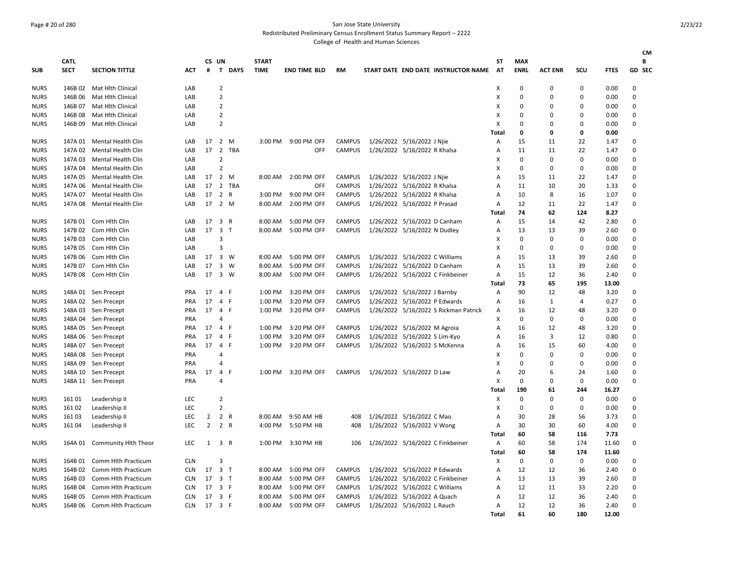San Jose State University

Redistributed Preliminary Census Enrollment Status Summary Report – 2222

College of Health and Human Sciences

| SUB | CATL SECT | SECTION TITTLE | ACT | CS # | UN T | DAYS | START TIME | END TIME | BLD | RM | START DATE | END DATE | INSTRUCTOR NAME | ST AT | MAX ENRL | ACT ENR | SCU | FTES | CM B GD | SEC |
|---|---|---|---|---|---|---|---|---|---|---|---|---|---|---|---|---|---|---|---|---|
| NURS | 146B 02 | Mat Hlth Clinical | LAB | | 2 | | | | | | | | | X | 0 | 0 | 0 | 0.00 | 0 | |
| NURS | 146B 06 | Mat Hlth Clinical | LAB | | 2 | | | | | | | | | X | 0 | 0 | 0 | 0.00 | 0 | |
| NURS | 146B 07 | Mat Hlth Clinical | LAB | | 2 | | | | | | | | | X | 0 | 0 | 0 | 0.00 | 0 | |
| NURS | 146B 08 | Mat Hlth Clinical | LAB | | 2 | | | | | | | | | X | 0 | 0 | 0 | 0.00 | 0 | |
| NURS | 146B 09 | Mat Hlth Clinical | LAB | | 2 | | | | | | | | | X | 0 | 0 | 0 | 0.00 | 0 | |
| | | | | | | | | | | | | | | Total | 0 | 0 | 0 | 0.00 | | |
| NURS | 147A 01 | Mental Health Clin | LAB | 17 | 2 | M | 3:00 PM | 9:00 PM | OFF | CAMPUS | 1/26/2022 | 5/16/2022 | J Njie | A | 15 | 11 | 22 | 1.47 | 0 | |
| NURS | 147A 02 | Mental Health Clin | LAB | 17 | 2 | TBA | | | OFF | CAMPUS | 1/26/2022 | 5/16/2022 | R Khalsa | A | 11 | 11 | 22 | 1.47 | 0 | |
| NURS | 147A 03 | Mental Health Clin | LAB | | 2 | | | | | | | | | X | 0 | 0 | 0 | 0.00 | 0 | |
| NURS | 147A 04 | Mental Health Clin | LAB | | 2 | | | | | | | | | X | 0 | 0 | 0 | 0.00 | 0 | |
| NURS | 147A 05 | Mental Health Clin | LAB | 17 | 2 | M | 8:00 AM | 2:00 PM | OFF | CAMPUS | 1/26/2022 | 5/16/2022 | J Njie | A | 15 | 11 | 22 | 1.47 | 0 | |
| NURS | 147A 06 | Mental Health Clin | LAB | 17 | 2 | TBA | | | OFF | CAMPUS | 1/26/2022 | 5/16/2022 | R Khalsa | A | 11 | 10 | 20 | 1.33 | 0 | |
| NURS | 147A 07 | Mental Health Clin | LAB | 17 | 2 | R | 3:00 PM | 9:00 PM | OFF | CAMPUS | 1/26/2022 | 5/16/2022 | R Khalsa | A | 10 | 8 | 16 | 1.07 | 0 | |
| NURS | 147A 08 | Mental Health Clin | LAB | 17 | 2 | M | 8:00 AM | 2:00 PM | OFF | CAMPUS | 1/26/2022 | 5/16/2022 | P Prasad | A | 12 | 11 | 22 | 1.47 | 0 | |
| | | | | | | | | | | | | | | Total | 74 | 62 | 124 | 8.27 | | |
| NURS | 147B 01 | Com Hlth Clin | LAB | 17 | 3 | R | 8:00 AM | 5:00 PM | OFF | CAMPUS | 1/26/2022 | 5/16/2022 | D Canham | A | 15 | 14 | 42 | 2.80 | 0 | |
| NURS | 147B 02 | Com Hlth Clin | LAB | 17 | 3 | T | 8:00 AM | 5:00 PM | OFF | CAMPUS | 1/26/2022 | 5/16/2022 | N Dudley | A | 13 | 13 | 39 | 2.60 | 0 | |
| NURS | 147B 03 | Com Hlth Clin | LAB | | 3 | | | | | | | | | X | 0 | 0 | 0 | 0.00 | 0 | |
| NURS | 147B 05 | Com Hlth Clin | LAB | | 3 | | | | | | | | | X | 0 | 0 | 0 | 0.00 | 0 | |
| NURS | 147B 06 | Com Hlth Clin | LAB | 17 | 3 | W | 8:00 AM | 5:00 PM | OFF | CAMPUS | 1/26/2022 | 5/16/2022 | C Williams | A | 15 | 13 | 39 | 2.60 | 0 | |
| NURS | 147B 07 | Com Hlth Clin | LAB | 17 | 3 | W | 8:00 AM | 5:00 PM | OFF | CAMPUS | 1/26/2022 | 5/16/2022 | D Canham | A | 15 | 13 | 39 | 2.60 | 0 | |
| NURS | 147B 08 | Com Hlth Clin | LAB | 17 | 3 | W | 8:00 AM | 5:00 PM | OFF | CAMPUS | 1/26/2022 | 5/16/2022 | C Finkbeiner | A | 15 | 12 | 36 | 2.40 | 0 | |
| | | | | | | | | | | | | | | Total | 73 | 65 | 195 | 13.00 | | |
| NURS | 148A 01 | Sen Precept | PRA | 17 | 4 | F | 1:00 PM | 3:20 PM | OFF | CAMPUS | 1/26/2022 | 5/16/2022 | J Barnby | A | 90 | 12 | 48 | 3.20 | 0 | |
| NURS | 148A 02 | Sen Precept | PRA | 17 | 4 | F | 1:00 PM | 3:20 PM | OFF | CAMPUS | 1/26/2022 | 5/16/2022 | P Edwards | A | 16 | 1 | 4 | 0.27 | 0 | |
| NURS | 148A 03 | Sen Precept | PRA | 17 | 4 | F | 1:00 PM | 3:20 PM | OFF | CAMPUS | 1/26/2022 | 5/16/2022 | S Rickman Patrick | A | 16 | 12 | 48 | 3.20 | 0 | |
| NURS | 148A 04 | Sen Precept | PRA | | 4 | | | | | | | | | X | 0 | 0 | 0 | 0.00 | 0 | |
| NURS | 148A 05 | Sen Precept | PRA | 17 | 4 | F | 1:00 PM | 3:20 PM | OFF | CAMPUS | 1/26/2022 | 5/16/2022 | M Agroia | A | 16 | 12 | 48 | 3.20 | 0 | |
| NURS | 148A 06 | Sen Precept | PRA | 17 | 4 | F | 1:00 PM | 3:20 PM | OFF | CAMPUS | 1/26/2022 | 5/16/2022 | S Lim-Kyo | A | 16 | 3 | 12 | 0.80 | 0 | |
| NURS | 148A 07 | Sen Precept | PRA | 17 | 4 | F | 1:00 PM | 3:20 PM | OFF | CAMPUS | 1/26/2022 | 5/16/2022 | S McKenna | A | 16 | 15 | 60 | 4.00 | 0 | |
| NURS | 148A 08 | Sen Precept | PRA | | 4 | | | | | | | | | X | 0 | 0 | 0 | 0.00 | 0 | |
| NURS | 148A 09 | Sen Precept | PRA | | 4 | | | | | | | | | X | 0 | 0 | 0 | 0.00 | 0 | |
| NURS | 148A 10 | Sen Precept | PRA | 17 | 4 | F | 1:00 PM | 3:20 PM | OFF | CAMPUS | 1/26/2022 | 5/16/2022 | D Law | A | 20 | 6 | 24 | 1.60 | 0 | |
| NURS | 148A 11 | Sen Precept | PRA | | 4 | | | | | | | | | X | 0 | 0 | 0 | 0.00 | 0 | |
| | | | | | | | | | | | | | | Total | 190 | 61 | 244 | 16.27 | | |
| NURS | 161 01 | Leadership II | LEC | | 2 | | | | | | | | | X | 0 | 0 | 0 | 0.00 | 0 | |
| NURS | 161 02 | Leadership II | LEC | | 2 | | | | | | | | | X | 0 | 0 | 0 | 0.00 | 0 | |
| NURS | 161 03 | Leadership II | LEC | 2 | 2 | R | 8:00 AM | 9:50 AM | HB | 408 | 1/26/2022 | 5/16/2022 | C Mao | A | 30 | 28 | 56 | 3.73 | 0 | |
| NURS | 161 04 | Leadership II | LEC | 2 | 2 | R | 4:00 PM | 5:50 PM | HB | 408 | 1/26/2022 | 5/16/2022 | V Wong | A | 30 | 30 | 60 | 4.00 | 0 | |
| | | | | | | | | | | | | | | Total | 60 | 58 | 116 | 7.73 | | |
| NURS | 164A 01 | Community Hlth Theor | LEC | 1 | 3 | R | 1:00 PM | 3:30 PM | HB | 106 | 1/26/2022 | 5/16/2022 | C Finkbeiner | A | 60 | 58 | 174 | 11.60 | 0 | |
| | | | | | | | | | | | | | | Total | 60 | 58 | 174 | 11.60 | | |
| NURS | 164B 01 | Comm Hlth Practicum | CLN | | 3 | | | | | | | | | X | 0 | 0 | 0 | 0.00 | 0 | |
| NURS | 164B 02 | Comm Hlth Practicum | CLN | 17 | 3 | T | 8:00 AM | 5:00 PM | OFF | CAMPUS | 1/26/2022 | 5/16/2022 | P Edwards | A | 12 | 12 | 36 | 2.40 | 0 | |
| NURS | 164B 03 | Comm Hlth Practicum | CLN | 17 | 3 | T | 8:00 AM | 5:00 PM | OFF | CAMPUS | 1/26/2022 | 5/16/2022 | C Finkbeiner | A | 13 | 13 | 39 | 2.60 | 0 | |
| NURS | 164B 04 | Comm Hlth Practicum | CLN | 17 | 3 | F | 8:00 AM | 5:00 PM | OFF | CAMPUS | 1/26/2022 | 5/16/2022 | C Williams | A | 12 | 11 | 33 | 2.20 | 0 | |
| NURS | 164B 05 | Comm Hlth Practicum | CLN | 17 | 3 | F | 8:00 AM | 5:00 PM | OFF | CAMPUS | 1/26/2022 | 5/16/2022 | A Quach | A | 12 | 12 | 36 | 2.40 | 0 | |
| NURS | 164B 06 | Comm Hlth Practicum | CLN | 17 | 3 | F | 8:00 AM | 5:00 PM | OFF | CAMPUS | 1/26/2022 | 5/16/2022 | L Rauch | A | 12 | 12 | 36 | 2.40 | 0 | |
| | | | | | | | | | | | | | | Total | 61 | 60 | 180 | 12.00 | | |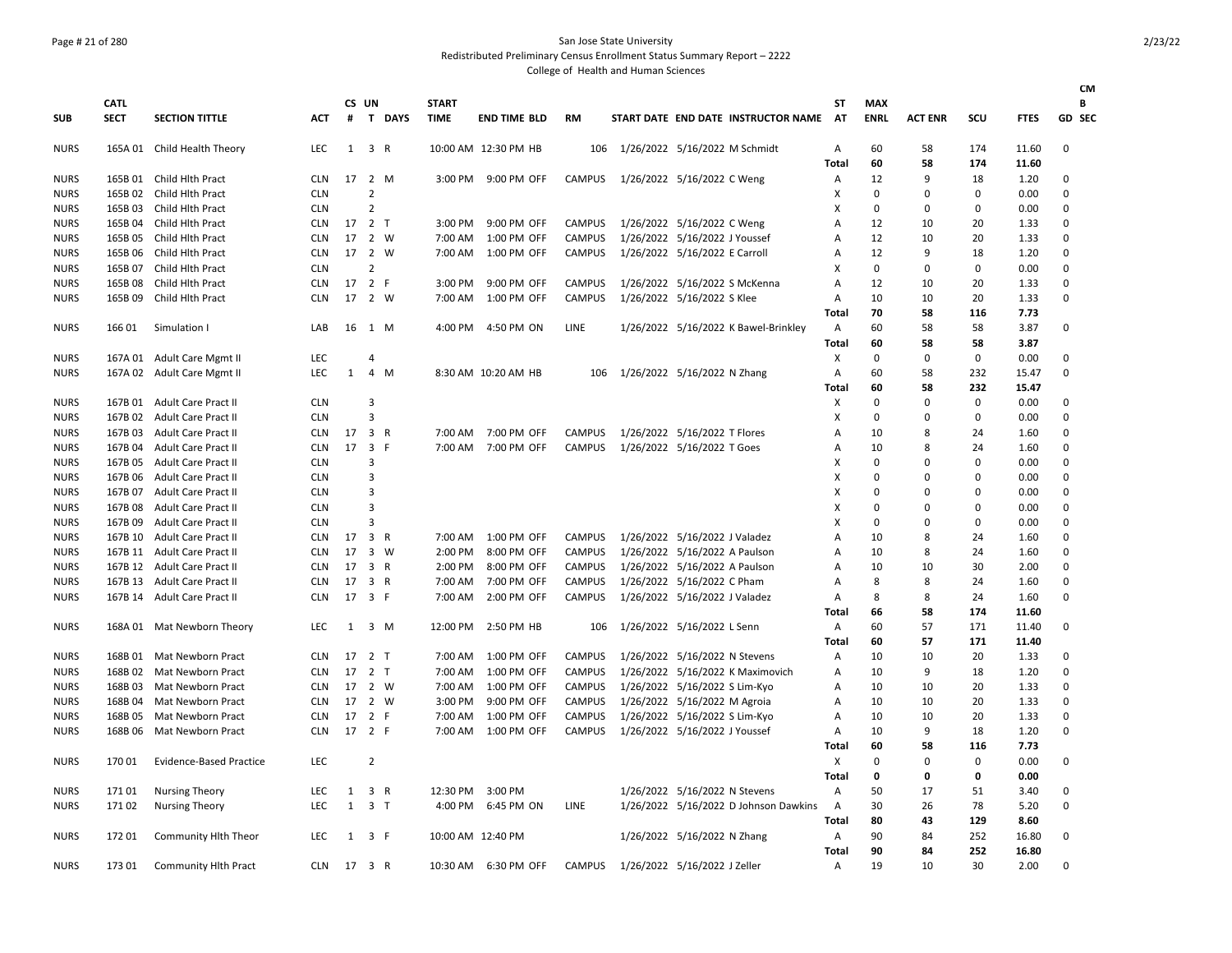San Jose State University

Redistributed Preliminary Census Enrollment Status Summary Report – 2222

College of Health and Human Sciences

| SUB | CATL SECT | SECTION TITTLE | ACT | CS # | UN T | DAYS | START TIME | END TIME | BLD | RM | START DATE | END DATE | INSTRUCTOR NAME | ST AT | MAX ENRL | ACT ENR | SCU | FTES | CMB GD | SEC |
|---|---|---|---|---|---|---|---|---|---|---|---|---|---|---|---|---|---|---|---|---|
| NURS | 165A 01 | Child Health Theory | LEC | 1 | 3 | R | 10:00 AM | 12:30 PM | HB | 106 | 1/26/2022 | 5/16/2022 | M Schmidt | A | 60 | 58 | 174 | 11.60 | 0 | |
| | | | | | | | | | | | | | | Total | 60 | 58 | 174 | 11.60 | | |
| NURS | 165B 01 | Child Hlth Pract | CLN | 17 | 2 | M | 3:00 PM | 9:00 PM | OFF | CAMPUS | 1/26/2022 | 5/16/2022 | C Weng | A | 12 | 9 | 18 | 1.20 | 0 | |
| NURS | 165B 02 | Child Hlth Pract | CLN | | 2 | | | | | | | | | X | 0 | 0 | 0 | 0.00 | 0 | |
| NURS | 165B 03 | Child Hlth Pract | CLN | | 2 | | | | | | | | | X | 0 | 0 | 0 | 0.00 | 0 | |
| NURS | 165B 04 | Child Hlth Pract | CLN | 17 | 2 | T | 3:00 PM | 9:00 PM | OFF | CAMPUS | 1/26/2022 | 5/16/2022 | C Weng | A | 12 | 10 | 20 | 1.33 | 0 | |
| NURS | 165B 05 | Child Hlth Pract | CLN | 17 | 2 | W | 7:00 AM | 1:00 PM | OFF | CAMPUS | 1/26/2022 | 5/16/2022 | J Youssef | A | 12 | 10 | 20 | 1.33 | 0 | |
| NURS | 165B 06 | Child Hlth Pract | CLN | 17 | 2 | W | 7:00 AM | 1:00 PM | OFF | CAMPUS | 1/26/2022 | 5/16/2022 | E Carroll | A | 12 | 9 | 18 | 1.20 | 0 | |
| NURS | 165B 07 | Child Hlth Pract | CLN | | 2 | | | | | | | | | X | 0 | 0 | 0 | 0.00 | 0 | |
| NURS | 165B 08 | Child Hlth Pract | CLN | 17 | 2 | F | 3:00 PM | 9:00 PM | OFF | CAMPUS | 1/26/2022 | 5/16/2022 | S McKenna | A | 12 | 10 | 20 | 1.33 | 0 | |
| NURS | 165B 09 | Child Hlth Pract | CLN | 17 | 2 | W | 7:00 AM | 1:00 PM | OFF | CAMPUS | 1/26/2022 | 5/16/2022 | S Klee | A | 10 | 10 | 20 | 1.33 | 0 | |
| | | | | | | | | | | | | | | Total | 70 | 58 | 116 | 7.73 | | |
| NURS | 166 01 | Simulation I | LAB | 16 | 1 | M | 4:00 PM | 4:50 PM | ON | LINE | 1/26/2022 | 5/16/2022 | K Bawel-Brinkley | A | 60 | 58 | 58 | 3.87 | 0 | |
| | | | | | | | | | | | | | | Total | 60 | 58 | 58 | 3.87 | | |
| NURS | 167A 01 | Adult Care Mgmt II | LEC | | 4 | | | | | | | | | X | 0 | 0 | 0 | 0.00 | 0 | |
| NURS | 167A 02 | Adult Care Mgmt II | LEC | 1 | 4 | M | 8:30 AM | 10:20 AM | HB | 106 | 1/26/2022 | 5/16/2022 | N Zhang | A | 60 | 58 | 232 | 15.47 | 0 | |
| | | | | | | | | | | | | | | Total | 60 | 58 | 232 | 15.47 | | |
| NURS | 167B 01 | Adult Care Pract II | CLN | | 3 | | | | | | | | | X | 0 | 0 | 0 | 0.00 | 0 | |
| NURS | 167B 02 | Adult Care Pract II | CLN | | 3 | | | | | | | | | X | 0 | 0 | 0 | 0.00 | 0 | |
| NURS | 167B 03 | Adult Care Pract II | CLN | 17 | 3 | R | 7:00 AM | 7:00 PM | OFF | CAMPUS | 1/26/2022 | 5/16/2022 | T Flores | A | 10 | 8 | 24 | 1.60 | 0 | |
| NURS | 167B 04 | Adult Care Pract II | CLN | 17 | 3 | F | 7:00 AM | 7:00 PM | OFF | CAMPUS | 1/26/2022 | 5/16/2022 | T Goes | A | 10 | 8 | 24 | 1.60 | 0 | |
| NURS | 167B 05 | Adult Care Pract II | CLN | | 3 | | | | | | | | | X | 0 | 0 | 0 | 0.00 | 0 | |
| NURS | 167B 06 | Adult Care Pract II | CLN | | 3 | | | | | | | | | X | 0 | 0 | 0 | 0.00 | 0 | |
| NURS | 167B 07 | Adult Care Pract II | CLN | | 3 | | | | | | | | | X | 0 | 0 | 0 | 0.00 | 0 | |
| NURS | 167B 08 | Adult Care Pract II | CLN | | 3 | | | | | | | | | X | 0 | 0 | 0 | 0.00 | 0 | |
| NURS | 167B 09 | Adult Care Pract II | CLN | | 3 | | | | | | | | | X | 0 | 0 | 0 | 0.00 | 0 | |
| NURS | 167B 10 | Adult Care Pract II | CLN | 17 | 3 | R | 7:00 AM | 1:00 PM | OFF | CAMPUS | 1/26/2022 | 5/16/2022 | J Valadez | A | 10 | 8 | 24 | 1.60 | 0 | |
| NURS | 167B 11 | Adult Care Pract II | CLN | 17 | 3 | W | 2:00 PM | 8:00 PM | OFF | CAMPUS | 1/26/2022 | 5/16/2022 | A Paulson | A | 10 | 8 | 24 | 1.60 | 0 | |
| NURS | 167B 12 | Adult Care Pract II | CLN | 17 | 3 | R | 2:00 PM | 8:00 PM | OFF | CAMPUS | 1/26/2022 | 5/16/2022 | A Paulson | A | 10 | 10 | 30 | 2.00 | 0 | |
| NURS | 167B 13 | Adult Care Pract II | CLN | 17 | 3 | R | 7:00 AM | 7:00 PM | OFF | CAMPUS | 1/26/2022 | 5/16/2022 | C Pham | A | 8 | 8 | 24 | 1.60 | 0 | |
| NURS | 167B 14 | Adult Care Pract II | CLN | 17 | 3 | F | 7:00 AM | 2:00 PM | OFF | CAMPUS | 1/26/2022 | 5/16/2022 | J Valadez | A | 8 | 8 | 24 | 1.60 | 0 | |
| | | | | | | | | | | | | | | Total | 66 | 58 | 174 | 11.60 | | |
| NURS | 168A 01 | Mat Newborn Theory | LEC | 1 | 3 | M | 12:00 PM | 2:50 PM | HB | 106 | 1/26/2022 | 5/16/2022 | L Senn | A | 60 | 57 | 171 | 11.40 | 0 | |
| | | | | | | | | | | | | | | Total | 60 | 57 | 171 | 11.40 | | |
| NURS | 168B 01 | Mat Newborn Pract | CLN | 17 | 2 | T | 7:00 AM | 1:00 PM | OFF | CAMPUS | 1/26/2022 | 5/16/2022 | N Stevens | A | 10 | 10 | 20 | 1.33 | 0 | |
| NURS | 168B 02 | Mat Newborn Pract | CLN | 17 | 2 | T | 7:00 AM | 1:00 PM | OFF | CAMPUS | 1/26/2022 | 5/16/2022 | K Maximovich | A | 10 | 9 | 18 | 1.20 | 0 | |
| NURS | 168B 03 | Mat Newborn Pract | CLN | 17 | 2 | W | 7:00 AM | 1:00 PM | OFF | CAMPUS | 1/26/2022 | 5/16/2022 | S Lim-Kyo | A | 10 | 10 | 20 | 1.33 | 0 | |
| NURS | 168B 04 | Mat Newborn Pract | CLN | 17 | 2 | W | 3:00 PM | 9:00 PM | OFF | CAMPUS | 1/26/2022 | 5/16/2022 | M Agroia | A | 10 | 10 | 20 | 1.33 | 0 | |
| NURS | 168B 05 | Mat Newborn Pract | CLN | 17 | 2 | F | 7:00 AM | 1:00 PM | OFF | CAMPUS | 1/26/2022 | 5/16/2022 | S Lim-Kyo | A | 10 | 10 | 20 | 1.33 | 0 | |
| NURS | 168B 06 | Mat Newborn Pract | CLN | 17 | 2 | F | 7:00 AM | 1:00 PM | OFF | CAMPUS | 1/26/2022 | 5/16/2022 | J Youssef | A | 10 | 9 | 18 | 1.20 | 0 | |
| | | | | | | | | | | | | | | Total | 60 | 58 | 116 | 7.73 | | |
| NURS | 170 01 | Evidence-Based Practice | LEC | | 2 | | | | | | | | | X | 0 | 0 | 0 | 0.00 | 0 | |
| | | | | | | | | | | | | | | Total | 0 | 0 | 0 | 0.00 | | |
| NURS | 171 01 | Nursing Theory | LEC | 1 | 3 | R | 12:30 PM | 3:00 PM | | | 1/26/2022 | 5/16/2022 | N Stevens | A | 50 | 17 | 51 | 3.40 | 0 | |
| NURS | 171 02 | Nursing Theory | LEC | 1 | 3 | T | 4:00 PM | 6:45 PM | ON | LINE | 1/26/2022 | 5/16/2022 | D Johnson Dawkins | A | 30 | 26 | 78 | 5.20 | 0 | |
| | | | | | | | | | | | | | | Total | 80 | 43 | 129 | 8.60 | | |
| NURS | 172 01 | Community Hlth Theor | LEC | 1 | 3 | F | 10:00 AM | 12:40 PM | | | 1/26/2022 | 5/16/2022 | N Zhang | A | 90 | 84 | 252 | 16.80 | 0 | |
| | | | | | | | | | | | | | | Total | 90 | 84 | 252 | 16.80 | | |
| NURS | 173 01 | Community Hlth Pract | CLN | 17 | 3 | R | 10:30 AM | 6:30 PM | OFF | CAMPUS | 1/26/2022 | 5/16/2022 | J Zeller | A | 19 | 10 | 30 | 2.00 | 0 | |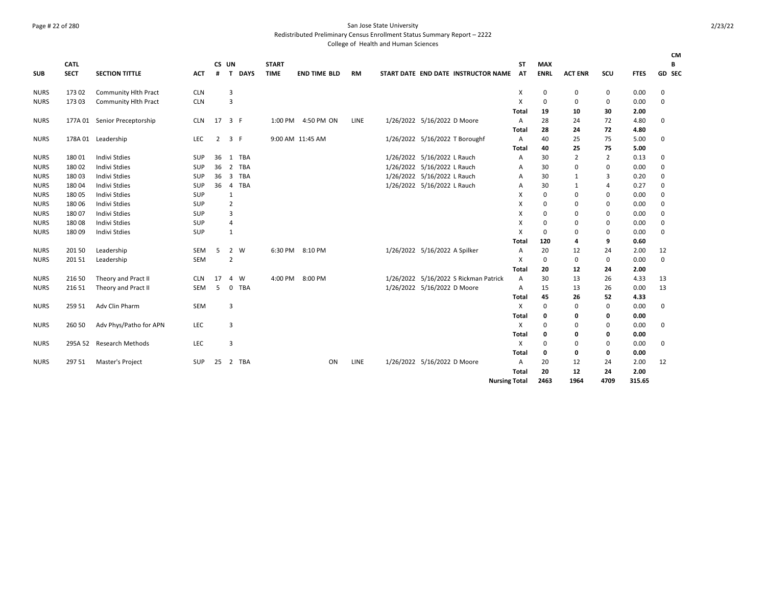San Jose State University

Redistributed Preliminary Census Enrollment Status Summary Report – 2222

College of Health and Human Sciences

| SUB | CATL SECT | SECTION TITTLE | ACT | CS # | UN T | DAYS | START TIME | END TIME | BLD | RM | START DATE | END DATE | INSTRUCTOR NAME | ST AT | MAX ENRL | ACT ENR | SCU | FTES | CM B GD SEC |
|---|---|---|---|---|---|---|---|---|---|---|---|---|---|---|---|---|---|---|---|
| NURS | 173 02 | Community Hlth Pract | CLN | | 3 | | | | | | | | | X | 0 | 0 | 0 | 0.00 | 0 |
| NURS | 173 03 | Community Hlth Pract | CLN | | 3 | | | | | | | | | X | 0 | 0 | 0 | 0.00 | 0 |
| | | | | | | | | | | | | | | **Total** | **19** | **10** | **30** | **2.00** | |
| NURS | 177A 01 | Senior Preceptorship | CLN | 17 | 3 | F | 1:00 PM | 4:50 PM | ON | LINE | 1/26/2022 | 5/16/2022 | D Moore | A | 28 | 24 | 72 | 4.80 | 0 |
| | | | | | | | | | | | | | | **Total** | **28** | **24** | **72** | **4.80** | |
| NURS | 178A 01 | Leadership | LEC | 2 | 3 | F | 9:00 AM | 11:45 AM | | | 1/26/2022 | 5/16/2022 | T Boroughf | A | 40 | 25 | 75 | 5.00 | 0 |
| | | | | | | | | | | | | | | **Total** | **40** | **25** | **75** | **5.00** | |
| NURS | 180 01 | Indivi Stdies | SUP | 36 | 1 | TBA | | | | | 1/26/2022 | 5/16/2022 | L Rauch | A | 30 | 2 | 2 | 0.13 | 0 |
| NURS | 180 02 | Indivi Stdies | SUP | 36 | 2 | TBA | | | | | 1/26/2022 | 5/16/2022 | L Rauch | A | 30 | 0 | 0 | 0.00 | 0 |
| NURS | 180 03 | Indivi Stdies | SUP | 36 | 3 | TBA | | | | | 1/26/2022 | 5/16/2022 | L Rauch | A | 30 | 1 | 3 | 0.20 | 0 |
| NURS | 180 04 | Indivi Stdies | SUP | 36 | 4 | TBA | | | | | 1/26/2022 | 5/16/2022 | L Rauch | A | 30 | 1 | 4 | 0.27 | 0 |
| NURS | 180 05 | Indivi Stdies | SUP | | 1 | | | | | | | | | X | 0 | 0 | 0 | 0.00 | 0 |
| NURS | 180 06 | Indivi Stdies | SUP | | 2 | | | | | | | | | X | 0 | 0 | 0 | 0.00 | 0 |
| NURS | 180 07 | Indivi Stdies | SUP | | 3 | | | | | | | | | X | 0 | 0 | 0 | 0.00 | 0 |
| NURS | 180 08 | Indivi Stdies | SUP | | 4 | | | | | | | | | X | 0 | 0 | 0 | 0.00 | 0 |
| NURS | 180 09 | Indivi Stdies | SUP | | 1 | | | | | | | | | X | 0 | 0 | 0 | 0.00 | 0 |
| | | | | | | | | | | | | | | **Total** | **120** | **4** | **9** | **0.60** | |
| NURS | 201 50 | Leadership | SEM | 5 | 2 | W | 6:30 PM | 8:10 PM | | | 1/26/2022 | 5/16/2022 | A Spilker | A | 20 | 12 | 24 | 2.00 | 12 |
| NURS | 201 51 | Leadership | SEM | | 2 | | | | | | | | | X | 0 | 0 | 0 | 0.00 | 0 |
| | | | | | | | | | | | | | | **Total** | **20** | **12** | **24** | **2.00** | |
| NURS | 216 50 | Theory and Pract II | CLN | 17 | 4 | W | 4:00 PM | 8:00 PM | | | 1/26/2022 | 5/16/2022 | S Rickman Patrick | A | 30 | 13 | 26 | 4.33 | 13 |
| NURS | 216 51 | Theory and Pract II | SEM | 5 | 0 | TBA | | | | | 1/26/2022 | 5/16/2022 | D Moore | A | 15 | 13 | 26 | 0.00 | 13 |
| | | | | | | | | | | | | | | **Total** | **45** | **26** | **52** | **4.33** | |
| NURS | 259 51 | Adv Clin Pharm | SEM | | 3 | | | | | | | | | X | 0 | 0 | 0 | 0.00 | 0 |
| | | | | | | | | | | | | | | **Total** | **0** | **0** | **0** | **0.00** | |
| NURS | 260 50 | Adv Phys/Patho for APN | LEC | | 3 | | | | | | | | | X | 0 | 0 | 0 | 0.00 | 0 |
| | | | | | | | | | | | | | | **Total** | **0** | **0** | **0** | **0.00** | |
| NURS | 295A 52 | Research Methods | LEC | | 3 | | | | | | | | | X | 0 | 0 | 0 | 0.00 | 0 |
| | | | | | | | | | | | | | | **Total** | **0** | **0** | **0** | **0.00** | |
| NURS | 297 51 | Master's Project | SUP | 25 | 2 | TBA | | | ON | LINE | 1/26/2022 | 5/16/2022 | D Moore | A | 20 | 12 | 24 | 2.00 | 12 |
| | | | | | | | | | | | | | | **Total** | **20** | **12** | **24** | **2.00** | |
| | | | | | | | | | | | | | | **Nursing Total** | **2463** | **1964** | **4709** | **315.65** | |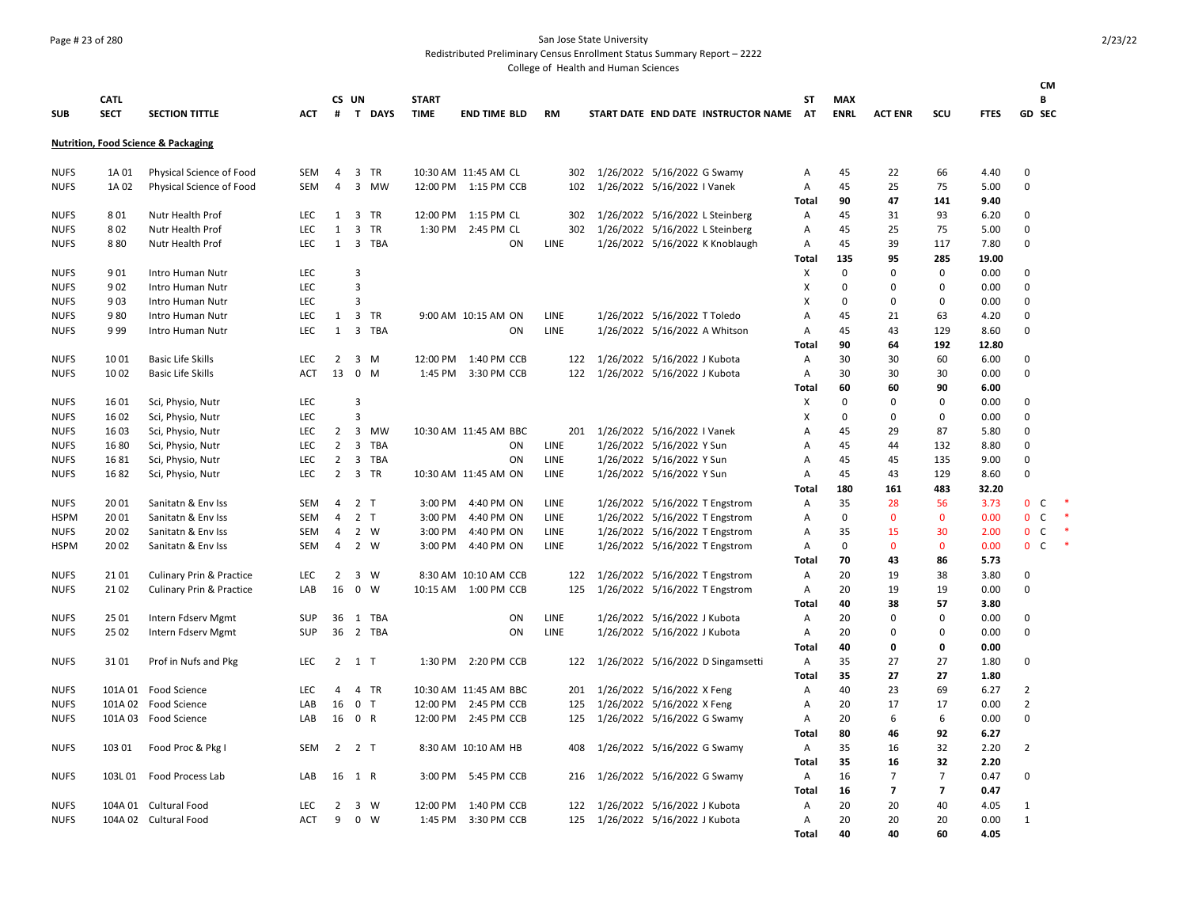San Jose State University

Redistributed Preliminary Census Enrollment Status Summary Report – 2222

College of Health and Human Sciences

## Nutrition, Food Science & Packaging

| SUB | CATL SECT | SECTION TITTLE | ACT | CS # | UN T | DAYS | START TIME | END TIME | BLD | RM | START DATE | END DATE | INSTRUCTOR NAME | ST AT | MAX ENRL | ACT ENR | SCU | FTES | GD | CMB SEC | |
|---|---|---|---|---|---|---|---|---|---|---|---|---|---|---|---|---|---|---|---|---|---|
| NUFS | 1A 01 | Physical Science of Food | SEM | 4 | 3 | TR | 10:30 AM | 11:45 AM | CL | 302 | 1/26/2022 | 5/16/2022 | G Swamy | A | 45 | 22 | 66 | 4.40 | 0 | | |
| NUFS | 1A 02 | Physical Science of Food | SEM | 4 | 3 | MW | 12:00 PM | 1:15 PM | CCB | 102 | 1/26/2022 | 5/16/2022 | I Vanek | A | 45 | 25 | 75 | 5.00 | 0 | | |
| | | | | | | | | | | | | | | Total | 90 | 47 | 141 | 9.40 | | | |
| NUFS | 8 01 | Nutr Health Prof | LEC | 1 | 3 | TR | 12:00 PM | 1:15 PM | CL | 302 | 1/26/2022 | 5/16/2022 | L Steinberg | A | 45 | 31 | 93 | 6.20 | 0 | | |
| NUFS | 8 02 | Nutr Health Prof | LEC | 1 | 3 | TR | 1:30 PM | 2:45 PM | CL | 302 | 1/26/2022 | 5/16/2022 | L Steinberg | A | 45 | 25 | 75 | 5.00 | 0 | | |
| NUFS | 8 80 | Nutr Health Prof | LEC | 1 | 3 | TBA | | | ON | LINE | 1/26/2022 | 5/16/2022 | K Knoblaugh | A | 45 | 39 | 117 | 7.80 | 0 | | |
| | | | | | | | | | | | | | | Total | 135 | 95 | 285 | 19.00 | | | |
| NUFS | 9 01 | Intro Human Nutr | LEC | | 3 | | | | | | | | | X | 0 | 0 | 0 | 0.00 | 0 | | |
| NUFS | 9 02 | Intro Human Nutr | LEC | | 3 | | | | | | | | | X | 0 | 0 | 0 | 0.00 | 0 | | |
| NUFS | 9 03 | Intro Human Nutr | LEC | | 3 | | | | | | | | | X | 0 | 0 | 0 | 0.00 | 0 | | |
| NUFS | 9 80 | Intro Human Nutr | LEC | 1 | 3 | TR | 9:00 AM | 10:15 AM | ON | LINE | 1/26/2022 | 5/16/2022 | T Toledo | A | 45 | 21 | 63 | 4.20 | 0 | | |
| NUFS | 9 99 | Intro Human Nutr | LEC | 1 | 3 | TBA | | | ON | LINE | 1/26/2022 | 5/16/2022 | A Whitson | A | 45 | 43 | 129 | 8.60 | 0 | | |
| | | | | | | | | | | | | | | Total | 90 | 64 | 192 | 12.80 | | | |
| NUFS | 10 01 | Basic Life Skills | LEC | 2 | 3 | M | 12:00 PM | 1:40 PM | CCB | 122 | 1/26/2022 | 5/16/2022 | J Kubota | A | 30 | 30 | 60 | 6.00 | 0 | | |
| NUFS | 10 02 | Basic Life Skills | ACT | 13 | 0 | M | 1:45 PM | 3:30 PM | CCB | 122 | 1/26/2022 | 5/16/2022 | J Kubota | A | 30 | 30 | 30 | 0.00 | 0 | | |
| | | | | | | | | | | | | | | Total | 60 | 60 | 90 | 6.00 | | | |
| NUFS | 16 01 | Sci, Physio, Nutr | LEC | | 3 | | | | | | | | | X | 0 | 0 | 0 | 0.00 | 0 | | |
| NUFS | 16 02 | Sci, Physio, Nutr | LEC | | 3 | | | | | | | | | X | 0 | 0 | 0 | 0.00 | 0 | | |
| NUFS | 16 03 | Sci, Physio, Nutr | LEC | 2 | 3 | MW | 10:30 AM | 11:45 AM | BBC | 201 | 1/26/2022 | 5/16/2022 | I Vanek | A | 45 | 29 | 87 | 5.80 | 0 | | |
| NUFS | 16 80 | Sci, Physio, Nutr | LEC | 2 | 3 | TBA | | | ON | LINE | 1/26/2022 | 5/16/2022 | Y Sun | A | 45 | 44 | 132 | 8.80 | 0 | | |
| NUFS | 16 81 | Sci, Physio, Nutr | LEC | 2 | 3 | TBA | | | ON | LINE | 1/26/2022 | 5/16/2022 | Y Sun | A | 45 | 45 | 135 | 9.00 | 0 | | |
| NUFS | 16 82 | Sci, Physio, Nutr | LEC | 2 | 3 | TR | 10:30 AM | 11:45 AM | ON | LINE | 1/26/2022 | 5/16/2022 | Y Sun | A | 45 | 43 | 129 | 8.60 | 0 | | |
| | | | | | | | | | | | | | | Total | 180 | 161 | 483 | 32.20 | | | |
| NUFS | 20 01 | Sanitatn & Env Iss | SEM | 4 | 2 | T | 3:00 PM | 4:40 PM | ON | LINE | 1/26/2022 | 5/16/2022 | T Engstrom | A | 35 | 28 | 56 | 3.73 | 0 | C | * |
| HSPM | 20 01 | Sanitatn & Env Iss | SEM | 4 | 2 | T | 3:00 PM | 4:40 PM | ON | LINE | 1/26/2022 | 5/16/2022 | T Engstrom | A | 0 | 0 | 0 | 0.00 | 0 | C | * |
| NUFS | 20 02 | Sanitatn & Env Iss | SEM | 4 | 2 | W | 3:00 PM | 4:40 PM | ON | LINE | 1/26/2022 | 5/16/2022 | T Engstrom | A | 35 | 15 | 30 | 2.00 | 0 | C | * |
| HSPM | 20 02 | Sanitatn & Env Iss | SEM | 4 | 2 | W | 3:00 PM | 4:40 PM | ON | LINE | 1/26/2022 | 5/16/2022 | T Engstrom | A | 0 | 0 | 0 | 0.00 | 0 | C | * |
| | | | | | | | | | | | | | | Total | 70 | 43 | 86 | 5.73 | | | |
| NUFS | 21 01 | Culinary Prin & Practice | LEC | 2 | 3 | W | 8:30 AM | 10:10 AM | CCB | 122 | 1/26/2022 | 5/16/2022 | T Engstrom | A | 20 | 19 | 38 | 3.80 | 0 | | |
| NUFS | 21 02 | Culinary Prin & Practice | LAB | 16 | 0 | W | 10:15 AM | 1:00 PM | CCB | 125 | 1/26/2022 | 5/16/2022 | T Engstrom | A | 20 | 19 | 19 | 0.00 | 0 | | |
| | | | | | | | | | | | | | | Total | 40 | 38 | 57 | 3.80 | | | |
| NUFS | 25 01 | Intern Fdserv Mgmt | SUP | 36 | 1 | TBA | | | ON | LINE | 1/26/2022 | 5/16/2022 | J Kubota | A | 20 | 0 | 0 | 0.00 | 0 | | |
| NUFS | 25 02 | Intern Fdserv Mgmt | SUP | 36 | 2 | TBA | | | ON | LINE | 1/26/2022 | 5/16/2022 | J Kubota | A | 20 | 0 | 0 | 0.00 | 0 | | |
| | | | | | | | | | | | | | | Total | 40 | 0 | 0 | 0.00 | | | |
| NUFS | 31 01 | Prof in Nufs and Pkg | LEC | 2 | 1 | T | 1:30 PM | 2:20 PM | CCB | 122 | 1/26/2022 | 5/16/2022 | D Singamsetti | A | 35 | 27 | 27 | 1.80 | 0 | | |
| | | | | | | | | | | | | | | Total | 35 | 27 | 27 | 1.80 | | | |
| NUFS | 101A 01 | Food Science | LEC | 4 | 4 | TR | 10:30 AM | 11:45 AM | BBC | 201 | 1/26/2022 | 5/16/2022 | X Feng | A | 40 | 23 | 69 | 6.27 | 2 | | |
| NUFS | 101A 02 | Food Science | LAB | 16 | 0 | T | 12:00 PM | 2:45 PM | CCB | 125 | 1/26/2022 | 5/16/2022 | X Feng | A | 20 | 17 | 17 | 0.00 | 2 | | |
| NUFS | 101A 03 | Food Science | LAB | 16 | 0 | R | 12:00 PM | 2:45 PM | CCB | 125 | 1/26/2022 | 5/16/2022 | G Swamy | A | 20 | 6 | 6 | 0.00 | 0 | | |
| | | | | | | | | | | | | | | Total | 80 | 46 | 92 | 6.27 | | | |
| NUFS | 103 01 | Food Proc & Pkg I | SEM | 2 | 2 | T | 8:30 AM | 10:10 AM | HB | 408 | 1/26/2022 | 5/16/2022 | G Swamy | A | 35 | 16 | 32 | 2.20 | 2 | | |
| | | | | | | | | | | | | | | Total | 35 | 16 | 32 | 2.20 | | | |
| NUFS | 103L 01 | Food Process Lab | LAB | 16 | 1 | R | 3:00 PM | 5:45 PM | CCB | 216 | 1/26/2022 | 5/16/2022 | G Swamy | A | 16 | 7 | 7 | 0.47 | 0 | | |
| | | | | | | | | | | | | | | Total | 16 | 7 | 7 | 0.47 | | | |
| NUFS | 104A 01 | Cultural Food | LEC | 2 | 3 | W | 12:00 PM | 1:40 PM | CCB | 122 | 1/26/2022 | 5/16/2022 | J Kubota | A | 20 | 20 | 40 | 4.05 | 1 | | |
| NUFS | 104A 02 | Cultural Food | ACT | 9 | 0 | W | 1:45 PM | 3:30 PM | CCB | 125 | 1/26/2022 | 5/16/2022 | J Kubota | A | 20 | 20 | 20 | 0.00 | 1 | | |
| | | | | | | | | | | | | | | Total | 40 | 40 | 60 | 4.05 | | | |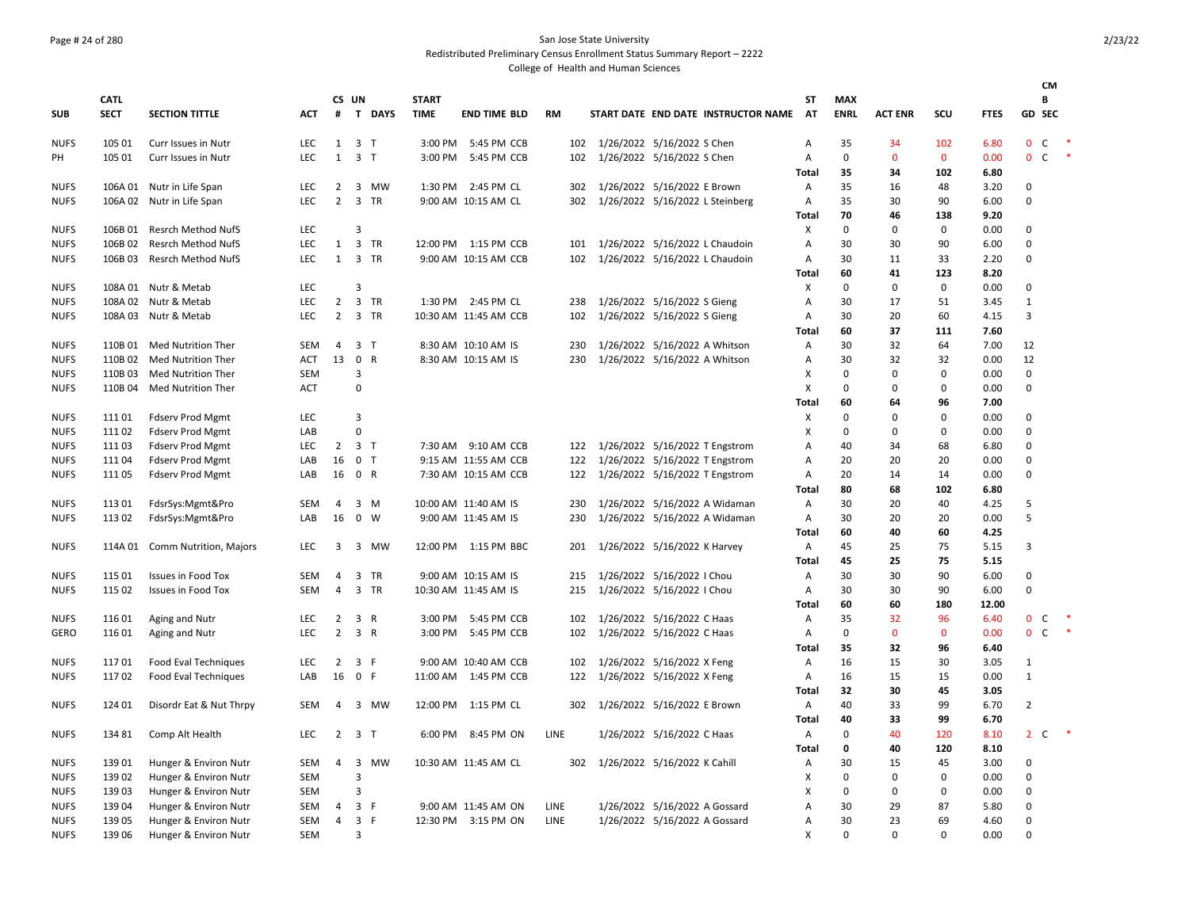San Jose State University

Redistributed Preliminary Census Enrollment Status Summary Report – 2222

College of Health and Human Sciences

| SUB | CATL SECT | SECTION TITTLE | ACT | CS # | UN T | DAYS | START TIME | END TIME | BLD | RM | START DATE | END DATE | INSTRUCTOR NAME | ST AT | MAX ENRL | ACT ENR | SCU | FTES | GD | CMB SEC |
|---|---|---|---|---|---|---|---|---|---|---|---|---|---|---|---|---|---|---|---|---|
| NUFS | 105 01 | Curr Issues in Nutr | LEC | 1 | 3 | T | 3:00 PM | 5:45 PM | CCB | 102 | 1/26/2022 | 5/16/2022 | S Chen | A | 35 | 34 | 102 | 6.80 | 0 | C * |
| PH | 105 01 | Curr Issues in Nutr | LEC | 1 | 3 | T | 3:00 PM | 5:45 PM | CCB | 102 | 1/26/2022 | 5/16/2022 | S Chen | A | 0 | 0 | 0 | 0.00 | 0 | C * |
| | | | | | | | | | | | | | | Total | 35 | 34 | 102 | 6.80 | | |
| NUFS | 106A 01 | Nutr in Life Span | LEC | 2 | 3 | MW | 1:30 PM | 2:45 PM | CL | 302 | 1/26/2022 | 5/16/2022 | E Brown | A | 35 | 16 | 48 | 3.20 | 0 | |
| NUFS | 106A 02 | Nutr in Life Span | LEC | 2 | 3 | TR | 9:00 AM | 10:15 AM | CL | 302 | 1/26/2022 | 5/16/2022 | L Steinberg | A | 35 | 30 | 90 | 6.00 | 0 | |
| | | | | | | | | | | | | | | Total | 70 | 46 | 138 | 9.20 | | |
| NUFS | 106B 01 | Resrch Method NufS | LEC | | 3 | | | | | | | | | X | 0 | 0 | 0 | 0.00 | 0 | |
| NUFS | 106B 02 | Resrch Method NufS | LEC | 1 | 3 | TR | 12:00 PM | 1:15 PM | CCB | 101 | 1/26/2022 | 5/16/2022 | L Chaudoin | A | 30 | 30 | 90 | 6.00 | 0 | |
| NUFS | 106B 03 | Resrch Method NufS | LEC | 1 | 3 | TR | 9:00 AM | 10:15 AM | CCB | 102 | 1/26/2022 | 5/16/2022 | L Chaudoin | A | 30 | 11 | 33 | 2.20 | 0 | |
| | | | | | | | | | | | | | | Total | 60 | 41 | 123 | 8.20 | | |
| NUFS | 108A 01 | Nutr & Metab | LEC | | 3 | | | | | | | | | X | 0 | 0 | 0 | 0.00 | 0 | |
| NUFS | 108A 02 | Nutr & Metab | LEC | 2 | 3 | TR | 1:30 PM | 2:45 PM | CL | 238 | 1/26/2022 | 5/16/2022 | S Gieng | A | 30 | 17 | 51 | 3.45 | 1 | |
| NUFS | 108A 03 | Nutr & Metab | LEC | 2 | 3 | TR | 10:30 AM | 11:45 AM | CCB | 102 | 1/26/2022 | 5/16/2022 | S Gieng | A | 30 | 20 | 60 | 4.15 | 3 | |
| | | | | | | | | | | | | | | Total | 60 | 37 | 111 | 7.60 | | |
| NUFS | 110B 01 | Med Nutrition Ther | SEM | 4 | 3 | T | 8:30 AM | 10:10 AM | IS | 230 | 1/26/2022 | 5/16/2022 | A Whitson | A | 30 | 32 | 64 | 7.00 | 12 | |
| NUFS | 110B 02 | Med Nutrition Ther | ACT | 13 | 0 | R | 8:30 AM | 10:15 AM | IS | 230 | 1/26/2022 | 5/16/2022 | A Whitson | A | 30 | 32 | 32 | 0.00 | 12 | |
| NUFS | 110B 03 | Med Nutrition Ther | SEM | | 3 | | | | | | | | | X | 0 | 0 | 0 | 0.00 | 0 | |
| NUFS | 110B 04 | Med Nutrition Ther | ACT | | 0 | | | | | | | | | X | 0 | 0 | 0 | 0.00 | 0 | |
| | | | | | | | | | | | | | | Total | 60 | 64 | 96 | 7.00 | | |
| NUFS | 111 01 | Fdserv Prod Mgmt | LEC | | 3 | | | | | | | | | X | 0 | 0 | 0 | 0.00 | 0 | |
| NUFS | 111 02 | Fdserv Prod Mgmt | LAB | | 0 | | | | | | | | | X | 0 | 0 | 0 | 0.00 | 0 | |
| NUFS | 111 03 | Fdserv Prod Mgmt | LEC | 2 | 3 | T | 7:30 AM | 9:10 AM | CCB | 122 | 1/26/2022 | 5/16/2022 | T Engstrom | A | 40 | 34 | 68 | 6.80 | 0 | |
| NUFS | 111 04 | Fdserv Prod Mgmt | LAB | 16 | 0 | T | 9:15 AM | 11:55 AM | CCB | 122 | 1/26/2022 | 5/16/2022 | T Engstrom | A | 20 | 20 | 20 | 0.00 | 0 | |
| NUFS | 111 05 | Fdserv Prod Mgmt | LAB | 16 | 0 | R | 7:30 AM | 10:15 AM | CCB | 122 | 1/26/2022 | 5/16/2022 | T Engstrom | A | 20 | 14 | 14 | 0.00 | 0 | |
| | | | | | | | | | | | | | | Total | 80 | 68 | 102 | 6.80 | | |
| NUFS | 113 01 | FdsrSys:Mgmt&Pro | SEM | 4 | 3 | M | 10:00 AM | 11:40 AM | IS | 230 | 1/26/2022 | 5/16/2022 | A Widaman | A | 30 | 20 | 40 | 4.25 | 5 | |
| NUFS | 113 02 | FdsrSys:Mgmt&Pro | LAB | 16 | 0 | W | 9:00 AM | 11:45 AM | IS | 230 | 1/26/2022 | 5/16/2022 | A Widaman | A | 30 | 20 | 20 | 0.00 | 5 | |
| | | | | | | | | | | | | | | Total | 60 | 40 | 60 | 4.25 | | |
| NUFS | 114A 01 | Comm Nutrition, Majors | LEC | 3 | 3 | MW | 12:00 PM | 1:15 PM | BBC | 201 | 1/26/2022 | 5/16/2022 | K Harvey | A | 45 | 25 | 75 | 5.15 | 3 | |
| | | | | | | | | | | | | | | Total | 45 | 25 | 75 | 5.15 | | |
| NUFS | 115 01 | Issues in Food Tox | SEM | 4 | 3 | TR | 9:00 AM | 10:15 AM | IS | 215 | 1/26/2022 | 5/16/2022 | I Chou | A | 30 | 30 | 90 | 6.00 | 0 | |
| NUFS | 115 02 | Issues in Food Tox | SEM | 4 | 3 | TR | 10:30 AM | 11:45 AM | IS | 215 | 1/26/2022 | 5/16/2022 | I Chou | A | 30 | 30 | 90 | 6.00 | 0 | |
| | | | | | | | | | | | | | | Total | 60 | 60 | 180 | 12.00 | | |
| NUFS | 116 01 | Aging and Nutr | LEC | 2 | 3 | R | 3:00 PM | 5:45 PM | CCB | 102 | 1/26/2022 | 5/16/2022 | C Haas | A | 35 | 32 | 96 | 6.40 | 0 | C * |
| GERO | 116 01 | Aging and Nutr | LEC | 2 | 3 | R | 3:00 PM | 5:45 PM | CCB | 102 | 1/26/2022 | 5/16/2022 | C Haas | A | 0 | 0 | 0 | 0.00 | 0 | C * |
| | | | | | | | | | | | | | | Total | 35 | 32 | 96 | 6.40 | | |
| NUFS | 117 01 | Food Eval Techniques | LEC | 2 | 3 | F | 9:00 AM | 10:40 AM | CCB | 102 | 1/26/2022 | 5/16/2022 | X Feng | A | 16 | 15 | 30 | 3.05 | 1 | |
| NUFS | 117 02 | Food Eval Techniques | LAB | 16 | 0 | F | 11:00 AM | 1:45 PM | CCB | 122 | 1/26/2022 | 5/16/2022 | X Feng | A | 16 | 15 | 15 | 0.00 | 1 | |
| | | | | | | | | | | | | | | Total | 32 | 30 | 45 | 3.05 | | |
| NUFS | 124 01 | Disordr Eat & Nut Thrpy | SEM | 4 | 3 | MW | 12:00 PM | 1:15 PM | CL | 302 | 1/26/2022 | 5/16/2022 | E Brown | A | 40 | 33 | 99 | 6.70 | 2 | |
| | | | | | | | | | | | | | | Total | 40 | 33 | 99 | 6.70 | | |
| NUFS | 134 81 | Comp Alt Health | LEC | 2 | 3 | T | 6:00 PM | 8:45 PM | ON | LINE | 1/26/2022 | 5/16/2022 | C Haas | A | 0 | 40 | 120 | 8.10 | 2 | C * |
| | | | | | | | | | | | | | | Total | 0 | 40 | 120 | 8.10 | | |
| NUFS | 139 01 | Hunger & Environ Nutr | SEM | 4 | 3 | MW | 10:30 AM | 11:45 AM | CL | 302 | 1/26/2022 | 5/16/2022 | K Cahill | A | 30 | 15 | 45 | 3.00 | 0 | |
| NUFS | 139 02 | Hunger & Environ Nutr | SEM | | 3 | | | | | | | | | X | 0 | 0 | 0 | 0.00 | 0 | |
| NUFS | 139 03 | Hunger & Environ Nutr | SEM | | 3 | | | | | | | | | X | 0 | 0 | 0 | 0.00 | 0 | |
| NUFS | 139 04 | Hunger & Environ Nutr | SEM | 4 | 3 | F | 9:00 AM | 11:45 AM | ON | LINE | 1/26/2022 | 5/16/2022 | A Gossard | A | 30 | 29 | 87 | 5.80 | 0 | |
| NUFS | 139 05 | Hunger & Environ Nutr | SEM | 4 | 3 | F | 12:30 PM | 3:15 PM | ON | LINE | 1/26/2022 | 5/16/2022 | A Gossard | A | 30 | 23 | 69 | 4.60 | 0 | |
| NUFS | 139 06 | Hunger & Environ Nutr | SEM | | 3 | | | | | | | | | X | 0 | 0 | 0 | 0.00 | 0 | |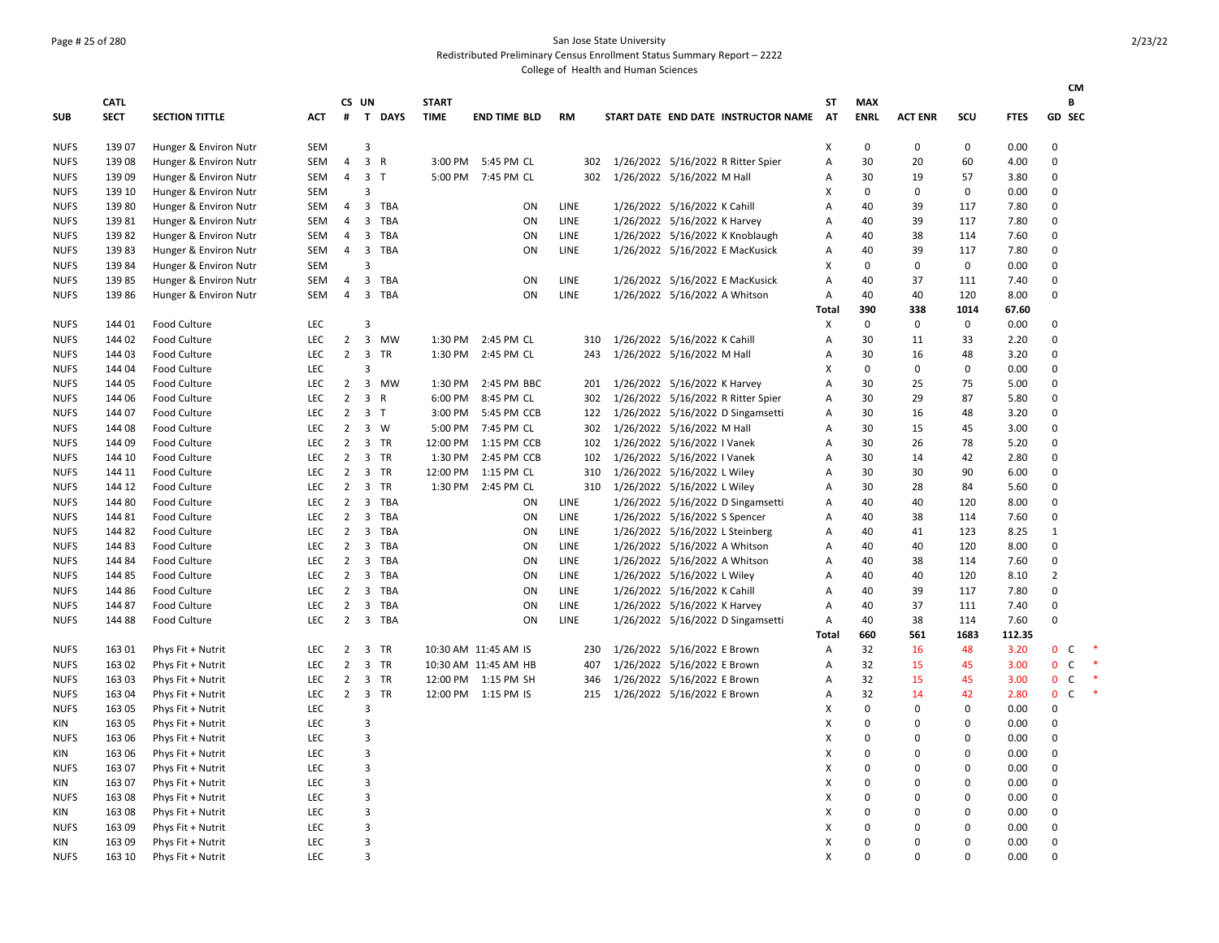San Jose State University
Redistributed Preliminary Census Enrollment Status Summary Report – 2222
College of Health and Human Sciences

| SUB | CATL SECT | SECTION TITTLE | ACT | CS # | UN T | DAYS | START TIME | END TIME | BLD | RM | START DATE | END DATE | INSTRUCTOR NAME | ST AT | MAX ENRL | ACT ENR | SCU | FTES | GD | CMB SEC |
|---|---|---|---|---|---|---|---|---|---|---|---|---|---|---|---|---|---|---|---|---|
| NUFS | 139 07 | Hunger & Environ Nutr | SEM | | 3 | | | | | | | | | X | 0 | 0 | 0 | 0.00 | 0 | |
| NUFS | 139 08 | Hunger & Environ Nutr | SEM | 4 | 3 | R | 3:00 PM | 5:45 PM | CL | 302 | 1/26/2022 | 5/16/2022 | R Ritter Spier | A | 30 | 20 | 60 | 4.00 | 0 | |
| NUFS | 139 09 | Hunger & Environ Nutr | SEM | 4 | 3 | T | 5:00 PM | 7:45 PM | CL | 302 | 1/26/2022 | 5/16/2022 | M Hall | A | 30 | 19 | 57 | 3.80 | 0 | |
| NUFS | 139 10 | Hunger & Environ Nutr | SEM | | 3 | | | | | | | | | X | 0 | 0 | 0 | 0.00 | 0 | |
| NUFS | 139 80 | Hunger & Environ Nutr | SEM | 4 | 3 | TBA | | | ON | LINE | 1/26/2022 | 5/16/2022 | K Cahill | A | 40 | 39 | 117 | 7.80 | 0 | |
| NUFS | 139 81 | Hunger & Environ Nutr | SEM | 4 | 3 | TBA | | | ON | LINE | 1/26/2022 | 5/16/2022 | K Harvey | A | 40 | 39 | 117 | 7.80 | 0 | |
| NUFS | 139 82 | Hunger & Environ Nutr | SEM | 4 | 3 | TBA | | | ON | LINE | 1/26/2022 | 5/16/2022 | K Knoblaugh | A | 40 | 38 | 114 | 7.60 | 0 | |
| NUFS | 139 83 | Hunger & Environ Nutr | SEM | 4 | 3 | TBA | | | ON | LINE | 1/26/2022 | 5/16/2022 | E MacKusick | A | 40 | 39 | 117 | 7.80 | 0 | |
| NUFS | 139 84 | Hunger & Environ Nutr | SEM | | 3 | | | | | | | | | X | 0 | 0 | 0 | 0.00 | 0 | |
| NUFS | 139 85 | Hunger & Environ Nutr | SEM | 4 | 3 | TBA | | | ON | LINE | 1/26/2022 | 5/16/2022 | E MacKusick | A | 40 | 37 | 111 | 7.40 | 0 | |
| NUFS | 139 86 | Hunger & Environ Nutr | SEM | 4 | 3 | TBA | | | ON | LINE | 1/26/2022 | 5/16/2022 | A Whitson | A | 40 | 40 | 120 | 8.00 | 0 | |
| | | | | | | | | | | | | | | **Total** | **390** | **338** | **1014** | **67.60** | | |
| NUFS | 144 01 | Food Culture | LEC | | 3 | | | | | | | | | X | 0 | 0 | 0 | 0.00 | 0 | |
| NUFS | 144 02 | Food Culture | LEC | 2 | 3 | MW | 1:30 PM | 2:45 PM | CL | 310 | 1/26/2022 | 5/16/2022 | K Cahill | A | 30 | 11 | 33 | 2.20 | 0 | |
| NUFS | 144 03 | Food Culture | LEC | 2 | 3 | TR | 1:30 PM | 2:45 PM | CL | 243 | 1/26/2022 | 5/16/2022 | M Hall | A | 30 | 16 | 48 | 3.20 | 0 | |
| NUFS | 144 04 | Food Culture | LEC | | 3 | | | | | | | | | X | 0 | 0 | 0 | 0.00 | 0 | |
| NUFS | 144 05 | Food Culture | LEC | 2 | 3 | MW | 1:30 PM | 2:45 PM | BBC | 201 | 1/26/2022 | 5/16/2022 | K Harvey | A | 30 | 25 | 75 | 5.00 | 0 | |
| NUFS | 144 06 | Food Culture | LEC | 2 | 3 | R | 6:00 PM | 8:45 PM | CL | 302 | 1/26/2022 | 5/16/2022 | R Ritter Spier | A | 30 | 29 | 87 | 5.80 | 0 | |
| NUFS | 144 07 | Food Culture | LEC | 2 | 3 | T | 3:00 PM | 5:45 PM | CCB | 122 | 1/26/2022 | 5/16/2022 | D Singamsetti | A | 30 | 16 | 48 | 3.20 | 0 | |
| NUFS | 144 08 | Food Culture | LEC | 2 | 3 | W | 5:00 PM | 7:45 PM | CL | 302 | 1/26/2022 | 5/16/2022 | M Hall | A | 30 | 15 | 45 | 3.00 | 0 | |
| NUFS | 144 09 | Food Culture | LEC | 2 | 3 | TR | 12:00 PM | 1:15 PM | CCB | 102 | 1/26/2022 | 5/16/2022 | I Vanek | A | 30 | 26 | 78 | 5.20 | 0 | |
| NUFS | 144 10 | Food Culture | LEC | 2 | 3 | TR | 1:30 PM | 2:45 PM | CCB | 102 | 1/26/2022 | 5/16/2022 | I Vanek | A | 30 | 14 | 42 | 2.80 | 0 | |
| NUFS | 144 11 | Food Culture | LEC | 2 | 3 | TR | 12:00 PM | 1:15 PM | CL | 310 | 1/26/2022 | 5/16/2022 | L Wiley | A | 30 | 30 | 90 | 6.00 | 0 | |
| NUFS | 144 12 | Food Culture | LEC | 2 | 3 | TR | 1:30 PM | 2:45 PM | CL | 310 | 1/26/2022 | 5/16/2022 | L Wiley | A | 30 | 28 | 84 | 5.60 | 0 | |
| NUFS | 144 80 | Food Culture | LEC | 2 | 3 | TBA | | | ON | LINE | 1/26/2022 | 5/16/2022 | D Singamsetti | A | 40 | 40 | 120 | 8.00 | 0 | |
| NUFS | 144 81 | Food Culture | LEC | 2 | 3 | TBA | | | ON | LINE | 1/26/2022 | 5/16/2022 | S Spencer | A | 40 | 38 | 114 | 7.60 | 0 | |
| NUFS | 144 82 | Food Culture | LEC | 2 | 3 | TBA | | | ON | LINE | 1/26/2022 | 5/16/2022 | L Steinberg | A | 40 | 41 | 123 | 8.25 | 1 | |
| NUFS | 144 83 | Food Culture | LEC | 2 | 3 | TBA | | | ON | LINE | 1/26/2022 | 5/16/2022 | A Whitson | A | 40 | 40 | 120 | 8.00 | 0 | |
| NUFS | 144 84 | Food Culture | LEC | 2 | 3 | TBA | | | ON | LINE | 1/26/2022 | 5/16/2022 | A Whitson | A | 40 | 38 | 114 | 7.60 | 0 | |
| NUFS | 144 85 | Food Culture | LEC | 2 | 3 | TBA | | | ON | LINE | 1/26/2022 | 5/16/2022 | L Wiley | A | 40 | 40 | 120 | 8.10 | 2 | |
| NUFS | 144 86 | Food Culture | LEC | 2 | 3 | TBA | | | ON | LINE | 1/26/2022 | 5/16/2022 | K Cahill | A | 40 | 39 | 117 | 7.80 | 0 | |
| NUFS | 144 87 | Food Culture | LEC | 2 | 3 | TBA | | | ON | LINE | 1/26/2022 | 5/16/2022 | K Harvey | A | 40 | 37 | 111 | 7.40 | 0 | |
| NUFS | 144 88 | Food Culture | LEC | 2 | 3 | TBA | | | ON | LINE | 1/26/2022 | 5/16/2022 | D Singamsetti | A | 40 | 38 | 114 | 7.60 | 0 | |
| | | | | | | | | | | | | | | **Total** | **660** | **561** | **1683** | **112.35** | | |
| NUFS | 163 01 | Phys Fit + Nutrit | LEC | 2 | 3 | TR | 10:30 AM | 11:45 AM | IS | 230 | 1/26/2022 | 5/16/2022 | E Brown | A | 32 | 16 | 48 | 3.20 | 0 | C * |
| NUFS | 163 02 | Phys Fit + Nutrit | LEC | 2 | 3 | TR | 10:30 AM | 11:45 AM | HB | 407 | 1/26/2022 | 5/16/2022 | E Brown | A | 32 | 15 | 45 | 3.00 | 0 | C * |
| NUFS | 163 03 | Phys Fit + Nutrit | LEC | 2 | 3 | TR | 12:00 PM | 1:15 PM | SH | 346 | 1/26/2022 | 5/16/2022 | E Brown | A | 32 | 15 | 45 | 3.00 | 0 | C * |
| NUFS | 163 04 | Phys Fit + Nutrit | LEC | 2 | 3 | TR | 12:00 PM | 1:15 PM | IS | 215 | 1/26/2022 | 5/16/2022 | E Brown | A | 32 | 14 | 42 | 2.80 | 0 | C * |
| NUFS | 163 05 | Phys Fit + Nutrit | LEC | | 3 | | | | | | | | | X | 0 | 0 | 0 | 0.00 | 0 | |
| KIN | 163 05 | Phys Fit + Nutrit | LEC | | 3 | | | | | | | | | X | 0 | 0 | 0 | 0.00 | 0 | |
| NUFS | 163 06 | Phys Fit + Nutrit | LEC | | 3 | | | | | | | | | X | 0 | 0 | 0 | 0.00 | 0 | |
| KIN | 163 06 | Phys Fit + Nutrit | LEC | | 3 | | | | | | | | | X | 0 | 0 | 0 | 0.00 | 0 | |
| NUFS | 163 07 | Phys Fit + Nutrit | LEC | | 3 | | | | | | | | | X | 0 | 0 | 0 | 0.00 | 0 | |
| KIN | 163 07 | Phys Fit + Nutrit | LEC | | 3 | | | | | | | | | X | 0 | 0 | 0 | 0.00 | 0 | |
| NUFS | 163 08 | Phys Fit + Nutrit | LEC | | 3 | | | | | | | | | X | 0 | 0 | 0 | 0.00 | 0 | |
| KIN | 163 08 | Phys Fit + Nutrit | LEC | | 3 | | | | | | | | | X | 0 | 0 | 0 | 0.00 | 0 | |
| NUFS | 163 09 | Phys Fit + Nutrit | LEC | | 3 | | | | | | | | | X | 0 | 0 | 0 | 0.00 | 0 | |
| KIN | 163 09 | Phys Fit + Nutrit | LEC | | 3 | | | | | | | | | X | 0 | 0 | 0 | 0.00 | 0 | |
| NUFS | 163 10 | Phys Fit + Nutrit | LEC | | 3 | | | | | | | | | X | 0 | 0 | 0 | 0.00 | 0 | |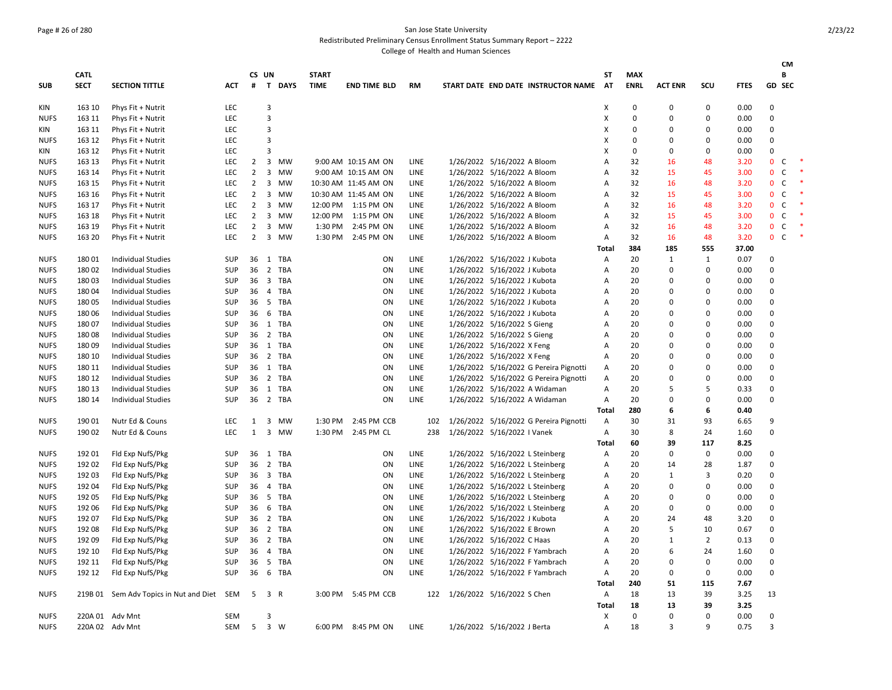San Jose State University

Redistributed Preliminary Census Enrollment Status Summary Report – 2222

College of Health and Human Sciences

| SUB | CATL SECT | SECTION TITTLE | ACT | CS # | UN T | DAYS | START TIME | END TIME | BLD | RM | START DATE | END DATE | INSTRUCTOR NAME | ST AT | MAX ENRL | ACT ENR | SCU | FTES | GD | CMB SEC | |
|---|---|---|---|---|---|---|---|---|---|---|---|---|---|---|---|---|---|---|---|---|---|
| KIN | 163 10 | Phys Fit + Nutrit | LEC | | 3 | | | | | | | | | X | 0 | 0 | 0 | 0.00 | 0 | | |
| NUFS | 163 11 | Phys Fit + Nutrit | LEC | | 3 | | | | | | | | | X | 0 | 0 | 0 | 0.00 | 0 | | |
| KIN | 163 11 | Phys Fit + Nutrit | LEC | | 3 | | | | | | | | | X | 0 | 0 | 0 | 0.00 | 0 | | |
| NUFS | 163 12 | Phys Fit + Nutrit | LEC | | 3 | | | | | | | | | X | 0 | 0 | 0 | 0.00 | 0 | | |
| KIN | 163 12 | Phys Fit + Nutrit | LEC | | 3 | | | | | | | | | X | 0 | 0 | 0 | 0.00 | 0 | | |
| NUFS | 163 13 | Phys Fit + Nutrit | LEC | 2 | 3 | MW | 9:00 AM | 10:15 AM | ON | LINE | 1/26/2022 | 5/16/2022 | A Bloom | A | 32 | 16 | 48 | 3.20 | 0 | C | * |
| NUFS | 163 14 | Phys Fit + Nutrit | LEC | 2 | 3 | MW | 9:00 AM | 10:15 AM | ON | LINE | 1/26/2022 | 5/16/2022 | A Bloom | A | 32 | 15 | 45 | 3.00 | 0 | C | * |
| NUFS | 163 15 | Phys Fit + Nutrit | LEC | 2 | 3 | MW | 10:30 AM | 11:45 AM | ON | LINE | 1/26/2022 | 5/16/2022 | A Bloom | A | 32 | 16 | 48 | 3.20 | 0 | C | * |
| NUFS | 163 16 | Phys Fit + Nutrit | LEC | 2 | 3 | MW | 10:30 AM | 11:45 AM | ON | LINE | 1/26/2022 | 5/16/2022 | A Bloom | A | 32 | 15 | 45 | 3.00 | 0 | C | * |
| NUFS | 163 17 | Phys Fit + Nutrit | LEC | 2 | 3 | MW | 12:00 PM | 1:15 PM | ON | LINE | 1/26/2022 | 5/16/2022 | A Bloom | A | 32 | 16 | 48 | 3.20 | 0 | C | * |
| NUFS | 163 18 | Phys Fit + Nutrit | LEC | 2 | 3 | MW | 12:00 PM | 1:15 PM | ON | LINE | 1/26/2022 | 5/16/2022 | A Bloom | A | 32 | 15 | 45 | 3.00 | 0 | C | * |
| NUFS | 163 19 | Phys Fit + Nutrit | LEC | 2 | 3 | MW | 1:30 PM | 2:45 PM | ON | LINE | 1/26/2022 | 5/16/2022 | A Bloom | A | 32 | 16 | 48 | 3.20 | 0 | C | * |
| NUFS | 163 20 | Phys Fit + Nutrit | LEC | 2 | 3 | MW | 1:30 PM | 2:45 PM | ON | LINE | 1/26/2022 | 5/16/2022 | A Bloom | A | 32 | 16 | 48 | 3.20 | 0 | C | * |
| | | | | | | | | | | | | | | **Total** | **384** | **185** | **555** | **37.00** | | | |
| NUFS | 180 01 | Individual Studies | SUP | 36 | 1 | TBA | | | ON | LINE | 1/26/2022 | 5/16/2022 | J Kubota | A | 20 | 1 | 1 | 0.07 | 0 | | |
| NUFS | 180 02 | Individual Studies | SUP | 36 | 2 | TBA | | | ON | LINE | 1/26/2022 | 5/16/2022 | J Kubota | A | 20 | 0 | 0 | 0.00 | 0 | | |
| NUFS | 180 03 | Individual Studies | SUP | 36 | 3 | TBA | | | ON | LINE | 1/26/2022 | 5/16/2022 | J Kubota | A | 20 | 0 | 0 | 0.00 | 0 | | |
| NUFS | 180 04 | Individual Studies | SUP | 36 | 4 | TBA | | | ON | LINE | 1/26/2022 | 5/16/2022 | J Kubota | A | 20 | 0 | 0 | 0.00 | 0 | | |
| NUFS | 180 05 | Individual Studies | SUP | 36 | 5 | TBA | | | ON | LINE | 1/26/2022 | 5/16/2022 | J Kubota | A | 20 | 0 | 0 | 0.00 | 0 | | |
| NUFS | 180 06 | Individual Studies | SUP | 36 | 6 | TBA | | | ON | LINE | 1/26/2022 | 5/16/2022 | J Kubota | A | 20 | 0 | 0 | 0.00 | 0 | | |
| NUFS | 180 07 | Individual Studies | SUP | 36 | 1 | TBA | | | ON | LINE | 1/26/2022 | 5/16/2022 | S Gieng | A | 20 | 0 | 0 | 0.00 | 0 | | |
| NUFS | 180 08 | Individual Studies | SUP | 36 | 2 | TBA | | | ON | LINE | 1/26/2022 | 5/16/2022 | S Gieng | A | 20 | 0 | 0 | 0.00 | 0 | | |
| NUFS | 180 09 | Individual Studies | SUP | 36 | 1 | TBA | | | ON | LINE | 1/26/2022 | 5/16/2022 | X Feng | A | 20 | 0 | 0 | 0.00 | 0 | | |
| NUFS | 180 10 | Individual Studies | SUP | 36 | 2 | TBA | | | ON | LINE | 1/26/2022 | 5/16/2022 | X Feng | A | 20 | 0 | 0 | 0.00 | 0 | | |
| NUFS | 180 11 | Individual Studies | SUP | 36 | 1 | TBA | | | ON | LINE | 1/26/2022 | 5/16/2022 | G Pereira Pignotti | A | 20 | 0 | 0 | 0.00 | 0 | | |
| NUFS | 180 12 | Individual Studies | SUP | 36 | 2 | TBA | | | ON | LINE | 1/26/2022 | 5/16/2022 | G Pereira Pignotti | A | 20 | 0 | 0 | 0.00 | 0 | | |
| NUFS | 180 13 | Individual Studies | SUP | 36 | 1 | TBA | | | ON | LINE | 1/26/2022 | 5/16/2022 | A Widaman | A | 20 | 5 | 5 | 0.33 | 0 | | |
| NUFS | 180 14 | Individual Studies | SUP | 36 | 2 | TBA | | | ON | LINE | 1/26/2022 | 5/16/2022 | A Widaman | A | 20 | 0 | 0 | 0.00 | 0 | | |
| | | | | | | | | | | | | | | **Total** | **280** | **6** | **6** | **0.40** | | | |
| NUFS | 190 01 | Nutr Ed & Couns | LEC | 1 | 3 | MW | 1:30 PM | 2:45 PM | CCB | 102 | 1/26/2022 | 5/16/2022 | G Pereira Pignotti | A | 30 | 31 | 93 | 6.65 | 9 | | |
| NUFS | 190 02 | Nutr Ed & Couns | LEC | 1 | 3 | MW | 1:30 PM | 2:45 PM | CL | 238 | 1/26/2022 | 5/16/2022 | I Vanek | A | 30 | 8 | 24 | 1.60 | 0 | | |
| | | | | | | | | | | | | | | **Total** | **60** | **39** | **117** | **8.25** | | | |
| NUFS | 192 01 | Fld Exp NufS/Pkg | SUP | 36 | 1 | TBA | | | ON | LINE | 1/26/2022 | 5/16/2022 | L Steinberg | A | 20 | 0 | 0 | 0.00 | 0 | | |
| NUFS | 192 02 | Fld Exp NufS/Pkg | SUP | 36 | 2 | TBA | | | ON | LINE | 1/26/2022 | 5/16/2022 | L Steinberg | A | 20 | 14 | 28 | 1.87 | 0 | | |
| NUFS | 192 03 | Fld Exp NufS/Pkg | SUP | 36 | 3 | TBA | | | ON | LINE | 1/26/2022 | 5/16/2022 | L Steinberg | A | 20 | 1 | 3 | 0.20 | 0 | | |
| NUFS | 192 04 | Fld Exp NufS/Pkg | SUP | 36 | 4 | TBA | | | ON | LINE | 1/26/2022 | 5/16/2022 | L Steinberg | A | 20 | 0 | 0 | 0.00 | 0 | | |
| NUFS | 192 05 | Fld Exp NufS/Pkg | SUP | 36 | 5 | TBA | | | ON | LINE | 1/26/2022 | 5/16/2022 | L Steinberg | A | 20 | 0 | 0 | 0.00 | 0 | | |
| NUFS | 192 06 | Fld Exp NufS/Pkg | SUP | 36 | 6 | TBA | | | ON | LINE | 1/26/2022 | 5/16/2022 | L Steinberg | A | 20 | 0 | 0 | 0.00 | 0 | | |
| NUFS | 192 07 | Fld Exp NufS/Pkg | SUP | 36 | 2 | TBA | | | ON | LINE | 1/26/2022 | 5/16/2022 | J Kubota | A | 20 | 24 | 48 | 3.20 | 0 | | |
| NUFS | 192 08 | Fld Exp NufS/Pkg | SUP | 36 | 2 | TBA | | | ON | LINE | 1/26/2022 | 5/16/2022 | E Brown | A | 20 | 5 | 10 | 0.67 | 0 | | |
| NUFS | 192 09 | Fld Exp NufS/Pkg | SUP | 36 | 2 | TBA | | | ON | LINE | 1/26/2022 | 5/16/2022 | C Haas | A | 20 | 1 | 2 | 0.13 | 0 | | |
| NUFS | 192 10 | Fld Exp NufS/Pkg | SUP | 36 | 4 | TBA | | | ON | LINE | 1/26/2022 | 5/16/2022 | F Yambrach | A | 20 | 6 | 24 | 1.60 | 0 | | |
| NUFS | 192 11 | Fld Exp NufS/Pkg | SUP | 36 | 5 | TBA | | | ON | LINE | 1/26/2022 | 5/16/2022 | F Yambrach | A | 20 | 0 | 0 | 0.00 | 0 | | |
| NUFS | 192 12 | Fld Exp NufS/Pkg | SUP | 36 | 6 | TBA | | | ON | LINE | 1/26/2022 | 5/16/2022 | F Yambrach | A | 20 | 0 | 0 | 0.00 | 0 | | |
| | | | | | | | | | | | | | | **Total** | **240** | **51** | **115** | **7.67** | | | |
| NUFS | 219B 01 | Sem Adv Topics in Nut and Diet | SEM | 5 | 3 | R | 3:00 PM | 5:45 PM | CCB | 122 | 1/26/2022 | 5/16/2022 | S Chen | A | 18 | 13 | 39 | 3.25 | 13 | | |
| | | | | | | | | | | | | | | **Total** | **18** | **13** | **39** | **3.25** | | | |
| NUFS | 220A 01 | Adv Mnt | SEM | | 3 | | | | | | | | | X | 0 | 0 | 0 | 0.00 | 0 | | |
| NUFS | 220A 02 | Adv Mnt | SEM | 5 | 3 | W | 6:00 PM | 8:45 PM | ON | LINE | 1/26/2022 | 5/16/2022 | J Berta | A | 18 | 3 | 9 | 0.75 | 3 | | |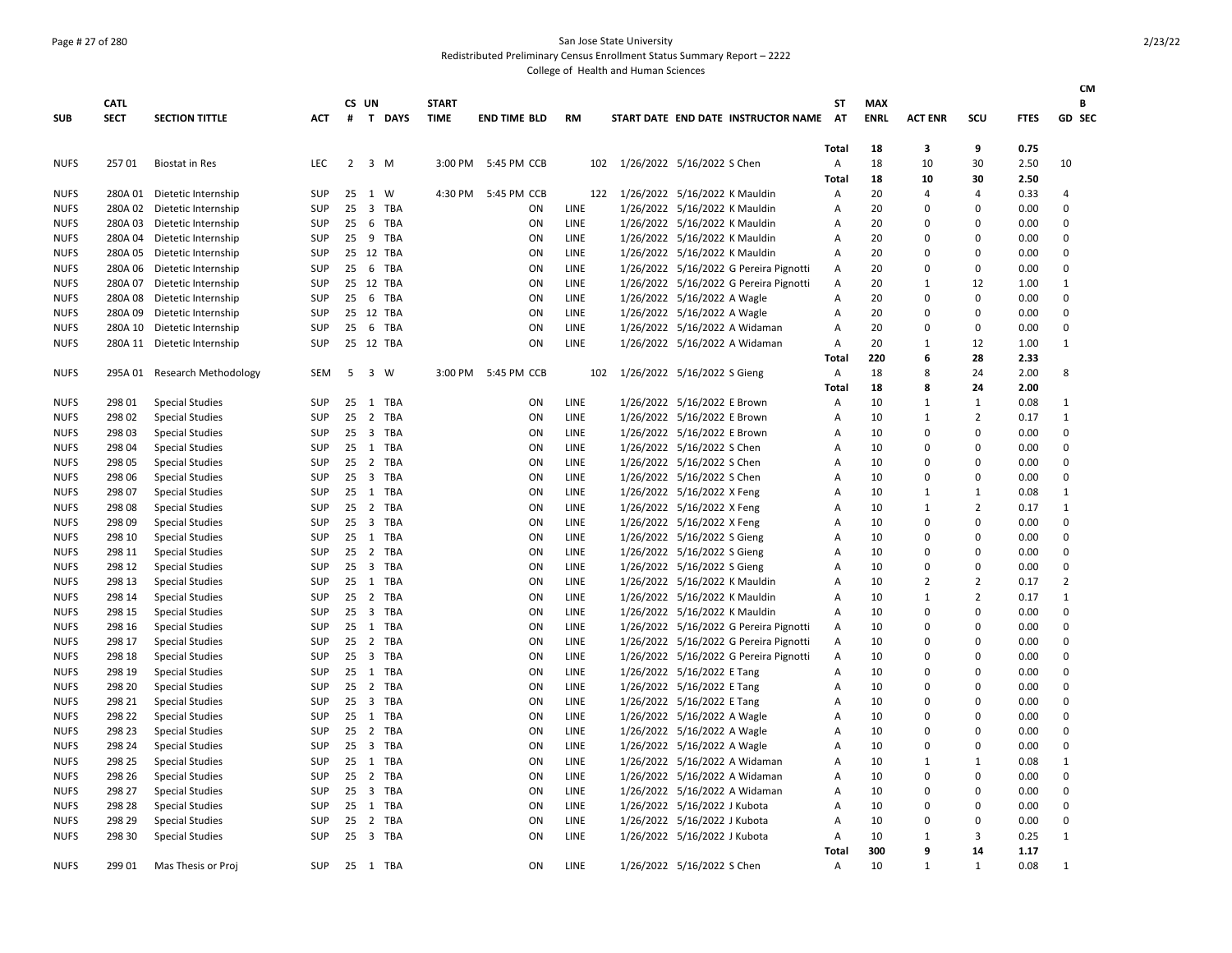San Jose State University
Redistributed Preliminary Census Enrollment Status Summary Report – 2222
College of Health and Human Sciences

| SUB | CATL SECT | SECTION TITTLE | ACT | CS # | UN T | DAYS | START TIME | END TIME | BLD | RM | START DATE | END DATE | INSTRUCTOR NAME | ST AT | MAX ENRL | ACT ENR | SCU | FTES | CM B GD SEC |
|---|---|---|---|---|---|---|---|---|---|---|---|---|---|---|---|---|---|---|---|
| | | | | | | | | | | | | | | Total | 18 | 3 | 9 | 0.75 | |
| NUFS | 257 01 | Biostat in Res | LEC | 2 | 3 | M | 3:00 PM | 5:45 PM | CCB | 102 | 1/26/2022 | 5/16/2022 | S Chen | A | 18 | 10 | 30 | 2.50 | 10 |
| | | | | | | | | | | | | | | Total | 18 | 10 | 30 | 2.50 | |
| NUFS | 280A 01 | Dietetic Internship | SUP | 25 | 1 | W | 4:30 PM | 5:45 PM | CCB | 122 | 1/26/2022 | 5/16/2022 | K Mauldin | A | 20 | 4 | 4 | 0.33 | 4 |
| NUFS | 280A 02 | Dietetic Internship | SUP | 25 | 3 | TBA | | | ON | LINE | 1/26/2022 | 5/16/2022 | K Mauldin | A | 20 | 0 | 0 | 0.00 | 0 |
| NUFS | 280A 03 | Dietetic Internship | SUP | 25 | 6 | TBA | | | ON | LINE | 1/26/2022 | 5/16/2022 | K Mauldin | A | 20 | 0 | 0 | 0.00 | 0 |
| NUFS | 280A 04 | Dietetic Internship | SUP | 25 | 9 | TBA | | | ON | LINE | 1/26/2022 | 5/16/2022 | K Mauldin | A | 20 | 0 | 0 | 0.00 | 0 |
| NUFS | 280A 05 | Dietetic Internship | SUP | 25 | 12 | TBA | | | ON | LINE | 1/26/2022 | 5/16/2022 | K Mauldin | A | 20 | 0 | 0 | 0.00 | 0 |
| NUFS | 280A 06 | Dietetic Internship | SUP | 25 | 6 | TBA | | | ON | LINE | 1/26/2022 | 5/16/2022 | G Pereira Pignotti | A | 20 | 0 | 0 | 0.00 | 0 |
| NUFS | 280A 07 | Dietetic Internship | SUP | 25 | 12 | TBA | | | ON | LINE | 1/26/2022 | 5/16/2022 | G Pereira Pignotti | A | 20 | 1 | 12 | 1.00 | 1 |
| NUFS | 280A 08 | Dietetic Internship | SUP | 25 | 6 | TBA | | | ON | LINE | 1/26/2022 | 5/16/2022 | A Wagle | A | 20 | 0 | 0 | 0.00 | 0 |
| NUFS | 280A 09 | Dietetic Internship | SUP | 25 | 12 | TBA | | | ON | LINE | 1/26/2022 | 5/16/2022 | A Wagle | A | 20 | 0 | 0 | 0.00 | 0 |
| NUFS | 280A 10 | Dietetic Internship | SUP | 25 | 6 | TBA | | | ON | LINE | 1/26/2022 | 5/16/2022 | A Widaman | A | 20 | 0 | 0 | 0.00 | 0 |
| NUFS | 280A 11 | Dietetic Internship | SUP | 25 | 12 | TBA | | | ON | LINE | 1/26/2022 | 5/16/2022 | A Widaman | A | 20 | 1 | 12 | 1.00 | 1 |
| | | | | | | | | | | | | | | Total | 220 | 6 | 28 | 2.33 | |
| NUFS | 295A 01 | Research Methodology | SEM | 5 | 3 | W | 3:00 PM | 5:45 PM | CCB | 102 | 1/26/2022 | 5/16/2022 | S Gieng | A | 18 | 8 | 24 | 2.00 | 8 |
| | | | | | | | | | | | | | | Total | 18 | 8 | 24 | 2.00 | |
| NUFS | 298 01 | Special Studies | SUP | 25 | 1 | TBA | | | ON | LINE | 1/26/2022 | 5/16/2022 | E Brown | A | 10 | 1 | 1 | 0.08 | 1 |
| NUFS | 298 02 | Special Studies | SUP | 25 | 2 | TBA | | | ON | LINE | 1/26/2022 | 5/16/2022 | E Brown | A | 10 | 1 | 2 | 0.17 | 1 |
| NUFS | 298 03 | Special Studies | SUP | 25 | 3 | TBA | | | ON | LINE | 1/26/2022 | 5/16/2022 | E Brown | A | 10 | 0 | 0 | 0.00 | 0 |
| NUFS | 298 04 | Special Studies | SUP | 25 | 1 | TBA | | | ON | LINE | 1/26/2022 | 5/16/2022 | S Chen | A | 10 | 0 | 0 | 0.00 | 0 |
| NUFS | 298 05 | Special Studies | SUP | 25 | 2 | TBA | | | ON | LINE | 1/26/2022 | 5/16/2022 | S Chen | A | 10 | 0 | 0 | 0.00 | 0 |
| NUFS | 298 06 | Special Studies | SUP | 25 | 3 | TBA | | | ON | LINE | 1/26/2022 | 5/16/2022 | S Chen | A | 10 | 0 | 0 | 0.00 | 0 |
| NUFS | 298 07 | Special Studies | SUP | 25 | 1 | TBA | | | ON | LINE | 1/26/2022 | 5/16/2022 | X Feng | A | 10 | 1 | 1 | 0.08 | 1 |
| NUFS | 298 08 | Special Studies | SUP | 25 | 2 | TBA | | | ON | LINE | 1/26/2022 | 5/16/2022 | X Feng | A | 10 | 1 | 2 | 0.17 | 1 |
| NUFS | 298 09 | Special Studies | SUP | 25 | 3 | TBA | | | ON | LINE | 1/26/2022 | 5/16/2022 | X Feng | A | 10 | 0 | 0 | 0.00 | 0 |
| NUFS | 298 10 | Special Studies | SUP | 25 | 1 | TBA | | | ON | LINE | 1/26/2022 | 5/16/2022 | S Gieng | A | 10 | 0 | 0 | 0.00 | 0 |
| NUFS | 298 11 | Special Studies | SUP | 25 | 2 | TBA | | | ON | LINE | 1/26/2022 | 5/16/2022 | S Gieng | A | 10 | 0 | 0 | 0.00 | 0 |
| NUFS | 298 12 | Special Studies | SUP | 25 | 3 | TBA | | | ON | LINE | 1/26/2022 | 5/16/2022 | S Gieng | A | 10 | 0 | 0 | 0.00 | 0 |
| NUFS | 298 13 | Special Studies | SUP | 25 | 1 | TBA | | | ON | LINE | 1/26/2022 | 5/16/2022 | K Mauldin | A | 10 | 2 | 2 | 0.17 | 2 |
| NUFS | 298 14 | Special Studies | SUP | 25 | 2 | TBA | | | ON | LINE | 1/26/2022 | 5/16/2022 | K Mauldin | A | 10 | 1 | 2 | 0.17 | 1 |
| NUFS | 298 15 | Special Studies | SUP | 25 | 3 | TBA | | | ON | LINE | 1/26/2022 | 5/16/2022 | K Mauldin | A | 10 | 0 | 0 | 0.00 | 0 |
| NUFS | 298 16 | Special Studies | SUP | 25 | 1 | TBA | | | ON | LINE | 1/26/2022 | 5/16/2022 | G Pereira Pignotti | A | 10 | 0 | 0 | 0.00 | 0 |
| NUFS | 298 17 | Special Studies | SUP | 25 | 2 | TBA | | | ON | LINE | 1/26/2022 | 5/16/2022 | G Pereira Pignotti | A | 10 | 0 | 0 | 0.00 | 0 |
| NUFS | 298 18 | Special Studies | SUP | 25 | 3 | TBA | | | ON | LINE | 1/26/2022 | 5/16/2022 | G Pereira Pignotti | A | 10 | 0 | 0 | 0.00 | 0 |
| NUFS | 298 19 | Special Studies | SUP | 25 | 1 | TBA | | | ON | LINE | 1/26/2022 | 5/16/2022 | E Tang | A | 10 | 0 | 0 | 0.00 | 0 |
| NUFS | 298 20 | Special Studies | SUP | 25 | 2 | TBA | | | ON | LINE | 1/26/2022 | 5/16/2022 | E Tang | A | 10 | 0 | 0 | 0.00 | 0 |
| NUFS | 298 21 | Special Studies | SUP | 25 | 3 | TBA | | | ON | LINE | 1/26/2022 | 5/16/2022 | E Tang | A | 10 | 0 | 0 | 0.00 | 0 |
| NUFS | 298 22 | Special Studies | SUP | 25 | 1 | TBA | | | ON | LINE | 1/26/2022 | 5/16/2022 | A Wagle | A | 10 | 0 | 0 | 0.00 | 0 |
| NUFS | 298 23 | Special Studies | SUP | 25 | 2 | TBA | | | ON | LINE | 1/26/2022 | 5/16/2022 | A Wagle | A | 10 | 0 | 0 | 0.00 | 0 |
| NUFS | 298 24 | Special Studies | SUP | 25 | 3 | TBA | | | ON | LINE | 1/26/2022 | 5/16/2022 | A Wagle | A | 10 | 0 | 0 | 0.00 | 0 |
| NUFS | 298 25 | Special Studies | SUP | 25 | 1 | TBA | | | ON | LINE | 1/26/2022 | 5/16/2022 | A Widaman | A | 10 | 1 | 1 | 0.08 | 1 |
| NUFS | 298 26 | Special Studies | SUP | 25 | 2 | TBA | | | ON | LINE | 1/26/2022 | 5/16/2022 | A Widaman | A | 10 | 0 | 0 | 0.00 | 0 |
| NUFS | 298 27 | Special Studies | SUP | 25 | 3 | TBA | | | ON | LINE | 1/26/2022 | 5/16/2022 | A Widaman | A | 10 | 0 | 0 | 0.00 | 0 |
| NUFS | 298 28 | Special Studies | SUP | 25 | 1 | TBA | | | ON | LINE | 1/26/2022 | 5/16/2022 | J Kubota | A | 10 | 0 | 0 | 0.00 | 0 |
| NUFS | 298 29 | Special Studies | SUP | 25 | 2 | TBA | | | ON | LINE | 1/26/2022 | 5/16/2022 | J Kubota | A | 10 | 0 | 0 | 0.00 | 0 |
| NUFS | 298 30 | Special Studies | SUP | 25 | 3 | TBA | | | ON | LINE | 1/26/2022 | 5/16/2022 | J Kubota | A | 10 | 1 | 3 | 0.25 | 1 |
| | | | | | | | | | | | | | | Total | 300 | 9 | 14 | 1.17 | |
| NUFS | 299 01 | Mas Thesis or Proj | SUP | 25 | 1 | TBA | | | ON | LINE | 1/26/2022 | 5/16/2022 | S Chen | A | 10 | 1 | 1 | 0.08 | 1 |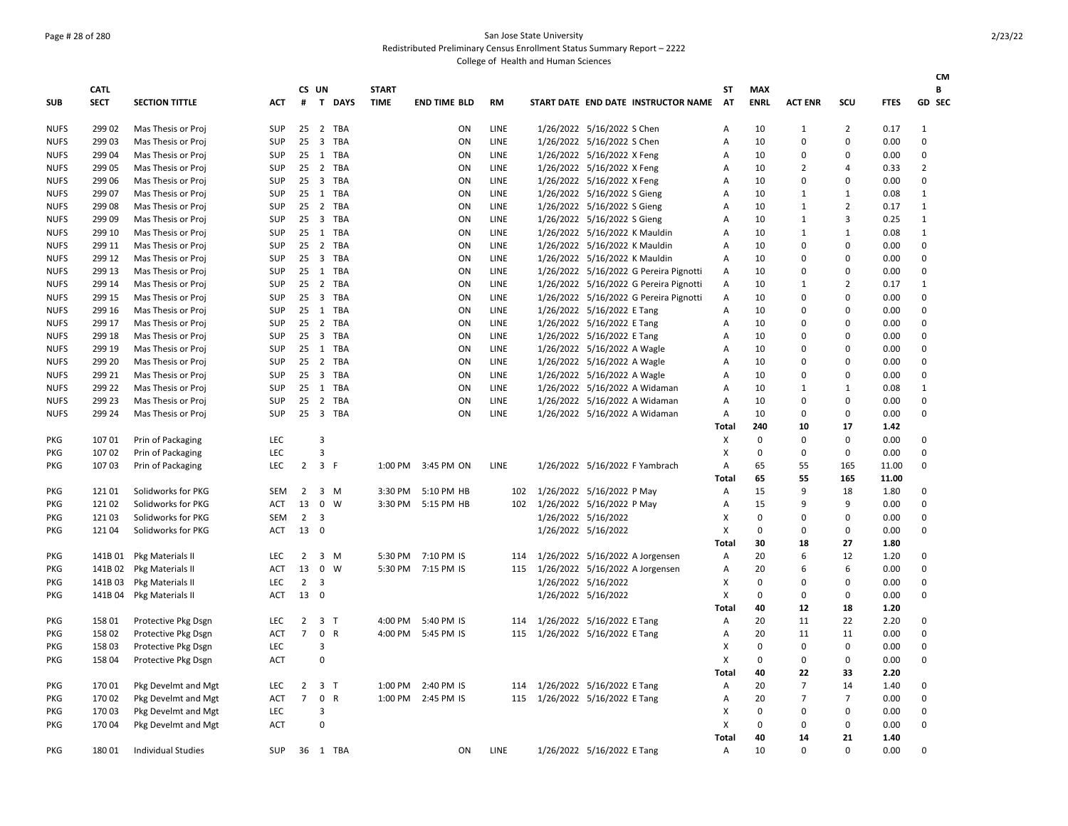San Jose State University
Redistributed Preliminary Census Enrollment Status Summary Report – 2222
College of Health and Human Sciences

| SUB | CATL SECT | SECTION TITTLE | ACT | CS # | UN T | DAYS | START TIME | END TIME | BLD | RM | START DATE | END DATE | INSTRUCTOR NAME | ST AT | MAX ENRL | ACT ENR | SCU | FTES | CM B GD SEC |
|---|---|---|---|---|---|---|---|---|---|---|---|---|---|---|---|---|---|---|---|
| NUFS | 299 02 | Mas Thesis or Proj | SUP | 25 | 2 | TBA | | | ON | LINE | 1/26/2022 | 5/16/2022 | S Chen | A | 10 | 1 | 2 | 0.17 | 1 |
| NUFS | 299 03 | Mas Thesis or Proj | SUP | 25 | 3 | TBA | | | ON | LINE | 1/26/2022 | 5/16/2022 | S Chen | A | 10 | 0 | 0 | 0.00 | 0 |
| NUFS | 299 04 | Mas Thesis or Proj | SUP | 25 | 1 | TBA | | | ON | LINE | 1/26/2022 | 5/16/2022 | X Feng | A | 10 | 0 | 0 | 0.00 | 0 |
| NUFS | 299 05 | Mas Thesis or Proj | SUP | 25 | 2 | TBA | | | ON | LINE | 1/26/2022 | 5/16/2022 | X Feng | A | 10 | 2 | 4 | 0.33 | 2 |
| NUFS | 299 06 | Mas Thesis or Proj | SUP | 25 | 3 | TBA | | | ON | LINE | 1/26/2022 | 5/16/2022 | X Feng | A | 10 | 0 | 0 | 0.00 | 0 |
| NUFS | 299 07 | Mas Thesis or Proj | SUP | 25 | 1 | TBA | | | ON | LINE | 1/26/2022 | 5/16/2022 | S Gieng | A | 10 | 1 | 1 | 0.08 | 1 |
| NUFS | 299 08 | Mas Thesis or Proj | SUP | 25 | 2 | TBA | | | ON | LINE | 1/26/2022 | 5/16/2022 | S Gieng | A | 10 | 1 | 2 | 0.17 | 1 |
| NUFS | 299 09 | Mas Thesis or Proj | SUP | 25 | 3 | TBA | | | ON | LINE | 1/26/2022 | 5/16/2022 | S Gieng | A | 10 | 1 | 3 | 0.25 | 1 |
| NUFS | 299 10 | Mas Thesis or Proj | SUP | 25 | 1 | TBA | | | ON | LINE | 1/26/2022 | 5/16/2022 | K Mauldin | A | 10 | 1 | 1 | 0.08 | 1 |
| NUFS | 299 11 | Mas Thesis or Proj | SUP | 25 | 2 | TBA | | | ON | LINE | 1/26/2022 | 5/16/2022 | K Mauldin | A | 10 | 0 | 0 | 0.00 | 0 |
| NUFS | 299 12 | Mas Thesis or Proj | SUP | 25 | 3 | TBA | | | ON | LINE | 1/26/2022 | 5/16/2022 | K Mauldin | A | 10 | 0 | 0 | 0.00 | 0 |
| NUFS | 299 13 | Mas Thesis or Proj | SUP | 25 | 1 | TBA | | | ON | LINE | 1/26/2022 | 5/16/2022 | G Pereira Pignotti | A | 10 | 0 | 0 | 0.00 | 0 |
| NUFS | 299 14 | Mas Thesis or Proj | SUP | 25 | 2 | TBA | | | ON | LINE | 1/26/2022 | 5/16/2022 | G Pereira Pignotti | A | 10 | 1 | 2 | 0.17 | 1 |
| NUFS | 299 15 | Mas Thesis or Proj | SUP | 25 | 3 | TBA | | | ON | LINE | 1/26/2022 | 5/16/2022 | G Pereira Pignotti | A | 10 | 0 | 0 | 0.00 | 0 |
| NUFS | 299 16 | Mas Thesis or Proj | SUP | 25 | 1 | TBA | | | ON | LINE | 1/26/2022 | 5/16/2022 | E Tang | A | 10 | 0 | 0 | 0.00 | 0 |
| NUFS | 299 17 | Mas Thesis or Proj | SUP | 25 | 2 | TBA | | | ON | LINE | 1/26/2022 | 5/16/2022 | E Tang | A | 10 | 0 | 0 | 0.00 | 0 |
| NUFS | 299 18 | Mas Thesis or Proj | SUP | 25 | 3 | TBA | | | ON | LINE | 1/26/2022 | 5/16/2022 | E Tang | A | 10 | 0 | 0 | 0.00 | 0 |
| NUFS | 299 19 | Mas Thesis or Proj | SUP | 25 | 1 | TBA | | | ON | LINE | 1/26/2022 | 5/16/2022 | A Wagle | A | 10 | 0 | 0 | 0.00 | 0 |
| NUFS | 299 20 | Mas Thesis or Proj | SUP | 25 | 2 | TBA | | | ON | LINE | 1/26/2022 | 5/16/2022 | A Wagle | A | 10 | 0 | 0 | 0.00 | 0 |
| NUFS | 299 21 | Mas Thesis or Proj | SUP | 25 | 3 | TBA | | | ON | LINE | 1/26/2022 | 5/16/2022 | A Wagle | A | 10 | 0 | 0 | 0.00 | 0 |
| NUFS | 299 22 | Mas Thesis or Proj | SUP | 25 | 1 | TBA | | | ON | LINE | 1/26/2022 | 5/16/2022 | A Widaman | A | 10 | 1 | 1 | 0.08 | 1 |
| NUFS | 299 23 | Mas Thesis or Proj | SUP | 25 | 2 | TBA | | | ON | LINE | 1/26/2022 | 5/16/2022 | A Widaman | A | 10 | 0 | 0 | 0.00 | 0 |
| NUFS | 299 24 | Mas Thesis or Proj | SUP | 25 | 3 | TBA | | | ON | LINE | 1/26/2022 | 5/16/2022 | A Widaman | A | 10 | 0 | 0 | 0.00 | 0 |
| | | | | | | | | | | | | | | Total | 240 | 10 | 17 | 1.42 | |
| PKG | 107 01 | Prin of Packaging | LEC | | 3 | | | | | | | | | X | 0 | 0 | 0 | 0.00 | 0 |
| PKG | 107 02 | Prin of Packaging | LEC | | 3 | | | | | | | | | X | 0 | 0 | 0 | 0.00 | 0 |
| PKG | 107 03 | Prin of Packaging | LEC | 2 | 3 | F | 1:00 PM | 3:45 PM | ON | LINE | 1/26/2022 | 5/16/2022 | F Yambrach | A | 65 | 55 | 165 | 11.00 | 0 |
| | | | | | | | | | | | | | | Total | 65 | 55 | 165 | 11.00 | |
| PKG | 121 01 | Solidworks for PKG | SEM | 2 | 3 | M | 3:30 PM | 5:10 PM | HB | 102 | 1/26/2022 | 5/16/2022 | P May | A | 15 | 9 | 18 | 1.80 | 0 |
| PKG | 121 02 | Solidworks for PKG | ACT | 13 | 0 | W | 3:30 PM | 5:15 PM | HB | 102 | 1/26/2022 | 5/16/2022 | P May | A | 15 | 9 | 9 | 0.00 | 0 |
| PKG | 121 03 | Solidworks for PKG | SEM | 2 | 3 | | | | | | 1/26/2022 | 5/16/2022 | | X | 0 | 0 | 0 | 0.00 | 0 |
| PKG | 121 04 | Solidworks for PKG | ACT | 13 | 0 | | | | | | 1/26/2022 | 5/16/2022 | | X | 0 | 0 | 0 | 0.00 | 0 |
| | | | | | | | | | | | | | | Total | 30 | 18 | 27 | 1.80 | |
| PKG | 141B 01 | Pkg Materials II | LEC | 2 | 3 | M | 5:30 PM | 7:10 PM | IS | 114 | 1/26/2022 | 5/16/2022 | A Jorgensen | A | 20 | 6 | 12 | 1.20 | 0 |
| PKG | 141B 02 | Pkg Materials II | ACT | 13 | 0 | W | 5:30 PM | 7:15 PM | IS | 115 | 1/26/2022 | 5/16/2022 | A Jorgensen | A | 20 | 6 | 6 | 0.00 | 0 |
| PKG | 141B 03 | Pkg Materials II | LEC | 2 | 3 | | | | | | 1/26/2022 | 5/16/2022 | | X | 0 | 0 | 0 | 0.00 | 0 |
| PKG | 141B 04 | Pkg Materials II | ACT | 13 | 0 | | | | | | 1/26/2022 | 5/16/2022 | | X | 0 | 0 | 0 | 0.00 | 0 |
| | | | | | | | | | | | | | | Total | 40 | 12 | 18 | 1.20 | |
| PKG | 158 01 | Protective Pkg Dsgn | LEC | 2 | 3 | T | 4:00 PM | 5:40 PM | IS | 114 | 1/26/2022 | 5/16/2022 | E Tang | A | 20 | 11 | 22 | 2.20 | 0 |
| PKG | 158 02 | Protective Pkg Dsgn | ACT | 7 | 0 | R | 4:00 PM | 5:45 PM | IS | 115 | 1/26/2022 | 5/16/2022 | E Tang | A | 20 | 11 | 11 | 0.00 | 0 |
| PKG | 158 03 | Protective Pkg Dsgn | LEC | | 3 | | | | | | | | | X | 0 | 0 | 0 | 0.00 | 0 |
| PKG | 158 04 | Protective Pkg Dsgn | ACT | | 0 | | | | | | | | | X | 0 | 0 | 0 | 0.00 | 0 |
| | | | | | | | | | | | | | | Total | 40 | 22 | 33 | 2.20 | |
| PKG | 170 01 | Pkg Develmt and Mgt | LEC | 2 | 3 | T | 1:00 PM | 2:40 PM | IS | 114 | 1/26/2022 | 5/16/2022 | E Tang | A | 20 | 7 | 14 | 1.40 | 0 |
| PKG | 170 02 | Pkg Develmt and Mgt | ACT | 7 | 0 | R | 1:00 PM | 2:45 PM | IS | 115 | 1/26/2022 | 5/16/2022 | E Tang | A | 20 | 7 | 7 | 0.00 | 0 |
| PKG | 170 03 | Pkg Develmt and Mgt | LEC | | 3 | | | | | | | | | X | 0 | 0 | 0 | 0.00 | 0 |
| PKG | 170 04 | Pkg Develmt and Mgt | ACT | | 0 | | | | | | | | | X | 0 | 0 | 0 | 0.00 | 0 |
| | | | | | | | | | | | | | | Total | 40 | 14 | 21 | 1.40 | |
| PKG | 180 01 | Individual Studies | SUP | 36 | 1 | TBA | | | ON | LINE | 1/26/2022 | 5/16/2022 | E Tang | A | 10 | 0 | 0 | 0.00 | 0 |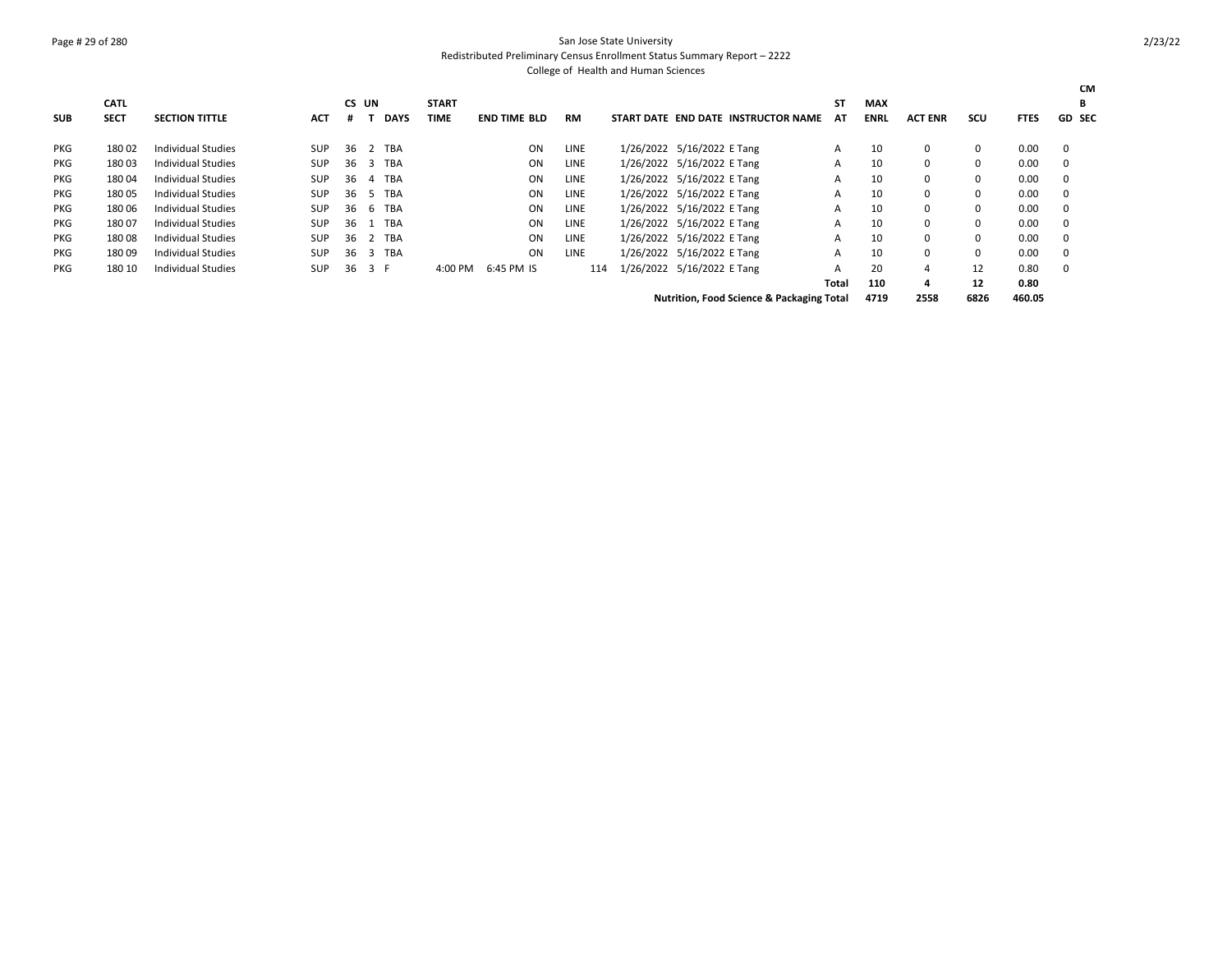San Jose State University
Redistributed Preliminary Census Enrollment Status Summary Report – 2222
College of Health and Human Sciences

| SUB | CATL SECT | SECTION TITTLE | ACT | CS # | UN T | DAYS | START TIME | END TIME | BLD | RM | START DATE | END DATE | INSTRUCTOR NAME | ST AT | MAX ENRL | ACT ENR | SCU | FTES | CMB GD | SEC |
|---|---|---|---|---|---|---|---|---|---|---|---|---|---|---|---|---|---|---|---|---|
| PKG | 180 02 | Individual Studies | SUP | 36 | 2 | TBA | | | ON | LINE | 1/26/2022 | 5/16/2022 | E Tang | A | 10 | 0 | 0 | 0.00 | 0 | |
| PKG | 180 03 | Individual Studies | SUP | 36 | 3 | TBA | | | ON | LINE | 1/26/2022 | 5/16/2022 | E Tang | A | 10 | 0 | 0 | 0.00 | 0 | |
| PKG | 180 04 | Individual Studies | SUP | 36 | 4 | TBA | | | ON | LINE | 1/26/2022 | 5/16/2022 | E Tang | A | 10 | 0 | 0 | 0.00 | 0 | |
| PKG | 180 05 | Individual Studies | SUP | 36 | 5 | TBA | | | ON | LINE | 1/26/2022 | 5/16/2022 | E Tang | A | 10 | 0 | 0 | 0.00 | 0 | |
| PKG | 180 06 | Individual Studies | SUP | 36 | 6 | TBA | | | ON | LINE | 1/26/2022 | 5/16/2022 | E Tang | A | 10 | 0 | 0 | 0.00 | 0 | |
| PKG | 180 07 | Individual Studies | SUP | 36 | 1 | TBA | | | ON | LINE | 1/26/2022 | 5/16/2022 | E Tang | A | 10 | 0 | 0 | 0.00 | 0 | |
| PKG | 180 08 | Individual Studies | SUP | 36 | 2 | TBA | | | ON | LINE | 1/26/2022 | 5/16/2022 | E Tang | A | 10 | 0 | 0 | 0.00 | 0 | |
| PKG | 180 09 | Individual Studies | SUP | 36 | 3 | TBA | | | ON | LINE | 1/26/2022 | 5/16/2022 | E Tang | A | 10 | 0 | 0 | 0.00 | 0 | |
| PKG | 180 10 | Individual Studies | SUP | 36 | 3 | F | 4:00 PM | 6:45 PM | IS | 114 | 1/26/2022 | 5/16/2022 | E Tang | A | 20 | 4 | 12 | 0.80 | 0 | |
| | | | | | | | | | | | | | | **Total** | **110** | **4** | **12** | **0.80** | | |
| | | | | | | | | | | | | | **Nutrition, Food Science & Packaging Total** | | **4719** | **2558** | **6826** | **460.05** | | |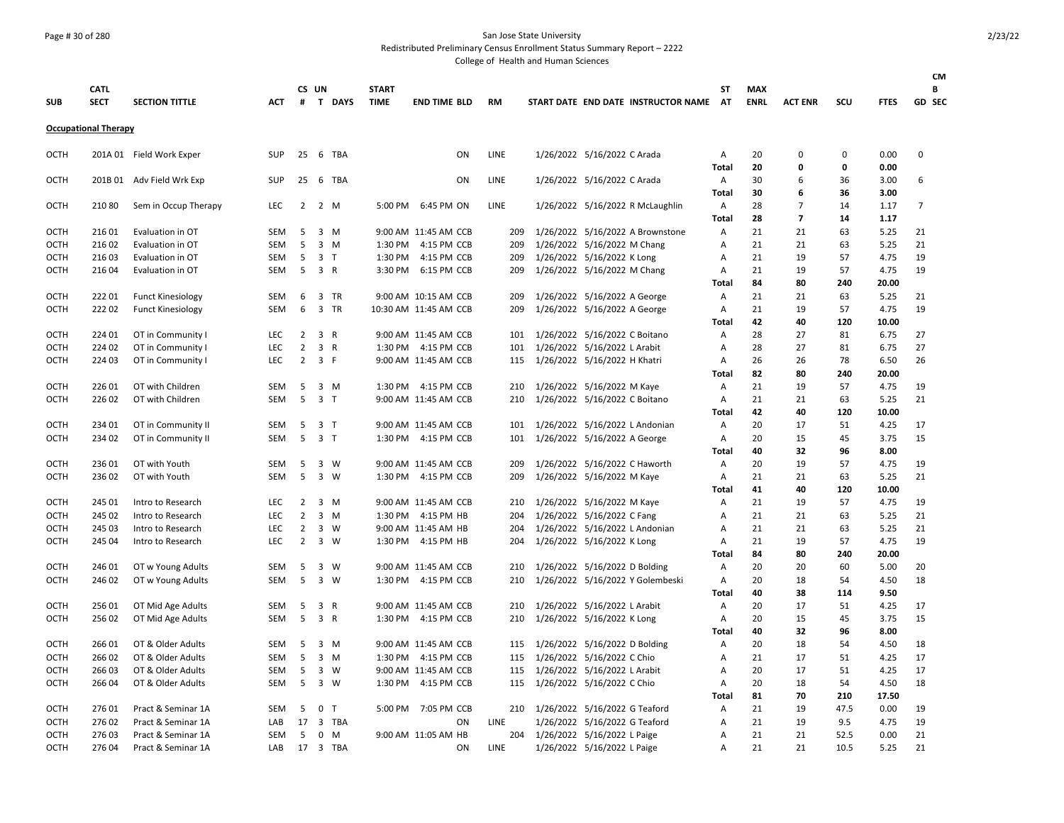San Jose State University

Redistributed Preliminary Census Enrollment Status Summary Report – 2222

College of Health and Human Sciences

| SUB | CATL SECT | SECTION TITTLE | ACT | CS # | UN T | DAYS | START TIME | END TIME | BLD | RM | START DATE | END DATE | INSTRUCTOR NAME | ST AT | MAX ENRL | ACT ENR | SCU | FTES | CMB GD SEC |
|---|---|---|---|---|---|---|---|---|---|---|---|---|---|---|---|---|---|---|---|
| **Occupational Therapy** | | | | | | | | | | | | | | | | | | | |
| OCTH | 201A 01 | Field Work Exper | SUP | 25 | 6 | TBA | | | ON | LINE | 1/26/2022 | 5/16/2022 | C Arada | A | 20 | 0 | 0 | 0.00 | 0 |
| | | | | | | | | | | | | | | Total | 20 | 0 | 0 | 0.00 | |
| OCTH | 201B 01 | Adv Field Wrk Exp | SUP | 25 | 6 | TBA | | | ON | LINE | 1/26/2022 | 5/16/2022 | C Arada | A | 30 | 6 | 36 | 3.00 | 6 |
| | | | | | | | | | | | | | | Total | 30 | 6 | 36 | 3.00 | |
| OCTH | 210 80 | Sem in Occup Therapy | LEC | 2 | 2 | M | 5:00 PM | 6:45 PM | ON | LINE | 1/26/2022 | 5/16/2022 | R McLaughlin | A | 28 | 7 | 14 | 1.17 | 7 |
| | | | | | | | | | | | | | | Total | 28 | 7 | 14 | 1.17 | |
| OCTH | 216 01 | Evaluation in OT | SEM | 5 | 3 | M | 9:00 AM | 11:45 AM | CCB | 209 | 1/26/2022 | 5/16/2022 | A Brownstone | A | 21 | 21 | 63 | 5.25 | 21 |
| OCTH | 216 02 | Evaluation in OT | SEM | 5 | 3 | M | 1:30 PM | 4:15 PM | CCB | 209 | 1/26/2022 | 5/16/2022 | M Chang | A | 21 | 21 | 63 | 5.25 | 21 |
| OCTH | 216 03 | Evaluation in OT | SEM | 5 | 3 | T | 1:30 PM | 4:15 PM | CCB | 209 | 1/26/2022 | 5/16/2022 | K Long | A | 21 | 19 | 57 | 4.75 | 19 |
| OCTH | 216 04 | Evaluation in OT | SEM | 5 | 3 | R | 3:30 PM | 6:15 PM | CCB | 209 | 1/26/2022 | 5/16/2022 | M Chang | A | 21 | 19 | 57 | 4.75 | 19 |
| | | | | | | | | | | | | | | Total | 84 | 80 | 240 | 20.00 | |
| OCTH | 222 01 | Funct Kinesiology | SEM | 6 | 3 | TR | 9:00 AM | 10:15 AM | CCB | 209 | 1/26/2022 | 5/16/2022 | A George | A | 21 | 21 | 63 | 5.25 | 21 |
| OCTH | 222 02 | Funct Kinesiology | SEM | 6 | 3 | TR | 10:30 AM | 11:45 AM | CCB | 209 | 1/26/2022 | 5/16/2022 | A George | A | 21 | 19 | 57 | 4.75 | 19 |
| | | | | | | | | | | | | | | Total | 42 | 40 | 120 | 10.00 | |
| OCTH | 224 01 | OT in Community I | LEC | 2 | 3 | R | 9:00 AM | 11:45 AM | CCB | 101 | 1/26/2022 | 5/16/2022 | C Boitano | A | 28 | 27 | 81 | 6.75 | 27 |
| OCTH | 224 02 | OT in Community I | LEC | 2 | 3 | R | 1:30 PM | 4:15 PM | CCB | 101 | 1/26/2022 | 5/16/2022 | L Arabit | A | 28 | 27 | 81 | 6.75 | 27 |
| OCTH | 224 03 | OT in Community I | LEC | 2 | 3 | F | 9:00 AM | 11:45 AM | CCB | 115 | 1/26/2022 | 5/16/2022 | H Khatri | A | 26 | 26 | 78 | 6.50 | 26 |
| | | | | | | | | | | | | | | Total | 82 | 80 | 240 | 20.00 | |
| OCTH | 226 01 | OT with Children | SEM | 5 | 3 | M | 1:30 PM | 4:15 PM | CCB | 210 | 1/26/2022 | 5/16/2022 | M Kaye | A | 21 | 19 | 57 | 4.75 | 19 |
| OCTH | 226 02 | OT with Children | SEM | 5 | 3 | T | 9:00 AM | 11:45 AM | CCB | 210 | 1/26/2022 | 5/16/2022 | C Boitano | A | 21 | 21 | 63 | 5.25 | 21 |
| | | | | | | | | | | | | | | Total | 42 | 40 | 120 | 10.00 | |
| OCTH | 234 01 | OT in Community II | SEM | 5 | 3 | T | 9:00 AM | 11:45 AM | CCB | 101 | 1/26/2022 | 5/16/2022 | L Andonian | A | 20 | 17 | 51 | 4.25 | 17 |
| OCTH | 234 02 | OT in Community II | SEM | 5 | 3 | T | 1:30 PM | 4:15 PM | CCB | 101 | 1/26/2022 | 5/16/2022 | A George | A | 20 | 15 | 45 | 3.75 | 15 |
| | | | | | | | | | | | | | | Total | 40 | 32 | 96 | 8.00 | |
| OCTH | 236 01 | OT with Youth | SEM | 5 | 3 | W | 9:00 AM | 11:45 AM | CCB | 209 | 1/26/2022 | 5/16/2022 | C Haworth | A | 20 | 19 | 57 | 4.75 | 19 |
| OCTH | 236 02 | OT with Youth | SEM | 5 | 3 | W | 1:30 PM | 4:15 PM | CCB | 209 | 1/26/2022 | 5/16/2022 | M Kaye | A | 21 | 21 | 63 | 5.25 | 21 |
| | | | | | | | | | | | | | | Total | 41 | 40 | 120 | 10.00 | |
| OCTH | 245 01 | Intro to Research | LEC | 2 | 3 | M | 9:00 AM | 11:45 AM | CCB | 210 | 1/26/2022 | 5/16/2022 | M Kaye | A | 21 | 19 | 57 | 4.75 | 19 |
| OCTH | 245 02 | Intro to Research | LEC | 2 | 3 | M | 1:30 PM | 4:15 PM | HB | 204 | 1/26/2022 | 5/16/2022 | C Fang | A | 21 | 21 | 63 | 5.25 | 21 |
| OCTH | 245 03 | Intro to Research | LEC | 2 | 3 | W | 9:00 AM | 11:45 AM | HB | 204 | 1/26/2022 | 5/16/2022 | L Andonian | A | 21 | 21 | 63 | 5.25 | 21 |
| OCTH | 245 04 | Intro to Research | LEC | 2 | 3 | W | 1:30 PM | 4:15 PM | HB | 204 | 1/26/2022 | 5/16/2022 | K Long | A | 21 | 19 | 57 | 4.75 | 19 |
| | | | | | | | | | | | | | | Total | 84 | 80 | 240 | 20.00 | |
| OCTH | 246 01 | OT w Young Adults | SEM | 5 | 3 | W | 9:00 AM | 11:45 AM | CCB | 210 | 1/26/2022 | 5/16/2022 | D Bolding | A | 20 | 20 | 60 | 5.00 | 20 |
| OCTH | 246 02 | OT w Young Adults | SEM | 5 | 3 | W | 1:30 PM | 4:15 PM | CCB | 210 | 1/26/2022 | 5/16/2022 | Y Golembeski | A | 20 | 18 | 54 | 4.50 | 18 |
| | | | | | | | | | | | | | | Total | 40 | 38 | 114 | 9.50 | |
| OCTH | 256 01 | OT Mid Age Adults | SEM | 5 | 3 | R | 9:00 AM | 11:45 AM | CCB | 210 | 1/26/2022 | 5/16/2022 | L Arabit | A | 20 | 17 | 51 | 4.25 | 17 |
| OCTH | 256 02 | OT Mid Age Adults | SEM | 5 | 3 | R | 1:30 PM | 4:15 PM | CCB | 210 | 1/26/2022 | 5/16/2022 | K Long | A | 20 | 15 | 45 | 3.75 | 15 |
| | | | | | | | | | | | | | | Total | 40 | 32 | 96 | 8.00 | |
| OCTH | 266 01 | OT & Older Adults | SEM | 5 | 3 | M | 9:00 AM | 11:45 AM | CCB | 115 | 1/26/2022 | 5/16/2022 | D Bolding | A | 20 | 18 | 54 | 4.50 | 18 |
| OCTH | 266 02 | OT & Older Adults | SEM | 5 | 3 | M | 1:30 PM | 4:15 PM | CCB | 115 | 1/26/2022 | 5/16/2022 | C Chio | A | 21 | 17 | 51 | 4.25 | 17 |
| OCTH | 266 03 | OT & Older Adults | SEM | 5 | 3 | W | 9:00 AM | 11:45 AM | CCB | 115 | 1/26/2022 | 5/16/2022 | L Arabit | A | 20 | 17 | 51 | 4.25 | 17 |
| OCTH | 266 04 | OT & Older Adults | SEM | 5 | 3 | W | 1:30 PM | 4:15 PM | CCB | 115 | 1/26/2022 | 5/16/2022 | C Chio | A | 20 | 18 | 54 | 4.50 | 18 |
| | | | | | | | | | | | | | | Total | 81 | 70 | 210 | 17.50 | |
| OCTH | 276 01 | Pract & Seminar 1A | SEM | 5 | 0 | T | 5:00 PM | 7:05 PM | CCB | 210 | 1/26/2022 | 5/16/2022 | G Teaford | A | 21 | 19 | 47.5 | 0.00 | 19 |
| OCTH | 276 02 | Pract & Seminar 1A | LAB | 17 | 3 | TBA | | | ON | LINE | 1/26/2022 | 5/16/2022 | G Teaford | A | 21 | 19 | 9.5 | 4.75 | 19 |
| OCTH | 276 03 | Pract & Seminar 1A | SEM | 5 | 0 | M | 9:00 AM | 11:05 AM | HB | 204 | 1/26/2022 | 5/16/2022 | L Paige | A | 21 | 21 | 52.5 | 0.00 | 21 |
| OCTH | 276 04 | Pract & Seminar 1A | LAB | 17 | 3 | TBA | | | ON | LINE | 1/26/2022 | 5/16/2022 | L Paige | A | 21 | 21 | 10.5 | 5.25 | 21 |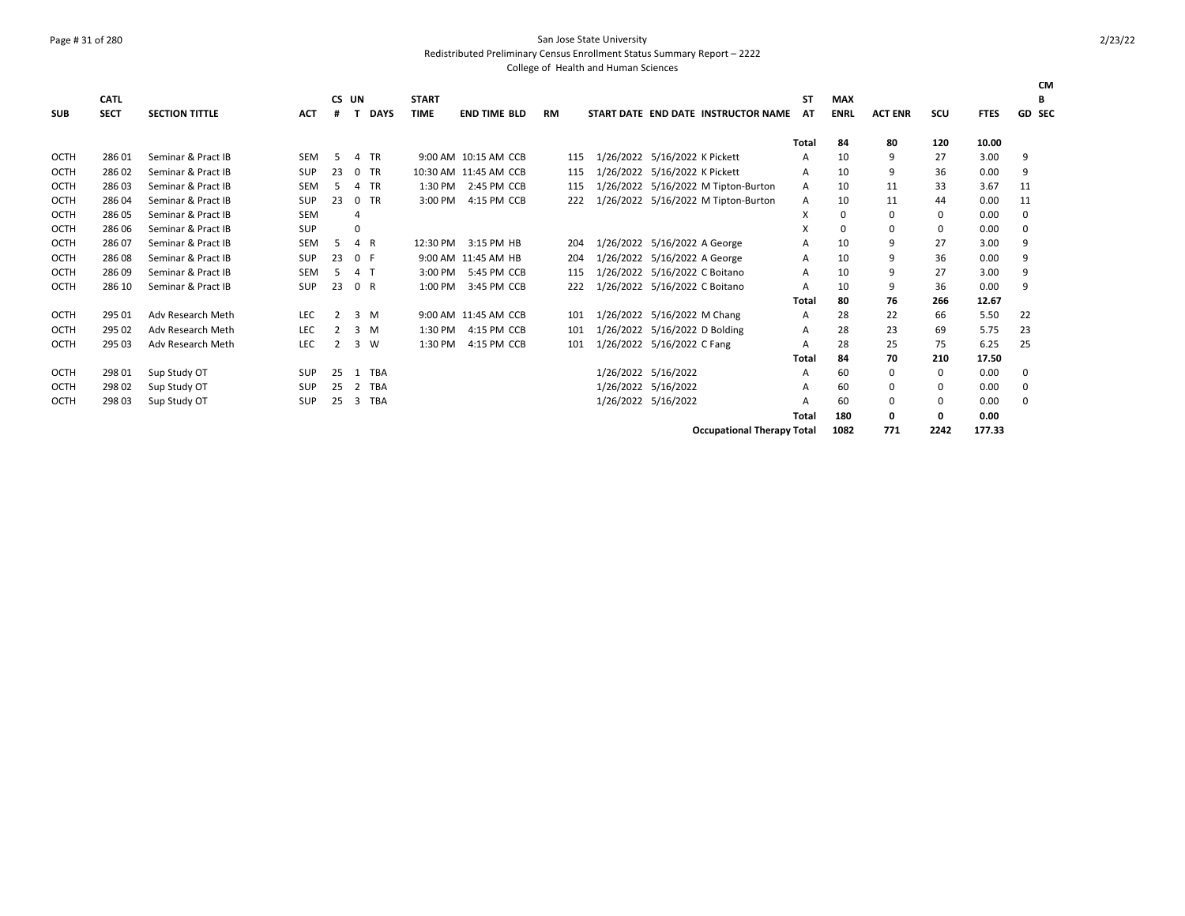San Jose State University

Redistributed Preliminary Census Enrollment Status Summary Report – 2222

College of Health and Human Sciences

| SUB | CATL SECT | SECTION TITTLE | ACT | CS # | UN T | DAYS | START TIME | END TIME | BLD | RM | START DATE | END DATE | INSTRUCTOR NAME | ST AT | MAX ENRL | ACT ENR | SCU | FTES | GD | CMB SEC |
|---|---|---|---|---|---|---|---|---|---|---|---|---|---|---|---|---|---|---|---|---|
| | | | | | | | | | | | | | | Total | 84 | 80 | 120 | 10.00 | | |
| OCTH | 286 01 | Seminar & Pract IB | SEM | 5 | 4 | TR | 9:00 AM | 10:15 AM | CCB | 115 | 1/26/2022 | 5/16/2022 | K Pickett | A | 10 | 9 | 27 | 3.00 | 9 | |
| OCTH | 286 02 | Seminar & Pract IB | SUP | 23 | 0 | TR | 10:30 AM | 11:45 AM | CCB | 115 | 1/26/2022 | 5/16/2022 | K Pickett | A | 10 | 9 | 36 | 0.00 | 9 | |
| OCTH | 286 03 | Seminar & Pract IB | SEM | 5 | 4 | TR | 1:30 PM | 2:45 PM | CCB | 115 | 1/26/2022 | 5/16/2022 | M Tipton-Burton | A | 10 | 11 | 33 | 3.67 | 11 | |
| OCTH | 286 04 | Seminar & Pract IB | SUP | 23 | 0 | TR | 3:00 PM | 4:15 PM | CCB | 222 | 1/26/2022 | 5/16/2022 | M Tipton-Burton | A | 10 | 11 | 44 | 0.00 | 11 | |
| OCTH | 286 05 | Seminar & Pract IB | SEM | | 4 | | | | | | | | | X | 0 | 0 | 0 | 0.00 | 0 | |
| OCTH | 286 06 | Seminar & Pract IB | SUP | | 0 | | | | | | | | | X | 0 | 0 | 0 | 0.00 | 0 | |
| OCTH | 286 07 | Seminar & Pract IB | SEM | 5 | 4 | R | 12:30 PM | 3:15 PM | HB | 204 | 1/26/2022 | 5/16/2022 | A George | A | 10 | 9 | 27 | 3.00 | 9 | |
| OCTH | 286 08 | Seminar & Pract IB | SUP | 23 | 0 | F | 9:00 AM | 11:45 AM | HB | 204 | 1/26/2022 | 5/16/2022 | A George | A | 10 | 9 | 36 | 0.00 | 9 | |
| OCTH | 286 09 | Seminar & Pract IB | SEM | 5 | 4 | T | 3:00 PM | 5:45 PM | CCB | 115 | 1/26/2022 | 5/16/2022 | C Boitano | A | 10 | 9 | 27 | 3.00 | 9 | |
| OCTH | 286 10 | Seminar & Pract IB | SUP | 23 | 0 | R | 1:00 PM | 3:45 PM | CCB | 222 | 1/26/2022 | 5/16/2022 | C Boitano | A | 10 | 9 | 36 | 0.00 | 9 | |
| | | | | | | | | | | | | | | Total | 80 | 76 | 266 | 12.67 | | |
| OCTH | 295 01 | Adv Research Meth | LEC | 2 | 3 | M | 9:00 AM | 11:45 AM | CCB | 101 | 1/26/2022 | 5/16/2022 | M Chang | A | 28 | 22 | 66 | 5.50 | 22 | |
| OCTH | 295 02 | Adv Research Meth | LEC | 2 | 3 | M | 1:30 PM | 4:15 PM | CCB | 101 | 1/26/2022 | 5/16/2022 | D Bolding | A | 28 | 23 | 69 | 5.75 | 23 | |
| OCTH | 295 03 | Adv Research Meth | LEC | 2 | 3 | W | 1:30 PM | 4:15 PM | CCB | 101 | 1/26/2022 | 5/16/2022 | C Fang | A | 28 | 25 | 75 | 6.25 | 25 | |
| | | | | | | | | | | | | | | Total | 84 | 70 | 210 | 17.50 | | |
| OCTH | 298 01 | Sup Study OT | SUP | 25 | 1 | TBA | | | | | 1/26/2022 | 5/16/2022 | | A | 60 | 0 | 0 | 0.00 | 0 | |
| OCTH | 298 02 | Sup Study OT | SUP | 25 | 2 | TBA | | | | | 1/26/2022 | 5/16/2022 | | A | 60 | 0 | 0 | 0.00 | 0 | |
| OCTH | 298 03 | Sup Study OT | SUP | 25 | 3 | TBA | | | | | 1/26/2022 | 5/16/2022 | | A | 60 | 0 | 0 | 0.00 | 0 | |
| | | | | | | | | | | | | | | Total | 180 | 0 | 0 | 0.00 | | |
| | | | | | | | | | | | | | Occupational Therapy Total | | 1082 | 771 | 2242 | 177.33 | | |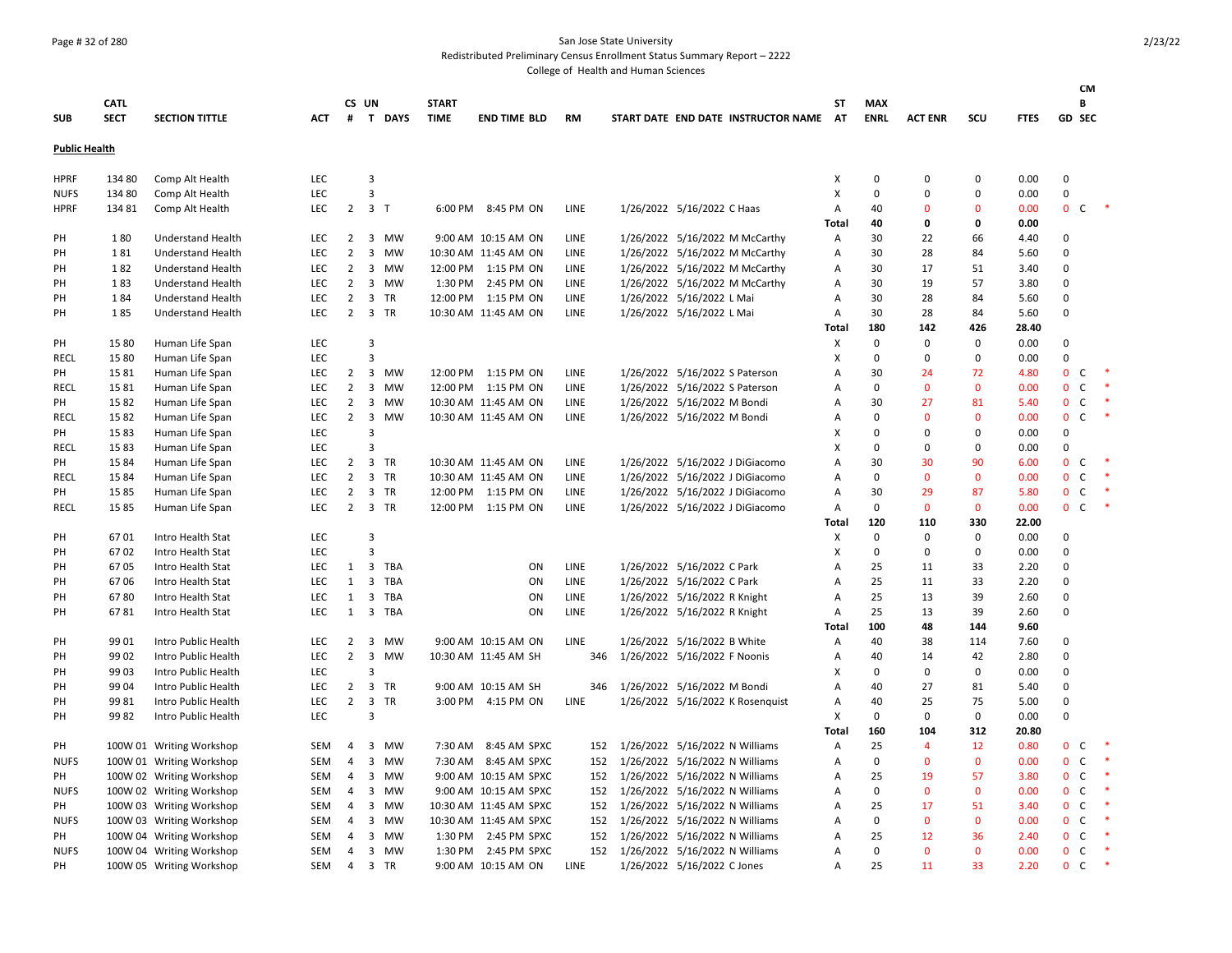San Jose State University
Redistributed Preliminary Census Enrollment Status Summary Report – 2222
College of Health and Human Sciences

## Public Health

| SUB | CATL SECT | SECTION TITTLE | ACT | CS # | UN T | DAYS | START TIME | END TIME | BLD | RM | START DATE | END DATE | INSTRUCTOR NAME | ST AT | MAX ENRL | ACT ENR | SCU | FTES | GD | CMB SEC | |
|---|---|---|---|---|---|---|---|---|---|---|---|---|---|---|---|---|---|---|---|---|---|
| HPRF | 134 80 | Comp Alt Health | LEC | | 3 | | | | | | | | | X | 0 | 0 | 0 | 0.00 | 0 | | |
| NUFS | 134 80 | Comp Alt Health | LEC | | 3 | | | | | | | | | X | 0 | 0 | 0 | 0.00 | 0 | | |
| HPRF | 134 81 | Comp Alt Health | LEC | 2 | 3 | T | 6:00 PM | 8:45 PM | ON | LINE | 1/26/2022 | 5/16/2022 | C Haas | A | 40 | 0 | 0 | 0.00 | 0 | C | * |
| | | | | | | | | | | | | | | Total | 40 | 0 | 0 | 0.00 | | | |
| PH | 1 80 | Understand Health | LEC | 2 | 3 | MW | 9:00 AM | 10:15 AM | ON | LINE | 1/26/2022 | 5/16/2022 | M McCarthy | A | 30 | 22 | 66 | 4.40 | 0 | | |
| PH | 1 81 | Understand Health | LEC | 2 | 3 | MW | 10:30 AM | 11:45 AM | ON | LINE | 1/26/2022 | 5/16/2022 | M McCarthy | A | 30 | 28 | 84 | 5.60 | 0 | | |
| PH | 1 82 | Understand Health | LEC | 2 | 3 | MW | 12:00 PM | 1:15 PM | ON | LINE | 1/26/2022 | 5/16/2022 | M McCarthy | A | 30 | 17 | 51 | 3.40 | 0 | | |
| PH | 1 83 | Understand Health | LEC | 2 | 3 | MW | 1:30 PM | 2:45 PM | ON | LINE | 1/26/2022 | 5/16/2022 | M McCarthy | A | 30 | 19 | 57 | 3.80 | 0 | | |
| PH | 1 84 | Understand Health | LEC | 2 | 3 | TR | 12:00 PM | 1:15 PM | ON | LINE | 1/26/2022 | 5/16/2022 | L Mai | A | 30 | 28 | 84 | 5.60 | 0 | | |
| PH | 1 85 | Understand Health | LEC | 2 | 3 | TR | 10:30 AM | 11:45 AM | ON | LINE | 1/26/2022 | 5/16/2022 | L Mai | A | 30 | 28 | 84 | 5.60 | 0 | | |
| | | | | | | | | | | | | | | Total | 180 | 142 | 426 | 28.40 | | | |
| PH | 15 80 | Human Life Span | LEC | | 3 | | | | | | | | | X | 0 | 0 | 0 | 0.00 | 0 | | |
| RECL | 15 80 | Human Life Span | LEC | | 3 | | | | | | | | | X | 0 | 0 | 0 | 0.00 | 0 | | |
| PH | 15 81 | Human Life Span | LEC | 2 | 3 | MW | 12:00 PM | 1:15 PM | ON | LINE | 1/26/2022 | 5/16/2022 | S Paterson | A | 30 | 24 | 72 | 4.80 | 0 | C | * |
| RECL | 15 81 | Human Life Span | LEC | 2 | 3 | MW | 12:00 PM | 1:15 PM | ON | LINE | 1/26/2022 | 5/16/2022 | S Paterson | A | 0 | 0 | 0 | 0.00 | 0 | C | * |
| PH | 15 82 | Human Life Span | LEC | 2 | 3 | MW | 10:30 AM | 11:45 AM | ON | LINE | 1/26/2022 | 5/16/2022 | M Bondi | A | 30 | 27 | 81 | 5.40 | 0 | C | * |
| RECL | 15 82 | Human Life Span | LEC | 2 | 3 | MW | 10:30 AM | 11:45 AM | ON | LINE | 1/26/2022 | 5/16/2022 | M Bondi | A | 0 | 0 | 0 | 0.00 | 0 | C | * |
| PH | 15 83 | Human Life Span | LEC | | 3 | | | | | | | | | X | 0 | 0 | 0 | 0.00 | 0 | | |
| RECL | 15 83 | Human Life Span | LEC | | 3 | | | | | | | | | X | 0 | 0 | 0 | 0.00 | 0 | | |
| PH | 15 84 | Human Life Span | LEC | 2 | 3 | TR | 10:30 AM | 11:45 AM | ON | LINE | 1/26/2022 | 5/16/2022 | J DiGiacomo | A | 30 | 30 | 90 | 6.00 | 0 | C | * |
| RECL | 15 84 | Human Life Span | LEC | 2 | 3 | TR | 10:30 AM | 11:45 AM | ON | LINE | 1/26/2022 | 5/16/2022 | J DiGiacomo | A | 0 | 0 | 0 | 0.00 | 0 | C | * |
| PH | 15 85 | Human Life Span | LEC | 2 | 3 | TR | 12:00 PM | 1:15 PM | ON | LINE | 1/26/2022 | 5/16/2022 | J DiGiacomo | A | 30 | 29 | 87 | 5.80 | 0 | C | * |
| RECL | 15 85 | Human Life Span | LEC | 2 | 3 | TR | 12:00 PM | 1:15 PM | ON | LINE | 1/26/2022 | 5/16/2022 | J DiGiacomo | A | 0 | 0 | 0 | 0.00 | 0 | C | * |
| | | | | | | | | | | | | | | Total | 120 | 110 | 330 | 22.00 | | | |
| PH | 67 01 | Intro Health Stat | LEC | | 3 | | | | | | | | | X | 0 | 0 | 0 | 0.00 | 0 | | |
| PH | 67 02 | Intro Health Stat | LEC | | 3 | | | | | | | | | X | 0 | 0 | 0 | 0.00 | 0 | | |
| PH | 67 05 | Intro Health Stat | LEC | 1 | 3 | TBA | | | ON | LINE | 1/26/2022 | 5/16/2022 | C Park | A | 25 | 11 | 33 | 2.20 | 0 | | |
| PH | 67 06 | Intro Health Stat | LEC | 1 | 3 | TBA | | | ON | LINE | 1/26/2022 | 5/16/2022 | C Park | A | 25 | 11 | 33 | 2.20 | 0 | | |
| PH | 67 80 | Intro Health Stat | LEC | 1 | 3 | TBA | | | ON | LINE | 1/26/2022 | 5/16/2022 | R Knight | A | 25 | 13 | 39 | 2.60 | 0 | | |
| PH | 67 81 | Intro Health Stat | LEC | 1 | 3 | TBA | | | ON | LINE | 1/26/2022 | 5/16/2022 | R Knight | A | 25 | 13 | 39 | 2.60 | 0 | | |
| | | | | | | | | | | | | | | Total | 100 | 48 | 144 | 9.60 | | | |
| PH | 99 01 | Intro Public Health | LEC | 2 | 3 | MW | 9:00 AM | 10:15 AM | ON | LINE | 1/26/2022 | 5/16/2022 | B White | A | 40 | 38 | 114 | 7.60 | 0 | | |
| PH | 99 02 | Intro Public Health | LEC | 2 | 3 | MW | 10:30 AM | 11:45 AM | SH | 346 | 1/26/2022 | 5/16/2022 | F Noonis | A | 40 | 14 | 42 | 2.80 | 0 | | |
| PH | 99 03 | Intro Public Health | LEC | | 3 | | | | | | | | | X | 0 | 0 | 0 | 0.00 | 0 | | |
| PH | 99 04 | Intro Public Health | LEC | 2 | 3 | TR | 9:00 AM | 10:15 AM | SH | 346 | 1/26/2022 | 5/16/2022 | M Bondi | A | 40 | 27 | 81 | 5.40 | 0 | | |
| PH | 99 81 | Intro Public Health | LEC | 2 | 3 | TR | 3:00 PM | 4:15 PM | ON | LINE | 1/26/2022 | 5/16/2022 | K Rosenquist | A | 40 | 25 | 75 | 5.00 | 0 | | |
| PH | 99 82 | Intro Public Health | LEC | | 3 | | | | | | | | | X | 0 | 0 | 0 | 0.00 | 0 | | |
| | | | | | | | | | | | | | | Total | 160 | 104 | 312 | 20.80 | | | |
| PH | 100W 01 | Writing Workshop | SEM | 4 | 3 | MW | 7:30 AM | 8:45 AM | SPXC | 152 | 1/26/2022 | 5/16/2022 | N Williams | A | 25 | 4 | 12 | 0.80 | 0 | C | * |
| NUFS | 100W 01 | Writing Workshop | SEM | 4 | 3 | MW | 7:30 AM | 8:45 AM | SPXC | 152 | 1/26/2022 | 5/16/2022 | N Williams | A | 0 | 0 | 0 | 0.00 | 0 | C | * |
| PH | 100W 02 | Writing Workshop | SEM | 4 | 3 | MW | 9:00 AM | 10:15 AM | SPXC | 152 | 1/26/2022 | 5/16/2022 | N Williams | A | 25 | 19 | 57 | 3.80 | 0 | C | * |
| NUFS | 100W 02 | Writing Workshop | SEM | 4 | 3 | MW | 9:00 AM | 10:15 AM | SPXC | 152 | 1/26/2022 | 5/16/2022 | N Williams | A | 0 | 0 | 0 | 0.00 | 0 | C | * |
| PH | 100W 03 | Writing Workshop | SEM | 4 | 3 | MW | 10:30 AM | 11:45 AM | SPXC | 152 | 1/26/2022 | 5/16/2022 | N Williams | A | 25 | 17 | 51 | 3.40 | 0 | C | * |
| NUFS | 100W 03 | Writing Workshop | SEM | 4 | 3 | MW | 10:30 AM | 11:45 AM | SPXC | 152 | 1/26/2022 | 5/16/2022 | N Williams | A | 0 | 0 | 0 | 0.00 | 0 | C | * |
| PH | 100W 04 | Writing Workshop | SEM | 4 | 3 | MW | 1:30 PM | 2:45 PM | SPXC | 152 | 1/26/2022 | 5/16/2022 | N Williams | A | 25 | 12 | 36 | 2.40 | 0 | C | * |
| NUFS | 100W 04 | Writing Workshop | SEM | 4 | 3 | MW | 1:30 PM | 2:45 PM | SPXC | 152 | 1/26/2022 | 5/16/2022 | N Williams | A | 0 | 0 | 0 | 0.00 | 0 | C | * |
| PH | 100W 05 | Writing Workshop | SEM | 4 | 3 | TR | 9:00 AM | 10:15 AM | ON | LINE | 1/26/2022 | 5/16/2022 | C Jones | A | 25 | 11 | 33 | 2.20 | 0 | C | * |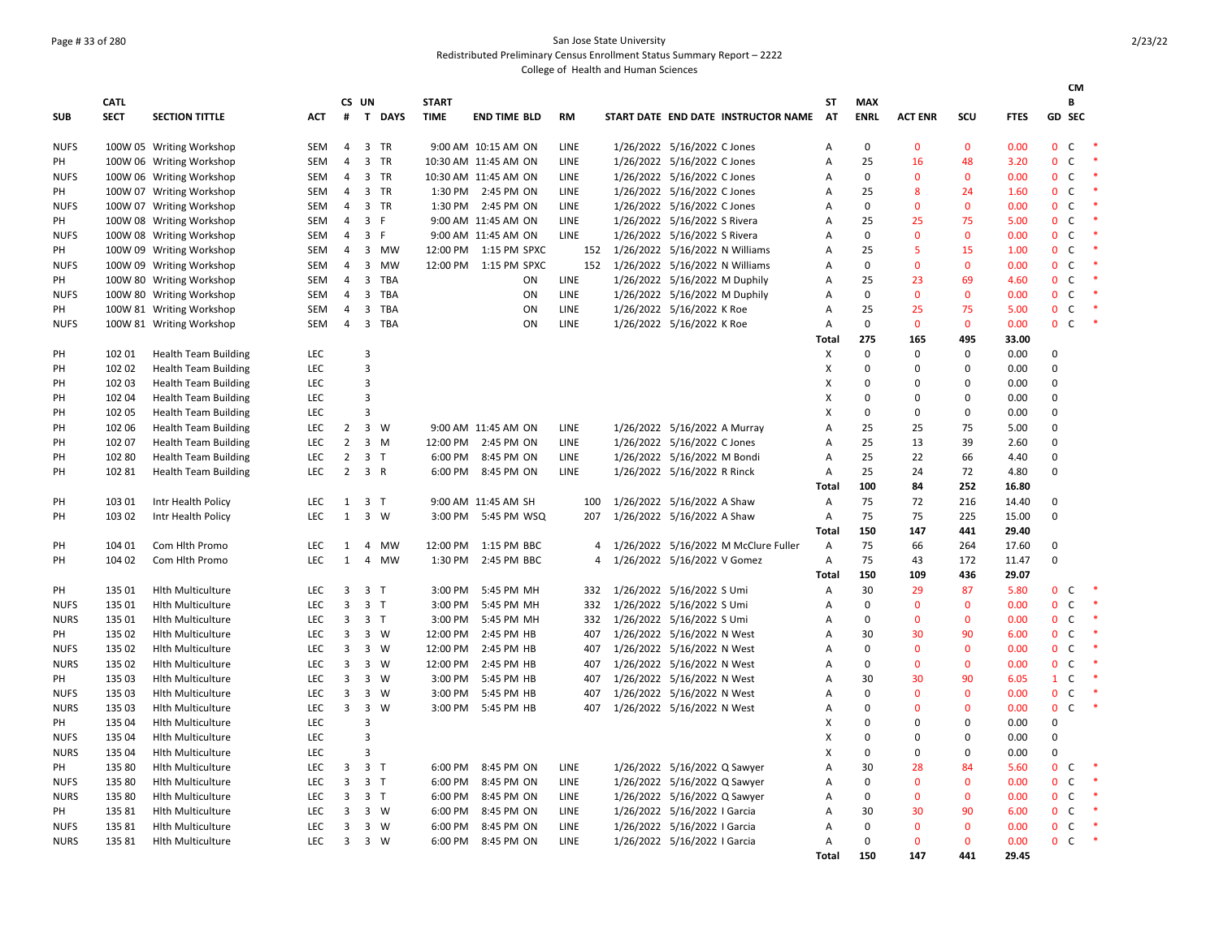# San Jose State University

## Redistributed Preliminary Census Enrollment Status Summary Report – 2222

### College of Health and Human Sciences

| SUB | CATL SECT | SECTION TITTLE | ACT | CS # | UN T | DAYS | START TIME | END TIME | BLD | RM | START DATE | END DATE | INSTRUCTOR NAME | ST AT | MAX ENRL | ACT ENR | SCU | FTES | GD | CMB SEC | |
|---|---|---|---|---|---|---|---|---|---|---|---|---|---|---|---|---|---|---|---|---|---|
| NUFS | 100W 05 | Writing Workshop | SEM | 4 | 3 | TR | 9:00 AM | 10:15 AM | ON | LINE | 1/26/2022 | 5/16/2022 | C Jones | A | 0 | 0 | 0 | 0.00 | 0 | C | * |
| PH | 100W 06 | Writing Workshop | SEM | 4 | 3 | TR | 10:30 AM | 11:45 AM | ON | LINE | 1/26/2022 | 5/16/2022 | C Jones | A | 25 | 16 | 48 | 3.20 | 0 | C | * |
| NUFS | 100W 06 | Writing Workshop | SEM | 4 | 3 | TR | 10:30 AM | 11:45 AM | ON | LINE | 1/26/2022 | 5/16/2022 | C Jones | A | 0 | 0 | 0 | 0.00 | 0 | C | * |
| PH | 100W 07 | Writing Workshop | SEM | 4 | 3 | TR | 1:30 PM | 2:45 PM | ON | LINE | 1/26/2022 | 5/16/2022 | C Jones | A | 25 | 8 | 24 | 1.60 | 0 | C | * |
| NUFS | 100W 07 | Writing Workshop | SEM | 4 | 3 | TR | 1:30 PM | 2:45 PM | ON | LINE | 1/26/2022 | 5/16/2022 | C Jones | A | 0 | 0 | 0 | 0.00 | 0 | C | * |
| PH | 100W 08 | Writing Workshop | SEM | 4 | 3 | F | 9:00 AM | 11:45 AM | ON | LINE | 1/26/2022 | 5/16/2022 | S Rivera | A | 25 | 25 | 75 | 5.00 | 0 | C | * |
| NUFS | 100W 08 | Writing Workshop | SEM | 4 | 3 | F | 9:00 AM | 11:45 AM | ON | LINE | 1/26/2022 | 5/16/2022 | S Rivera | A | 0 | 0 | 0 | 0.00 | 0 | C | * |
| PH | 100W 09 | Writing Workshop | SEM | 4 | 3 | MW | 12:00 PM | 1:15 PM | SPXC | 152 | 1/26/2022 | 5/16/2022 | N Williams | A | 25 | 5 | 15 | 1.00 | 0 | C | * |
| NUFS | 100W 09 | Writing Workshop | SEM | 4 | 3 | MW | 12:00 PM | 1:15 PM | SPXC | 152 | 1/26/2022 | 5/16/2022 | N Williams | A | 0 | 0 | 0 | 0.00 | 0 | C | * |
| PH | 100W 80 | Writing Workshop | SEM | 4 | 3 | TBA | | | ON | LINE | 1/26/2022 | 5/16/2022 | M Duphily | A | 25 | 23 | 69 | 4.60 | 0 | C | * |
| NUFS | 100W 80 | Writing Workshop | SEM | 4 | 3 | TBA | | | ON | LINE | 1/26/2022 | 5/16/2022 | M Duphily | A | 0 | 0 | 0 | 0.00 | 0 | C | * |
| PH | 100W 81 | Writing Workshop | SEM | 4 | 3 | TBA | | | ON | LINE | 1/26/2022 | 5/16/2022 | K Roe | A | 25 | 25 | 75 | 5.00 | 0 | C | * |
| NUFS | 100W 81 | Writing Workshop | SEM | 4 | 3 | TBA | | | ON | LINE | 1/26/2022 | 5/16/2022 | K Roe | A | 0 | 0 | 0 | 0.00 | 0 | C | * |
| | | | | | | | | | | | | | | Total | 275 | 165 | 495 | 33.00 | | | |
| PH | 102 01 | Health Team Building | LEC | | 3 | | | | | | | | | X | 0 | 0 | 0 | 0.00 | 0 | | |
| PH | 102 02 | Health Team Building | LEC | | 3 | | | | | | | | | X | 0 | 0 | 0 | 0.00 | 0 | | |
| PH | 102 03 | Health Team Building | LEC | | 3 | | | | | | | | | X | 0 | 0 | 0 | 0.00 | 0 | | |
| PH | 102 04 | Health Team Building | LEC | | 3 | | | | | | | | | X | 0 | 0 | 0 | 0.00 | 0 | | |
| PH | 102 05 | Health Team Building | LEC | | 3 | | | | | | | | | X | 0 | 0 | 0 | 0.00 | 0 | | |
| PH | 102 06 | Health Team Building | LEC | 2 | 3 | W | 9:00 AM | 11:45 AM | ON | LINE | 1/26/2022 | 5/16/2022 | A Murray | A | 25 | 25 | 75 | 5.00 | 0 | | |
| PH | 102 07 | Health Team Building | LEC | 2 | 3 | M | 12:00 PM | 2:45 PM | ON | LINE | 1/26/2022 | 5/16/2022 | C Jones | A | 25 | 13 | 39 | 2.60 | 0 | | |
| PH | 102 80 | Health Team Building | LEC | 2 | 3 | T | 6:00 PM | 8:45 PM | ON | LINE | 1/26/2022 | 5/16/2022 | M Bondi | A | 25 | 22 | 66 | 4.40 | 0 | | |
| PH | 102 81 | Health Team Building | LEC | 2 | 3 | R | 6:00 PM | 8:45 PM | ON | LINE | 1/26/2022 | 5/16/2022 | R Rinck | A | 25 | 24 | 72 | 4.80 | 0 | | |
| | | | | | | | | | | | | | | Total | 100 | 84 | 252 | 16.80 | | | |
| PH | 103 01 | Intr Health Policy | LEC | 1 | 3 | T | 9:00 AM | 11:45 AM | SH | 100 | 1/26/2022 | 5/16/2022 | A Shaw | A | 75 | 72 | 216 | 14.40 | 0 | | |
| PH | 103 02 | Intr Health Policy | LEC | 1 | 3 | W | 3:00 PM | 5:45 PM | WSQ | 207 | 1/26/2022 | 5/16/2022 | A Shaw | A | 75 | 75 | 225 | 15.00 | 0 | | |
| | | | | | | | | | | | | | | Total | 150 | 147 | 441 | 29.40 | | | |
| PH | 104 01 | Com Hlth Promo | LEC | 1 | 4 | MW | 12:00 PM | 1:15 PM | BBC | 4 | 1/26/2022 | 5/16/2022 | M McClure Fuller | A | 75 | 66 | 264 | 17.60 | 0 | | |
| PH | 104 02 | Com Hlth Promo | LEC | 1 | 4 | MW | 1:30 PM | 2:45 PM | BBC | 4 | 1/26/2022 | 5/16/2022 | V Gomez | A | 75 | 43 | 172 | 11.47 | 0 | | |
| | | | | | | | | | | | | | | Total | 150 | 109 | 436 | 29.07 | | | |
| PH | 135 01 | Hlth Multiculture | LEC | 3 | 3 | T | 3:00 PM | 5:45 PM | MH | 332 | 1/26/2022 | 5/16/2022 | S Umi | A | 30 | 29 | 87 | 5.80 | 0 | C | * |
| NUFS | 135 01 | Hlth Multiculture | LEC | 3 | 3 | T | 3:00 PM | 5:45 PM | MH | 332 | 1/26/2022 | 5/16/2022 | S Umi | A | 0 | 0 | 0 | 0.00 | 0 | C | * |
| NURS | 135 01 | Hlth Multiculture | LEC | 3 | 3 | T | 3:00 PM | 5:45 PM | MH | 332 | 1/26/2022 | 5/16/2022 | S Umi | A | 0 | 0 | 0 | 0.00 | 0 | C | * |
| PH | 135 02 | Hlth Multiculture | LEC | 3 | 3 | W | 12:00 PM | 2:45 PM | HB | 407 | 1/26/2022 | 5/16/2022 | N West | A | 30 | 30 | 90 | 6.00 | 0 | C | * |
| NUFS | 135 02 | Hlth Multiculture | LEC | 3 | 3 | W | 12:00 PM | 2:45 PM | HB | 407 | 1/26/2022 | 5/16/2022 | N West | A | 0 | 0 | 0 | 0.00 | 0 | C | * |
| NURS | 135 02 | Hlth Multiculture | LEC | 3 | 3 | W | 12:00 PM | 2:45 PM | HB | 407 | 1/26/2022 | 5/16/2022 | N West | A | 0 | 0 | 0 | 0.00 | 0 | C | * |
| PH | 135 03 | Hlth Multiculture | LEC | 3 | 3 | W | 3:00 PM | 5:45 PM | HB | 407 | 1/26/2022 | 5/16/2022 | N West | A | 30 | 30 | 90 | 6.05 | 1 | C | * |
| NUFS | 135 03 | Hlth Multiculture | LEC | 3 | 3 | W | 3:00 PM | 5:45 PM | HB | 407 | 1/26/2022 | 5/16/2022 | N West | A | 0 | 0 | 0 | 0.00 | 0 | C | * |
| NURS | 135 03 | Hlth Multiculture | LEC | 3 | 3 | W | 3:00 PM | 5:45 PM | HB | 407 | 1/26/2022 | 5/16/2022 | N West | A | 0 | 0 | 0 | 0.00 | 0 | C | * |
| PH | 135 04 | Hlth Multiculture | LEC | | 3 | | | | | | | | | X | 0 | 0 | 0 | 0.00 | 0 | | |
| NUFS | 135 04 | Hlth Multiculture | LEC | | 3 | | | | | | | | | X | 0 | 0 | 0 | 0.00 | 0 | | |
| NURS | 135 04 | Hlth Multiculture | LEC | | 3 | | | | | | | | | X | 0 | 0 | 0 | 0.00 | 0 | | |
| PH | 135 80 | Hlth Multiculture | LEC | 3 | 3 | T | 6:00 PM | 8:45 PM | ON | LINE | 1/26/2022 | 5/16/2022 | Q Sawyer | A | 30 | 28 | 84 | 5.60 | 0 | C | * |
| NUFS | 135 80 | Hlth Multiculture | LEC | 3 | 3 | T | 6:00 PM | 8:45 PM | ON | LINE | 1/26/2022 | 5/16/2022 | Q Sawyer | A | 0 | 0 | 0 | 0.00 | 0 | C | * |
| NURS | 135 80 | Hlth Multiculture | LEC | 3 | 3 | T | 6:00 PM | 8:45 PM | ON | LINE | 1/26/2022 | 5/16/2022 | Q Sawyer | A | 0 | 0 | 0 | 0.00 | 0 | C | * |
| PH | 135 81 | Hlth Multiculture | LEC | 3 | 3 | W | 6:00 PM | 8:45 PM | ON | LINE | 1/26/2022 | 5/16/2022 | I Garcia | A | 30 | 30 | 90 | 6.00 | 0 | C | * |
| NUFS | 135 81 | Hlth Multiculture | LEC | 3 | 3 | W | 6:00 PM | 8:45 PM | ON | LINE | 1/26/2022 | 5/16/2022 | I Garcia | A | 0 | 0 | 0 | 0.00 | 0 | C | * |
| NURS | 135 81 | Hlth Multiculture | LEC | 3 | 3 | W | 6:00 PM | 8:45 PM | ON | LINE | 1/26/2022 | 5/16/2022 | I Garcia | A | 0 | 0 | 0 | 0.00 | 0 | C | * |
| | | | | | | | | | | | | | | Total | 150 | 147 | 441 | 29.45 | | | |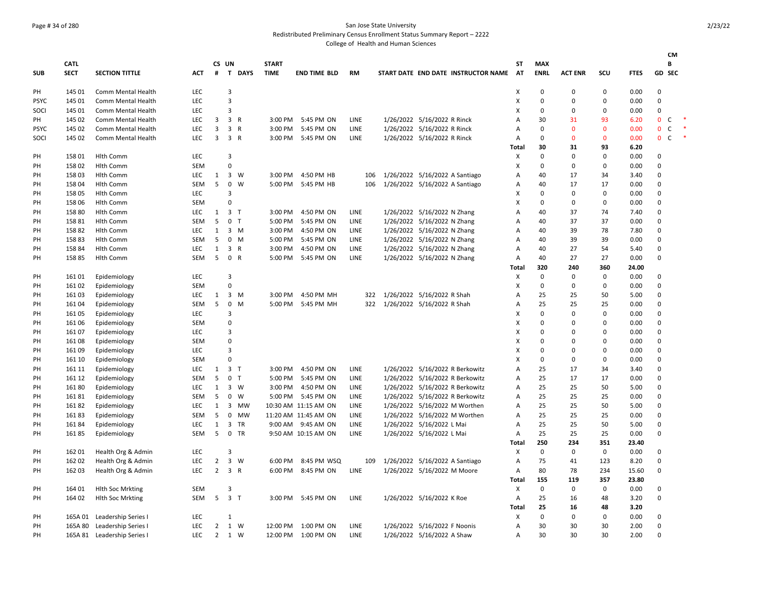San Jose State University
Redistributed Preliminary Census Enrollment Status Summary Report – 2222
College of Health and Human Sciences

| SUB | CATL SECT | SECTION TITTLE | ACT | CS # | UN T | DAYS | START TIME | END TIME | BLD | RM | START DATE | END DATE | INSTRUCTOR NAME | ST AT | MAX ENRL | ACT ENR | SCU | FTES | GD | CMB SEC |
|---|---|---|---|---|---|---|---|---|---|---|---|---|---|---|---|---|---|---|---|---|
| PH | 145 01 | Comm Mental Health | LEC | | 3 | | | | | | | | | X | 0 | 0 | 0 | 0.00 | 0 | |
| PSYC | 145 01 | Comm Mental Health | LEC | | 3 | | | | | | | | | X | 0 | 0 | 0 | 0.00 | 0 | |
| SOCI | 145 01 | Comm Mental Health | LEC | | 3 | | | | | | | | | X | 0 | 0 | 0 | 0.00 | 0 | |
| PH | 145 02 | Comm Mental Health | LEC | 3 | 3 | R | 3:00 PM | 5:45 PM | ON | LINE | 1/26/2022 | 5/16/2022 | R Rinck | A | 30 | 31 | 93 | 6.20 | 0 | C * |
| PSYC | 145 02 | Comm Mental Health | LEC | 3 | 3 | R | 3:00 PM | 5:45 PM | ON | LINE | 1/26/2022 | 5/16/2022 | R Rinck | A | 0 | 0 | 0 | 0.00 | 0 | C * |
| SOCI | 145 02 | Comm Mental Health | LEC | 3 | 3 | R | 3:00 PM | 5:45 PM | ON | LINE | 1/26/2022 | 5/16/2022 | R Rinck | A | 0 | 0 | 0 | 0.00 | 0 | C * |
| | | | | | | | | | | | | | | **Total** | **30** | **31** | **93** | **6.20** | | |
| PH | 158 01 | Hlth Comm | LEC | | 3 | | | | | | | | | X | 0 | 0 | 0 | 0.00 | 0 | |
| PH | 158 02 | Hlth Comm | SEM | | 0 | | | | | | | | | X | 0 | 0 | 0 | 0.00 | 0 | |
| PH | 158 03 | Hlth Comm | LEC | 1 | 3 | W | 3:00 PM | 4:50 PM | HB | 106 | 1/26/2022 | 5/16/2022 | A Santiago | A | 40 | 17 | 34 | 3.40 | 0 | |
| PH | 158 04 | Hlth Comm | SEM | 5 | 0 | W | 5:00 PM | 5:45 PM | HB | 106 | 1/26/2022 | 5/16/2022 | A Santiago | A | 40 | 17 | 17 | 0.00 | 0 | |
| PH | 158 05 | Hlth Comm | LEC | | 3 | | | | | | | | | X | 0 | 0 | 0 | 0.00 | 0 | |
| PH | 158 06 | Hlth Comm | SEM | | 0 | | | | | | | | | X | 0 | 0 | 0 | 0.00 | 0 | |
| PH | 158 80 | Hlth Comm | LEC | 1 | 3 | T | 3:00 PM | 4:50 PM | ON | LINE | 1/26/2022 | 5/16/2022 | N Zhang | A | 40 | 37 | 74 | 7.40 | 0 | |
| PH | 158 81 | Hlth Comm | SEM | 5 | 0 | T | 5:00 PM | 5:45 PM | ON | LINE | 1/26/2022 | 5/16/2022 | N Zhang | A | 40 | 37 | 37 | 0.00 | 0 | |
| PH | 158 82 | Hlth Comm | LEC | 1 | 3 | M | 3:00 PM | 4:50 PM | ON | LINE | 1/26/2022 | 5/16/2022 | N Zhang | A | 40 | 39 | 78 | 7.80 | 0 | |
| PH | 158 83 | Hlth Comm | SEM | 5 | 0 | M | 5:00 PM | 5:45 PM | ON | LINE | 1/26/2022 | 5/16/2022 | N Zhang | A | 40 | 39 | 39 | 0.00 | 0 | |
| PH | 158 84 | Hlth Comm | LEC | 1 | 3 | R | 3:00 PM | 4:50 PM | ON | LINE | 1/26/2022 | 5/16/2022 | N Zhang | A | 40 | 27 | 54 | 5.40 | 0 | |
| PH | 158 85 | Hlth Comm | SEM | 5 | 0 | R | 5:00 PM | 5:45 PM | ON | LINE | 1/26/2022 | 5/16/2022 | N Zhang | A | 40 | 27 | 27 | 0.00 | 0 | |
| | | | | | | | | | | | | | | **Total** | **320** | **240** | **360** | **24.00** | | |
| PH | 161 01 | Epidemiology | LEC | | 3 | | | | | | | | | X | 0 | 0 | 0 | 0.00 | 0 | |
| PH | 161 02 | Epidemiology | SEM | | 0 | | | | | | | | | X | 0 | 0 | 0 | 0.00 | 0 | |
| PH | 161 03 | Epidemiology | LEC | 1 | 3 | M | 3:00 PM | 4:50 PM | MH | 322 | 1/26/2022 | 5/16/2022 | R Shah | A | 25 | 25 | 50 | 5.00 | 0 | |
| PH | 161 04 | Epidemiology | SEM | 5 | 0 | M | 5:00 PM | 5:45 PM | MH | 322 | 1/26/2022 | 5/16/2022 | R Shah | A | 25 | 25 | 25 | 0.00 | 0 | |
| PH | 161 05 | Epidemiology | LEC | | 3 | | | | | | | | | X | 0 | 0 | 0 | 0.00 | 0 | |
| PH | 161 06 | Epidemiology | SEM | | 0 | | | | | | | | | X | 0 | 0 | 0 | 0.00 | 0 | |
| PH | 161 07 | Epidemiology | LEC | | 3 | | | | | | | | | X | 0 | 0 | 0 | 0.00 | 0 | |
| PH | 161 08 | Epidemiology | SEM | | 0 | | | | | | | | | X | 0 | 0 | 0 | 0.00 | 0 | |
| PH | 161 09 | Epidemiology | LEC | | 3 | | | | | | | | | X | 0 | 0 | 0 | 0.00 | 0 | |
| PH | 161 10 | Epidemiology | SEM | | 0 | | | | | | | | | X | 0 | 0 | 0 | 0.00 | 0 | |
| PH | 161 11 | Epidemiology | LEC | 1 | 3 | T | 3:00 PM | 4:50 PM | ON | LINE | 1/26/2022 | 5/16/2022 | R Berkowitz | A | 25 | 17 | 34 | 3.40 | 0 | |
| PH | 161 12 | Epidemiology | SEM | 5 | 0 | T | 5:00 PM | 5:45 PM | ON | LINE | 1/26/2022 | 5/16/2022 | R Berkowitz | A | 25 | 17 | 17 | 0.00 | 0 | |
| PH | 161 80 | Epidemiology | LEC | 1 | 3 | W | 3:00 PM | 4:50 PM | ON | LINE | 1/26/2022 | 5/16/2022 | R Berkowitz | A | 25 | 25 | 50 | 5.00 | 0 | |
| PH | 161 81 | Epidemiology | SEM | 5 | 0 | W | 5:00 PM | 5:45 PM | ON | LINE | 1/26/2022 | 5/16/2022 | R Berkowitz | A | 25 | 25 | 25 | 0.00 | 0 | |
| PH | 161 82 | Epidemiology | LEC | 1 | 3 | MW | 10:30 AM | 11:15 AM | ON | LINE | 1/26/2022 | 5/16/2022 | M Worthen | A | 25 | 25 | 50 | 5.00 | 0 | |
| PH | 161 83 | Epidemiology | SEM | 5 | 0 | MW | 11:20 AM | 11:45 AM | ON | LINE | 1/26/2022 | 5/16/2022 | M Worthen | A | 25 | 25 | 25 | 0.00 | 0 | |
| PH | 161 84 | Epidemiology | LEC | 1 | 3 | TR | 9:00 AM | 9:45 AM | ON | LINE | 1/26/2022 | 5/16/2022 | L Mai | A | 25 | 25 | 50 | 5.00 | 0 | |
| PH | 161 85 | Epidemiology | SEM | 5 | 0 | TR | 9:50 AM | 10:15 AM | ON | LINE | 1/26/2022 | 5/16/2022 | L Mai | A | 25 | 25 | 25 | 0.00 | 0 | |
| | | | | | | | | | | | | | | **Total** | **250** | **234** | **351** | **23.40** | | |
| PH | 162 01 | Health Org & Admin | LEC | | 3 | | | | | | | | | X | 0 | 0 | 0 | 0.00 | 0 | |
| PH | 162 02 | Health Org & Admin | LEC | 2 | 3 | W | 6:00 PM | 8:45 PM | WSQ | 109 | 1/26/2022 | 5/16/2022 | A Santiago | A | 75 | 41 | 123 | 8.20 | 0 | |
| PH | 162 03 | Health Org & Admin | LEC | 2 | 3 | R | 6:00 PM | 8:45 PM | ON | LINE | 1/26/2022 | 5/16/2022 | M Moore | A | 80 | 78 | 234 | 15.60 | 0 | |
| | | | | | | | | | | | | | | **Total** | **155** | **119** | **357** | **23.80** | | |
| PH | 164 01 | Hlth Soc Mrkting | SEM | | 3 | | | | | | | | | X | 0 | 0 | 0 | 0.00 | 0 | |
| PH | 164 02 | Hlth Soc Mrkting | SEM | 5 | 3 | T | 3:00 PM | 5:45 PM | ON | LINE | 1/26/2022 | 5/16/2022 | K Roe | A | 25 | 16 | 48 | 3.20 | 0 | |
| | | | | | | | | | | | | | | **Total** | **25** | **16** | **48** | **3.20** | | |
| PH | 165A 01 | Leadership Series I | LEC | | 1 | | | | | | | | | X | 0 | 0 | 0 | 0.00 | 0 | |
| PH | 165A 80 | Leadership Series I | LEC | 2 | 1 | W | 12:00 PM | 1:00 PM | ON | LINE | 1/26/2022 | 5/16/2022 | F Noonis | A | 30 | 30 | 30 | 2.00 | 0 | |
| PH | 165A 81 | Leadership Series I | LEC | 2 | 1 | W | 12:00 PM | 1:00 PM | ON | LINE | 1/26/2022 | 5/16/2022 | A Shaw | A | 30 | 30 | 30 | 2.00 | 0 | |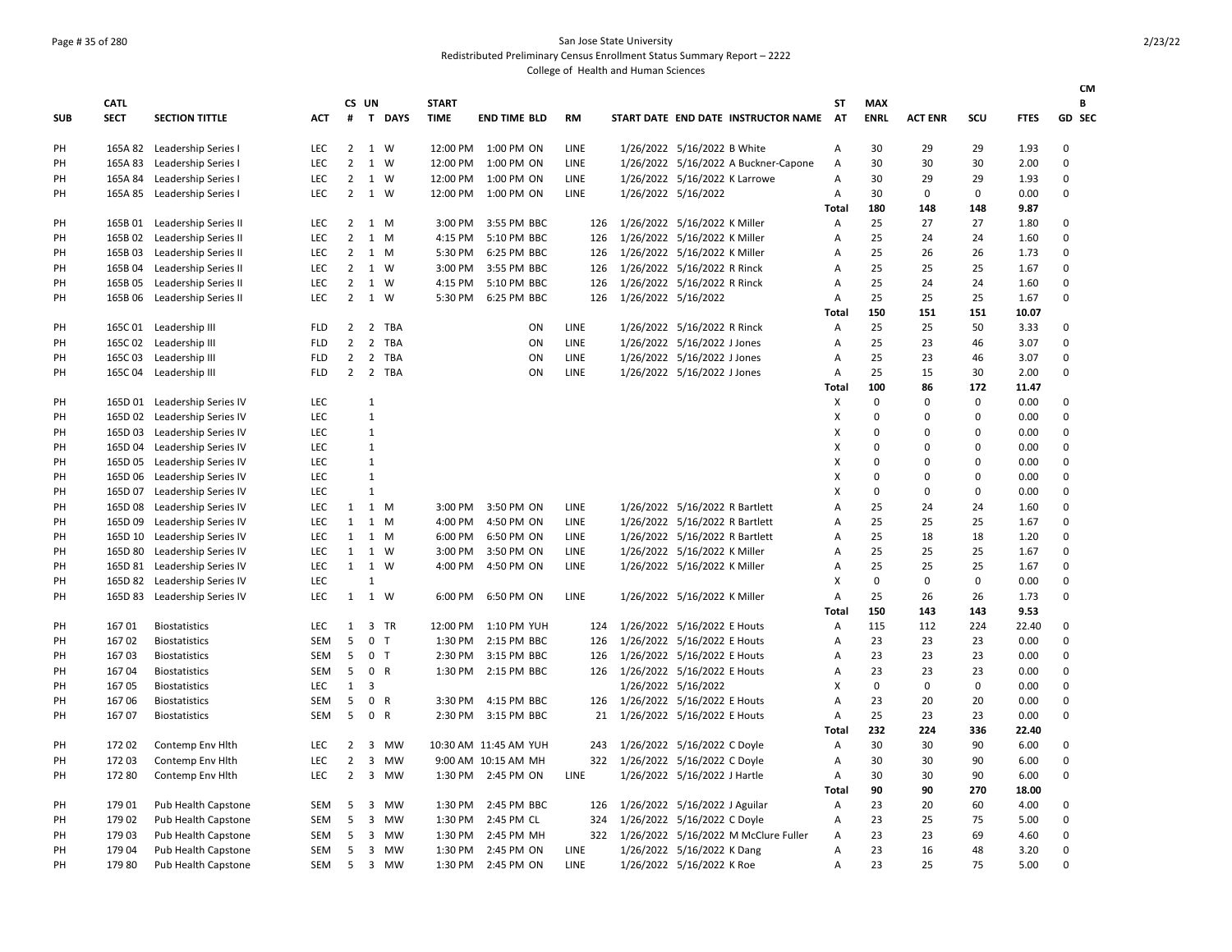San Jose State University
Redistributed Preliminary Census Enrollment Status Summary Report – 2222
College of Health and Human Sciences

| SUB | CATL SECT | SECTION TITTLE | ACT | CS # | UN T | DAYS | START TIME | END TIME | BLD | RM | START DATE | END DATE | INSTRUCTOR NAME | ST AT | MAX ENRL | ACT ENR | SCU | FTES | CM B GD | SEC |
|---|---|---|---|---|---|---|---|---|---|---|---|---|---|---|---|---|---|---|---|---|
| PH | 165A 82 | Leadership Series I | LEC | 2 | 1 | W | 12:00 PM | 1:00 PM | ON | LINE | 1/26/2022 | 5/16/2022 | B White | A | 30 | 29 | 29 | 1.93 | 0 | |
| PH | 165A 83 | Leadership Series I | LEC | 2 | 1 | W | 12:00 PM | 1:00 PM | ON | LINE | 1/26/2022 | 5/16/2022 | A Buckner-Capone | A | 30 | 30 | 30 | 2.00 | 0 | |
| PH | 165A 84 | Leadership Series I | LEC | 2 | 1 | W | 12:00 PM | 1:00 PM | ON | LINE | 1/26/2022 | 5/16/2022 | K Larrowe | A | 30 | 29 | 29 | 1.93 | 0 | |
| PH | 165A 85 | Leadership Series I | LEC | 2 | 1 | W | 12:00 PM | 1:00 PM | ON | LINE | 1/26/2022 | 5/16/2022 | | A | 30 | 0 | 0 | 0.00 | 0 | |
| | | | | | | | | | | | | | | Total | 180 | 148 | 148 | 9.87 | | |
| PH | 165B 01 | Leadership Series II | LEC | 2 | 1 | M | 3:00 PM | 3:55 PM | BBC | 126 | 1/26/2022 | 5/16/2022 | K Miller | A | 25 | 27 | 27 | 1.80 | 0 | |
| PH | 165B 02 | Leadership Series II | LEC | 2 | 1 | M | 4:15 PM | 5:10 PM | BBC | 126 | 1/26/2022 | 5/16/2022 | K Miller | A | 25 | 24 | 24 | 1.60 | 0 | |
| PH | 165B 03 | Leadership Series II | LEC | 2 | 1 | M | 5:30 PM | 6:25 PM | BBC | 126 | 1/26/2022 | 5/16/2022 | K Miller | A | 25 | 26 | 26 | 1.73 | 0 | |
| PH | 165B 04 | Leadership Series II | LEC | 2 | 1 | W | 3:00 PM | 3:55 PM | BBC | 126 | 1/26/2022 | 5/16/2022 | R Rinck | A | 25 | 25 | 25 | 1.67 | 0 | |
| PH | 165B 05 | Leadership Series II | LEC | 2 | 1 | W | 4:15 PM | 5:10 PM | BBC | 126 | 1/26/2022 | 5/16/2022 | R Rinck | A | 25 | 24 | 24 | 1.60 | 0 | |
| PH | 165B 06 | Leadership Series II | LEC | 2 | 1 | W | 5:30 PM | 6:25 PM | BBC | 126 | 1/26/2022 | 5/16/2022 | | A | 25 | 25 | 25 | 1.67 | 0 | |
| | | | | | | | | | | | | | | Total | 150 | 151 | 151 | 10.07 | | |
| PH | 165C 01 | Leadership III | FLD | 2 | 2 | TBA | | | ON | LINE | 1/26/2022 | 5/16/2022 | R Rinck | A | 25 | 25 | 50 | 3.33 | 0 | |
| PH | 165C 02 | Leadership III | FLD | 2 | 2 | TBA | | | ON | LINE | 1/26/2022 | 5/16/2022 | J Jones | A | 25 | 23 | 46 | 3.07 | 0 | |
| PH | 165C 03 | Leadership III | FLD | 2 | 2 | TBA | | | ON | LINE | 1/26/2022 | 5/16/2022 | J Jones | A | 25 | 23 | 46 | 3.07 | 0 | |
| PH | 165C 04 | Leadership III | FLD | 2 | 2 | TBA | | | ON | LINE | 1/26/2022 | 5/16/2022 | J Jones | A | 25 | 15 | 30 | 2.00 | 0 | |
| | | | | | | | | | | | | | | Total | 100 | 86 | 172 | 11.47 | | |
| PH | 165D 01 | Leadership Series IV | LEC | | 1 | | | | | | | | | X | 0 | 0 | 0 | 0.00 | 0 | |
| PH | 165D 02 | Leadership Series IV | LEC | | 1 | | | | | | | | | X | 0 | 0 | 0 | 0.00 | 0 | |
| PH | 165D 03 | Leadership Series IV | LEC | | 1 | | | | | | | | | X | 0 | 0 | 0 | 0.00 | 0 | |
| PH | 165D 04 | Leadership Series IV | LEC | | 1 | | | | | | | | | X | 0 | 0 | 0 | 0.00 | 0 | |
| PH | 165D 05 | Leadership Series IV | LEC | | 1 | | | | | | | | | X | 0 | 0 | 0 | 0.00 | 0 | |
| PH | 165D 06 | Leadership Series IV | LEC | | 1 | | | | | | | | | X | 0 | 0 | 0 | 0.00 | 0 | |
| PH | 165D 07 | Leadership Series IV | LEC | | 1 | | | | | | | | | X | 0 | 0 | 0 | 0.00 | 0 | |
| PH | 165D 08 | Leadership Series IV | LEC | 1 | 1 | M | 3:00 PM | 3:50 PM | ON | LINE | 1/26/2022 | 5/16/2022 | R Bartlett | A | 25 | 24 | 24 | 1.60 | 0 | |
| PH | 165D 09 | Leadership Series IV | LEC | 1 | 1 | M | 4:00 PM | 4:50 PM | ON | LINE | 1/26/2022 | 5/16/2022 | R Bartlett | A | 25 | 25 | 25 | 1.67 | 0 | |
| PH | 165D 10 | Leadership Series IV | LEC | 1 | 1 | M | 6:00 PM | 6:50 PM | ON | LINE | 1/26/2022 | 5/16/2022 | R Bartlett | A | 25 | 18 | 18 | 1.20 | 0 | |
| PH | 165D 80 | Leadership Series IV | LEC | 1 | 1 | W | 3:00 PM | 3:50 PM | ON | LINE | 1/26/2022 | 5/16/2022 | K Miller | A | 25 | 25 | 25 | 1.67 | 0 | |
| PH | 165D 81 | Leadership Series IV | LEC | 1 | 1 | W | 4:00 PM | 4:50 PM | ON | LINE | 1/26/2022 | 5/16/2022 | K Miller | A | 25 | 25 | 25 | 1.67 | 0 | |
| PH | 165D 82 | Leadership Series IV | LEC | | 1 | | | | | | | | | X | 0 | 0 | 0 | 0.00 | 0 | |
| PH | 165D 83 | Leadership Series IV | LEC | 1 | 1 | W | 6:00 PM | 6:50 PM | ON | LINE | 1/26/2022 | 5/16/2022 | K Miller | A | 25 | 26 | 26 | 1.73 | 0 | |
| | | | | | | | | | | | | | | Total | 150 | 143 | 143 | 9.53 | | |
| PH | 167 01 | Biostatistics | LEC | 1 | 3 | TR | 12:00 PM | 1:10 PM | YUH | 124 | 1/26/2022 | 5/16/2022 | E Houts | A | 115 | 112 | 224 | 22.40 | 0 | |
| PH | 167 02 | Biostatistics | SEM | 5 | 0 | T | 1:30 PM | 2:15 PM | BBC | 126 | 1/26/2022 | 5/16/2022 | E Houts | A | 23 | 23 | 23 | 0.00 | 0 | |
| PH | 167 03 | Biostatistics | SEM | 5 | 0 | T | 2:30 PM | 3:15 PM | BBC | 126 | 1/26/2022 | 5/16/2022 | E Houts | A | 23 | 23 | 23 | 0.00 | 0 | |
| PH | 167 04 | Biostatistics | SEM | 5 | 0 | R | 1:30 PM | 2:15 PM | BBC | 126 | 1/26/2022 | 5/16/2022 | E Houts | A | 23 | 23 | 23 | 0.00 | 0 | |
| PH | 167 05 | Biostatistics | LEC | 1 | 3 | | | | | | 1/26/2022 | 5/16/2022 | | X | 0 | 0 | 0 | 0.00 | 0 | |
| PH | 167 06 | Biostatistics | SEM | 5 | 0 | R | 3:30 PM | 4:15 PM | BBC | 126 | 1/26/2022 | 5/16/2022 | E Houts | A | 23 | 20 | 20 | 0.00 | 0 | |
| PH | 167 07 | Biostatistics | SEM | 5 | 0 | R | 2:30 PM | 3:15 PM | BBC | 21 | 1/26/2022 | 5/16/2022 | E Houts | A | 25 | 23 | 23 | 0.00 | 0 | |
| | | | | | | | | | | | | | | Total | 232 | 224 | 336 | 22.40 | | |
| PH | 172 02 | Contemp Env Hlth | LEC | 2 | 3 | MW | 10:30 AM | 11:45 AM | YUH | 243 | 1/26/2022 | 5/16/2022 | C Doyle | A | 30 | 30 | 90 | 6.00 | 0 | |
| PH | 172 03 | Contemp Env Hlth | LEC | 2 | 3 | MW | 9:00 AM | 10:15 AM | MH | 322 | 1/26/2022 | 5/16/2022 | C Doyle | A | 30 | 30 | 90 | 6.00 | 0 | |
| PH | 172 80 | Contemp Env Hlth | LEC | 2 | 3 | MW | 1:30 PM | 2:45 PM | ON | LINE | 1/26/2022 | 5/16/2022 | J Hartle | A | 30 | 30 | 90 | 6.00 | 0 | |
| | | | | | | | | | | | | | | Total | 90 | 90 | 270 | 18.00 | | |
| PH | 179 01 | Pub Health Capstone | SEM | 5 | 3 | MW | 1:30 PM | 2:45 PM | BBC | 126 | 1/26/2022 | 5/16/2022 | J Aguilar | A | 23 | 20 | 60 | 4.00 | 0 | |
| PH | 179 02 | Pub Health Capstone | SEM | 5 | 3 | MW | 1:30 PM | 2:45 PM | CL | 324 | 1/26/2022 | 5/16/2022 | C Doyle | A | 23 | 25 | 75 | 5.00 | 0 | |
| PH | 179 03 | Pub Health Capstone | SEM | 5 | 3 | MW | 1:30 PM | 2:45 PM | MH | 322 | 1/26/2022 | 5/16/2022 | M McClure Fuller | A | 23 | 23 | 69 | 4.60 | 0 | |
| PH | 179 04 | Pub Health Capstone | SEM | 5 | 3 | MW | 1:30 PM | 2:45 PM | ON | LINE | 1/26/2022 | 5/16/2022 | K Dang | A | 23 | 16 | 48 | 3.20 | 0 | |
| PH | 179 80 | Pub Health Capstone | SEM | 5 | 3 | MW | 1:30 PM | 2:45 PM | ON | LINE | 1/26/2022 | 5/16/2022 | K Roe | A | 23 | 25 | 75 | 5.00 | 0 | |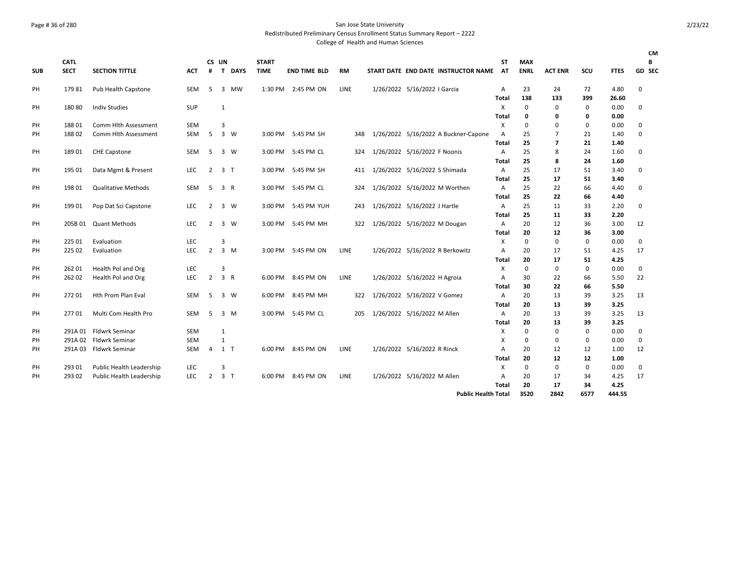San Jose State University
Redistributed Preliminary Census Enrollment Status Summary Report – 2222
College of Health and Human Sciences

| SUB | CATL SECT | SECTION TITTLE | ACT | CS # | UN T | DAYS | START TIME | END TIME | BLD | RM | START DATE | END DATE | INSTRUCTOR NAME | ST AT | MAX ENRL | ACT ENR | SCU | FTES | GD | CMB SEC |
|---|---|---|---|---|---|---|---|---|---|---|---|---|---|---|---|---|---|---|---|---|
| PH | 179 81 | Pub Health Capstone | SEM | 5 | 3 | MW | 1:30 PM | 2:45 PM | ON | LINE | 1/26/2022 | 5/16/2022 | I Garcia | A | 23 | 24 | 72 | 4.80 | 0 | |
| | | | | | | | | | | | | | | **Total** | **138** | **133** | **399** | **26.60** | | |
| PH | 180 80 | Indiv Studies | SUP | | 1 | | | | | | | | | X | 0 | 0 | 0 | 0.00 | 0 | |
| | | | | | | | | | | | | | | **Total** | **0** | **0** | **0** | **0.00** | | |
| PH | 188 01 | Comm Hlth Assessment | SEM | | 3 | | | | | | | | | X | 0 | 0 | 0 | 0.00 | 0 | |
| PH | 188 02 | Comm Hlth Assessment | SEM | 5 | 3 | W | 3:00 PM | 5:45 PM | SH | 348 | 1/26/2022 | 5/16/2022 | A Buckner-Capone | A | 25 | 7 | 21 | 1.40 | 0 | |
| | | | | | | | | | | | | | | **Total** | **25** | **7** | **21** | **1.40** | | |
| PH | 189 01 | CHE Capstone | SEM | 5 | 3 | W | 3:00 PM | 5:45 PM | CL | 324 | 1/26/2022 | 5/16/2022 | F Noonis | A | 25 | 8 | 24 | 1.60 | 0 | |
| | | | | | | | | | | | | | | **Total** | **25** | **8** | **24** | **1.60** | | |
| PH | 195 01 | Data Mgmt & Present | LEC | 2 | 3 | T | 3:00 PM | 5:45 PM | SH | 411 | 1/26/2022 | 5/16/2022 | S Shimada | A | 25 | 17 | 51 | 3.40 | 0 | |
| | | | | | | | | | | | | | | **Total** | **25** | **17** | **51** | **3.40** | | |
| PH | 198 01 | Qualitative Methods | SEM | 5 | 3 | R | 3:00 PM | 5:45 PM | CL | 324 | 1/26/2022 | 5/16/2022 | M Worthen | A | 25 | 22 | 66 | 4.40 | 0 | |
| | | | | | | | | | | | | | | **Total** | **25** | **22** | **66** | **4.40** | | |
| PH | 199 01 | Pop Dat Sci Capstone | LEC | 2 | 3 | W | 3:00 PM | 5:45 PM | YUH | 243 | 1/26/2022 | 5/16/2022 | J Hartle | A | 25 | 11 | 33 | 2.20 | 0 | |
| | | | | | | | | | | | | | | **Total** | **25** | **11** | **33** | **2.20** | | |
| PH | 205B 01 | Quant Methods | LEC | 2 | 3 | W | 3:00 PM | 5:45 PM | MH | 322 | 1/26/2022 | 5/16/2022 | M Dougan | A | 20 | 12 | 36 | 3.00 | 12 | |
| | | | | | | | | | | | | | | **Total** | **20** | **12** | **36** | **3.00** | | |
| PH | 225 01 | Evaluation | LEC | | 3 | | | | | | | | | X | 0 | 0 | 0 | 0.00 | 0 | |
| PH | 225 02 | Evaluation | LEC | 2 | 3 | M | 3:00 PM | 5:45 PM | ON | LINE | 1/26/2022 | 5/16/2022 | R Berkowitz | A | 20 | 17 | 51 | 4.25 | 17 | |
| | | | | | | | | | | | | | | **Total** | **20** | **17** | **51** | **4.25** | | |
| PH | 262 01 | Health Pol and Org | LEC | | 3 | | | | | | | | | X | 0 | 0 | 0 | 0.00 | 0 | |
| PH | 262 02 | Health Pol and Org | LEC | 2 | 3 | R | 6:00 PM | 8:45 PM | ON | LINE | 1/26/2022 | 5/16/2022 | H Agroia | A | 30 | 22 | 66 | 5.50 | 22 | |
| | | | | | | | | | | | | | | **Total** | **30** | **22** | **66** | **5.50** | | |
| PH | 272 01 | Hth Prom Plan Eval | SEM | 5 | 3 | W | 6:00 PM | 8:45 PM | MH | 322 | 1/26/2022 | 5/16/2022 | V Gomez | A | 20 | 13 | 39 | 3.25 | 13 | |
| | | | | | | | | | | | | | | **Total** | **20** | **13** | **39** | **3.25** | | |
| PH | 277 01 | Multi Com Health Pro | SEM | 5 | 3 | M | 3:00 PM | 5:45 PM | CL | 205 | 1/26/2022 | 5/16/2022 | M Allen | A | 20 | 13 | 39 | 3.25 | 13 | |
| | | | | | | | | | | | | | | **Total** | **20** | **13** | **39** | **3.25** | | |
| PH | 291A 01 | Fldwrk Seminar | SEM | | 1 | | | | | | | | | X | 0 | 0 | 0 | 0.00 | 0 | |
| PH | 291A 02 | Fldwrk Seminar | SEM | | 1 | | | | | | | | | X | 0 | 0 | 0 | 0.00 | 0 | |
| PH | 291A 03 | Fldwrk Seminar | SEM | 4 | 1 | T | 6:00 PM | 8:45 PM | ON | LINE | 1/26/2022 | 5/16/2022 | R Rinck | A | 20 | 12 | 12 | 1.00 | 12 | |
| | | | | | | | | | | | | | | **Total** | **20** | **12** | **12** | **1.00** | | |
| PH | 293 01 | Public Health Leadership | LEC | | 3 | | | | | | | | | X | 0 | 0 | 0 | 0.00 | 0 | |
| PH | 293 02 | Public Health Leadership | LEC | 2 | 3 | T | 6:00 PM | 8:45 PM | ON | LINE | 1/26/2022 | 5/16/2022 | M Allen | A | 20 | 17 | 34 | 4.25 | 17 | |
| | | | | | | | | | | | | | | **Total** | **20** | **17** | **34** | **4.25** | | |
| | | | | | | | | | | | | | **Public Health Total** | | **3520** | **2842** | **6577** | **444.55** | | |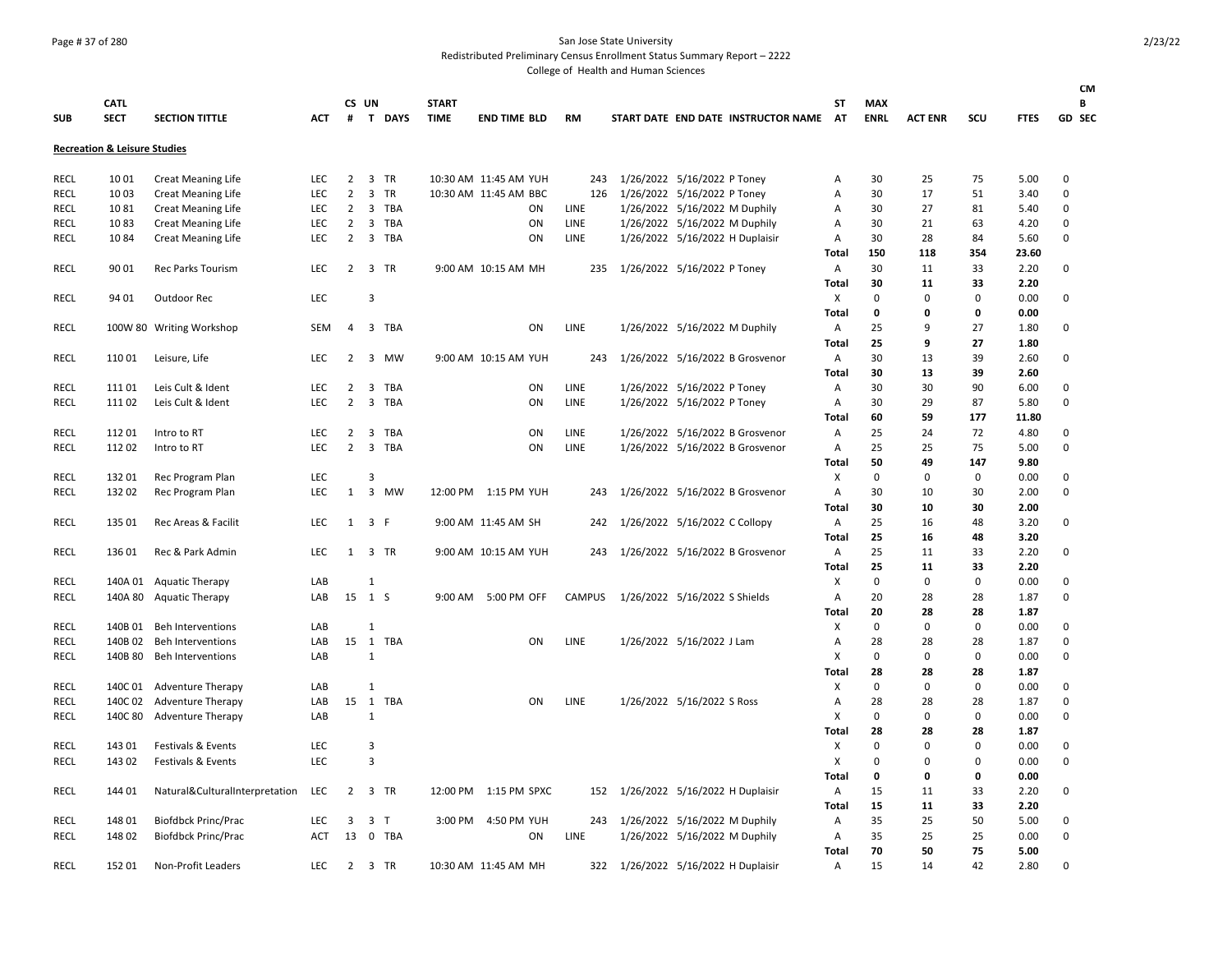San Jose State University

Redistributed Preliminary Census Enrollment Status Summary Report – 2222

College of Health and Human Sciences

| SUB | CATL SECT | SECTION TITTLE | ACT | CS # | UN T | DAYS | START TIME | END TIME | BLD | RM | START DATE | END DATE | INSTRUCTOR NAME | ST AT | MAX ENRL | ACT ENR | SCU | FTES | CMB GD | SEC |
|---|---|---|---|---|---|---|---|---|---|---|---|---|---|---|---|---|---|---|---|---|
| **Recreation & Leisure Studies** | | | | | | | | | | | | | | | | | | | | |
| RECL | 10 01 | Creat Meaning Life | LEC | 2 | 3 | TR | 10:30 AM | 11:45 AM | YUH | 243 | 1/26/2022 | 5/16/2022 | P Toney | A | 30 | 25 | 75 | 5.00 | 0 | |
| RECL | 10 03 | Creat Meaning Life | LEC | 2 | 3 | TR | 10:30 AM | 11:45 AM | BBC | 126 | 1/26/2022 | 5/16/2022 | P Toney | A | 30 | 17 | 51 | 3.40 | 0 | |
| RECL | 10 81 | Creat Meaning Life | LEC | 2 | 3 | TBA | | | ON | LINE | 1/26/2022 | 5/16/2022 | M Duphily | A | 30 | 27 | 81 | 5.40 | 0 | |
| RECL | 10 83 | Creat Meaning Life | LEC | 2 | 3 | TBA | | | ON | LINE | 1/26/2022 | 5/16/2022 | M Duphily | A | 30 | 21 | 63 | 4.20 | 0 | |
| RECL | 10 84 | Creat Meaning Life | LEC | 2 | 3 | TBA | | | ON | LINE | 1/26/2022 | 5/16/2022 | H Duplaisir | A | 30 | 28 | 84 | 5.60 | 0 | |
| | | | | | | | | | | | | | | **Total** | **150** | **118** | **354** | **23.60** | | |
| RECL | 90 01 | Rec Parks Tourism | LEC | 2 | 3 | TR | 9:00 AM | 10:15 AM | MH | 235 | 1/26/2022 | 5/16/2022 | P Toney | A | 30 | 11 | 33 | 2.20 | 0 | |
| | | | | | | | | | | | | | | **Total** | **30** | **11** | **33** | **2.20** | | |
| RECL | 94 01 | Outdoor Rec | LEC | | 3 | | | | | | | | | X | 0 | 0 | 0 | 0.00 | 0 | |
| | | | | | | | | | | | | | | **Total** | **0** | **0** | **0** | **0.00** | | |
| RECL | 100W 80 | Writing Workshop | SEM | 4 | 3 | TBA | | | ON | LINE | 1/26/2022 | 5/16/2022 | M Duphily | A | 25 | 9 | 27 | 1.80 | 0 | |
| | | | | | | | | | | | | | | **Total** | **25** | **9** | **27** | **1.80** | | |
| RECL | 110 01 | Leisure, Life | LEC | 2 | 3 | MW | 9:00 AM | 10:15 AM | YUH | 243 | 1/26/2022 | 5/16/2022 | B Grosvenor | A | 30 | 13 | 39 | 2.60 | 0 | |
| | | | | | | | | | | | | | | **Total** | **30** | **13** | **39** | **2.60** | | |
| RECL | 111 01 | Leis Cult & Ident | LEC | 2 | 3 | TBA | | | ON | LINE | 1/26/2022 | 5/16/2022 | P Toney | A | 30 | 30 | 90 | 6.00 | 0 | |
| RECL | 111 02 | Leis Cult & Ident | LEC | 2 | 3 | TBA | | | ON | LINE | 1/26/2022 | 5/16/2022 | P Toney | A | 30 | 29 | 87 | 5.80 | 0 | |
| | | | | | | | | | | | | | | **Total** | **60** | **59** | **177** | **11.80** | | |
| RECL | 112 01 | Intro to RT | LEC | 2 | 3 | TBA | | | ON | LINE | 1/26/2022 | 5/16/2022 | B Grosvenor | A | 25 | 24 | 72 | 4.80 | 0 | |
| RECL | 112 02 | Intro to RT | LEC | 2 | 3 | TBA | | | ON | LINE | 1/26/2022 | 5/16/2022 | B Grosvenor | A | 25 | 25 | 75 | 5.00 | 0 | |
| | | | | | | | | | | | | | | **Total** | **50** | **49** | **147** | **9.80** | | |
| RECL | 132 01 | Rec Program Plan | LEC | | 3 | | | | | | | | | X | 0 | 0 | 0 | 0.00 | 0 | |
| RECL | 132 02 | Rec Program Plan | LEC | 1 | 3 | MW | 12:00 PM | 1:15 PM | YUH | 243 | 1/26/2022 | 5/16/2022 | B Grosvenor | A | 30 | 10 | 30 | 2.00 | 0 | |
| | | | | | | | | | | | | | | **Total** | **30** | **10** | **30** | **2.00** | | |
| RECL | 135 01 | Rec Areas & Facilit | LEC | 1 | 3 | F | 9:00 AM | 11:45 AM | SH | 242 | 1/26/2022 | 5/16/2022 | C Collopy | A | 25 | 16 | 48 | 3.20 | 0 | |
| | | | | | | | | | | | | | | **Total** | **25** | **16** | **48** | **3.20** | | |
| RECL | 136 01 | Rec & Park Admin | LEC | 1 | 3 | TR | 9:00 AM | 10:15 AM | YUH | 243 | 1/26/2022 | 5/16/2022 | B Grosvenor | A | 25 | 11 | 33 | 2.20 | 0 | |
| | | | | | | | | | | | | | | **Total** | **25** | **11** | **33** | **2.20** | | |
| RECL | 140A 01 | Aquatic Therapy | LAB | | 1 | | | | | | | | | X | 0 | 0 | 0 | 0.00 | 0 | |
| RECL | 140A 80 | Aquatic Therapy | LAB | 15 | 1 | S | 9:00 AM | 5:00 PM | OFF | CAMPUS | 1/26/2022 | 5/16/2022 | S Shields | A | 20 | 28 | 28 | 1.87 | 0 | |
| | | | | | | | | | | | | | | **Total** | **20** | **28** | **28** | **1.87** | | |
| RECL | 140B 01 | Beh Interventions | LAB | | 1 | | | | | | | | | X | 0 | 0 | 0 | 0.00 | 0 | |
| RECL | 140B 02 | Beh Interventions | LAB | 15 | 1 | TBA | | | ON | LINE | 1/26/2022 | 5/16/2022 | J Lam | A | 28 | 28 | 28 | 1.87 | 0 | |
| RECL | 140B 80 | Beh Interventions | LAB | | 1 | | | | | | | | | X | 0 | 0 | 0 | 0.00 | 0 | |
| | | | | | | | | | | | | | | **Total** | **28** | **28** | **28** | **1.87** | | |
| RECL | 140C 01 | Adventure Therapy | LAB | | 1 | | | | | | | | | X | 0 | 0 | 0 | 0.00 | 0 | |
| RECL | 140C 02 | Adventure Therapy | LAB | 15 | 1 | TBA | | | ON | LINE | 1/26/2022 | 5/16/2022 | S Ross | A | 28 | 28 | 28 | 1.87 | 0 | |
| RECL | 140C 80 | Adventure Therapy | LAB | | 1 | | | | | | | | | X | 0 | 0 | 0 | 0.00 | 0 | |
| | | | | | | | | | | | | | | **Total** | **28** | **28** | **28** | **1.87** | | |
| RECL | 143 01 | Festivals & Events | LEC | | 3 | | | | | | | | | X | 0 | 0 | 0 | 0.00 | 0 | |
| RECL | 143 02 | Festivals & Events | LEC | | 3 | | | | | | | | | X | 0 | 0 | 0 | 0.00 | 0 | |
| | | | | | | | | | | | | | | **Total** | **0** | **0** | **0** | **0.00** | | |
| RECL | 144 01 | Natural&CulturalInterpretation | LEC | 2 | 3 | TR | 12:00 PM | 1:15 PM | SPXC | 152 | 1/26/2022 | 5/16/2022 | H Duplaisir | A | 15 | 11 | 33 | 2.20 | 0 | |
| | | | | | | | | | | | | | | **Total** | **15** | **11** | **33** | **2.20** | | |
| RECL | 148 01 | Biofdbck Princ/Prac | LEC | 3 | 3 | T | 3:00 PM | 4:50 PM | YUH | 243 | 1/26/2022 | 5/16/2022 | M Duphily | A | 35 | 25 | 50 | 5.00 | 0 | |
| RECL | 148 02 | Biofdbck Princ/Prac | ACT | 13 | 0 | TBA | | | ON | LINE | 1/26/2022 | 5/16/2022 | M Duphily | A | 35 | 25 | 25 | 0.00 | 0 | |
| | | | | | | | | | | | | | | **Total** | **70** | **50** | **75** | **5.00** | | |
| RECL | 152 01 | Non-Profit Leaders | LEC | 2 | 3 | TR | 10:30 AM | 11:45 AM | MH | 322 | 1/26/2022 | 5/16/2022 | H Duplaisir | A | 15 | 14 | 42 | 2.80 | 0 | |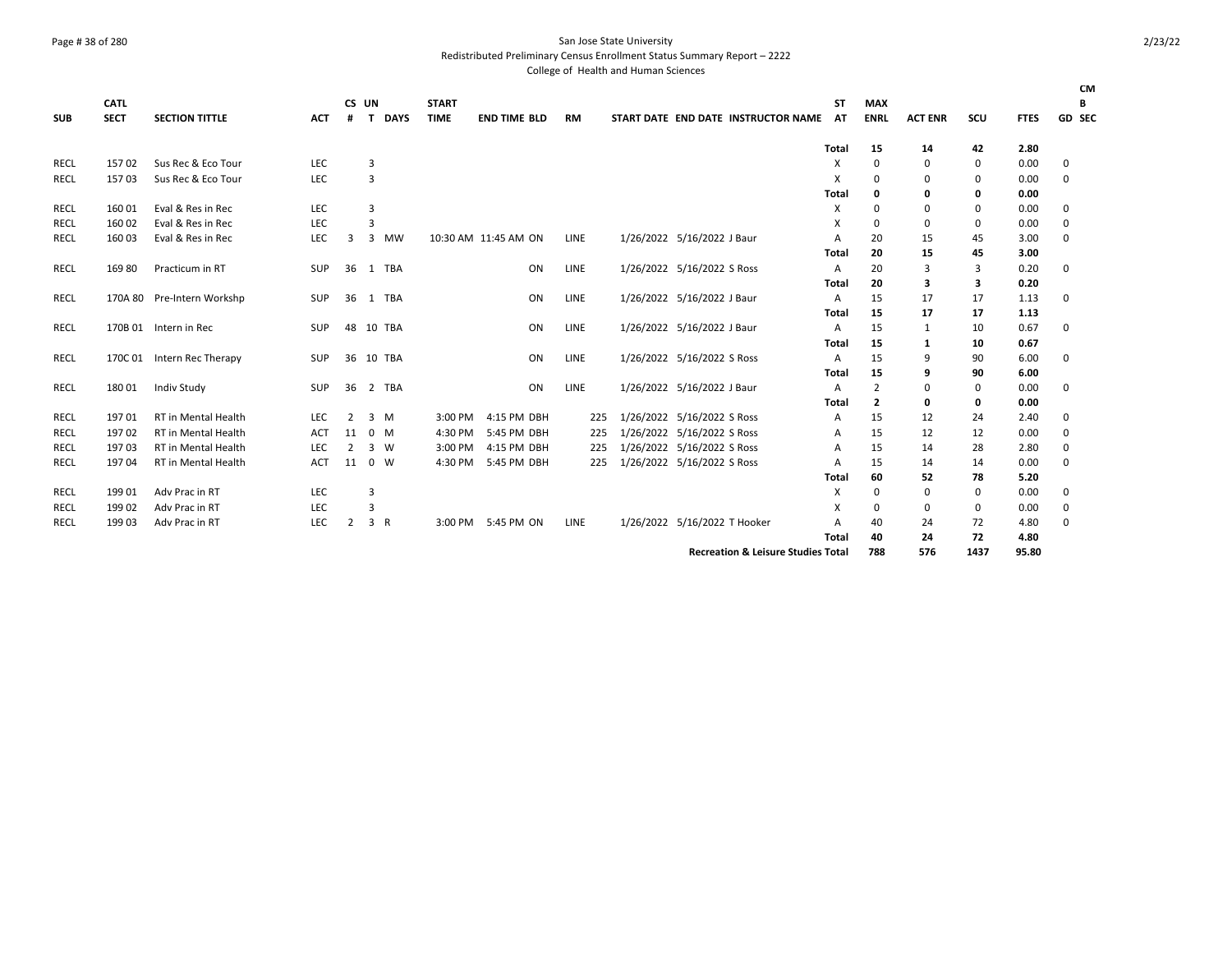San Jose State University
Redistributed Preliminary Census Enrollment Status Summary Report – 2222
College of Health and Human Sciences

| SUB | CATL SECT | SECTION TITTLE | ACT | CS # | UN T | DAYS | START TIME | END TIME | BLD | RM | START DATE | END DATE | INSTRUCTOR NAME | ST AT | MAX ENRL | ACT ENR | SCU | FTES | GD | CMB SEC |
|---|---|---|---|---|---|---|---|---|---|---|---|---|---|---|---|---|---|---|---|---|
| | | | | | | | | | | | | | | Total | 15 | 14 | 42 | 2.80 | | |
| RECL | 157 02 | Sus Rec & Eco Tour | LEC | | 3 | | | | | | | | | X | 0 | 0 | 0 | 0.00 | 0 | |
| RECL | 157 03 | Sus Rec & Eco Tour | LEC | | 3 | | | | | | | | | X | 0 | 0 | 0 | 0.00 | 0 | |
| | | | | | | | | | | | | | | Total | 0 | 0 | 0 | 0.00 | | |
| RECL | 160 01 | Eval & Res in Rec | LEC | | 3 | | | | | | | | | X | 0 | 0 | 0 | 0.00 | 0 | |
| RECL | 160 02 | Eval & Res in Rec | LEC | | 3 | | | | | | | | | X | 0 | 0 | 0 | 0.00 | 0 | |
| RECL | 160 03 | Eval & Res in Rec | LEC | 3 | 3 | MW | 10:30 AM | 11:45 AM | ON | LINE | 1/26/2022 | 5/16/2022 | J Baur | A | 20 | 15 | 45 | 3.00 | 0 | |
| | | | | | | | | | | | | | | Total | 20 | 15 | 45 | 3.00 | | |
| RECL | 169 80 | Practicum in RT | SUP | 36 | 1 | TBA | | | ON | LINE | 1/26/2022 | 5/16/2022 | S Ross | A | 20 | 3 | 3 | 0.20 | 0 | |
| | | | | | | | | | | | | | | Total | 20 | 3 | 3 | 0.20 | | |
| RECL | 170A 80 | Pre-Intern Workshp | SUP | 36 | 1 | TBA | | | ON | LINE | 1/26/2022 | 5/16/2022 | J Baur | A | 15 | 17 | 17 | 1.13 | 0 | |
| | | | | | | | | | | | | | | Total | 15 | 17 | 17 | 1.13 | | |
| RECL | 170B 01 | Intern in Rec | SUP | 48 | 10 | TBA | | | ON | LINE | 1/26/2022 | 5/16/2022 | J Baur | A | 15 | 1 | 10 | 0.67 | 0 | |
| | | | | | | | | | | | | | | Total | 15 | 1 | 10 | 0.67 | | |
| RECL | 170C 01 | Intern Rec Therapy | SUP | 36 | 10 | TBA | | | ON | LINE | 1/26/2022 | 5/16/2022 | S Ross | A | 15 | 9 | 90 | 6.00 | 0 | |
| | | | | | | | | | | | | | | Total | 15 | 9 | 90 | 6.00 | | |
| RECL | 180 01 | Indiv Study | SUP | 36 | 2 | TBA | | | ON | LINE | 1/26/2022 | 5/16/2022 | J Baur | A | 2 | 0 | 0 | 0.00 | 0 | |
| | | | | | | | | | | | | | | Total | 2 | 0 | 0 | 0.00 | | |
| RECL | 197 01 | RT in Mental Health | LEC | 2 | 3 | M | 3:00 PM | 4:15 PM | DBH | 225 | 1/26/2022 | 5/16/2022 | S Ross | A | 15 | 12 | 24 | 2.40 | 0 | |
| RECL | 197 02 | RT in Mental Health | ACT | 11 | 0 | M | 4:30 PM | 5:45 PM | DBH | 225 | 1/26/2022 | 5/16/2022 | S Ross | A | 15 | 12 | 12 | 0.00 | 0 | |
| RECL | 197 03 | RT in Mental Health | LEC | 2 | 3 | W | 3:00 PM | 4:15 PM | DBH | 225 | 1/26/2022 | 5/16/2022 | S Ross | A | 15 | 14 | 28 | 2.80 | 0 | |
| RECL | 197 04 | RT in Mental Health | ACT | 11 | 0 | W | 4:30 PM | 5:45 PM | DBH | 225 | 1/26/2022 | 5/16/2022 | S Ross | A | 15 | 14 | 14 | 0.00 | 0 | |
| | | | | | | | | | | | | | | Total | 60 | 52 | 78 | 5.20 | | |
| RECL | 199 01 | Adv Prac in RT | LEC | | 3 | | | | | | | | | X | 0 | 0 | 0 | 0.00 | 0 | |
| RECL | 199 02 | Adv Prac in RT | LEC | | 3 | | | | | | | | | X | 0 | 0 | 0 | 0.00 | 0 | |
| RECL | 199 03 | Adv Prac in RT | LEC | 2 | 3 | R | 3:00 PM | 5:45 PM | ON | LINE | 1/26/2022 | 5/16/2022 | T Hooker | A | 40 | 24 | 72 | 4.80 | 0 | |
| | | | | | | | | | | | | | | Total | 40 | 24 | 72 | 4.80 | | |
| | | | | | | | | | | | | | **Recreation & Leisure Studies Total** | | 788 | 576 | 1437 | 95.80 | | |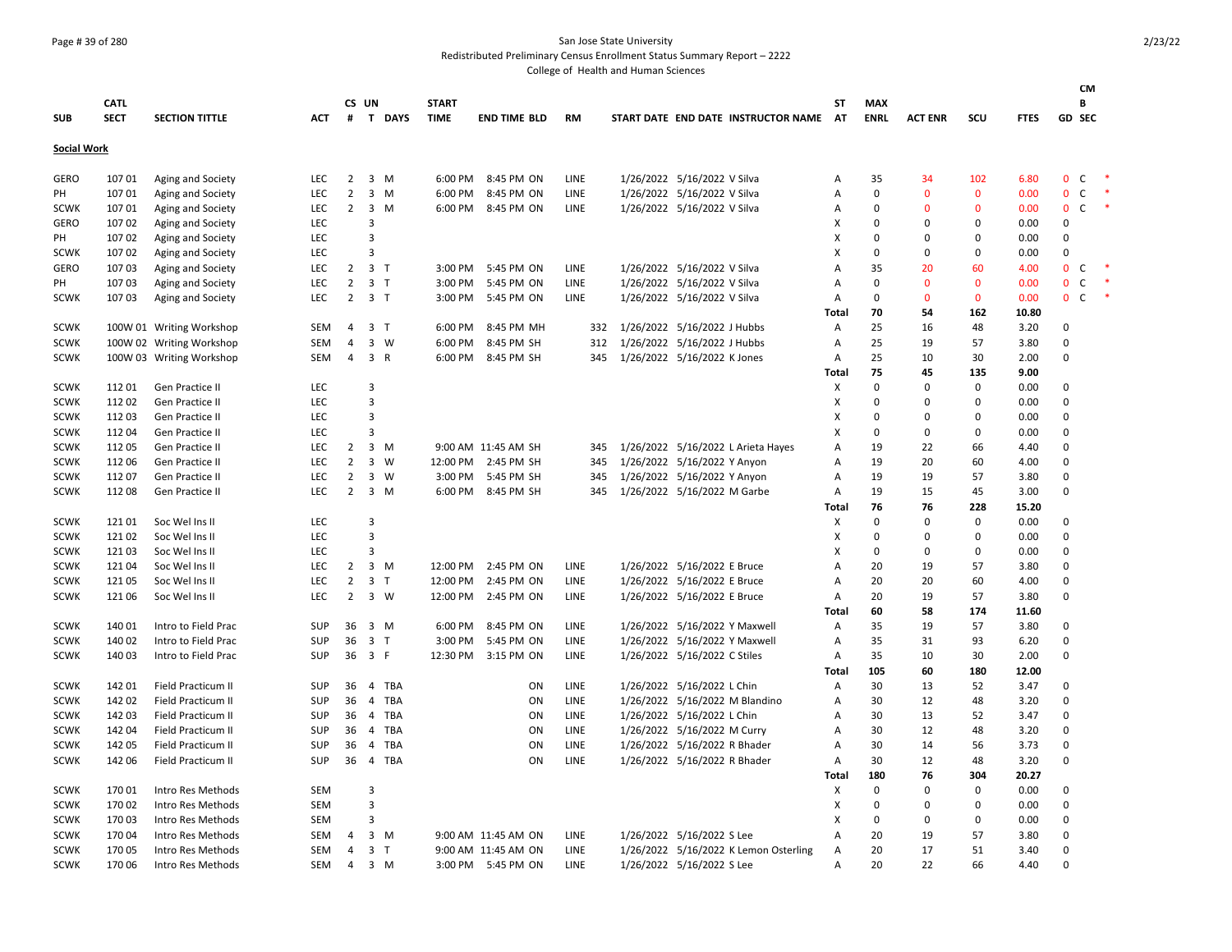San Jose State University
Redistributed Preliminary Census Enrollment Status Summary Report – 2222
College of Health and Human Sciences

**Social Work**

| SUB | CATL SECT | SECTION TITTLE | ACT | CS # | UN T | DAYS | START TIME | END TIME | BLD | RM | START DATE | END DATE | INSTRUCTOR NAME | ST AT | MAX ENRL | ACT ENR | SCU | FTES | GD | CMB SEC | |
|---|---|---|---|---|---|---|---|---|---|---|---|---|---|---|---|---|---|---|---|---|---|
| GERO | 107 01 | Aging and Society | LEC | 2 | 3 | M | 6:00 PM | 8:45 PM | ON | LINE | 1/26/2022 | 5/16/2022 | V Silva | A | 35 | 34 | 102 | 6.80 | 0 | C | * |
| PH | 107 01 | Aging and Society | LEC | 2 | 3 | M | 6:00 PM | 8:45 PM | ON | LINE | 1/26/2022 | 5/16/2022 | V Silva | A | 0 | 0 | 0 | 0.00 | 0 | C | * |
| SCWK | 107 01 | Aging and Society | LEC | 2 | 3 | M | 6:00 PM | 8:45 PM | ON | LINE | 1/26/2022 | 5/16/2022 | V Silva | A | 0 | 0 | 0 | 0.00 | 0 | C | * |
| GERO | 107 02 | Aging and Society | LEC | | 3 | | | | | | | | | X | 0 | 0 | 0 | 0.00 | 0 | | |
| PH | 107 02 | Aging and Society | LEC | | 3 | | | | | | | | | X | 0 | 0 | 0 | 0.00 | 0 | | |
| SCWK | 107 02 | Aging and Society | LEC | | 3 | | | | | | | | | X | 0 | 0 | 0 | 0.00 | 0 | | |
| GERO | 107 03 | Aging and Society | LEC | 2 | 3 | T | 3:00 PM | 5:45 PM | ON | LINE | 1/26/2022 | 5/16/2022 | V Silva | A | 35 | 20 | 60 | 4.00 | 0 | C | * |
| PH | 107 03 | Aging and Society | LEC | 2 | 3 | T | 3:00 PM | 5:45 PM | ON | LINE | 1/26/2022 | 5/16/2022 | V Silva | A | 0 | 0 | 0 | 0.00 | 0 | C | * |
| SCWK | 107 03 | Aging and Society | LEC | 2 | 3 | T | 3:00 PM | 5:45 PM | ON | LINE | 1/26/2022 | 5/16/2022 | V Silva | A | 0 | 0 | 0 | 0.00 | 0 | C | * |
| | | | | | | | | | | | | | | **Total** | **70** | **54** | **162** | **10.80** | | | |
| SCWK | 100W 01 | Writing Workshop | SEM | 4 | 3 | T | 6:00 PM | 8:45 PM | MH | 332 | 1/26/2022 | 5/16/2022 | J Hubbs | A | 25 | 16 | 48 | 3.20 | 0 | | |
| SCWK | 100W 02 | Writing Workshop | SEM | 4 | 3 | W | 6:00 PM | 8:45 PM | SH | 312 | 1/26/2022 | 5/16/2022 | J Hubbs | A | 25 | 19 | 57 | 3.80 | 0 | | |
| SCWK | 100W 03 | Writing Workshop | SEM | 4 | 3 | R | 6:00 PM | 8:45 PM | SH | 345 | 1/26/2022 | 5/16/2022 | K Jones | A | 25 | 10 | 30 | 2.00 | 0 | | |
| | | | | | | | | | | | | | | **Total** | **75** | **45** | **135** | **9.00** | | | |
| SCWK | 112 01 | Gen Practice II | LEC | | 3 | | | | | | | | | X | 0 | 0 | 0 | 0.00 | 0 | | |
| SCWK | 112 02 | Gen Practice II | LEC | | 3 | | | | | | | | | X | 0 | 0 | 0 | 0.00 | 0 | | |
| SCWK | 112 03 | Gen Practice II | LEC | | 3 | | | | | | | | | X | 0 | 0 | 0 | 0.00 | 0 | | |
| SCWK | 112 04 | Gen Practice II | LEC | | 3 | | | | | | | | | X | 0 | 0 | 0 | 0.00 | 0 | | |
| SCWK | 112 05 | Gen Practice II | LEC | 2 | 3 | M | 9:00 AM | 11:45 AM | SH | 345 | 1/26/2022 | 5/16/2022 | L Arieta Hayes | A | 19 | 22 | 66 | 4.40 | 0 | | |
| SCWK | 112 06 | Gen Practice II | LEC | 2 | 3 | W | 12:00 PM | 2:45 PM | SH | 345 | 1/26/2022 | 5/16/2022 | Y Anyon | A | 19 | 20 | 60 | 4.00 | 0 | | |
| SCWK | 112 07 | Gen Practice II | LEC | 2 | 3 | W | 3:00 PM | 5:45 PM | SH | 345 | 1/26/2022 | 5/16/2022 | Y Anyon | A | 19 | 19 | 57 | 3.80 | 0 | | |
| SCWK | 112 08 | Gen Practice II | LEC | 2 | 3 | M | 6:00 PM | 8:45 PM | SH | 345 | 1/26/2022 | 5/16/2022 | M Garbe | A | 19 | 15 | 45 | 3.00 | 0 | | |
| | | | | | | | | | | | | | | **Total** | **76** | **76** | **228** | **15.20** | | | |
| SCWK | 121 01 | Soc Wel Ins II | LEC | | 3 | | | | | | | | | X | 0 | 0 | 0 | 0.00 | 0 | | |
| SCWK | 121 02 | Soc Wel Ins II | LEC | | 3 | | | | | | | | | X | 0 | 0 | 0 | 0.00 | 0 | | |
| SCWK | 121 03 | Soc Wel Ins II | LEC | | 3 | | | | | | | | | X | 0 | 0 | 0 | 0.00 | 0 | | |
| SCWK | 121 04 | Soc Wel Ins II | LEC | 2 | 3 | M | 12:00 PM | 2:45 PM | ON | LINE | 1/26/2022 | 5/16/2022 | E Bruce | A | 20 | 19 | 57 | 3.80 | 0 | | |
| SCWK | 121 05 | Soc Wel Ins II | LEC | 2 | 3 | T | 12:00 PM | 2:45 PM | ON | LINE | 1/26/2022 | 5/16/2022 | E Bruce | A | 20 | 20 | 60 | 4.00 | 0 | | |
| SCWK | 121 06 | Soc Wel Ins II | LEC | 2 | 3 | W | 12:00 PM | 2:45 PM | ON | LINE | 1/26/2022 | 5/16/2022 | E Bruce | A | 20 | 19 | 57 | 3.80 | 0 | | |
| | | | | | | | | | | | | | | **Total** | **60** | **58** | **174** | **11.60** | | | |
| SCWK | 140 01 | Intro to Field Prac | SUP | 36 | 3 | M | 6:00 PM | 8:45 PM | ON | LINE | 1/26/2022 | 5/16/2022 | Y Maxwell | A | 35 | 19 | 57 | 3.80 | 0 | | |
| SCWK | 140 02 | Intro to Field Prac | SUP | 36 | 3 | T | 3:00 PM | 5:45 PM | ON | LINE | 1/26/2022 | 5/16/2022 | Y Maxwell | A | 35 | 31 | 93 | 6.20 | 0 | | |
| SCWK | 140 03 | Intro to Field Prac | SUP | 36 | 3 | F | 12:30 PM | 3:15 PM | ON | LINE | 1/26/2022 | 5/16/2022 | C Stiles | A | 35 | 10 | 30 | 2.00 | 0 | | |
| | | | | | | | | | | | | | | **Total** | **105** | **60** | **180** | **12.00** | | | |
| SCWK | 142 01 | Field Practicum II | SUP | 36 | 4 | TBA | | | ON | LINE | 1/26/2022 | 5/16/2022 | L Chin | A | 30 | 13 | 52 | 3.47 | 0 | | |
| SCWK | 142 02 | Field Practicum II | SUP | 36 | 4 | TBA | | | ON | LINE | 1/26/2022 | 5/16/2022 | M Blandino | A | 30 | 12 | 48 | 3.20 | 0 | | |
| SCWK | 142 03 | Field Practicum II | SUP | 36 | 4 | TBA | | | ON | LINE | 1/26/2022 | 5/16/2022 | L Chin | A | 30 | 13 | 52 | 3.47 | 0 | | |
| SCWK | 142 04 | Field Practicum II | SUP | 36 | 4 | TBA | | | ON | LINE | 1/26/2022 | 5/16/2022 | M Curry | A | 30 | 12 | 48 | 3.20 | 0 | | |
| SCWK | 142 05 | Field Practicum II | SUP | 36 | 4 | TBA | | | ON | LINE | 1/26/2022 | 5/16/2022 | R Bhader | A | 30 | 14 | 56 | 3.73 | 0 | | |
| SCWK | 142 06 | Field Practicum II | SUP | 36 | 4 | TBA | | | ON | LINE | 1/26/2022 | 5/16/2022 | R Bhader | A | 30 | 12 | 48 | 3.20 | 0 | | |
| | | | | | | | | | | | | | | **Total** | **180** | **76** | **304** | **20.27** | | | |
| SCWK | 170 01 | Intro Res Methods | SEM | | 3 | | | | | | | | | X | 0 | 0 | 0 | 0.00 | 0 | | |
| SCWK | 170 02 | Intro Res Methods | SEM | | 3 | | | | | | | | | X | 0 | 0 | 0 | 0.00 | 0 | | |
| SCWK | 170 03 | Intro Res Methods | SEM | | 3 | | | | | | | | | X | 0 | 0 | 0 | 0.00 | 0 | | |
| SCWK | 170 04 | Intro Res Methods | SEM | 4 | 3 | M | 9:00 AM | 11:45 AM | ON | LINE | 1/26/2022 | 5/16/2022 | S Lee | A | 20 | 19 | 57 | 3.80 | 0 | | |
| SCWK | 170 05 | Intro Res Methods | SEM | 4 | 3 | T | 9:00 AM | 11:45 AM | ON | LINE | 1/26/2022 | 5/16/2022 | K Lemon Osterling | A | 20 | 17 | 51 | 3.40 | 0 | | |
| SCWK | 170 06 | Intro Res Methods | SEM | 4 | 3 | M | 3:00 PM | 5:45 PM | ON | LINE | 1/26/2022 | 5/16/2022 | S Lee | A | 20 | 22 | 66 | 4.40 | 0 | | |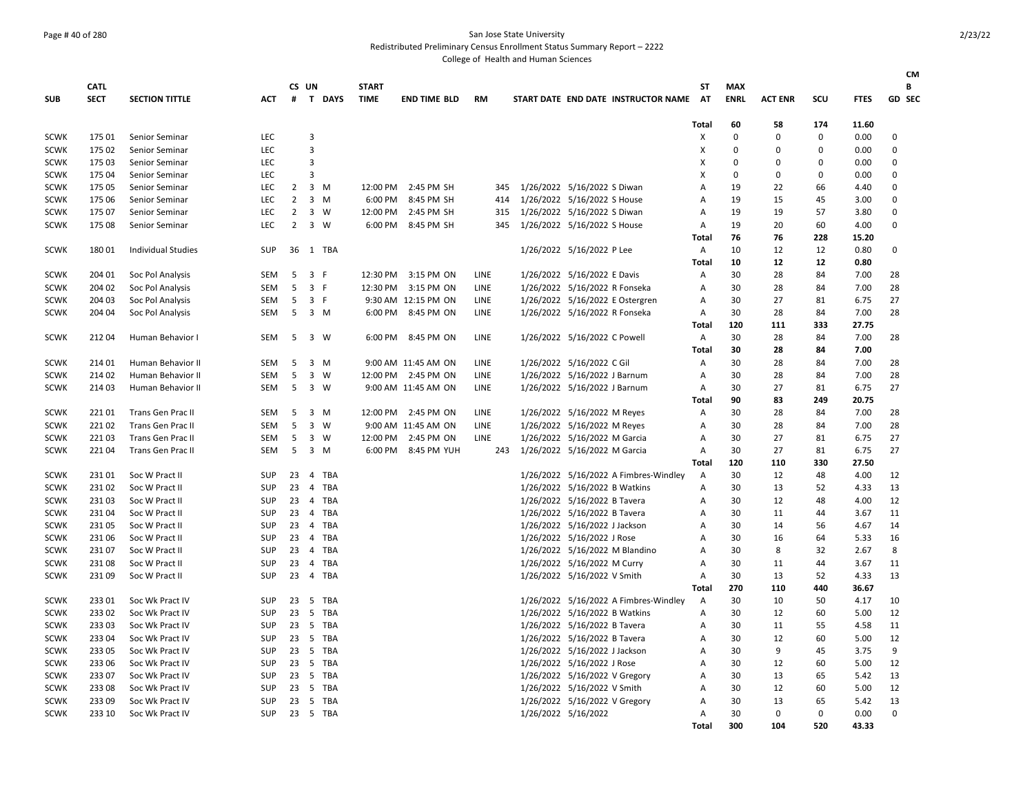San Jose State University

Redistributed Preliminary Census Enrollment Status Summary Report – 2222

College of Health and Human Sciences

| SUB | CATL SECT | SECTION TITTLE | ACT | CS # | UN T | DAYS | START TIME | END TIME | BLD | RM | START DATE | END DATE | INSTRUCTOR NAME | ST AT | MAX ENRL | ACT ENR | SCU | FTES | CM B GD SEC |
|---|---|---|---|---|---|---|---|---|---|---|---|---|---|---|---|---|---|---|---|
| | | | | | | | | | | | | | | Total | 60 | 58 | 174 | 11.60 | |
| SCWK | 175 01 | Senior Seminar | LEC | | 3 | | | | | | | | | X | 0 | 0 | 0 | 0.00 | 0 |
| SCWK | 175 02 | Senior Seminar | LEC | | 3 | | | | | | | | | X | 0 | 0 | 0 | 0.00 | 0 |
| SCWK | 175 03 | Senior Seminar | LEC | | 3 | | | | | | | | | X | 0 | 0 | 0 | 0.00 | 0 |
| SCWK | 175 04 | Senior Seminar | LEC | | 3 | | | | | | | | | X | 0 | 0 | 0 | 0.00 | 0 |
| SCWK | 175 05 | Senior Seminar | LEC | 2 | 3 | M | 12:00 PM | 2:45 PM | SH | 345 | 1/26/2022 | 5/16/2022 | S Diwan | A | 19 | 22 | 66 | 4.40 | 0 |
| SCWK | 175 06 | Senior Seminar | LEC | 2 | 3 | M | 6:00 PM | 8:45 PM | SH | 414 | 1/26/2022 | 5/16/2022 | S House | A | 19 | 15 | 45 | 3.00 | 0 |
| SCWK | 175 07 | Senior Seminar | LEC | 2 | 3 | W | 12:00 PM | 2:45 PM | SH | 315 | 1/26/2022 | 5/16/2022 | S Diwan | A | 19 | 19 | 57 | 3.80 | 0 |
| SCWK | 175 08 | Senior Seminar | LEC | 2 | 3 | W | 6:00 PM | 8:45 PM | SH | 345 | 1/26/2022 | 5/16/2022 | S House | A | 19 | 20 | 60 | 4.00 | 0 |
| | | | | | | | | | | | | | | Total | 76 | 76 | 228 | 15.20 | |
| SCWK | 180 01 | Individual Studies | SUP | 36 | 1 | TBA | | | | | 1/26/2022 | 5/16/2022 | P Lee | A | 10 | 12 | 12 | 0.80 | 0 |
| | | | | | | | | | | | | | | Total | 10 | 12 | 12 | 0.80 | |
| SCWK | 204 01 | Soc Pol Analysis | SEM | 5 | 3 | F | 12:30 PM | 3:15 PM | ON | LINE | 1/26/2022 | 5/16/2022 | E Davis | A | 30 | 28 | 84 | 7.00 | 28 |
| SCWK | 204 02 | Soc Pol Analysis | SEM | 5 | 3 | F | 12:30 PM | 3:15 PM | ON | LINE | 1/26/2022 | 5/16/2022 | R Fonseka | A | 30 | 28 | 84 | 7.00 | 28 |
| SCWK | 204 03 | Soc Pol Analysis | SEM | 5 | 3 | F | 9:30 AM | 12:15 PM | ON | LINE | 1/26/2022 | 5/16/2022 | E Ostergren | A | 30 | 27 | 81 | 6.75 | 27 |
| SCWK | 204 04 | Soc Pol Analysis | SEM | 5 | 3 | M | 6:00 PM | 8:45 PM | ON | LINE | 1/26/2022 | 5/16/2022 | R Fonseka | A | 30 | 28 | 84 | 7.00 | 28 |
| | | | | | | | | | | | | | | Total | 120 | 111 | 333 | 27.75 | |
| SCWK | 212 04 | Human Behavior I | SEM | 5 | 3 | W | 6:00 PM | 8:45 PM | ON | LINE | 1/26/2022 | 5/16/2022 | C Powell | A | 30 | 28 | 84 | 7.00 | 28 |
| | | | | | | | | | | | | | | Total | 30 | 28 | 84 | 7.00 | |
| SCWK | 214 01 | Human Behavior II | SEM | 5 | 3 | M | 9:00 AM | 11:45 AM | ON | LINE | 1/26/2022 | 5/16/2022 | C Gil | A | 30 | 28 | 84 | 7.00 | 28 |
| SCWK | 214 02 | Human Behavior II | SEM | 5 | 3 | W | 12:00 PM | 2:45 PM | ON | LINE | 1/26/2022 | 5/16/2022 | J Barnum | A | 30 | 28 | 84 | 7.00 | 28 |
| SCWK | 214 03 | Human Behavior II | SEM | 5 | 3 | W | 9:00 AM | 11:45 AM | ON | LINE | 1/26/2022 | 5/16/2022 | J Barnum | A | 30 | 27 | 81 | 6.75 | 27 |
| | | | | | | | | | | | | | | Total | 90 | 83 | 249 | 20.75 | |
| SCWK | 221 01 | Trans Gen Prac II | SEM | 5 | 3 | M | 12:00 PM | 2:45 PM | ON | LINE | 1/26/2022 | 5/16/2022 | M Reyes | A | 30 | 28 | 84 | 7.00 | 28 |
| SCWK | 221 02 | Trans Gen Prac II | SEM | 5 | 3 | W | 9:00 AM | 11:45 AM | ON | LINE | 1/26/2022 | 5/16/2022 | M Reyes | A | 30 | 28 | 84 | 7.00 | 28 |
| SCWK | 221 03 | Trans Gen Prac II | SEM | 5 | 3 | W | 12:00 PM | 2:45 PM | ON | LINE | 1/26/2022 | 5/16/2022 | M Garcia | A | 30 | 27 | 81 | 6.75 | 27 |
| SCWK | 221 04 | Trans Gen Prac II | SEM | 5 | 3 | M | 6:00 PM | 8:45 PM | YUH | 243 | 1/26/2022 | 5/16/2022 | M Garcia | A | 30 | 27 | 81 | 6.75 | 27 |
| | | | | | | | | | | | | | | Total | 120 | 110 | 330 | 27.50 | |
| SCWK | 231 01 | Soc W Pract II | SUP | 23 | 4 | TBA | | | | | 1/26/2022 | 5/16/2022 | A Fimbres-Windley | A | 30 | 12 | 48 | 4.00 | 12 |
| SCWK | 231 02 | Soc W Pract II | SUP | 23 | 4 | TBA | | | | | 1/26/2022 | 5/16/2022 | B Watkins | A | 30 | 13 | 52 | 4.33 | 13 |
| SCWK | 231 03 | Soc W Pract II | SUP | 23 | 4 | TBA | | | | | 1/26/2022 | 5/16/2022 | B Tavera | A | 30 | 12 | 48 | 4.00 | 12 |
| SCWK | 231 04 | Soc W Pract II | SUP | 23 | 4 | TBA | | | | | 1/26/2022 | 5/16/2022 | B Tavera | A | 30 | 11 | 44 | 3.67 | 11 |
| SCWK | 231 05 | Soc W Pract II | SUP | 23 | 4 | TBA | | | | | 1/26/2022 | 5/16/2022 | J Jackson | A | 30 | 14 | 56 | 4.67 | 14 |
| SCWK | 231 06 | Soc W Pract II | SUP | 23 | 4 | TBA | | | | | 1/26/2022 | 5/16/2022 | J Rose | A | 30 | 16 | 64 | 5.33 | 16 |
| SCWK | 231 07 | Soc W Pract II | SUP | 23 | 4 | TBA | | | | | 1/26/2022 | 5/16/2022 | M Blandino | A | 30 | 8 | 32 | 2.67 | 8 |
| SCWK | 231 08 | Soc W Pract II | SUP | 23 | 4 | TBA | | | | | 1/26/2022 | 5/16/2022 | M Curry | A | 30 | 11 | 44 | 3.67 | 11 |
| SCWK | 231 09 | Soc W Pract II | SUP | 23 | 4 | TBA | | | | | 1/26/2022 | 5/16/2022 | V Smith | A | 30 | 13 | 52 | 4.33 | 13 |
| | | | | | | | | | | | | | | Total | 270 | 110 | 440 | 36.67 | |
| SCWK | 233 01 | Soc Wk Pract IV | SUP | 23 | 5 | TBA | | | | | 1/26/2022 | 5/16/2022 | A Fimbres-Windley | A | 30 | 10 | 50 | 4.17 | 10 |
| SCWK | 233 02 | Soc Wk Pract IV | SUP | 23 | 5 | TBA | | | | | 1/26/2022 | 5/16/2022 | B Watkins | A | 30 | 12 | 60 | 5.00 | 12 |
| SCWK | 233 03 | Soc Wk Pract IV | SUP | 23 | 5 | TBA | | | | | 1/26/2022 | 5/16/2022 | B Tavera | A | 30 | 11 | 55 | 4.58 | 11 |
| SCWK | 233 04 | Soc Wk Pract IV | SUP | 23 | 5 | TBA | | | | | 1/26/2022 | 5/16/2022 | B Tavera | A | 30 | 12 | 60 | 5.00 | 12 |
| SCWK | 233 05 | Soc Wk Pract IV | SUP | 23 | 5 | TBA | | | | | 1/26/2022 | 5/16/2022 | J Jackson | A | 30 | 9 | 45 | 3.75 | 9 |
| SCWK | 233 06 | Soc Wk Pract IV | SUP | 23 | 5 | TBA | | | | | 1/26/2022 | 5/16/2022 | J Rose | A | 30 | 12 | 60 | 5.00 | 12 |
| SCWK | 233 07 | Soc Wk Pract IV | SUP | 23 | 5 | TBA | | | | | 1/26/2022 | 5/16/2022 | V Gregory | A | 30 | 13 | 65 | 5.42 | 13 |
| SCWK | 233 08 | Soc Wk Pract IV | SUP | 23 | 5 | TBA | | | | | 1/26/2022 | 5/16/2022 | V Smith | A | 30 | 12 | 60 | 5.00 | 12 |
| SCWK | 233 09 | Soc Wk Pract IV | SUP | 23 | 5 | TBA | | | | | 1/26/2022 | 5/16/2022 | V Gregory | A | 30 | 13 | 65 | 5.42 | 13 |
| SCWK | 233 10 | Soc Wk Pract IV | SUP | 23 | 5 | TBA | | | | | 1/26/2022 | 5/16/2022 | | A | 30 | 0 | 0 | 0.00 | 0 |
| | | | | | | | | | | | | | | Total | 300 | 104 | 520 | 43.33 | |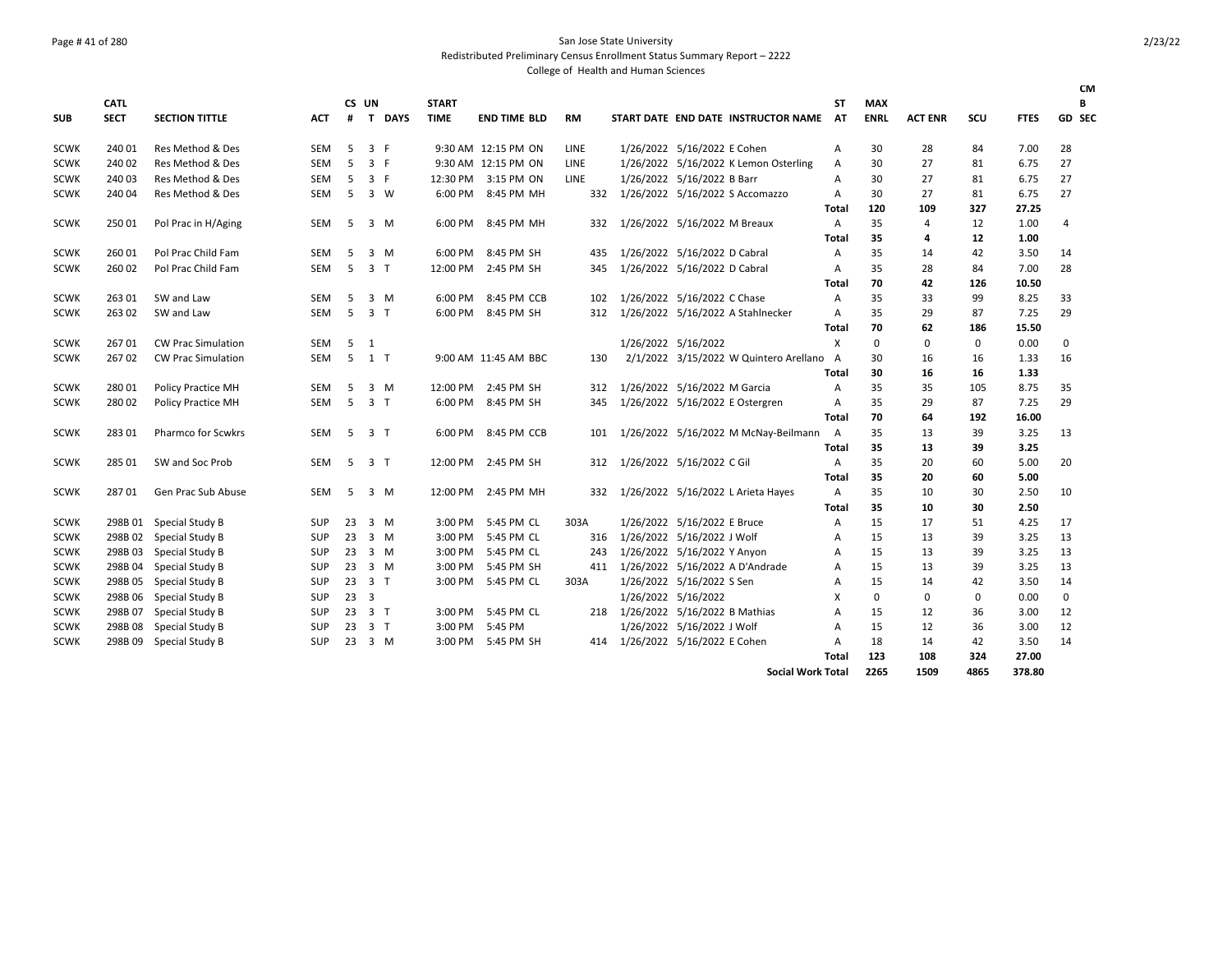San Jose State University

Redistributed Preliminary Census Enrollment Status Summary Report – 2222

College of Health and Human Sciences

| SUB | CATL SECT | SECTION TITTLE | ACT | CS # | UN T | DAYS | START TIME | END TIME | BLD | RM | START DATE | END DATE | INSTRUCTOR NAME | ST AT | MAX ENRL | ACT ENR | SCU | FTES | GD | CM B SEC |
|---|---|---|---|---|---|---|---|---|---|---|---|---|---|---|---|---|---|---|---|---|
| SCWK | 240 01 | Res Method & Des | SEM | 5 | 3 | F | 9:30 AM | 12:15 PM | ON | LINE | 1/26/2022 | 5/16/2022 | E Cohen | A | 30 | 28 | 84 | 7.00 | 28 | |
| SCWK | 240 02 | Res Method & Des | SEM | 5 | 3 | F | 9:30 AM | 12:15 PM | ON | LINE | 1/26/2022 | 5/16/2022 | K Lemon Osterling | A | 30 | 27 | 81 | 6.75 | 27 | |
| SCWK | 240 03 | Res Method & Des | SEM | 5 | 3 | F | 12:30 PM | 3:15 PM | ON | LINE | 1/26/2022 | 5/16/2022 | B Barr | A | 30 | 27 | 81 | 6.75 | 27 | |
| SCWK | 240 04 | Res Method & Des | SEM | 5 | 3 | W | 6:00 PM | 8:45 PM | MH | 332 | 1/26/2022 | 5/16/2022 | S Accomazzo | A | 30 | 27 | 81 | 6.75 | 27 | |
| | | | | | | | | | | | | | | Total | 120 | 109 | 327 | 27.25 | | |
| SCWK | 250 01 | Pol Prac in H/Aging | SEM | 5 | 3 | M | 6:00 PM | 8:45 PM | MH | 332 | 1/26/2022 | 5/16/2022 | M Breaux | A | 35 | 4 | 12 | 1.00 | 4 | |
| | | | | | | | | | | | | | | Total | 35 | 4 | 12 | 1.00 | | |
| SCWK | 260 01 | Pol Prac Child Fam | SEM | 5 | 3 | M | 6:00 PM | 8:45 PM | SH | 435 | 1/26/2022 | 5/16/2022 | D Cabral | A | 35 | 14 | 42 | 3.50 | 14 | |
| SCWK | 260 02 | Pol Prac Child Fam | SEM | 5 | 3 | T | 12:00 PM | 2:45 PM | SH | 345 | 1/26/2022 | 5/16/2022 | D Cabral | A | 35 | 28 | 84 | 7.00 | 28 | |
| | | | | | | | | | | | | | | Total | 70 | 42 | 126 | 10.50 | | |
| SCWK | 263 01 | SW and Law | SEM | 5 | 3 | M | 6:00 PM | 8:45 PM | CCB | 102 | 1/26/2022 | 5/16/2022 | C Chase | A | 35 | 33 | 99 | 8.25 | 33 | |
| SCWK | 263 02 | SW and Law | SEM | 5 | 3 | T | 6:00 PM | 8:45 PM | SH | 312 | 1/26/2022 | 5/16/2022 | A Stahlnecker | A | 35 | 29 | 87 | 7.25 | 29 | |
| | | | | | | | | | | | | | | Total | 70 | 62 | 186 | 15.50 | | |
| SCWK | 267 01 | CW Prac Simulation | SEM | 5 | 1 | | | | | | 1/26/2022 | 5/16/2022 | | X | 0 | 0 | 0 | 0.00 | 0 | |
| SCWK | 267 02 | CW Prac Simulation | SEM | 5 | 1 | T | 9:00 AM | 11:45 AM | BBC | 130 | 2/1/2022 | 3/15/2022 | W Quintero Arellano | A | 30 | 16 | 16 | 1.33 | 16 | |
| | | | | | | | | | | | | | | Total | 30 | 16 | 16 | 1.33 | | |
| SCWK | 280 01 | Policy Practice MH | SEM | 5 | 3 | M | 12:00 PM | 2:45 PM | SH | 312 | 1/26/2022 | 5/16/2022 | M Garcia | A | 35 | 35 | 105 | 8.75 | 35 | |
| SCWK | 280 02 | Policy Practice MH | SEM | 5 | 3 | T | 6:00 PM | 8:45 PM | SH | 345 | 1/26/2022 | 5/16/2022 | E Ostergren | A | 35 | 29 | 87 | 7.25 | 29 | |
| | | | | | | | | | | | | | | Total | 70 | 64 | 192 | 16.00 | | |
| SCWK | 283 01 | Pharmco for Scwkrs | SEM | 5 | 3 | T | 6:00 PM | 8:45 PM | CCB | 101 | 1/26/2022 | 5/16/2022 | M McNay-Beilmann | A | 35 | 13 | 39 | 3.25 | 13 | |
| | | | | | | | | | | | | | | Total | 35 | 13 | 39 | 3.25 | | |
| SCWK | 285 01 | SW and Soc Prob | SEM | 5 | 3 | T | 12:00 PM | 2:45 PM | SH | 312 | 1/26/2022 | 5/16/2022 | C Gil | A | 35 | 20 | 60 | 5.00 | 20 | |
| | | | | | | | | | | | | | | Total | 35 | 20 | 60 | 5.00 | | |
| SCWK | 287 01 | Gen Prac Sub Abuse | SEM | 5 | 3 | M | 12:00 PM | 2:45 PM | MH | 332 | 1/26/2022 | 5/16/2022 | L Arieta Hayes | A | 35 | 10 | 30 | 2.50 | 10 | |
| | | | | | | | | | | | | | | Total | 35 | 10 | 30 | 2.50 | | |
| SCWK | 298B 01 | Special Study B | SUP | 23 | 3 | M | 3:00 PM | 5:45 PM | CL | 303A | 1/26/2022 | 5/16/2022 | E Bruce | A | 15 | 17 | 51 | 4.25 | 17 | |
| SCWK | 298B 02 | Special Study B | SUP | 23 | 3 | M | 3:00 PM | 5:45 PM | CL | 316 | 1/26/2022 | 5/16/2022 | J Wolf | A | 15 | 13 | 39 | 3.25 | 13 | |
| SCWK | 298B 03 | Special Study B | SUP | 23 | 3 | M | 3:00 PM | 5:45 PM | CL | 243 | 1/26/2022 | 5/16/2022 | Y Anyon | A | 15 | 13 | 39 | 3.25 | 13 | |
| SCWK | 298B 04 | Special Study B | SUP | 23 | 3 | M | 3:00 PM | 5:45 PM | SH | 411 | 1/26/2022 | 5/16/2022 | A D'Andrade | A | 15 | 13 | 39 | 3.25 | 13 | |
| SCWK | 298B 05 | Special Study B | SUP | 23 | 3 | T | 3:00 PM | 5:45 PM | CL | 303A | 1/26/2022 | 5/16/2022 | S Sen | A | 15 | 14 | 42 | 3.50 | 14 | |
| SCWK | 298B 06 | Special Study B | SUP | 23 | 3 | | | | | | 1/26/2022 | 5/16/2022 | | X | 0 | 0 | 0 | 0.00 | 0 | |
| SCWK | 298B 07 | Special Study B | SUP | 23 | 3 | T | 3:00 PM | 5:45 PM | CL | 218 | 1/26/2022 | 5/16/2022 | B Mathias | A | 15 | 12 | 36 | 3.00 | 12 | |
| SCWK | 298B 08 | Special Study B | SUP | 23 | 3 | T | 3:00 PM | 5:45 PM | | | 1/26/2022 | 5/16/2022 | J Wolf | A | 15 | 12 | 36 | 3.00 | 12 | |
| SCWK | 298B 09 | Special Study B | SUP | 23 | 3 | M | 3:00 PM | 5:45 PM | SH | 414 | 1/26/2022 | 5/16/2022 | E Cohen | A | 18 | 14 | 42 | 3.50 | 14 | |
| | | | | | | | | | | | | | | Total | 123 | 108 | 324 | 27.00 | | |
| | | | | | | | | | | | | | Social Work Total | | 2265 | 1509 | 4865 | 378.80 | | |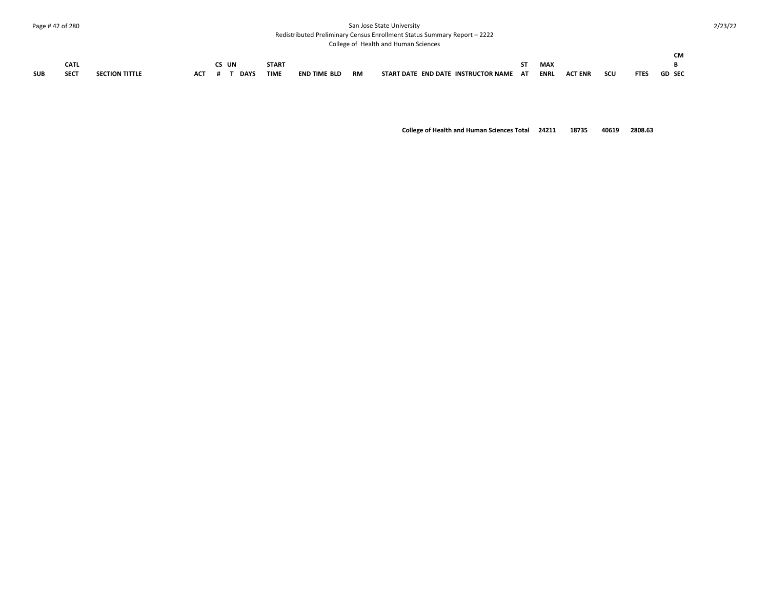| SUB | CATL SECT | SECTION TITTLE | ACT | CS # | UNT | DAYS | START TIME | END TIME | BLD | RM | START DATE | END DATE | INSTRUCTOR NAME | STAT | MAX ENRL | ACT ENR | SCU | FTES | GD | CMB SEC |
|---|---|---|---|---|---|---|---|---|---|---|---|---|---|---|---|---|---|---|---|---|
| | | | | | | | | | | | | | College of Health and Human Sciences Total | | 24211 | 18735 | 40619 | 2808.63 | | |